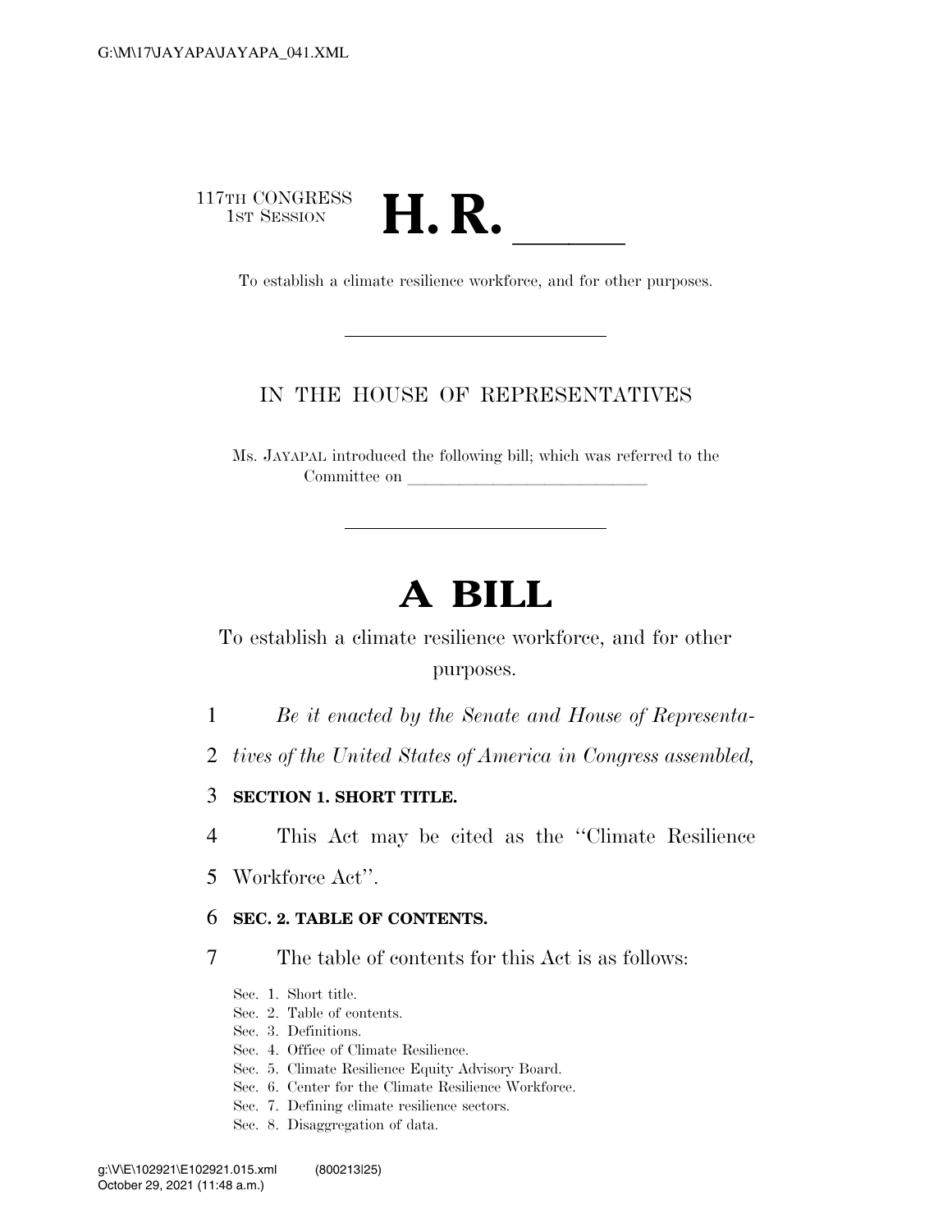117TH CONGRESS
1ST SESSION

# H. R. \_\_\_\_\_

To establish a climate resilience workforce, and for other purposes.

---

IN THE HOUSE OF REPRESENTATIVES

Ms. JAYAPAL introduced the following bill; which was referred to the Committee on \_\_\_\_\_\_\_\_\_\_\_\_\_\_\_\_\_\_\_\_\_\_\_\_\_\_\_\_

---

# A BILL

To establish a climate resilience workforce, and for other purposes.

*Be it enacted by the Senate and House of Representatives of the United States of America in Congress assembled,*

**SECTION 1. SHORT TITLE.**

This Act may be cited as the ''Climate Resilience Workforce Act''.

**SEC. 2. TABLE OF CONTENTS.**

The table of contents for this Act is as follows:

Sec. 1. Short title.
Sec. 2. Table of contents.
Sec. 3. Definitions.
Sec. 4. Office of Climate Resilience.
Sec. 5. Climate Resilience Equity Advisory Board.
Sec. 6. Center for the Climate Resilience Workforce.
Sec. 7. Defining climate resilience sectors.
Sec. 8. Disaggregation of data.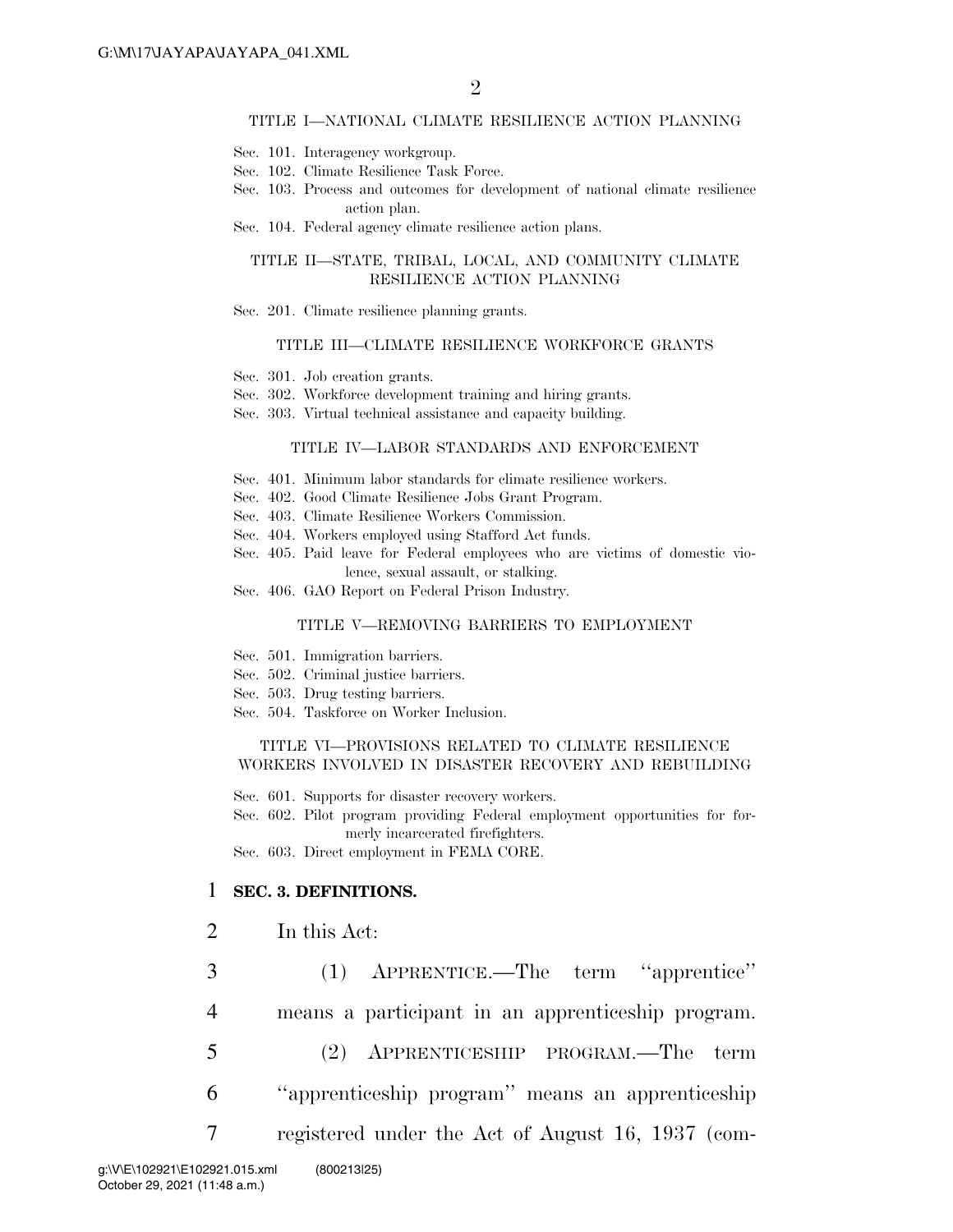TITLE I—NATIONAL CLIMATE RESILIENCE ACTION PLANNING

Sec. 101. Interagency workgroup.
Sec. 102. Climate Resilience Task Force.
Sec. 103. Process and outcomes for development of national climate resilience action plan.
Sec. 104. Federal agency climate resilience action plans.

TITLE II—STATE, TRIBAL, LOCAL, AND COMMUNITY CLIMATE RESILIENCE ACTION PLANNING

Sec. 201. Climate resilience planning grants.

TITLE III—CLIMATE RESILIENCE WORKFORCE GRANTS

Sec. 301. Job creation grants.
Sec. 302. Workforce development training and hiring grants.
Sec. 303. Virtual technical assistance and capacity building.

TITLE IV—LABOR STANDARDS AND ENFORCEMENT

Sec. 401. Minimum labor standards for climate resilience workers.
Sec. 402. Good Climate Resilience Jobs Grant Program.
Sec. 403. Climate Resilience Workers Commission.
Sec. 404. Workers employed using Stafford Act funds.
Sec. 405. Paid leave for Federal employees who are victims of domestic violence, sexual assault, or stalking.
Sec. 406. GAO Report on Federal Prison Industry.

TITLE V—REMOVING BARRIERS TO EMPLOYMENT

Sec. 501. Immigration barriers.
Sec. 502. Criminal justice barriers.
Sec. 503. Drug testing barriers.
Sec. 504. Taskforce on Worker Inclusion.

TITLE VI—PROVISIONS RELATED TO CLIMATE RESILIENCE WORKERS INVOLVED IN DISASTER RECOVERY AND REBUILDING

Sec. 601. Supports for disaster recovery workers.
Sec. 602. Pilot program providing Federal employment opportunities for formerly incarcerated firefighters.
Sec. 603. Direct employment in FEMA CORE.

**SEC. 3. DEFINITIONS.**

In this Act:

(1) APPRENTICE.—The term ''apprentice'' means a participant in an apprenticeship program.

(2) APPRENTICESHIP PROGRAM.—The term ''apprenticeship program'' means an apprenticeship registered under the Act of August 16, 1937 (com-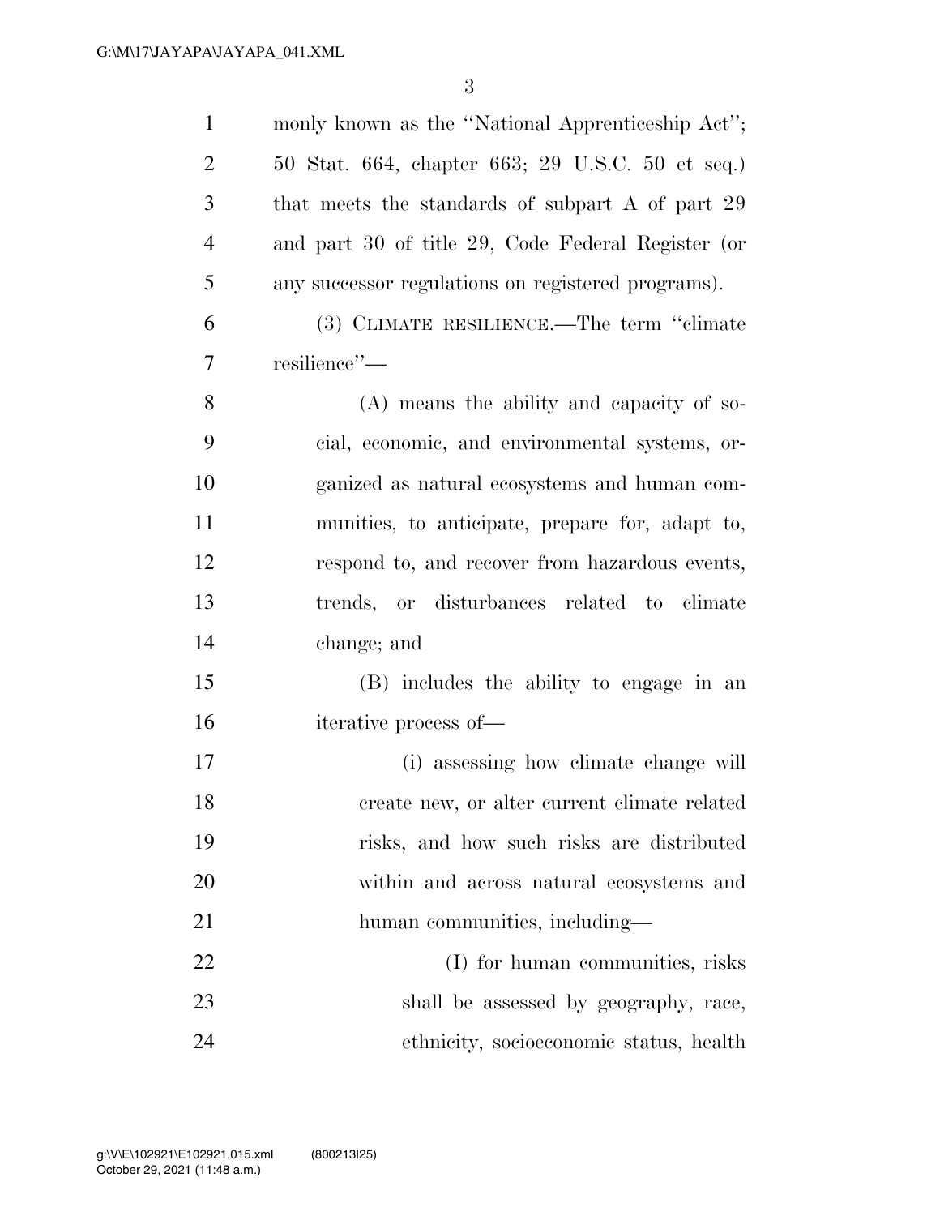monly known as the "National Apprenticeship Act"; 50 Stat. 664, chapter 663; 29 U.S.C. 50 et seq.) that meets the standards of subpart A of part 29 and part 30 of title 29, Code Federal Register (or any successor regulations on registered programs).

(3) CLIMATE RESILIENCE.—The term "climate resilience"—

(A) means the ability and capacity of social, economic, and environmental systems, organized as natural ecosystems and human communities, to anticipate, prepare for, adapt to, respond to, and recover from hazardous events, trends, or disturbances related to climate change; and

(B) includes the ability to engage in an iterative process of—

(i) assessing how climate change will create new, or alter current climate related risks, and how such risks are distributed within and across natural ecosystems and human communities, including—

(I) for human communities, risks shall be assessed by geography, race, ethnicity, socioeconomic status, health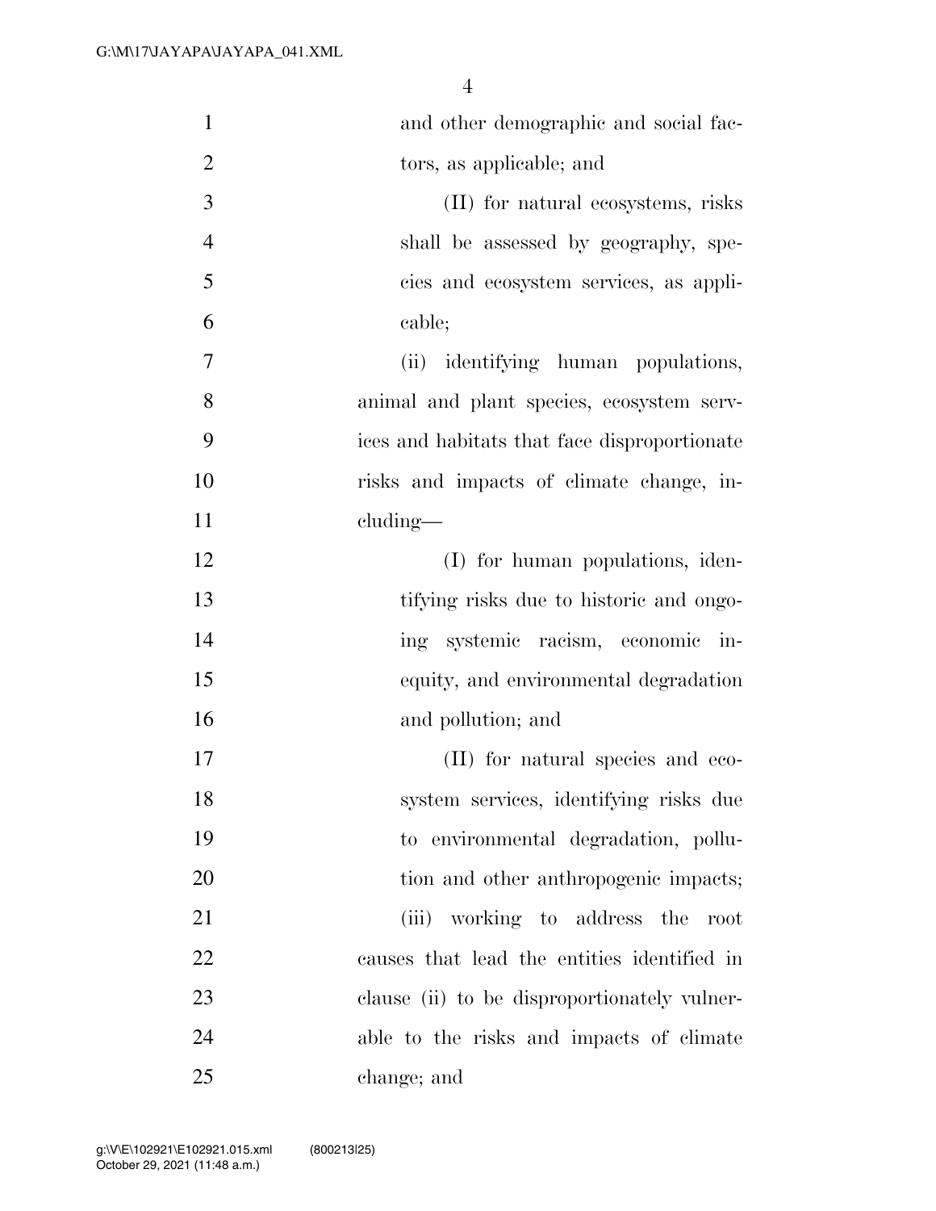and other demographic and social factors, as applicable; and

(II) for natural ecosystems, risks shall be assessed by geography, species and ecosystem services, as applicable;

(ii) identifying human populations, animal and plant species, ecosystem services and habitats that face disproportionate risks and impacts of climate change, including—

(I) for human populations, identifying risks due to historic and ongoing systemic racism, economic inequity, and environmental degradation and pollution; and

(II) for natural species and ecosystem services, identifying risks due to environmental degradation, pollution and other anthropogenic impacts;

(iii) working to address the root causes that lead the entities identified in clause (ii) to be disproportionately vulnerable to the risks and impacts of climate change; and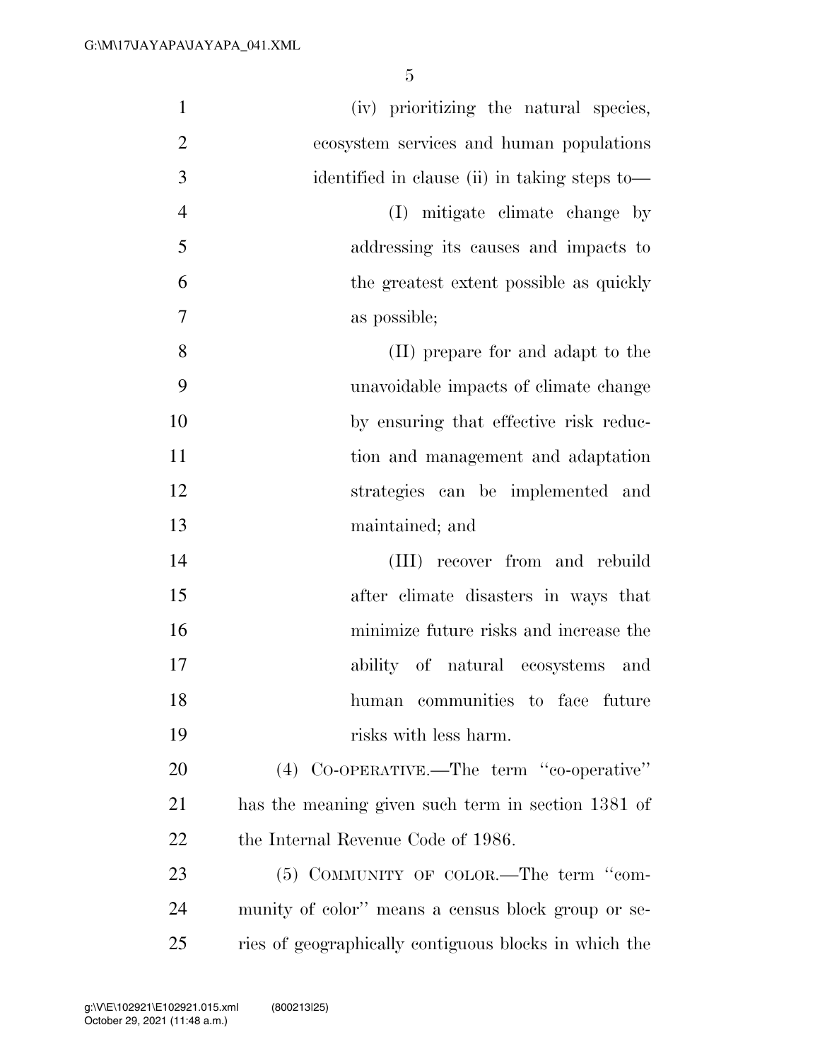(iv) prioritizing the natural species, ecosystem services and human populations identified in clause (ii) in taking steps to—

(I) mitigate climate change by addressing its causes and impacts to the greatest extent possible as quickly as possible;

(II) prepare for and adapt to the unavoidable impacts of climate change by ensuring that effective risk reduction and management and adaptation strategies can be implemented and maintained; and

(III) recover from and rebuild after climate disasters in ways that minimize future risks and increase the ability of natural ecosystems and human communities to face future risks with less harm.

(4) CO-OPERATIVE.—The term ''co-operative'' has the meaning given such term in section 1381 of the Internal Revenue Code of 1986.

(5) COMMUNITY OF COLOR.—The term ''community of color'' means a census block group or series of geographically contiguous blocks in which the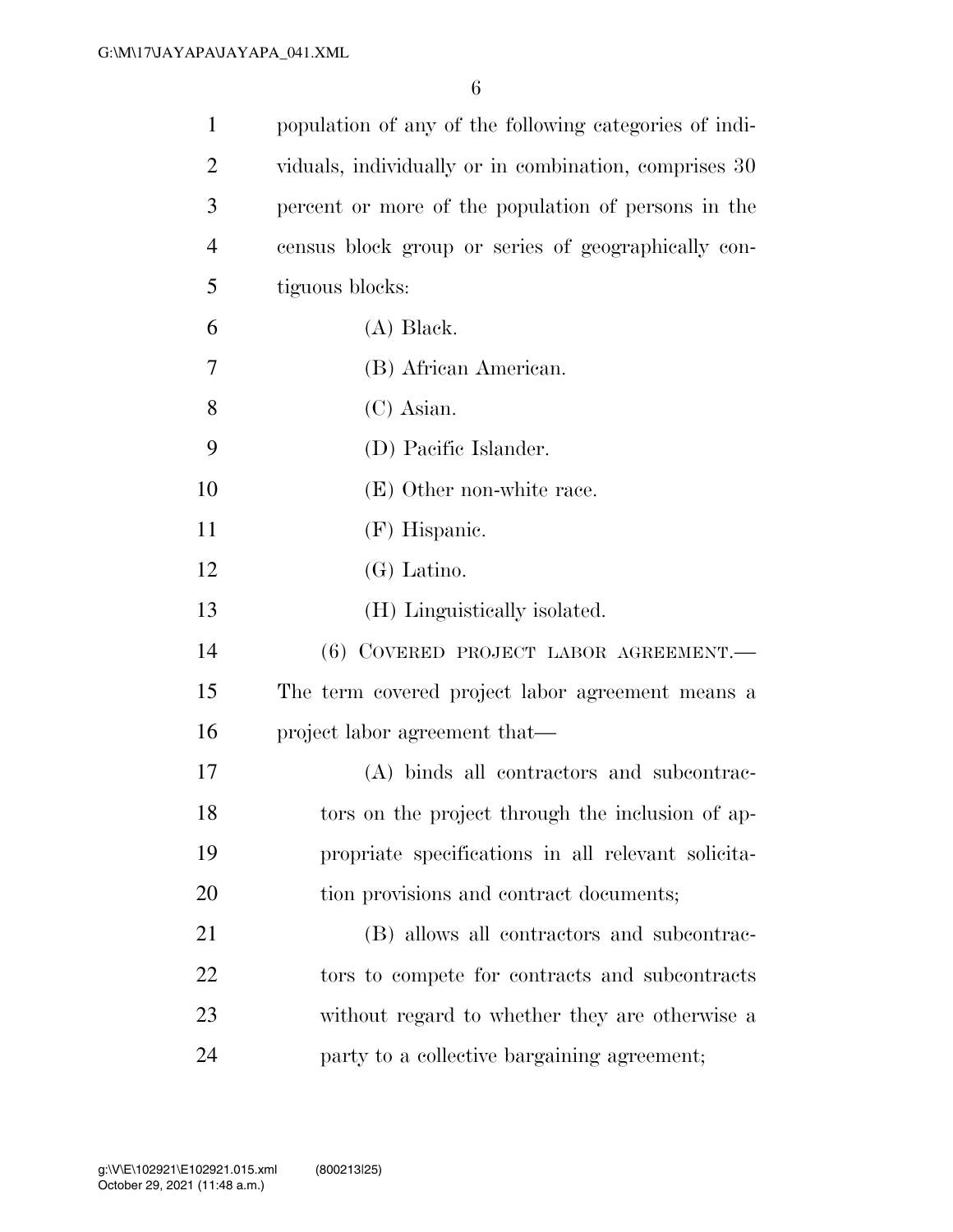population of any of the following categories of individuals, individually or in combination, comprises 30 percent or more of the population of persons in the census block group or series of geographically contiguous blocks:

(A) Black.

(B) African American.

(C) Asian.

(D) Pacific Islander.

(E) Other non-white race.

(F) Hispanic.

(G) Latino.

(H) Linguistically isolated.

(6) COVERED PROJECT LABOR AGREEMENT.—The term covered project labor agreement means a project labor agreement that—

(A) binds all contractors and subcontractors on the project through the inclusion of appropriate specifications in all relevant solicitation provisions and contract documents;

(B) allows all contractors and subcontractors to compete for contracts and subcontracts without regard to whether they are otherwise a party to a collective bargaining agreement;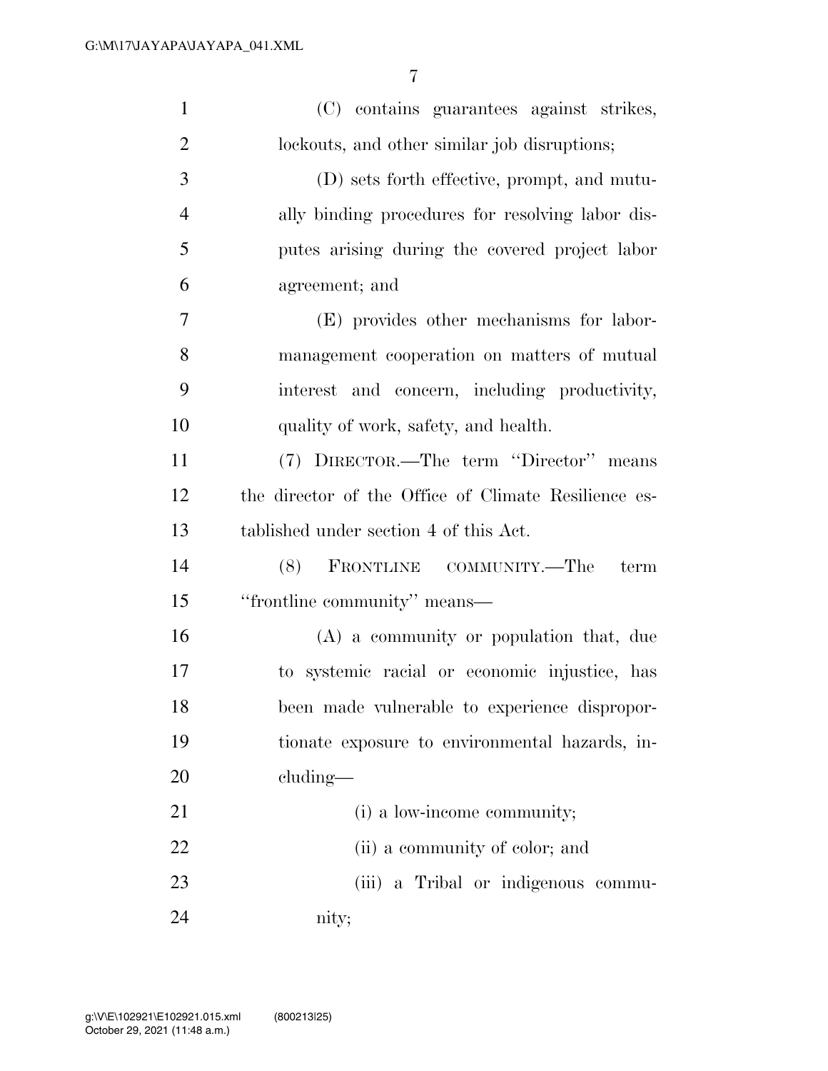(C) contains guarantees against strikes, lockouts, and other similar job disruptions;

(D) sets forth effective, prompt, and mutually binding procedures for resolving labor disputes arising during the covered project labor agreement; and

(E) provides other mechanisms for labor-management cooperation on matters of mutual interest and concern, including productivity, quality of work, safety, and health.

(7) DIRECTOR.—The term ''Director'' means the director of the Office of Climate Resilience established under section 4 of this Act.

(8) FRONTLINE COMMUNITY.—The term ''frontline community'' means—

(A) a community or population that, due to systemic racial or economic injustice, has been made vulnerable to experience disproportionate exposure to environmental hazards, including—

(i) a low-income community;

(ii) a community of color; and

(iii) a Tribal or indigenous community;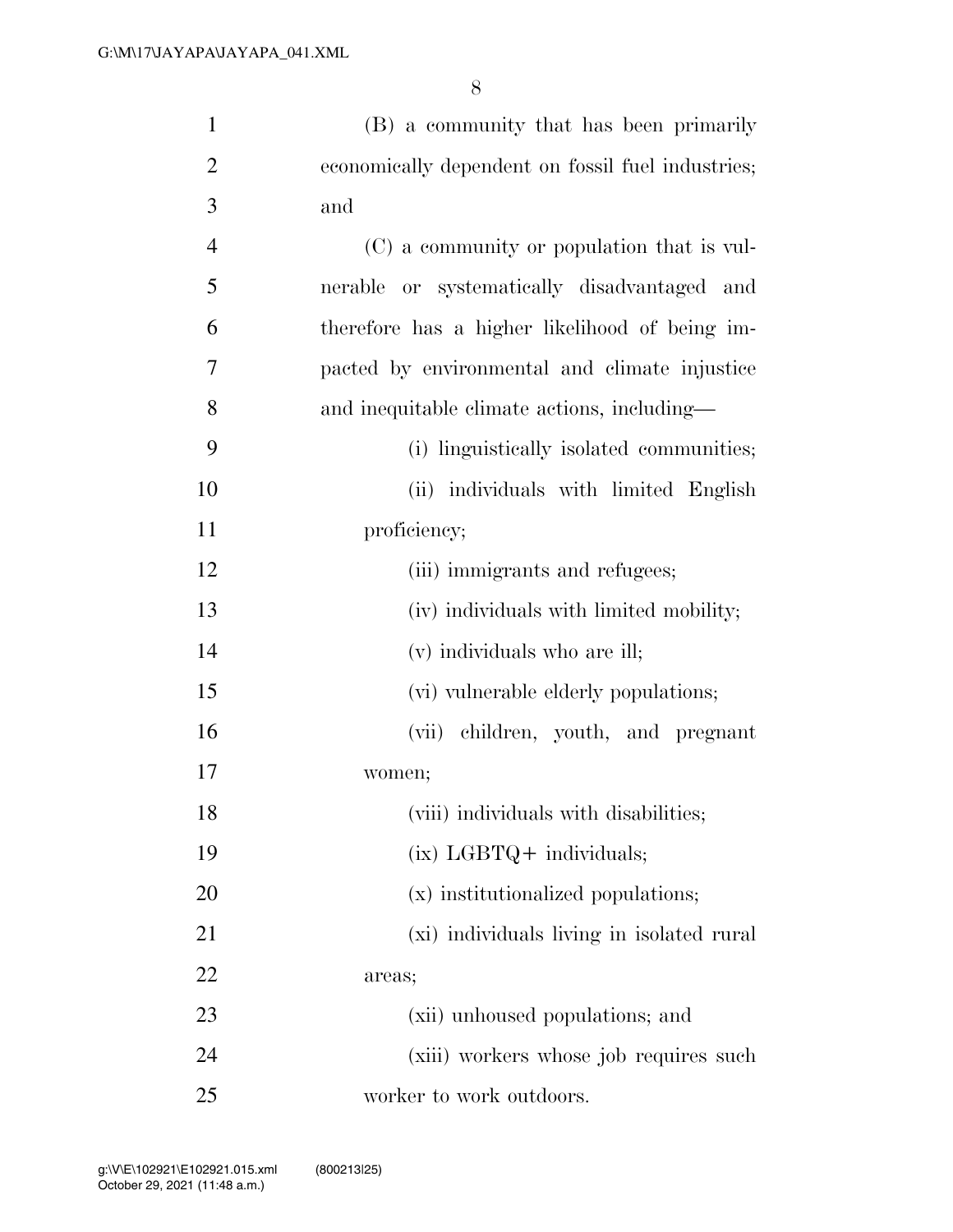(B) a community that has been primarily economically dependent on fossil fuel industries; and

(C) a community or population that is vulnerable or systematically disadvantaged and therefore has a higher likelihood of being impacted by environmental and climate injustice and inequitable climate actions, including—

(i) linguistically isolated communities;

(ii) individuals with limited English proficiency;

(iii) immigrants and refugees;

(iv) individuals with limited mobility;

(v) individuals who are ill;

(vi) vulnerable elderly populations;

(vii) children, youth, and pregnant women;

(viii) individuals with disabilities;

(ix) LGBTQ+ individuals;

(x) institutionalized populations;

(xi) individuals living in isolated rural areas;

(xii) unhoused populations; and

(xiii) workers whose job requires such worker to work outdoors.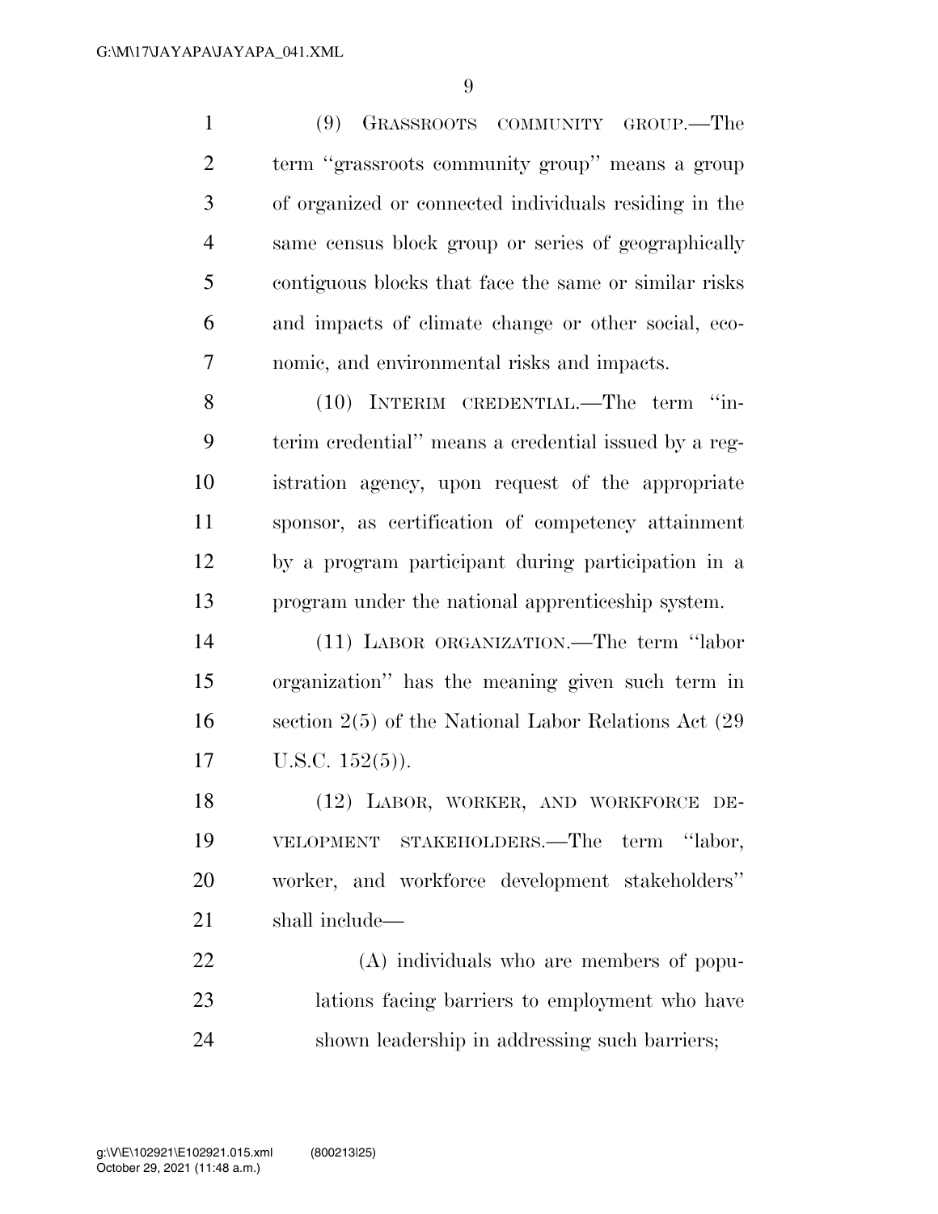(9) GRASSROOTS COMMUNITY GROUP.—The term ''grassroots community group'' means a group of organized or connected individuals residing in the same census block group or series of geographically contiguous blocks that face the same or similar risks and impacts of climate change or other social, economic, and environmental risks and impacts.

(10) INTERIM CREDENTIAL.—The term ''interim credential'' means a credential issued by a registration agency, upon request of the appropriate sponsor, as certification of competency attainment by a program participant during participation in a program under the national apprenticeship system.

(11) LABOR ORGANIZATION.—The term ''labor organization'' has the meaning given such term in section 2(5) of the National Labor Relations Act (29 U.S.C. 152(5)).

(12) LABOR, WORKER, AND WORKFORCE DEVELOPMENT STAKEHOLDERS.—The term ''labor, worker, and workforce development stakeholders'' shall include—

(A) individuals who are members of populations facing barriers to employment who have shown leadership in addressing such barriers;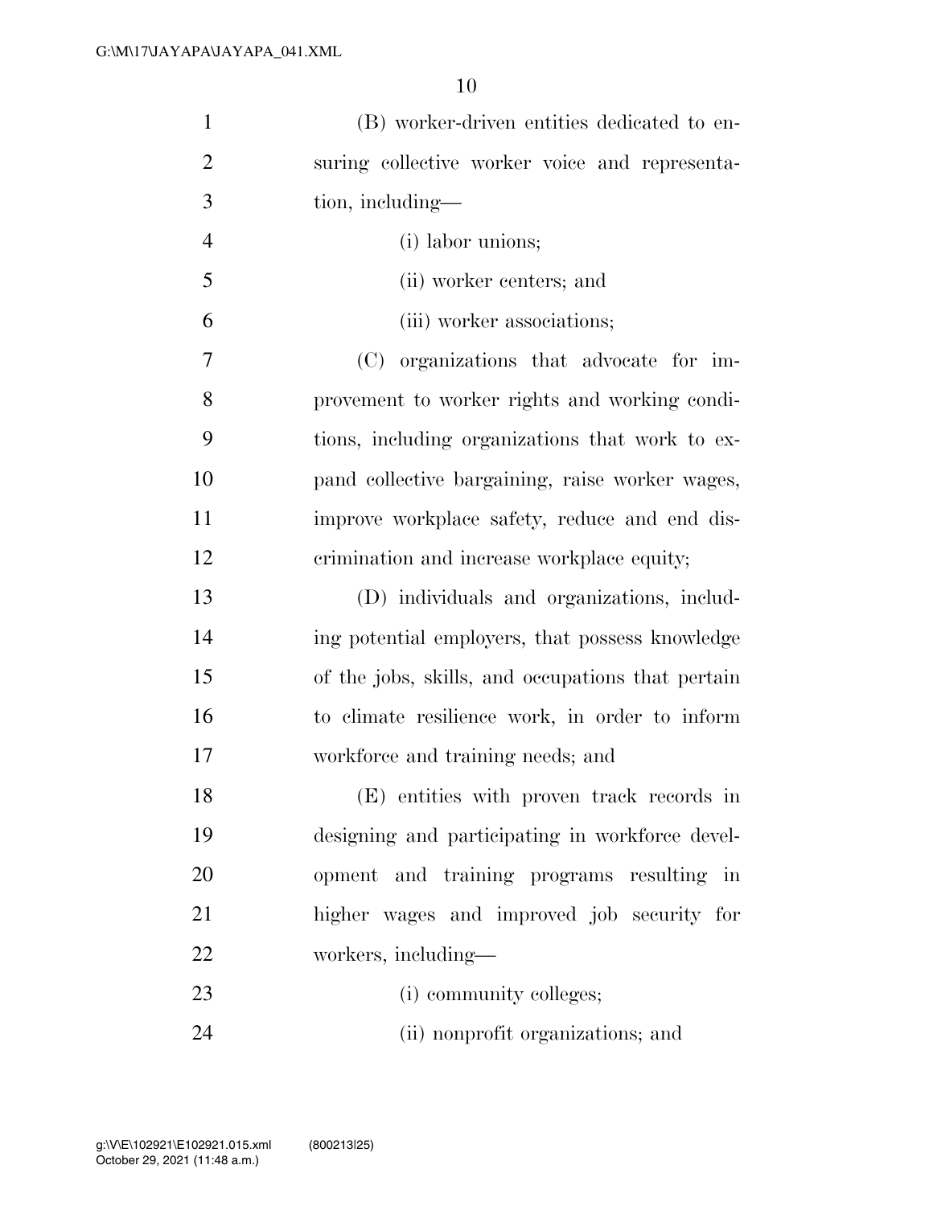(B) worker-driven entities dedicated to ensuring collective worker voice and representation, including—

(i) labor unions;

(ii) worker centers; and

(iii) worker associations;

(C) organizations that advocate for improvement to worker rights and working conditions, including organizations that work to expand collective bargaining, raise worker wages, improve workplace safety, reduce and end discrimination and increase workplace equity;

(D) individuals and organizations, including potential employers, that possess knowledge of the jobs, skills, and occupations that pertain to climate resilience work, in order to inform workforce and training needs; and

(E) entities with proven track records in designing and participating in workforce development and training programs resulting in higher wages and improved job security for workers, including—

(i) community colleges;

(ii) nonprofit organizations; and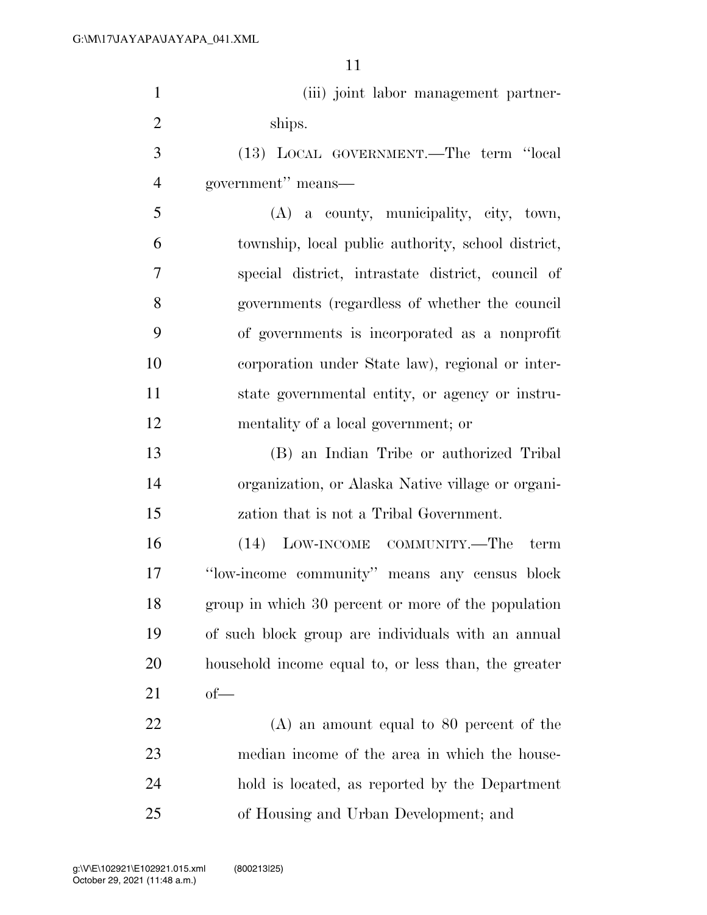(iii) joint labor management partnerships.

(13) LOCAL GOVERNMENT.—The term ''local government'' means—

(A) a county, municipality, city, town, township, local public authority, school district, special district, intrastate district, council of governments (regardless of whether the council of governments is incorporated as a nonprofit corporation under State law), regional or interstate governmental entity, or agency or instrumentality of a local government; or

(B) an Indian Tribe or authorized Tribal organization, or Alaska Native village or organization that is not a Tribal Government.

(14) LOW-INCOME COMMUNITY.—The term ''low-income community'' means any census block group in which 30 percent or more of the population of such block group are individuals with an annual household income equal to, or less than, the greater of—

(A) an amount equal to 80 percent of the median income of the area in which the household is located, as reported by the Department of Housing and Urban Development; and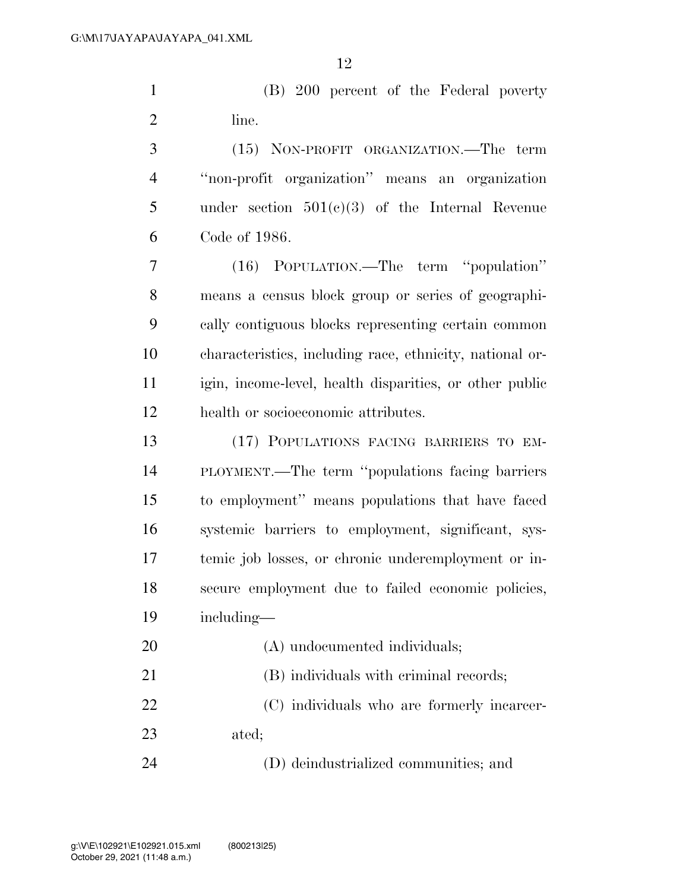(B) 200 percent of the Federal poverty line.

(15) NON-PROFIT ORGANIZATION.—The term ''non-profit organization'' means an organization under section 501(c)(3) of the Internal Revenue Code of 1986.

(16) POPULATION.—The term ''population'' means a census block group or series of geographically contiguous blocks representing certain common characteristics, including race, ethnicity, national origin, income-level, health disparities, or other public health or socioeconomic attributes.

(17) POPULATIONS FACING BARRIERS TO EMPLOYMENT.—The term ''populations facing barriers to employment'' means populations that have faced systemic barriers to employment, significant, systemic job losses, or chronic underemployment or insecure employment due to failed economic policies, including—

(A) undocumented individuals;

(B) individuals with criminal records;

(C) individuals who are formerly incarcerated;

(D) deindustrialized communities; and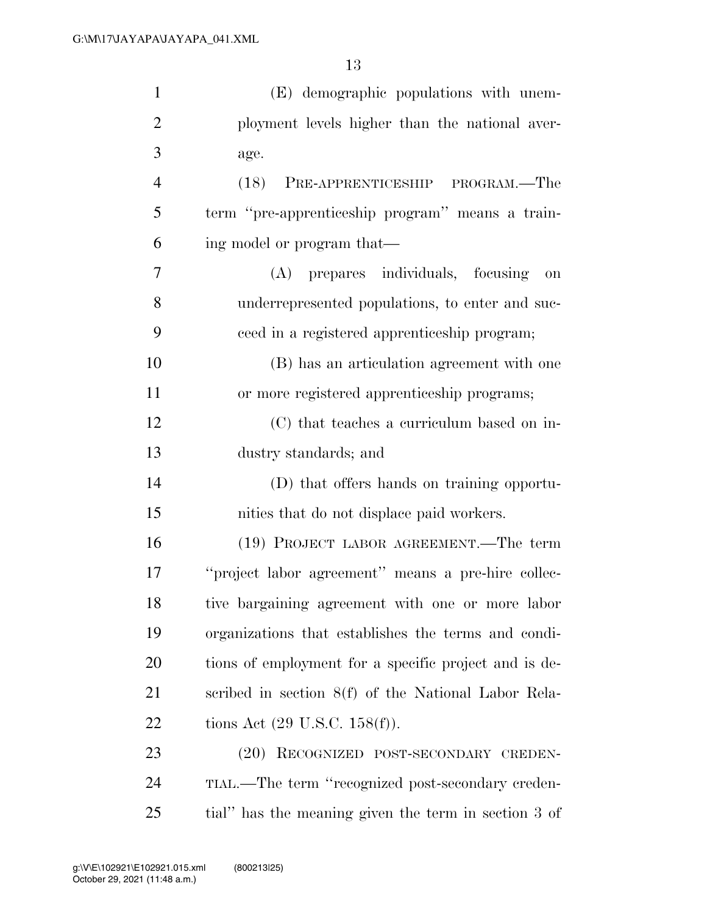(E) demographic populations with unemployment levels higher than the national average.

(18) PRE-APPRENTICESHIP PROGRAM.—The term ''pre-apprenticeship program'' means a training model or program that—

(A) prepares individuals, focusing on underrepresented populations, to enter and succeed in a registered apprenticeship program;

(B) has an articulation agreement with one or more registered apprenticeship programs;

(C) that teaches a curriculum based on industry standards; and

(D) that offers hands on training opportunities that do not displace paid workers.

(19) PROJECT LABOR AGREEMENT.—The term ''project labor agreement'' means a pre-hire collective bargaining agreement with one or more labor organizations that establishes the terms and conditions of employment for a specific project and is described in section 8(f) of the National Labor Relations Act (29 U.S.C. 158(f)).

(20) RECOGNIZED POST-SECONDARY CREDENTIAL.—The term ''recognized post-secondary credential'' has the meaning given the term in section 3 of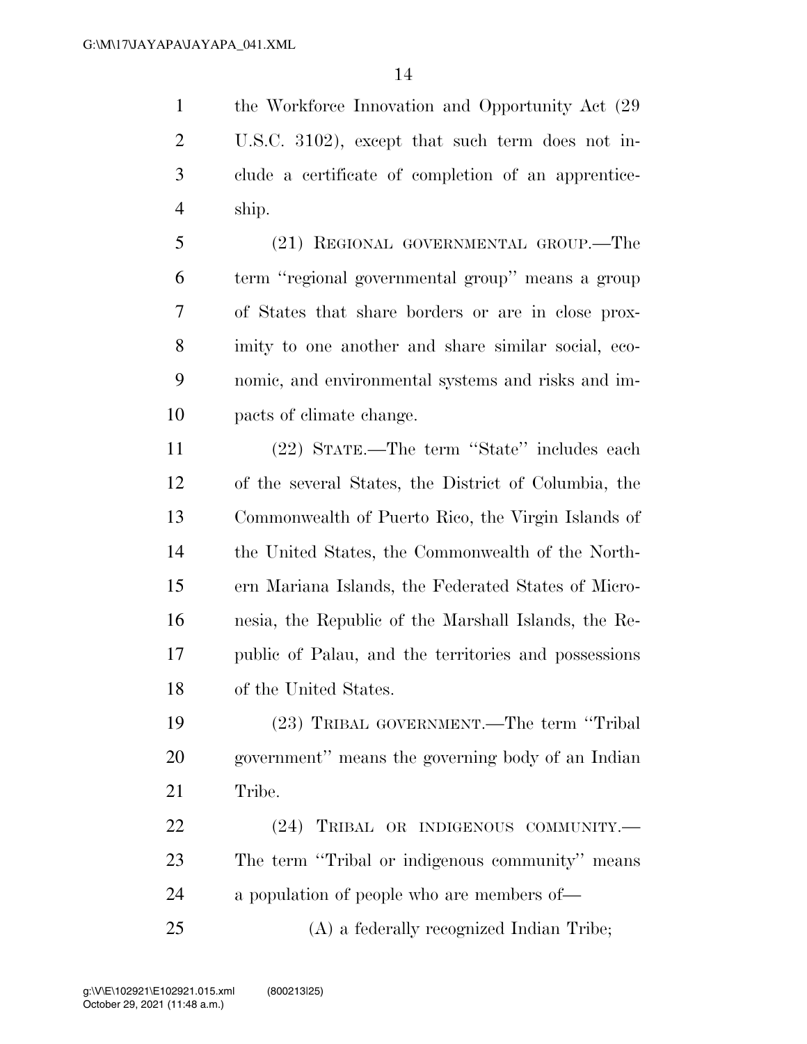the Workforce Innovation and Opportunity Act (29 U.S.C. 3102), except that such term does not include a certificate of completion of an apprenticeship.

(21) REGIONAL GOVERNMENTAL GROUP.—The term "regional governmental group" means a group of States that share borders or are in close proximity to one another and share similar social, economic, and environmental systems and risks and impacts of climate change.

(22) STATE.—The term "State" includes each of the several States, the District of Columbia, the Commonwealth of Puerto Rico, the Virgin Islands of the United States, the Commonwealth of the Northern Mariana Islands, the Federated States of Micronesia, the Republic of the Marshall Islands, the Republic of Palau, and the territories and possessions of the United States.

(23) TRIBAL GOVERNMENT.—The term "Tribal government" means the governing body of an Indian Tribe.

(24) TRIBAL OR INDIGENOUS COMMUNITY.—The term "Tribal or indigenous community" means a population of people who are members of—

(A) a federally recognized Indian Tribe;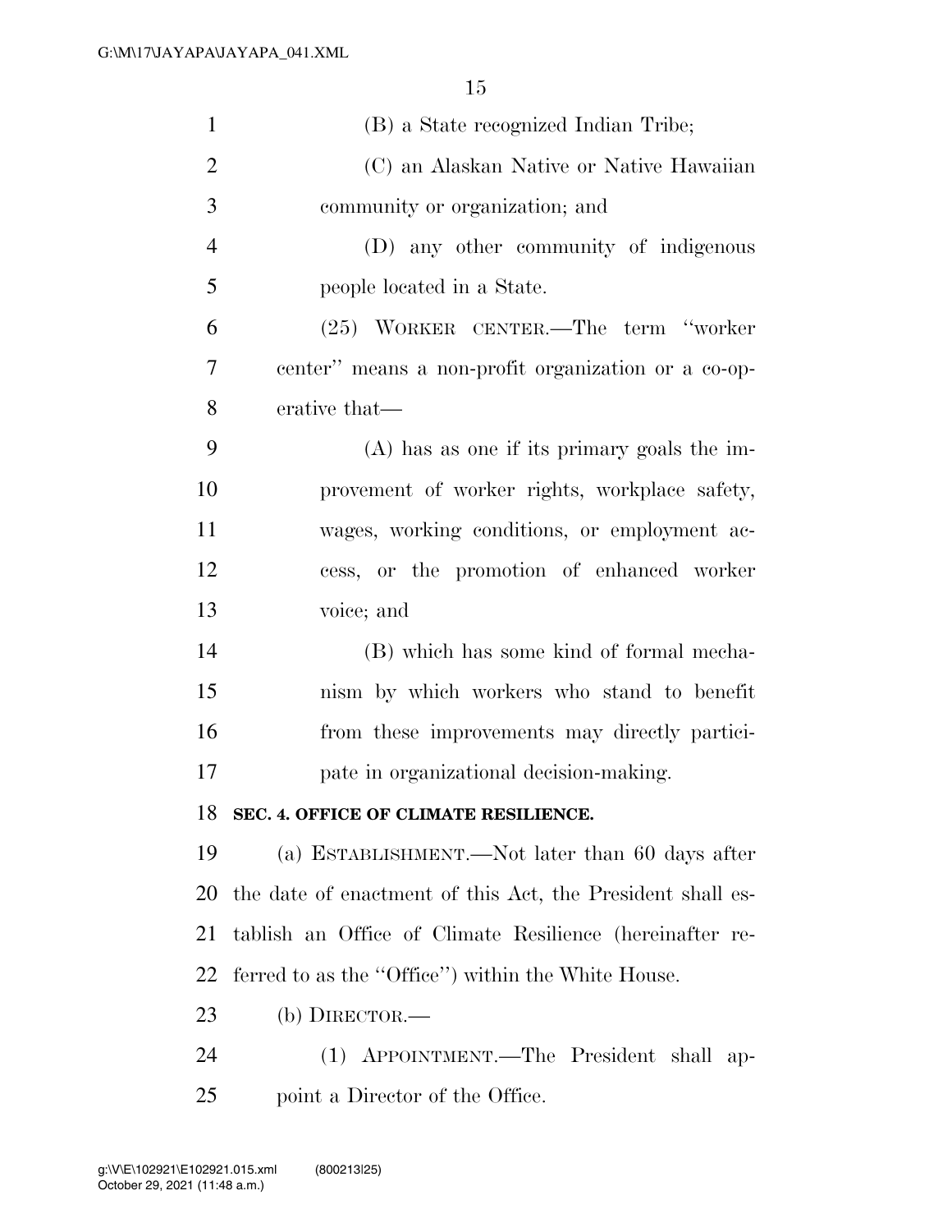(B) a State recognized Indian Tribe;

(C) an Alaskan Native or Native Hawaiian community or organization; and

(D) any other community of indigenous people located in a State.

(25) WORKER CENTER.—The term "worker center" means a non-profit organization or a co-operative that—

(A) has as one if its primary goals the improvement of worker rights, workplace safety, wages, working conditions, or employment access, or the promotion of enhanced worker voice; and

(B) which has some kind of formal mechanism by which workers who stand to benefit from these improvements may directly participate in organizational decision-making.

**SEC. 4. OFFICE OF CLIMATE RESILIENCE.**

(a) ESTABLISHMENT.—Not later than 60 days after the date of enactment of this Act, the President shall establish an Office of Climate Resilience (hereinafter referred to as the "Office") within the White House.

(b) DIRECTOR.—

(1) APPOINTMENT.—The President shall appoint a Director of the Office.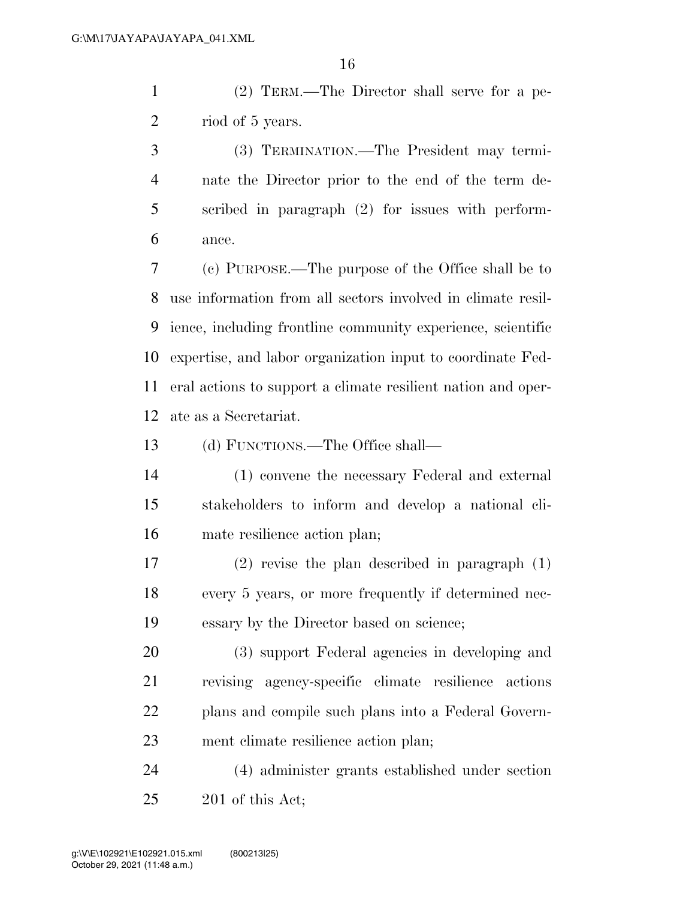(2) TERM.—The Director shall serve for a period of 5 years.

(3) TERMINATION.—The President may terminate the Director prior to the end of the term described in paragraph (2) for issues with performance.

(c) PURPOSE.—The purpose of the Office shall be to use information from all sectors involved in climate resilience, including frontline community experience, scientific expertise, and labor organization input to coordinate Federal actions to support a climate resilient nation and operate as a Secretariat.

(d) FUNCTIONS.—The Office shall—

(1) convene the necessary Federal and external stakeholders to inform and develop a national climate resilience action plan;

(2) revise the plan described in paragraph (1) every 5 years, or more frequently if determined necessary by the Director based on science;

(3) support Federal agencies in developing and revising agency-specific climate resilience actions plans and compile such plans into a Federal Government climate resilience action plan;

(4) administer grants established under section 201 of this Act;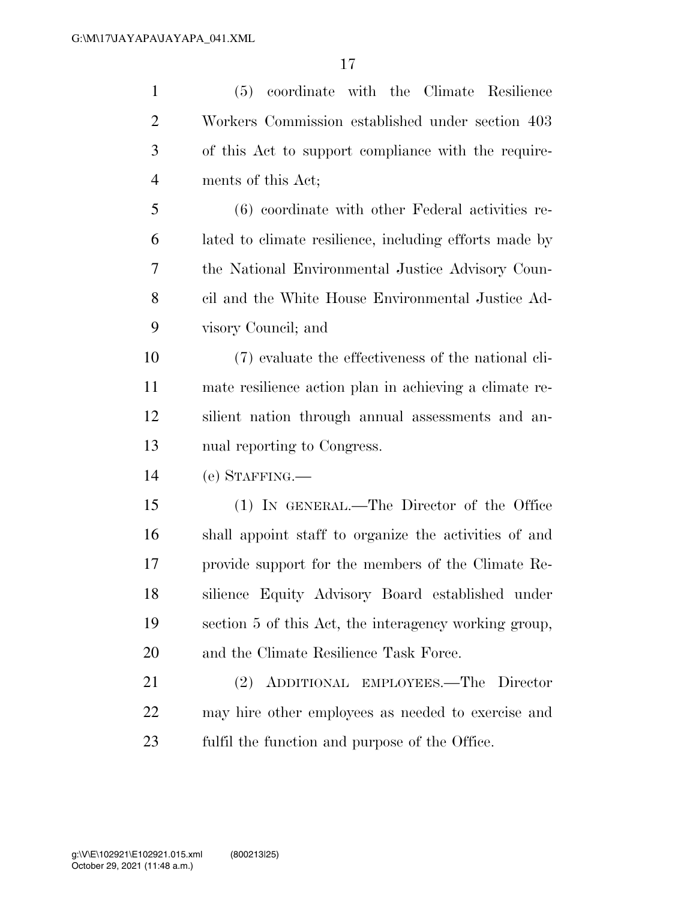(5) coordinate with the Climate Resilience Workers Commission established under section 403 of this Act to support compliance with the requirements of this Act;

(6) coordinate with other Federal activities related to climate resilience, including efforts made by the National Environmental Justice Advisory Council and the White House Environmental Justice Advisory Council; and

(7) evaluate the effectiveness of the national climate resilience action plan in achieving a climate resilient nation through annual assessments and annual reporting to Congress.

(e) STAFFING.—

(1) IN GENERAL.—The Director of the Office shall appoint staff to organize the activities of and provide support for the members of the Climate Resilience Equity Advisory Board established under section 5 of this Act, the interagency working group, and the Climate Resilience Task Force.

(2) ADDITIONAL EMPLOYEES.—The Director may hire other employees as needed to exercise and fulfil the function and purpose of the Office.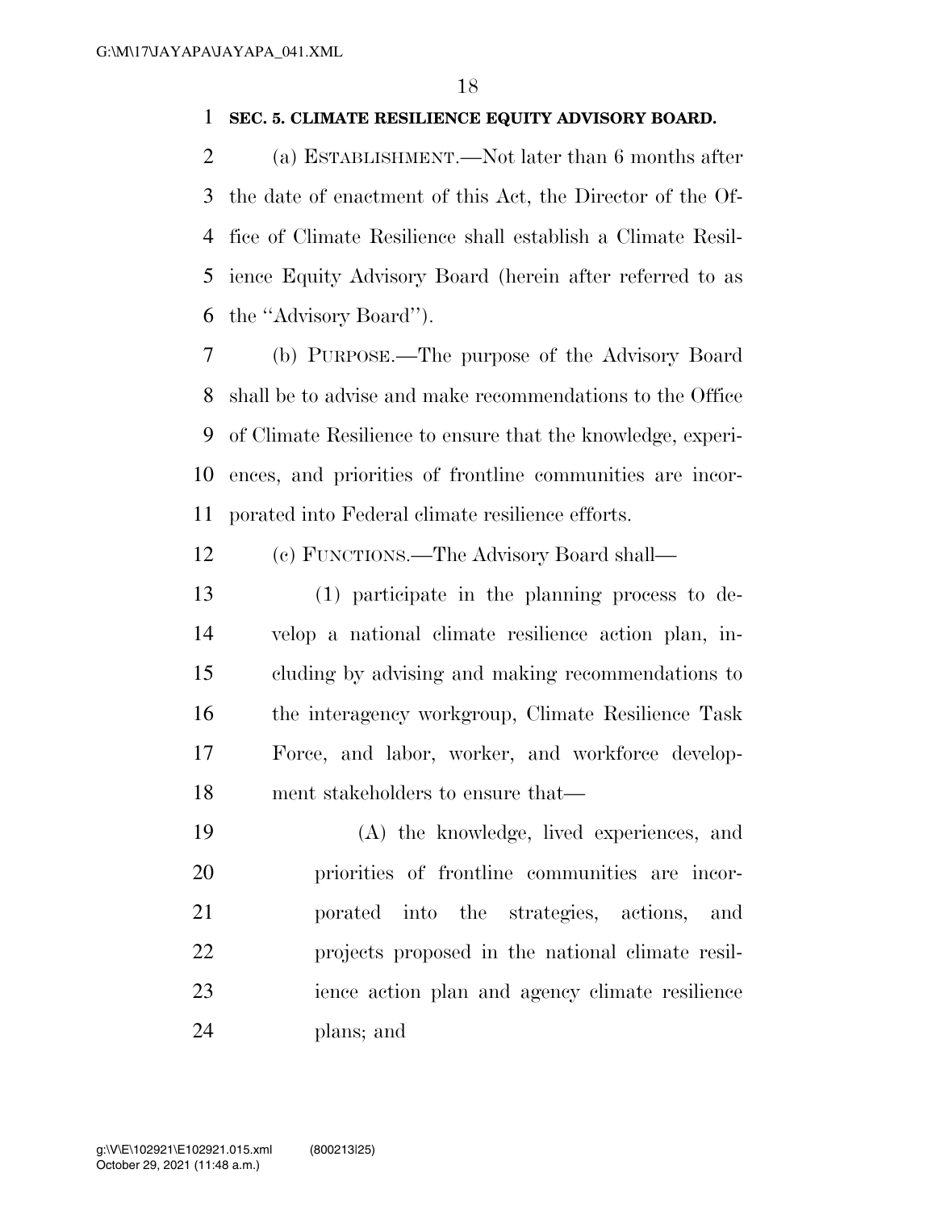**SEC. 5. CLIMATE RESILIENCE EQUITY ADVISORY BOARD.**

(a) ESTABLISHMENT.—Not later than 6 months after the date of enactment of this Act, the Director of the Office of Climate Resilience shall establish a Climate Resilience Equity Advisory Board (herein after referred to as the ''Advisory Board'').

(b) PURPOSE.—The purpose of the Advisory Board shall be to advise and make recommendations to the Office of Climate Resilience to ensure that the knowledge, experiences, and priorities of frontline communities are incorporated into Federal climate resilience efforts.

(c) FUNCTIONS.—The Advisory Board shall—

(1) participate in the planning process to develop a national climate resilience action plan, including by advising and making recommendations to the interagency workgroup, Climate Resilience Task Force, and labor, worker, and workforce development stakeholders to ensure that—

(A) the knowledge, lived experiences, and priorities of frontline communities are incorporated into the strategies, actions, and projects proposed in the national climate resilience action plan and agency climate resilience plans; and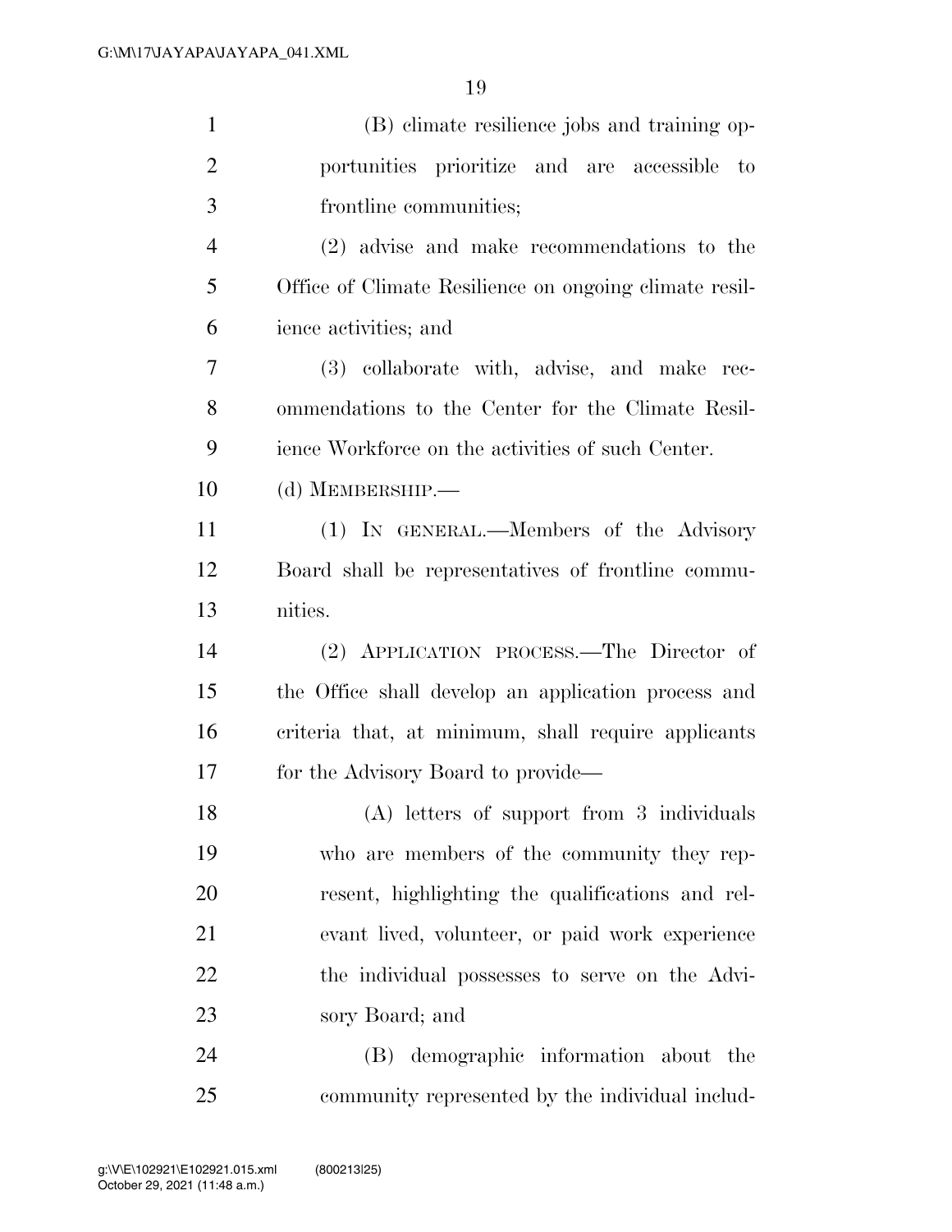(B) climate resilience jobs and training opportunities prioritize and are accessible to frontline communities;

(2) advise and make recommendations to the Office of Climate Resilience on ongoing climate resilience activities; and

(3) collaborate with, advise, and make recommendations to the Center for the Climate Resilience Workforce on the activities of such Center.

(d) MEMBERSHIP.—

(1) IN GENERAL.—Members of the Advisory Board shall be representatives of frontline communities.

(2) APPLICATION PROCESS.—The Director of the Office shall develop an application process and criteria that, at minimum, shall require applicants for the Advisory Board to provide—

(A) letters of support from 3 individuals who are members of the community they represent, highlighting the qualifications and relevant lived, volunteer, or paid work experience the individual possesses to serve on the Advisory Board; and

(B) demographic information about the community represented by the individual includ-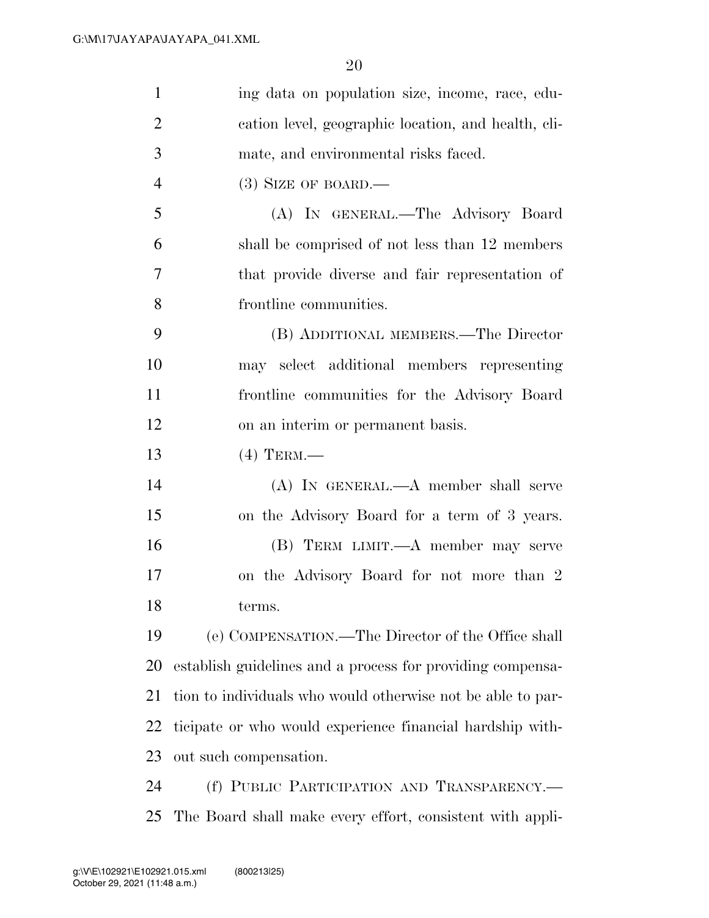ing data on population size, income, race, education level, geographic location, and health, climate, and environmental risks faced.

(3) SIZE OF BOARD.—

(A) IN GENERAL.—The Advisory Board shall be comprised of not less than 12 members that provide diverse and fair representation of frontline communities.

(B) ADDITIONAL MEMBERS.—The Director may select additional members representing frontline communities for the Advisory Board on an interim or permanent basis.

(4) TERM.—

(A) IN GENERAL.—A member shall serve on the Advisory Board for a term of 3 years.

(B) TERM LIMIT.—A member may serve on the Advisory Board for not more than 2 terms.

(e) COMPENSATION.—The Director of the Office shall establish guidelines and a process for providing compensation to individuals who would otherwise not be able to participate or who would experience financial hardship without such compensation.

(f) PUBLIC PARTICIPATION AND TRANSPARENCY.—The Board shall make every effort, consistent with appli-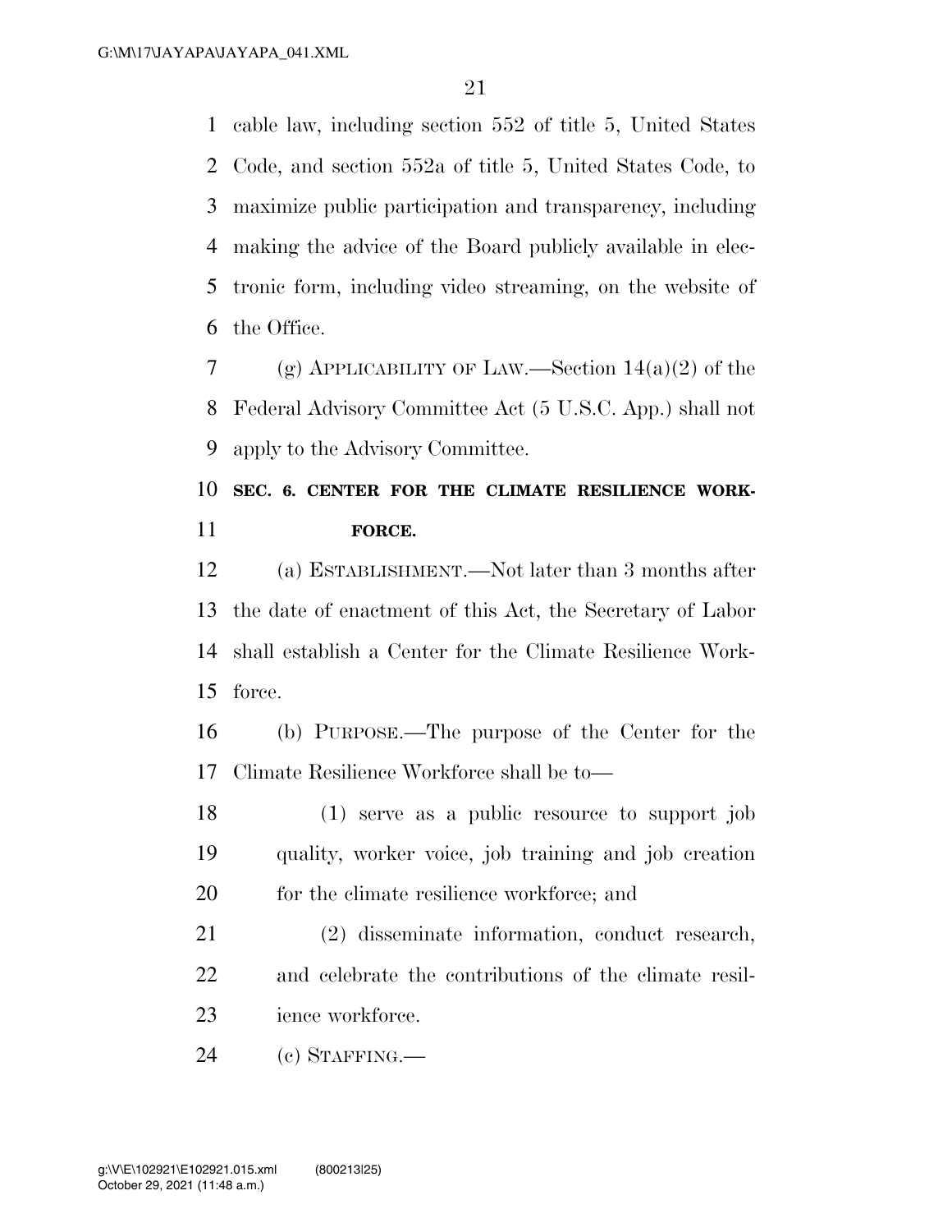cable law, including section 552 of title 5, United States Code, and section 552a of title 5, United States Code, to maximize public participation and transparency, including making the advice of the Board publicly available in electronic form, including video streaming, on the website of the Office.

(g) APPLICABILITY OF LAW.—Section 14(a)(2) of the Federal Advisory Committee Act (5 U.S.C. App.) shall not apply to the Advisory Committee.

## SEC. 6. CENTER FOR THE CLIMATE RESILIENCE WORKFORCE.

(a) ESTABLISHMENT.—Not later than 3 months after the date of enactment of this Act, the Secretary of Labor shall establish a Center for the Climate Resilience Workforce.

(b) PURPOSE.—The purpose of the Center for the Climate Resilience Workforce shall be to—

(1) serve as a public resource to support job quality, worker voice, job training and job creation for the climate resilience workforce; and

(2) disseminate information, conduct research, and celebrate the contributions of the climate resilience workforce.

(c) STAFFING.—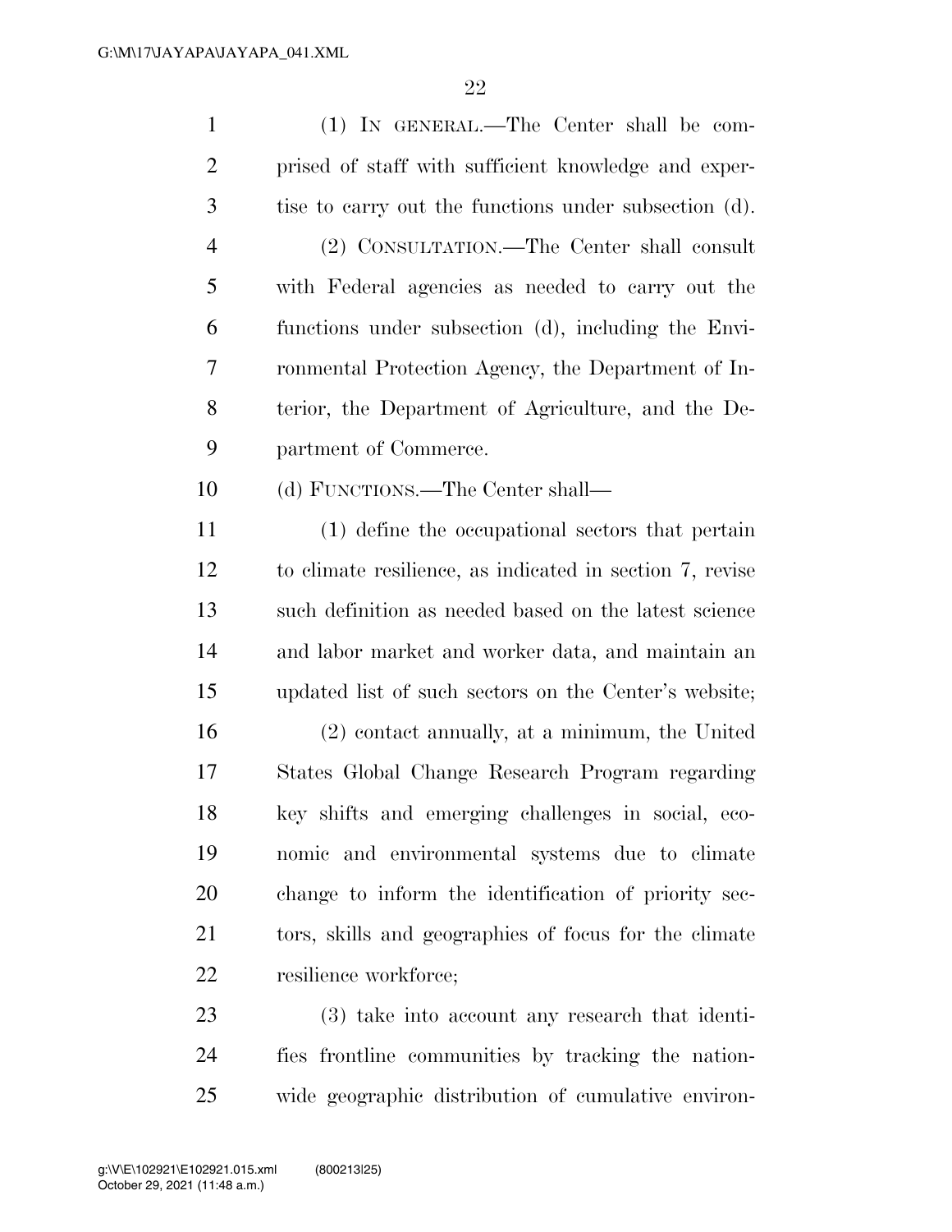(1) IN GENERAL.—The Center shall be comprised of staff with sufficient knowledge and expertise to carry out the functions under subsection (d).

(2) CONSULTATION.—The Center shall consult with Federal agencies as needed to carry out the functions under subsection (d), including the Environmental Protection Agency, the Department of Interior, the Department of Agriculture, and the Department of Commerce.

(d) FUNCTIONS.—The Center shall—

(1) define the occupational sectors that pertain to climate resilience, as indicated in section 7, revise such definition as needed based on the latest science and labor market and worker data, and maintain an updated list of such sectors on the Center's website;

(2) contact annually, at a minimum, the United States Global Change Research Program regarding key shifts and emerging challenges in social, economic and environmental systems due to climate change to inform the identification of priority sectors, skills and geographies of focus for the climate resilience workforce;

(3) take into account any research that identifies frontline communities by tracking the nationwide geographic distribution of cumulative environ-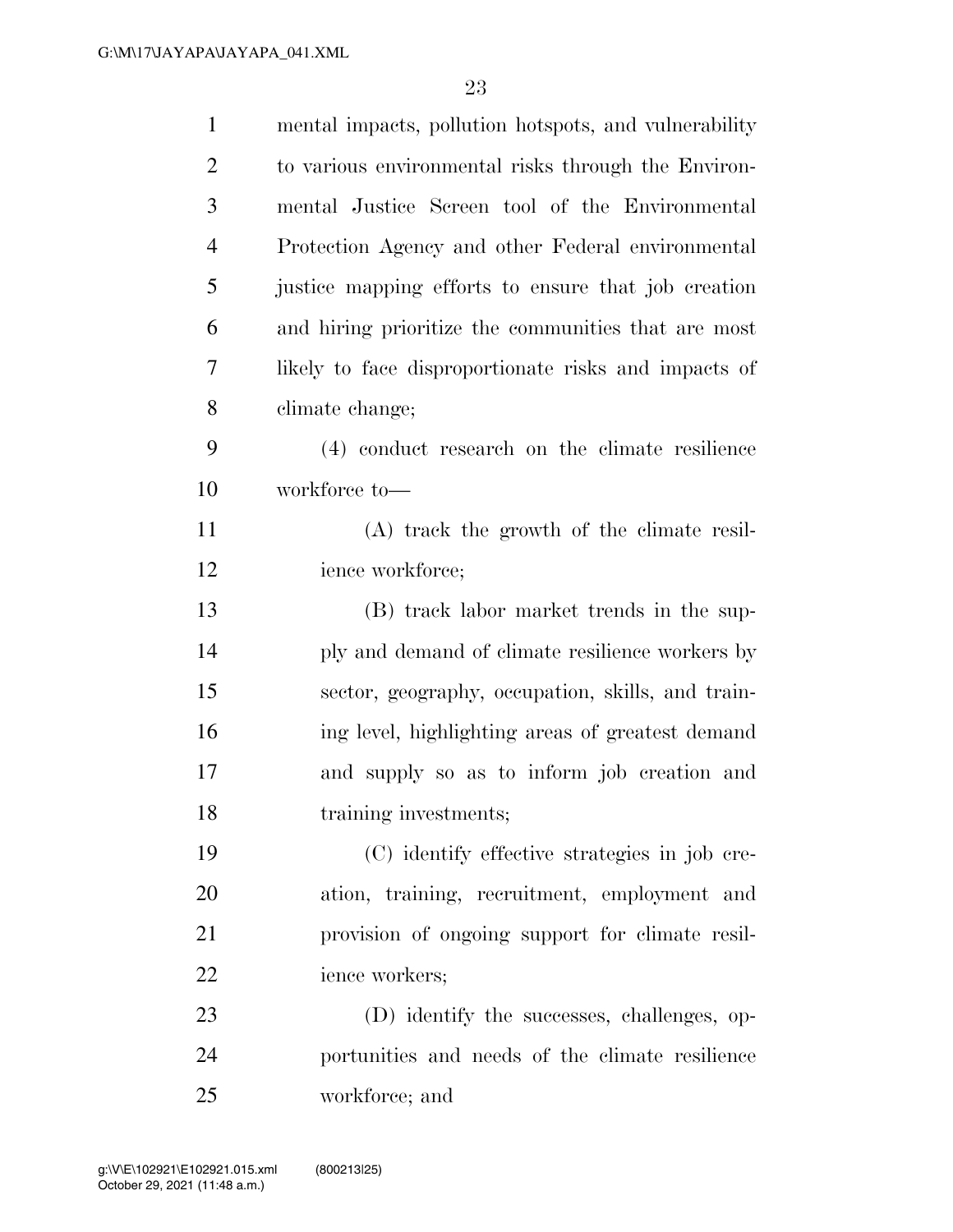mental impacts, pollution hotspots, and vulnerability to various environmental risks through the Environmental Justice Screen tool of the Environmental Protection Agency and other Federal environmental justice mapping efforts to ensure that job creation and hiring prioritize the communities that are most likely to face disproportionate risks and impacts of climate change;

(4) conduct research on the climate resilience workforce to—

(A) track the growth of the climate resilience workforce;

(B) track labor market trends in the supply and demand of climate resilience workers by sector, geography, occupation, skills, and training level, highlighting areas of greatest demand and supply so as to inform job creation and training investments;

(C) identify effective strategies in job creation, training, recruitment, employment and provision of ongoing support for climate resilience workers;

(D) identify the successes, challenges, opportunities and needs of the climate resilience workforce; and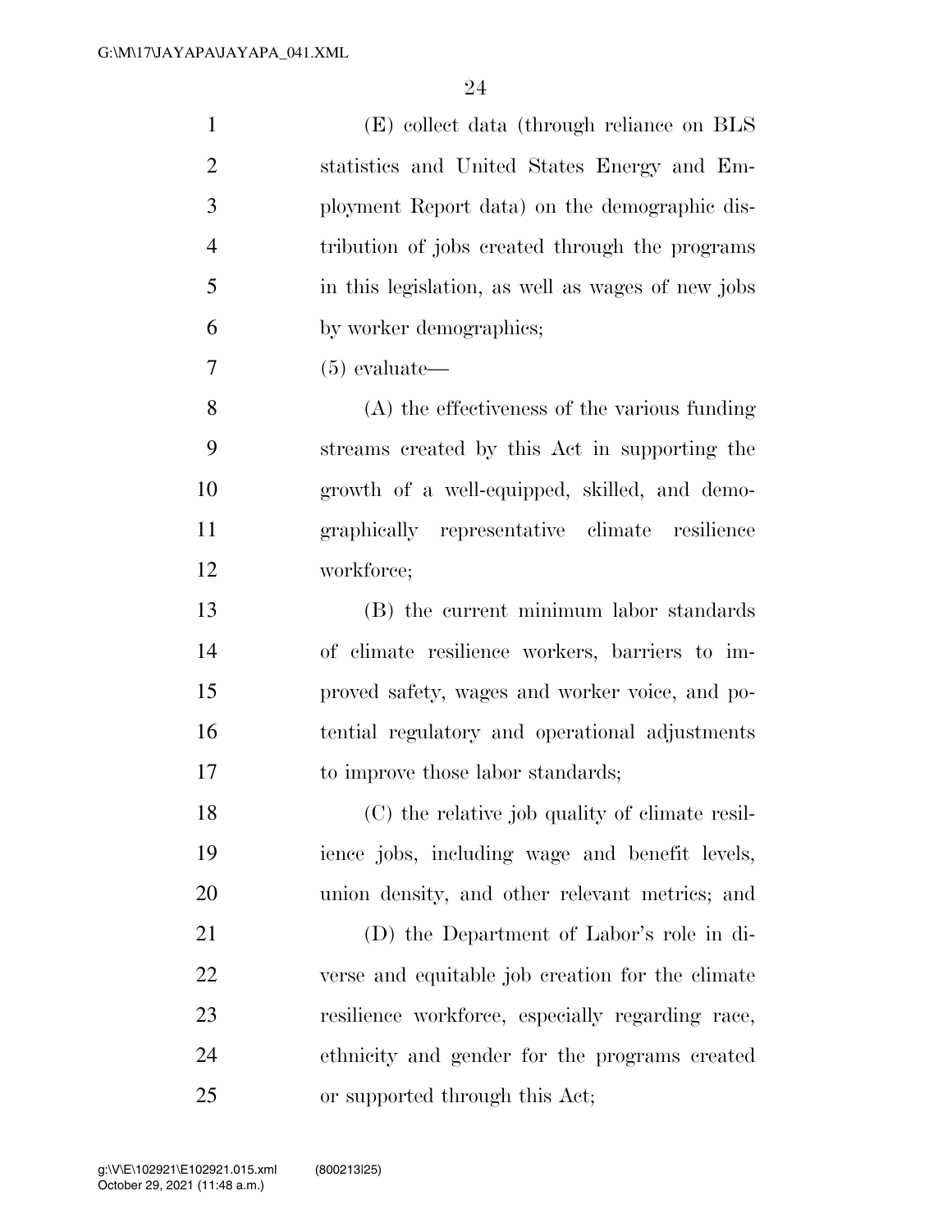(E) collect data (through reliance on BLS statistics and United States Energy and Employment Report data) on the demographic distribution of jobs created through the programs in this legislation, as well as wages of new jobs by worker demographics;

(5) evaluate—

(A) the effectiveness of the various funding streams created by this Act in supporting the growth of a well-equipped, skilled, and demographically representative climate resilience workforce;

(B) the current minimum labor standards of climate resilience workers, barriers to improved safety, wages and worker voice, and potential regulatory and operational adjustments to improve those labor standards;

(C) the relative job quality of climate resilience jobs, including wage and benefit levels, union density, and other relevant metrics; and

(D) the Department of Labor's role in diverse and equitable job creation for the climate resilience workforce, especially regarding race, ethnicity and gender for the programs created or supported through this Act;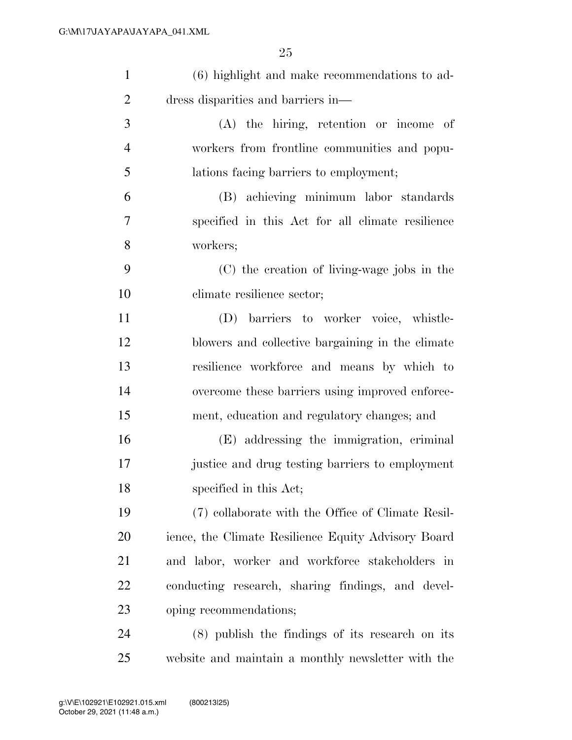(6) highlight and make recommendations to address disparities and barriers in—

(A) the hiring, retention or income of workers from frontline communities and populations facing barriers to employment;

(B) achieving minimum labor standards specified in this Act for all climate resilience workers;

(C) the creation of living-wage jobs in the climate resilience sector;

(D) barriers to worker voice, whistleblowers and collective bargaining in the climate resilience workforce and means by which to overcome these barriers using improved enforcement, education and regulatory changes; and

(E) addressing the immigration, criminal justice and drug testing barriers to employment specified in this Act;

(7) collaborate with the Office of Climate Resilience, the Climate Resilience Equity Advisory Board and labor, worker and workforce stakeholders in conducting research, sharing findings, and developing recommendations;

(8) publish the findings of its research on its website and maintain a monthly newsletter with the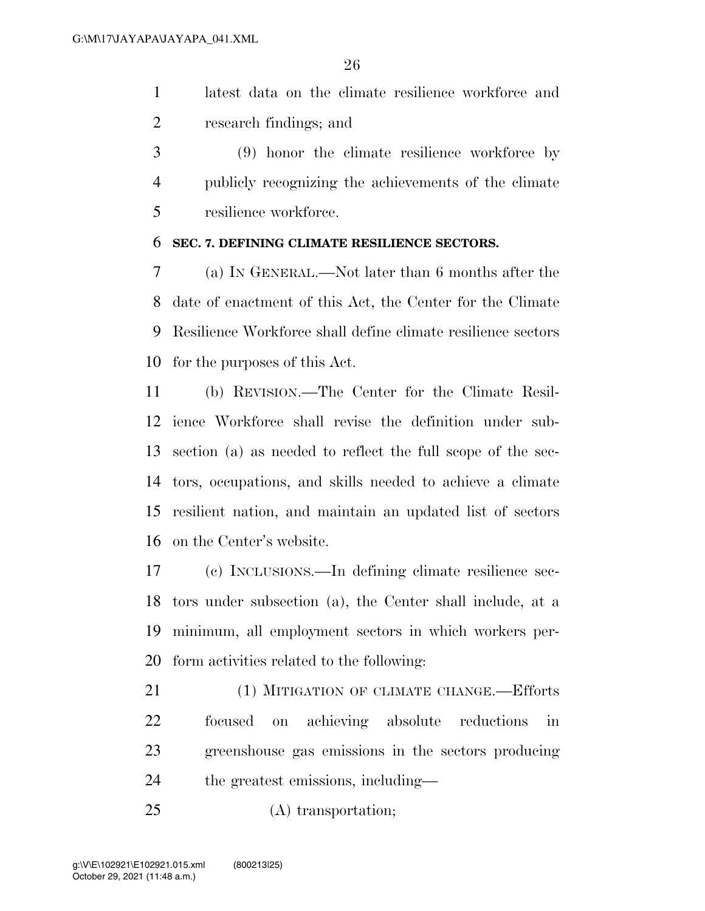latest data on the climate resilience workforce and research findings; and

(9) honor the climate resilience workforce by publicly recognizing the achievements of the climate resilience workforce.

**SEC. 7. DEFINING CLIMATE RESILIENCE SECTORS.**

(a) IN GENERAL.—Not later than 6 months after the date of enactment of this Act, the Center for the Climate Resilience Workforce shall define climate resilience sectors for the purposes of this Act.

(b) REVISION.—The Center for the Climate Resilience Workforce shall revise the definition under subsection (a) as needed to reflect the full scope of the sectors, occupations, and skills needed to achieve a climate resilient nation, and maintain an updated list of sectors on the Center's website.

(c) INCLUSIONS.—In defining climate resilience sectors under subsection (a), the Center shall include, at a minimum, all employment sectors in which workers perform activities related to the following:

(1) MITIGATION OF CLIMATE CHANGE.—Efforts focused on achieving absolute reductions in greenshouse gas emissions in the sectors producing the greatest emissions, including—

(A) transportation;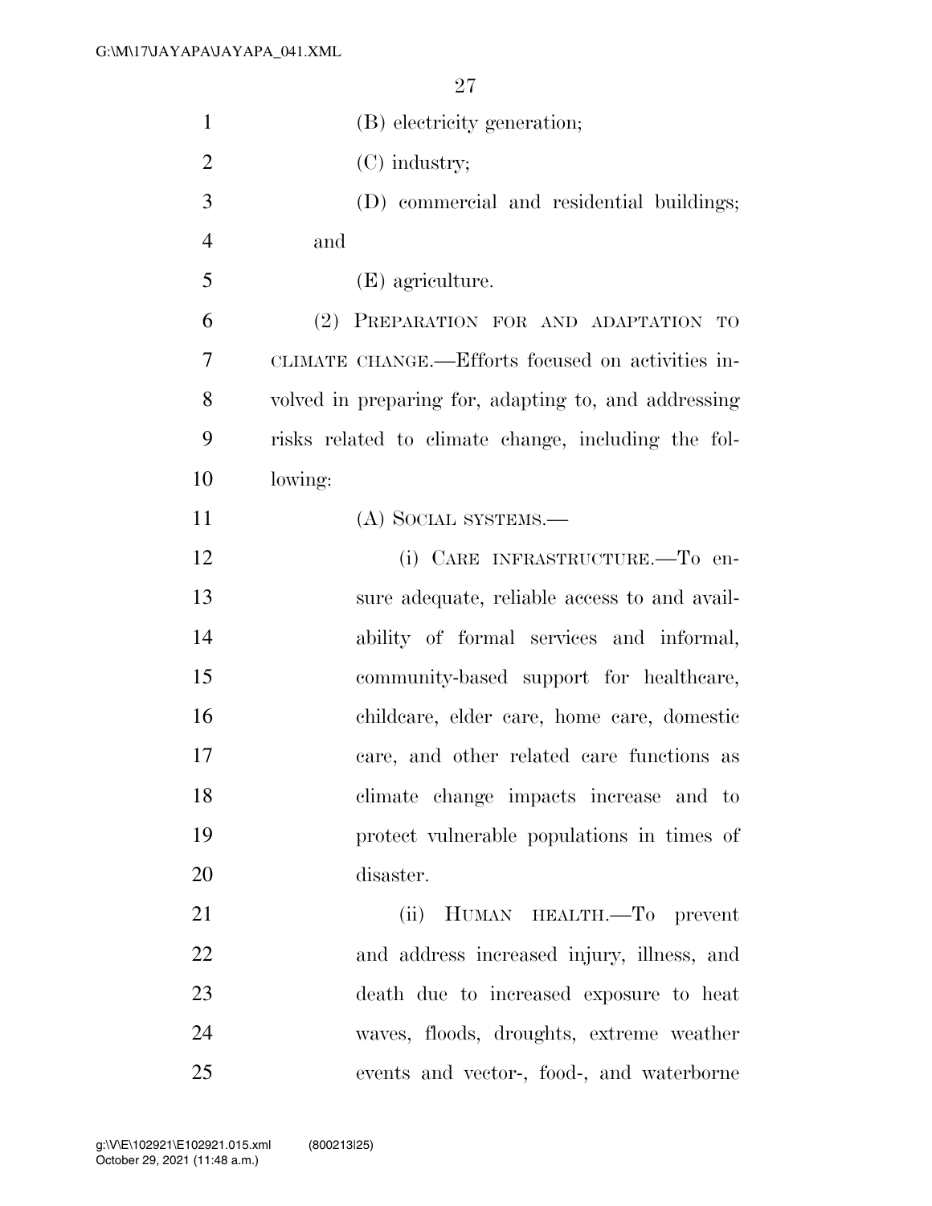(B) electricity generation;

(C) industry;

(D) commercial and residential buildings; and

(E) agriculture.

(2) PREPARATION FOR AND ADAPTATION TO CLIMATE CHANGE.—Efforts focused on activities involved in preparing for, adapting to, and addressing risks related to climate change, including the following:

(A) SOCIAL SYSTEMS.—

(i) CARE INFRASTRUCTURE.—To ensure adequate, reliable access to and availability of formal services and informal, community-based support for healthcare, childcare, elder care, home care, domestic care, and other related care functions as climate change impacts increase and to protect vulnerable populations in times of disaster.

(ii) HUMAN HEALTH.—To prevent and address increased injury, illness, and death due to increased exposure to heat waves, floods, droughts, extreme weather events and vector-, food-, and waterborne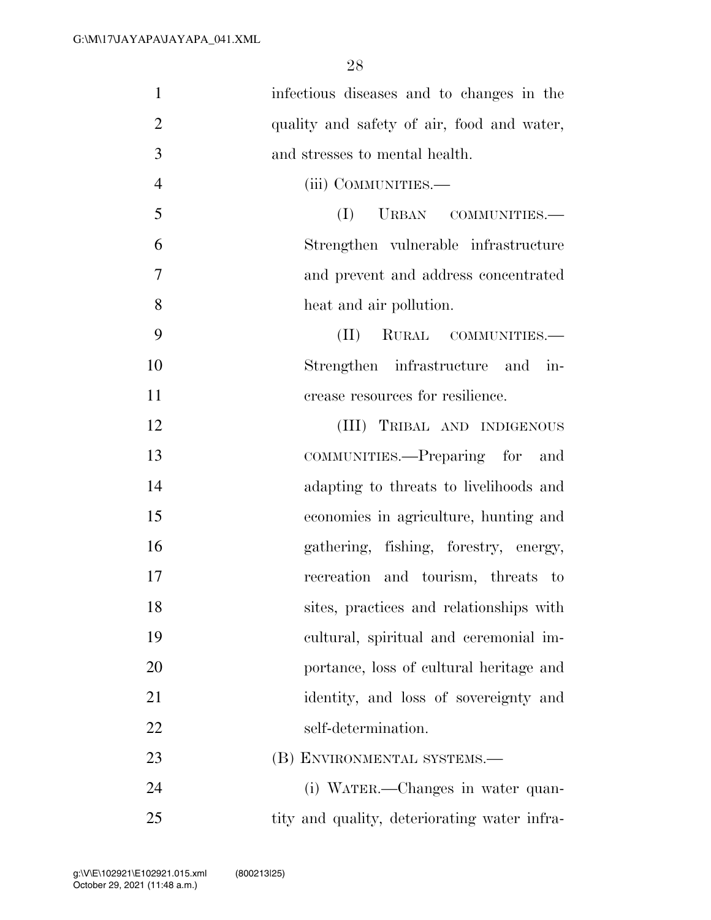infectious diseases and to changes in the quality and safety of air, food and water, and stresses to mental health.

(iii) COMMUNITIES.—

(I) URBAN COMMUNITIES.—Strengthen vulnerable infrastructure and prevent and address concentrated heat and air pollution.

(II) RURAL COMMUNITIES.—Strengthen infrastructure and increase resources for resilience.

(III) TRIBAL AND INDIGENOUS COMMUNITIES.—Preparing for and adapting to threats to livelihoods and economies in agriculture, hunting and gathering, fishing, forestry, energy, recreation and tourism, threats to sites, practices and relationships with cultural, spiritual and ceremonial importance, loss of cultural heritage and identity, and loss of sovereignty and self-determination.

(B) ENVIRONMENTAL SYSTEMS.—

(i) WATER.—Changes in water quantity and quality, deteriorating water infra-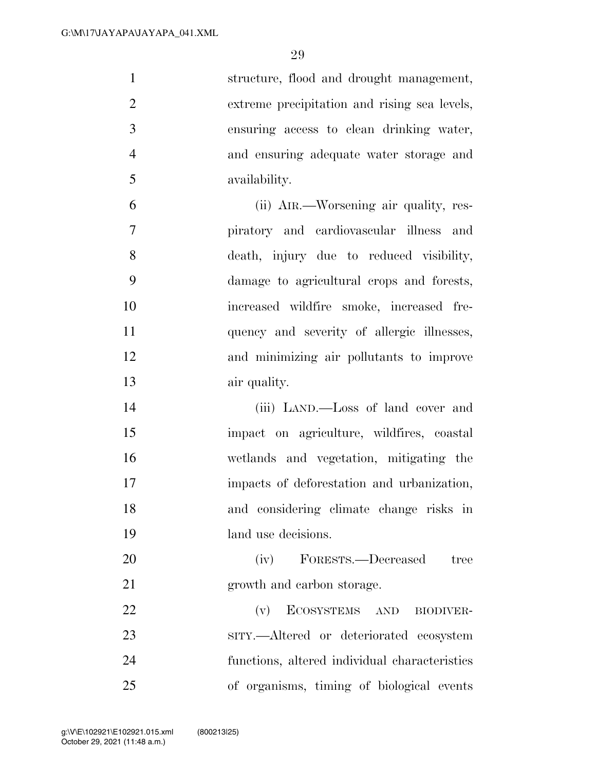structure, flood and drought management, extreme precipitation and rising sea levels, ensuring access to clean drinking water, and ensuring adequate water storage and availability.

(ii) AIR.—Worsening air quality, respiratory and cardiovascular illness and death, injury due to reduced visibility, damage to agricultural crops and forests, increased wildfire smoke, increased frequency and severity of allergic illnesses, and minimizing air pollutants to improve air quality.

(iii) LAND.—Loss of land cover and impact on agriculture, wildfires, coastal wetlands and vegetation, mitigating the impacts of deforestation and urbanization, and considering climate change risks in land use decisions.

(iv) FORESTS.—Decreased tree growth and carbon storage.

(v) ECOSYSTEMS AND BIODIVERSITY.—Altered or deteriorated ecosystem functions, altered individual characteristics of organisms, timing of biological events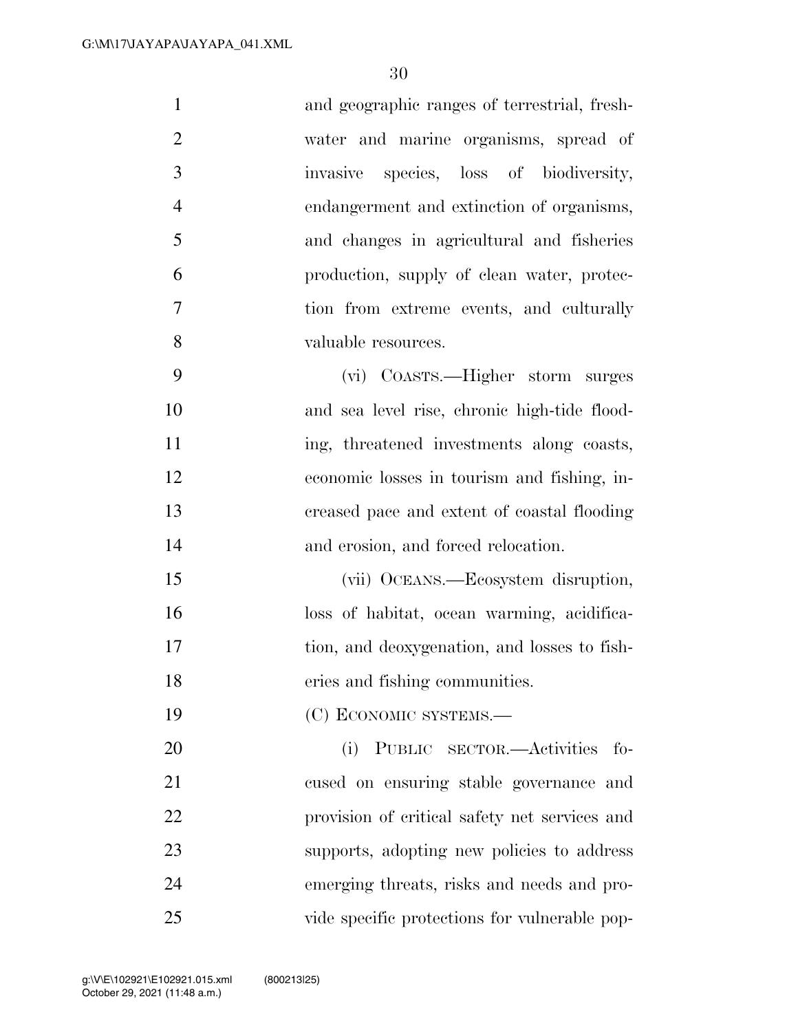and geographic ranges of terrestrial, freshwater and marine organisms, spread of invasive species, loss of biodiversity, endangerment and extinction of organisms, and changes in agricultural and fisheries production, supply of clean water, protection from extreme events, and culturally valuable resources.

(vi) COASTS.—Higher storm surges and sea level rise, chronic high-tide flooding, threatened investments along coasts, economic losses in tourism and fishing, increased pace and extent of coastal flooding and erosion, and forced relocation.

(vii) OCEANS.—Ecosystem disruption, loss of habitat, ocean warming, acidification, and deoxygenation, and losses to fisheries and fishing communities.

(C) ECONOMIC SYSTEMS.—

(i) PUBLIC SECTOR.—Activities focused on ensuring stable governance and provision of critical safety net services and supports, adopting new policies to address emerging threats, risks and needs and provide specific protections for vulnerable pop-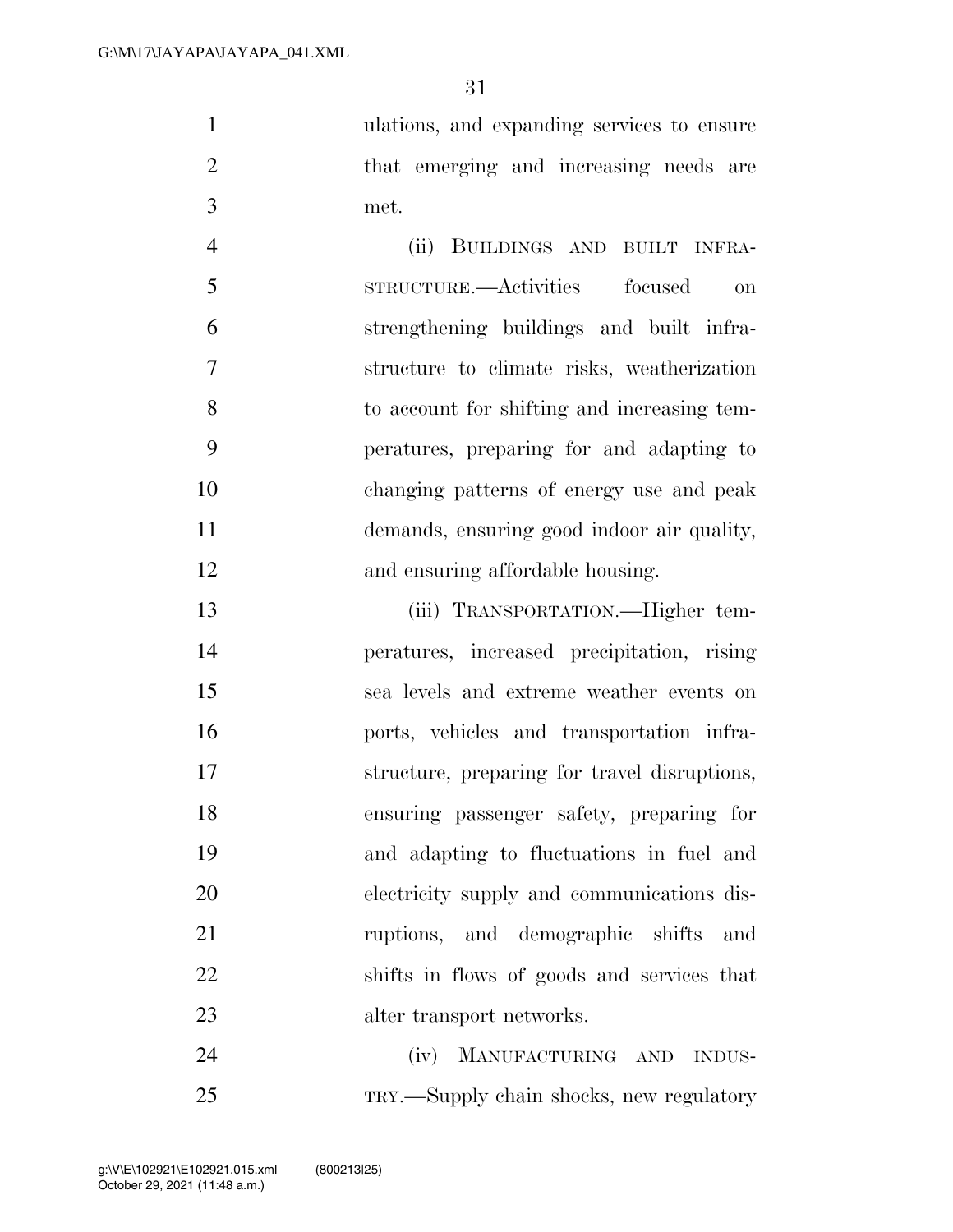ulations, and expanding services to ensure that emerging and increasing needs are met.

(ii) BUILDINGS AND BUILT INFRASTRUCTURE.—Activities focused on strengthening buildings and built infrastructure to climate risks, weatherization to account for shifting and increasing temperatures, preparing for and adapting to changing patterns of energy use and peak demands, ensuring good indoor air quality, and ensuring affordable housing.

(iii) TRANSPORTATION.—Higher temperatures, increased precipitation, rising sea levels and extreme weather events on ports, vehicles and transportation infrastructure, preparing for travel disruptions, ensuring passenger safety, preparing for and adapting to fluctuations in fuel and electricity supply and communications disruptions, and demographic shifts and shifts in flows of goods and services that alter transport networks.

(iv) MANUFACTURING AND INDUSTRY.—Supply chain shocks, new regulatory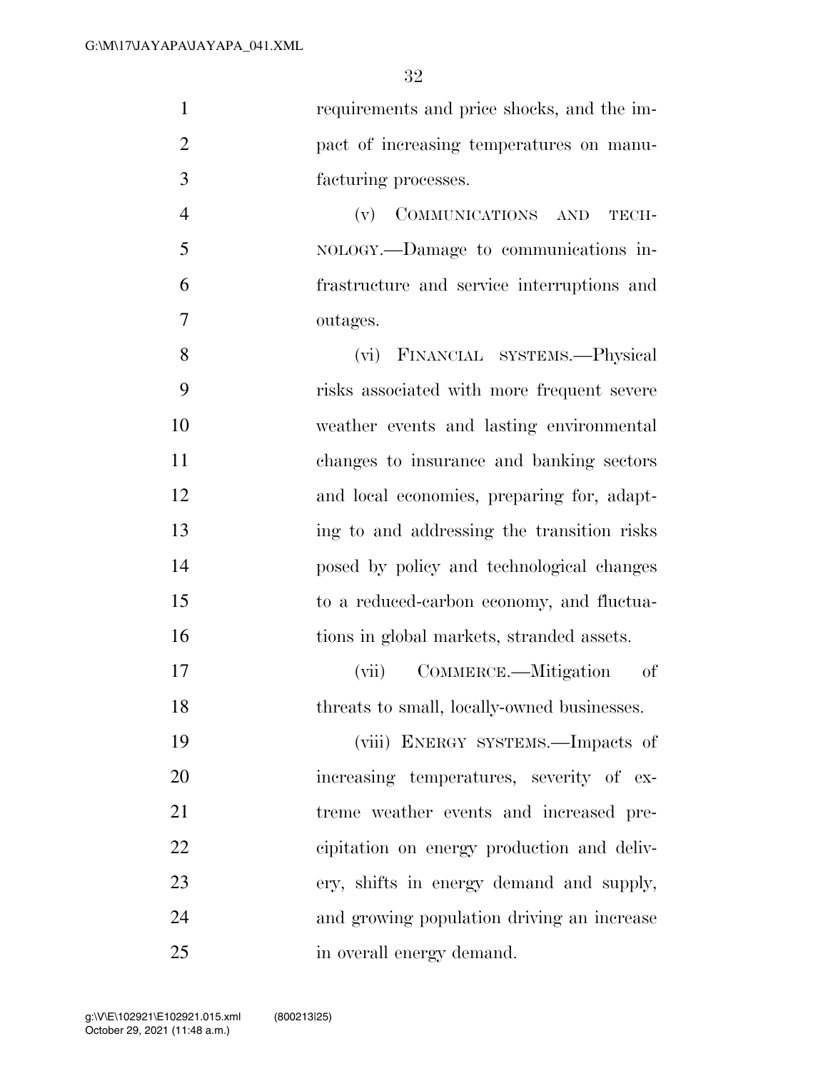requirements and price shocks, and the impact of increasing temperatures on manufacturing processes.

(v) COMMUNICATIONS AND TECHNOLOGY.—Damage to communications infrastructure and service interruptions and outages.

(vi) FINANCIAL SYSTEMS.—Physical risks associated with more frequent severe weather events and lasting environmental changes to insurance and banking sectors and local economies, preparing for, adapting to and addressing the transition risks posed by policy and technological changes to a reduced-carbon economy, and fluctuations in global markets, stranded assets.

(vii) COMMERCE.—Mitigation of threats to small, locally-owned businesses.

(viii) ENERGY SYSTEMS.—Impacts of increasing temperatures, severity of extreme weather events and increased precipitation on energy production and delivery, shifts in energy demand and supply, and growing population driving an increase in overall energy demand.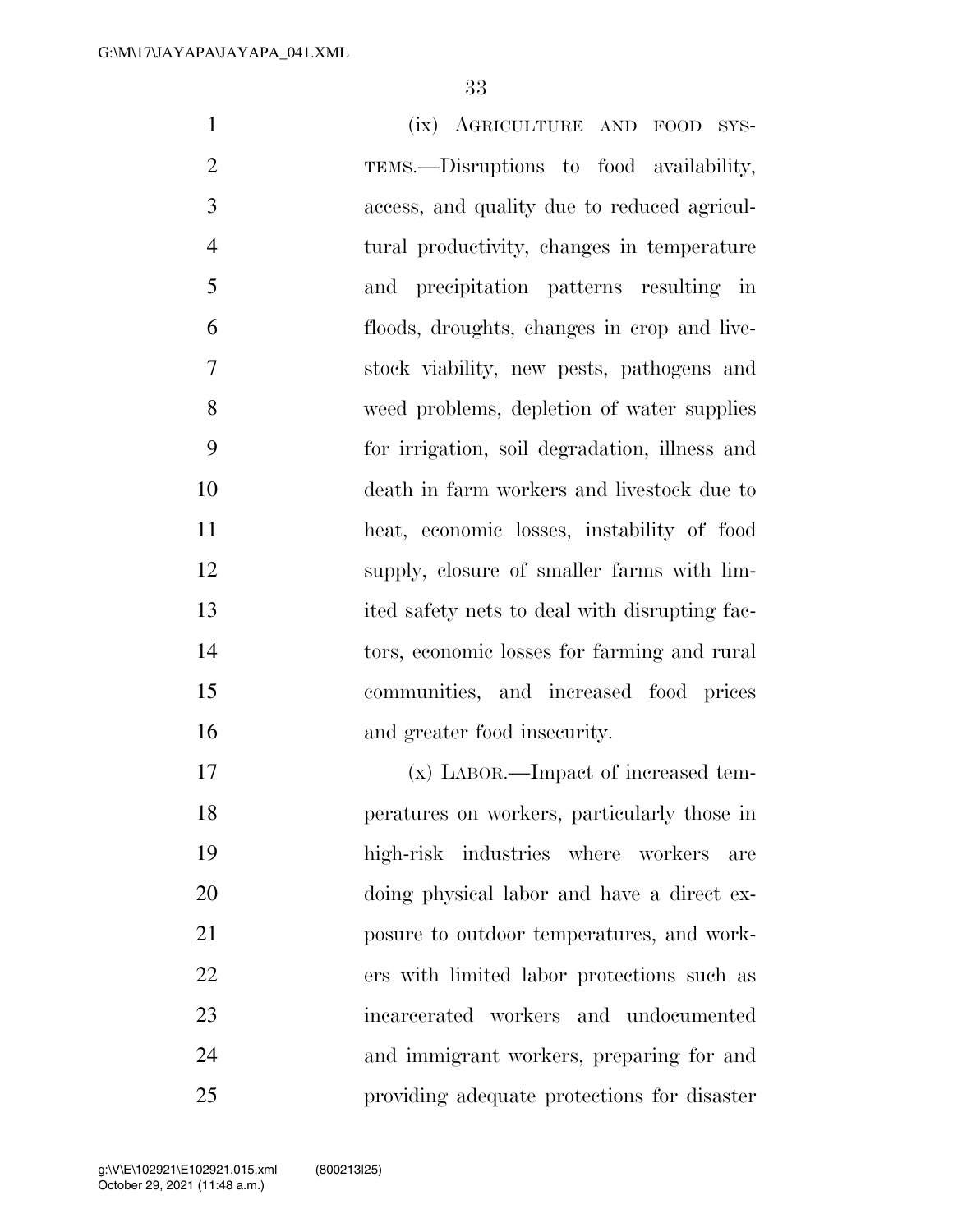(ix) AGRICULTURE AND FOOD SYSTEMS.—Disruptions to food availability, access, and quality due to reduced agricultural productivity, changes in temperature and precipitation patterns resulting in floods, droughts, changes in crop and livestock viability, new pests, pathogens and weed problems, depletion of water supplies for irrigation, soil degradation, illness and death in farm workers and livestock due to heat, economic losses, instability of food supply, closure of smaller farms with limited safety nets to deal with disrupting factors, economic losses for farming and rural communities, and increased food prices and greater food insecurity.

(x) LABOR.—Impact of increased temperatures on workers, particularly those in high-risk industries where workers are doing physical labor and have a direct exposure to outdoor temperatures, and workers with limited labor protections such as incarcerated workers and undocumented and immigrant workers, preparing for and providing adequate protections for disaster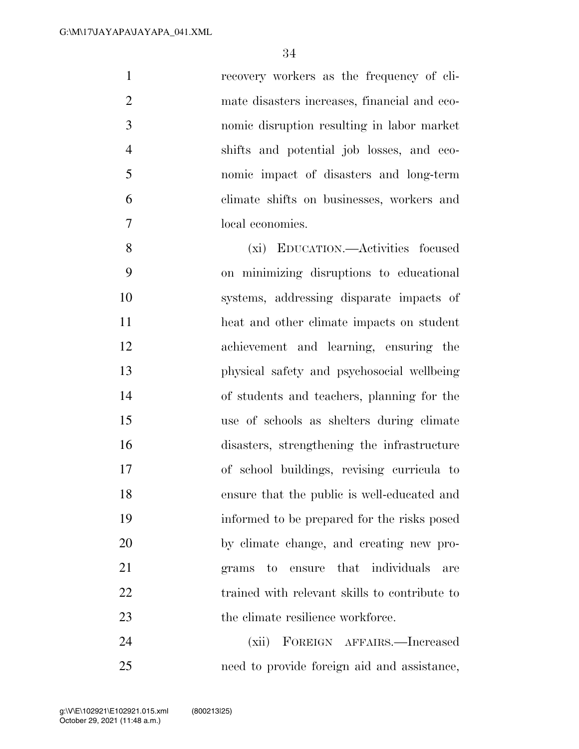recovery workers as the frequency of climate disasters increases, financial and economic disruption resulting in labor market shifts and potential job losses, and economic impact of disasters and long-term climate shifts on businesses, workers and local economies.

(xi) EDUCATION.—Activities focused on minimizing disruptions to educational systems, addressing disparate impacts of heat and other climate impacts on student achievement and learning, ensuring the physical safety and psychosocial wellbeing of students and teachers, planning for the use of schools as shelters during climate disasters, strengthening the infrastructure of school buildings, revising curricula to ensure that the public is well-educated and informed to be prepared for the risks posed by climate change, and creating new programs to ensure that individuals are trained with relevant skills to contribute to the climate resilience workforce.

(xii) FOREIGN AFFAIRS.—Increased need to provide foreign aid and assistance,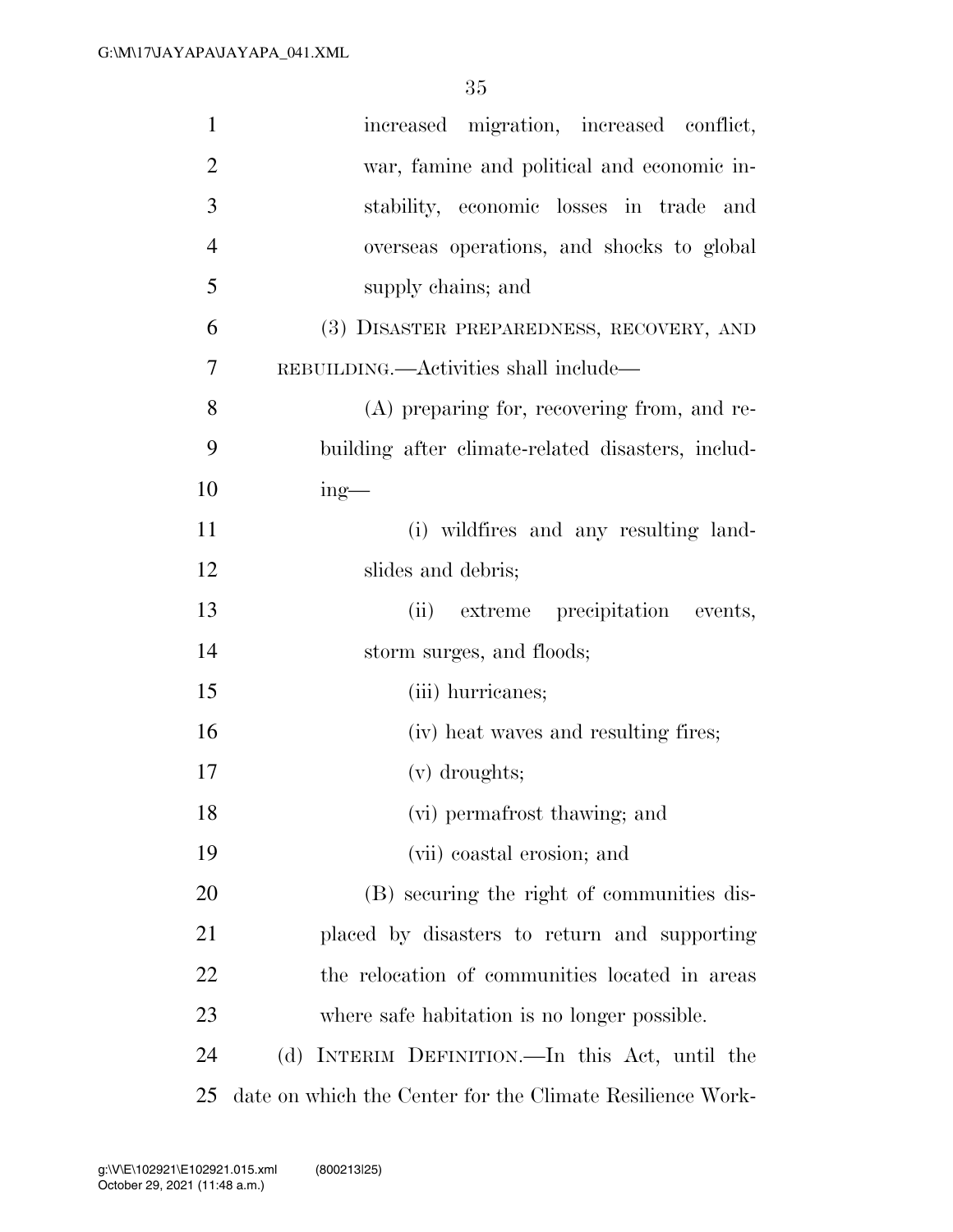increased migration, increased conflict, war, famine and political and economic instability, economic losses in trade and overseas operations, and shocks to global supply chains; and

(3) DISASTER PREPAREDNESS, RECOVERY, AND REBUILDING.—Activities shall include—

(A) preparing for, recovering from, and rebuilding after climate-related disasters, including—

(i) wildfires and any resulting landslides and debris;

(ii) extreme precipitation events, storm surges, and floods;

(iii) hurricanes;

(iv) heat waves and resulting fires;

(v) droughts;

(vi) permafrost thawing; and

(vii) coastal erosion; and

(B) securing the right of communities displaced by disasters to return and supporting the relocation of communities located in areas where safe habitation is no longer possible.

(d) INTERIM DEFINITION.—In this Act, until the date on which the Center for the Climate Resilience Work-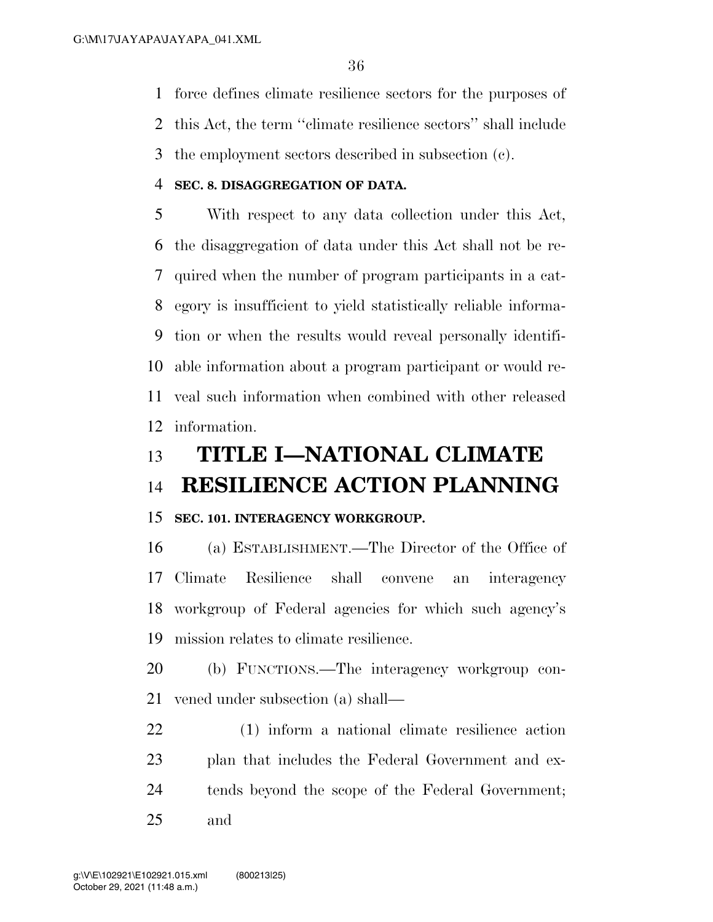force defines climate resilience sectors for the purposes of this Act, the term ''climate resilience sectors'' shall include the employment sectors described in subsection (c).

**SEC. 8. DISAGGREGATION OF DATA.**

With respect to any data collection under this Act, the disaggregation of data under this Act shall not be required when the number of program participants in a category is insufficient to yield statistically reliable information or when the results would reveal personally identifiable information about a program participant or would reveal such information when combined with other released information.

# TITLE I—NATIONAL CLIMATE RESILIENCE ACTION PLANNING

**SEC. 101. INTERAGENCY WORKGROUP.**

(a) ESTABLISHMENT.—The Director of the Office of Climate Resilience shall convene an interagency workgroup of Federal agencies for which such agency's mission relates to climate resilience.

(b) FUNCTIONS.—The interagency workgroup convened under subsection (a) shall—

(1) inform a national climate resilience action plan that includes the Federal Government and extends beyond the scope of the Federal Government; and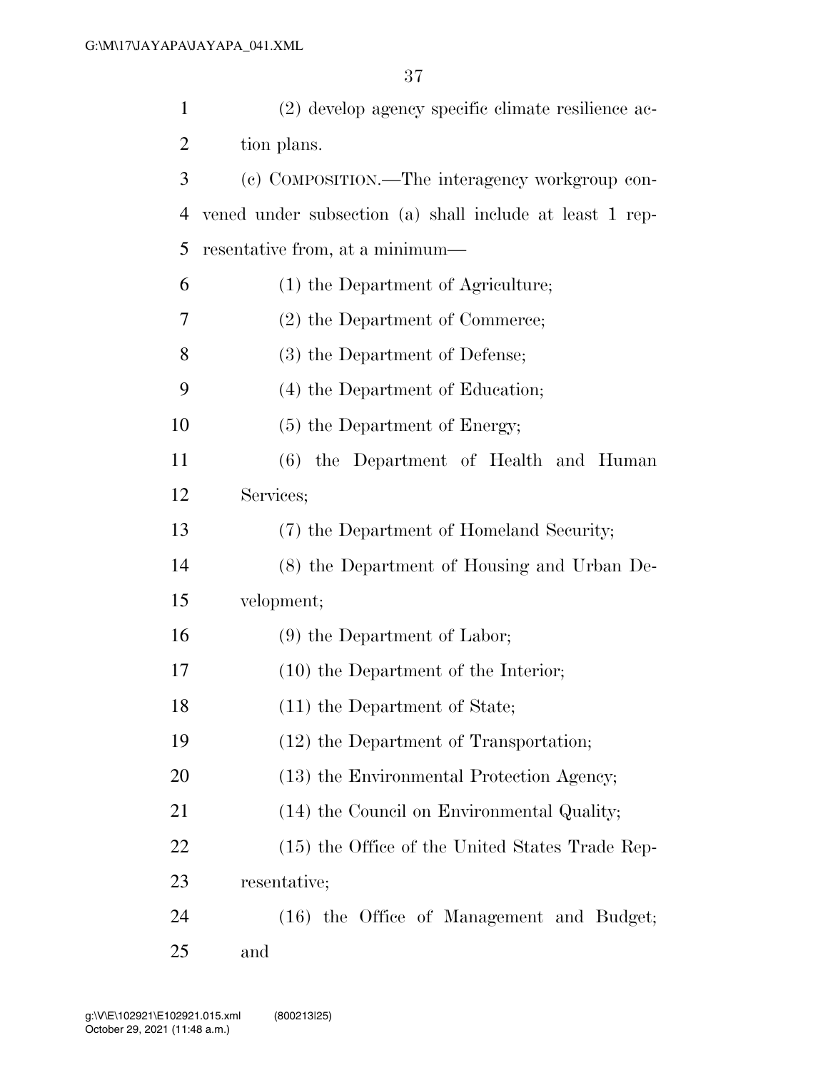(2) develop agency specific climate resilience action plans.

(c) COMPOSITION.—The interagency workgroup convened under subsection (a) shall include at least 1 representative from, at a minimum—

(1) the Department of Agriculture;

(2) the Department of Commerce;

(3) the Department of Defense;

(4) the Department of Education;

(5) the Department of Energy;

(6) the Department of Health and Human Services;

(7) the Department of Homeland Security;

(8) the Department of Housing and Urban Development;

(9) the Department of Labor;

(10) the Department of the Interior;

(11) the Department of State;

(12) the Department of Transportation;

(13) the Environmental Protection Agency;

(14) the Council on Environmental Quality;

(15) the Office of the United States Trade Representative;

(16) the Office of Management and Budget; and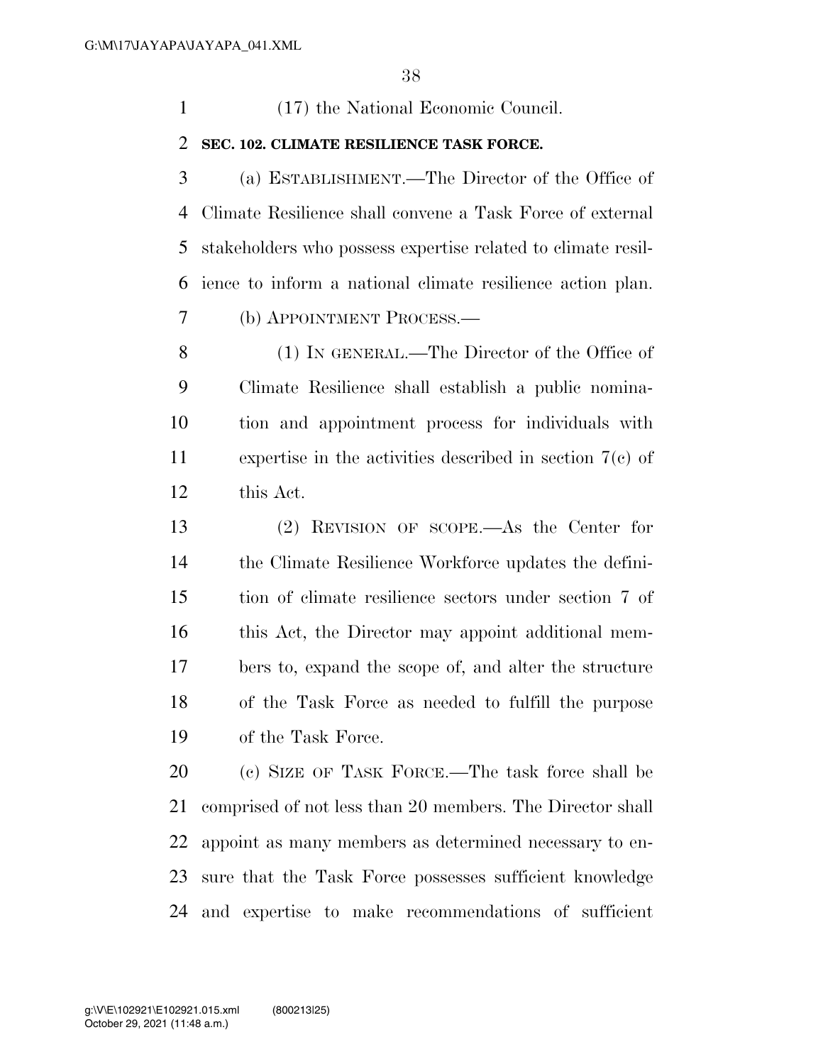(17) the National Economic Council.

**SEC. 102. CLIMATE RESILIENCE TASK FORCE.**

(a) ESTABLISHMENT.—The Director of the Office of Climate Resilience shall convene a Task Force of external stakeholders who possess expertise related to climate resilience to inform a national climate resilience action plan.

(b) APPOINTMENT PROCESS.—

(1) IN GENERAL.—The Director of the Office of Climate Resilience shall establish a public nomination and appointment process for individuals with expertise in the activities described in section 7(c) of this Act.

(2) REVISION OF SCOPE.—As the Center for the Climate Resilience Workforce updates the definition of climate resilience sectors under section 7 of this Act, the Director may appoint additional members to, expand the scope of, and alter the structure of the Task Force as needed to fulfill the purpose of the Task Force.

(c) SIZE OF TASK FORCE.—The task force shall be comprised of not less than 20 members. The Director shall appoint as many members as determined necessary to ensure that the Task Force possesses sufficient knowledge and expertise to make recommendations of sufficient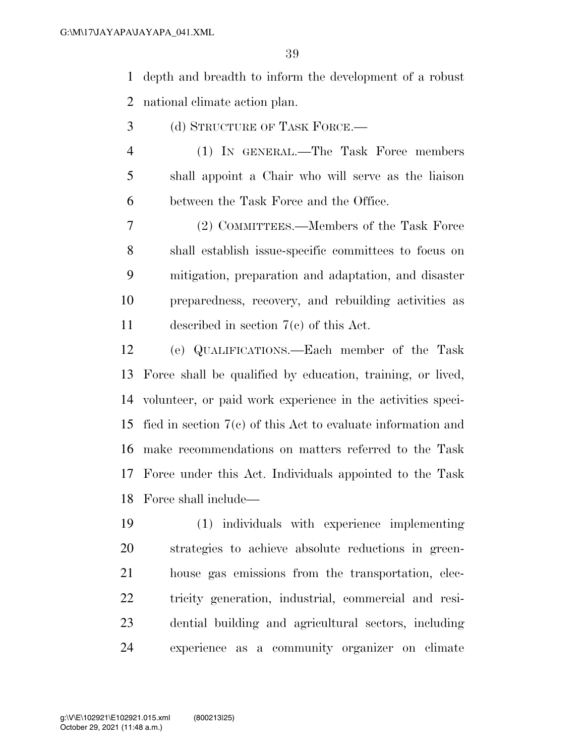depth and breadth to inform the development of a robust national climate action plan.

(d) STRUCTURE OF TASK FORCE.—

(1) IN GENERAL.—The Task Force members shall appoint a Chair who will serve as the liaison between the Task Force and the Office.

(2) COMMITTEES.—Members of the Task Force shall establish issue-specific committees to focus on mitigation, preparation and adaptation, and disaster preparedness, recovery, and rebuilding activities as described in section 7(c) of this Act.

(e) QUALIFICATIONS.—Each member of the Task Force shall be qualified by education, training, or lived, volunteer, or paid work experience in the activities specified in section 7(c) of this Act to evaluate information and make recommendations on matters referred to the Task Force under this Act. Individuals appointed to the Task Force shall include—

(1) individuals with experience implementing strategies to achieve absolute reductions in greenhouse gas emissions from the transportation, electricity generation, industrial, commercial and residential building and agricultural sectors, including experience as a community organizer on climate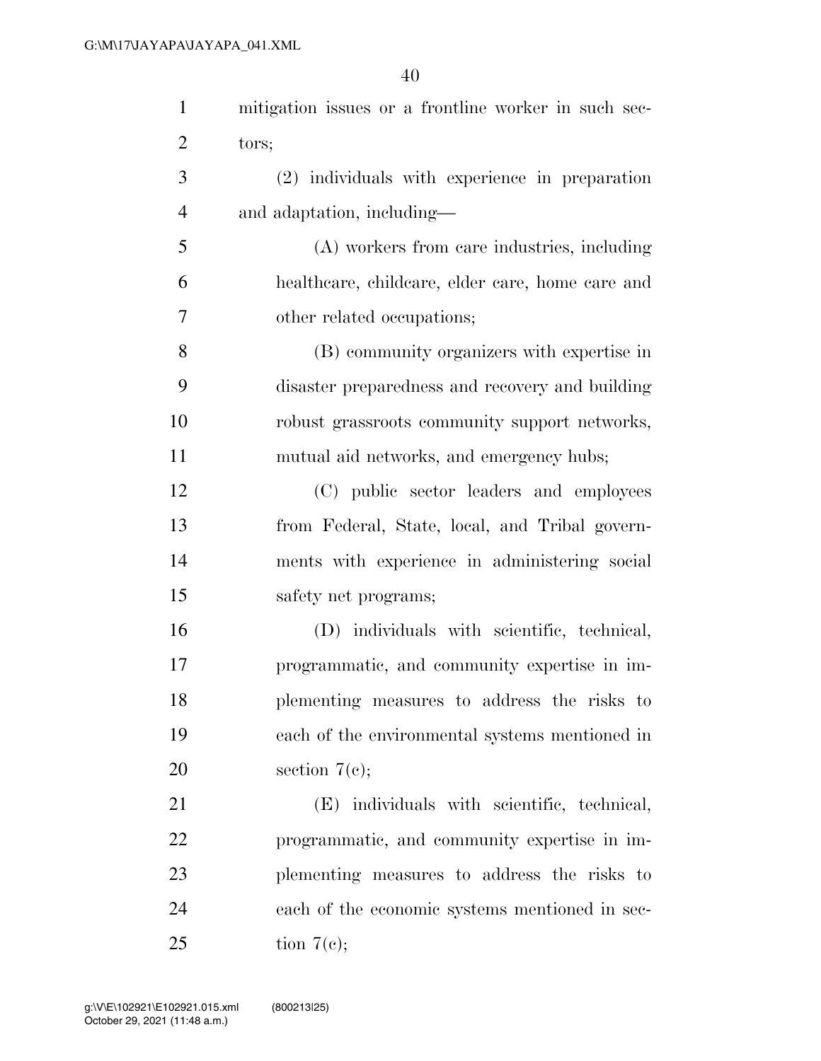mitigation issues or a frontline worker in such sectors;

(2) individuals with experience in preparation and adaptation, including—

(A) workers from care industries, including healthcare, childcare, elder care, home care and other related occupations;

(B) community organizers with expertise in disaster preparedness and recovery and building robust grassroots community support networks, mutual aid networks, and emergency hubs;

(C) public sector leaders and employees from Federal, State, local, and Tribal governments with experience in administering social safety net programs;

(D) individuals with scientific, technical, programmatic, and community expertise in implementing measures to address the risks to each of the environmental systems mentioned in section 7(c);

(E) individuals with scientific, technical, programmatic, and community expertise in implementing measures to address the risks to each of the economic systems mentioned in section 7(c);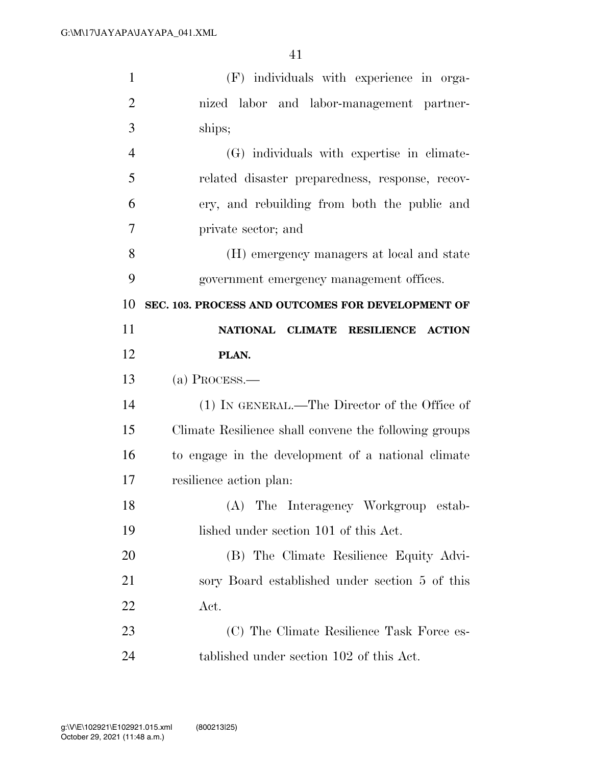(F) individuals with experience in organized labor and labor-management partnerships;

(G) individuals with expertise in climate-related disaster preparedness, response, recovery, and rebuilding from both the public and private sector; and

(H) emergency managers at local and state government emergency management offices.

**SEC. 103. PROCESS AND OUTCOMES FOR DEVELOPMENT OF NATIONAL CLIMATE RESILIENCE ACTION PLAN.**

(a) PROCESS.—

(1) IN GENERAL.—The Director of the Office of Climate Resilience shall convene the following groups to engage in the development of a national climate resilience action plan:

(A) The Interagency Workgroup established under section 101 of this Act.

(B) The Climate Resilience Equity Advisory Board established under section 5 of this Act.

(C) The Climate Resilience Task Force established under section 102 of this Act.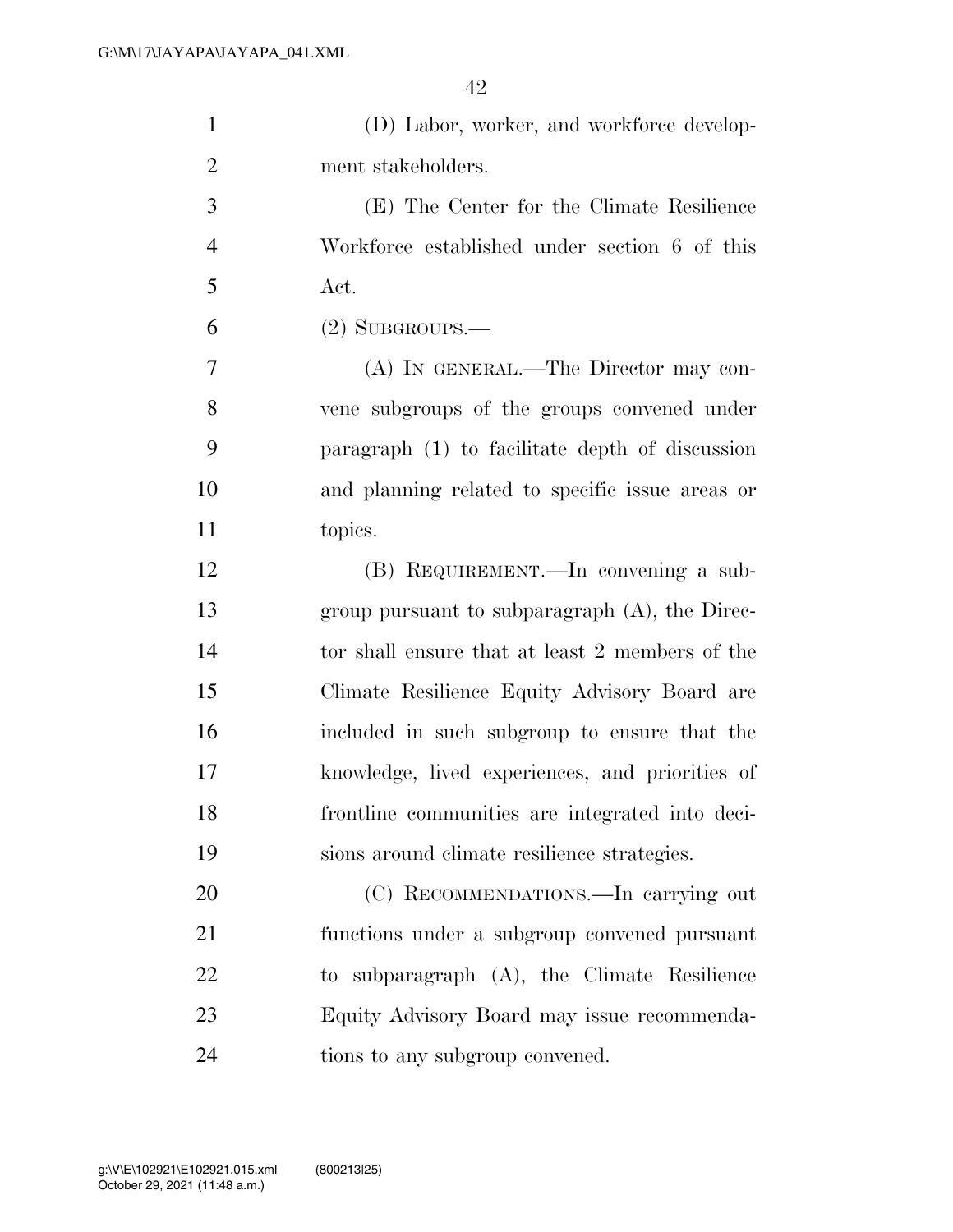(D) Labor, worker, and workforce development stakeholders.

(E) The Center for the Climate Resilience Workforce established under section 6 of this Act.

(2) SUBGROUPS.—

(A) IN GENERAL.—The Director may convene subgroups of the groups convened under paragraph (1) to facilitate depth of discussion and planning related to specific issue areas or topics.

(B) REQUIREMENT.—In convening a subgroup pursuant to subparagraph (A), the Director shall ensure that at least 2 members of the Climate Resilience Equity Advisory Board are included in such subgroup to ensure that the knowledge, lived experiences, and priorities of frontline communities are integrated into decisions around climate resilience strategies.

(C) RECOMMENDATIONS.—In carrying out functions under a subgroup convened pursuant to subparagraph (A), the Climate Resilience Equity Advisory Board may issue recommendations to any subgroup convened.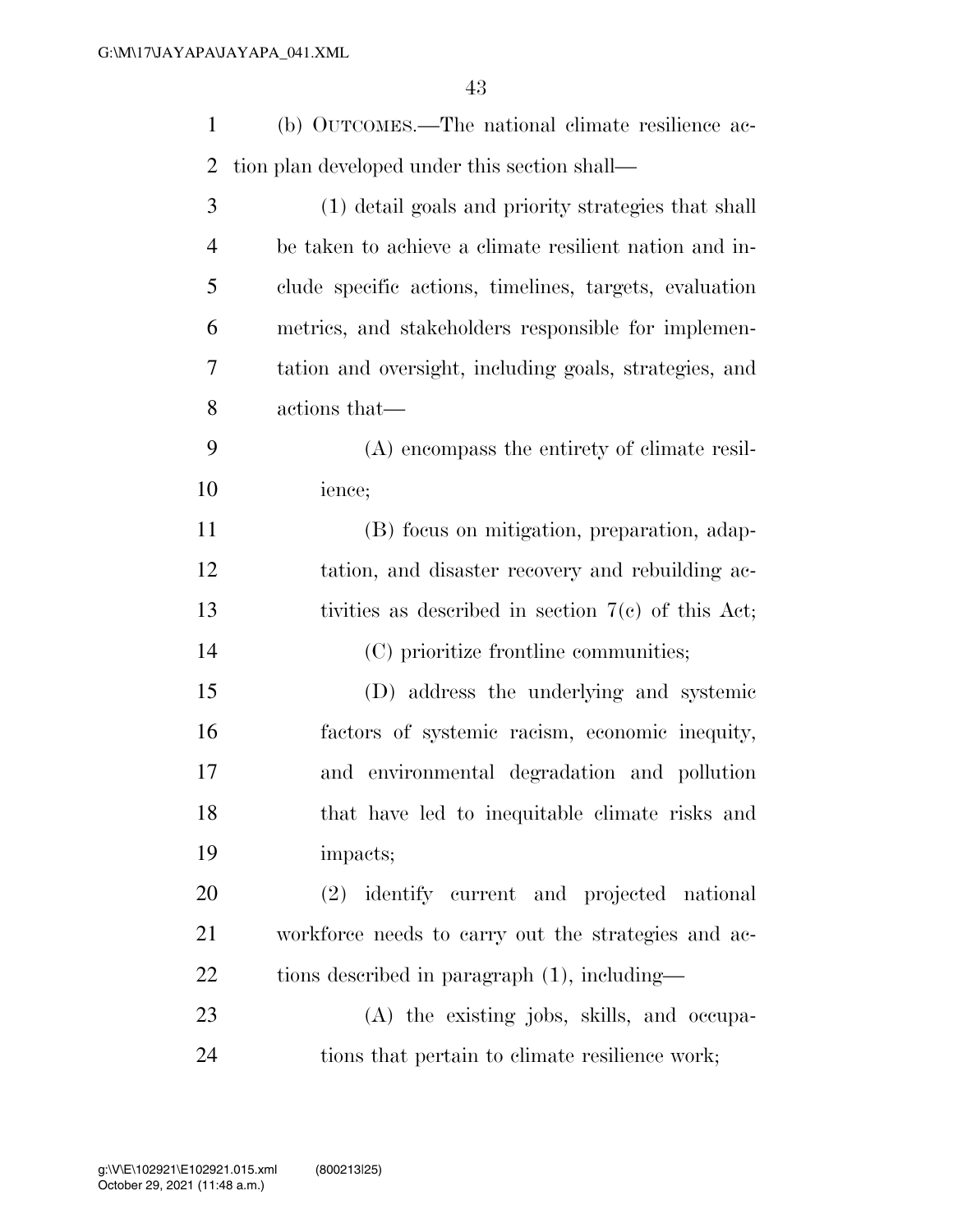(b) OUTCOMES.—The national climate resilience action plan developed under this section shall—

(1) detail goals and priority strategies that shall be taken to achieve a climate resilient nation and include specific actions, timelines, targets, evaluation metrics, and stakeholders responsible for implementation and oversight, including goals, strategies, and actions that—

(A) encompass the entirety of climate resilience;

(B) focus on mitigation, preparation, adaptation, and disaster recovery and rebuilding activities as described in section 7(c) of this Act;

(C) prioritize frontline communities;

(D) address the underlying and systemic factors of systemic racism, economic inequity, and environmental degradation and pollution that have led to inequitable climate risks and impacts;

(2) identify current and projected national workforce needs to carry out the strategies and actions described in paragraph (1), including—

(A) the existing jobs, skills, and occupations that pertain to climate resilience work;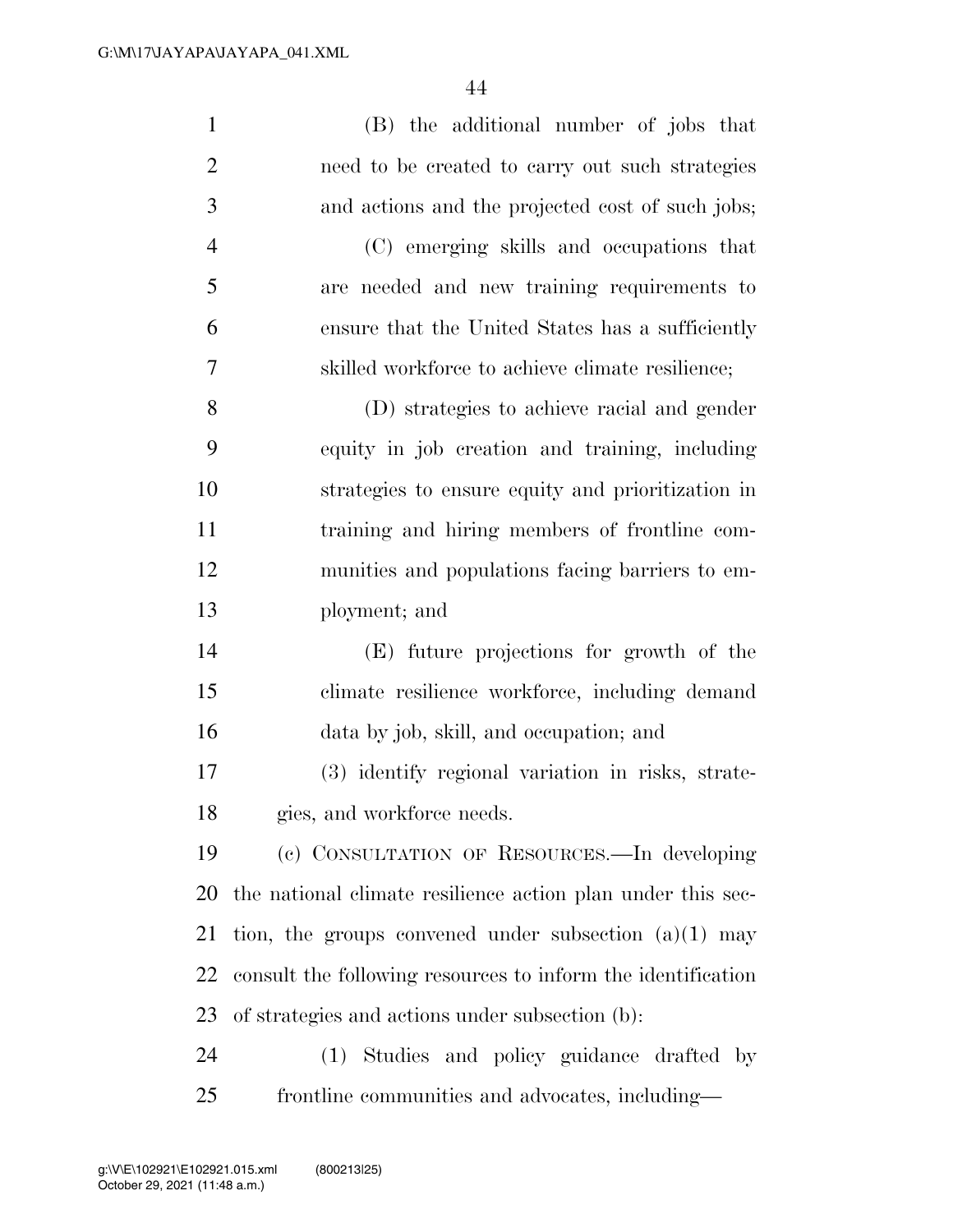(B) the additional number of jobs that need to be created to carry out such strategies and actions and the projected cost of such jobs;

(C) emerging skills and occupations that are needed and new training requirements to ensure that the United States has a sufficiently skilled workforce to achieve climate resilience;

(D) strategies to achieve racial and gender equity in job creation and training, including strategies to ensure equity and prioritization in training and hiring members of frontline communities and populations facing barriers to employment; and

(E) future projections for growth of the climate resilience workforce, including demand data by job, skill, and occupation; and

(3) identify regional variation in risks, strategies, and workforce needs.

(c) CONSULTATION OF RESOURCES.—In developing the national climate resilience action plan under this section, the groups convened under subsection (a)(1) may consult the following resources to inform the identification of strategies and actions under subsection (b):

(1) Studies and policy guidance drafted by frontline communities and advocates, including—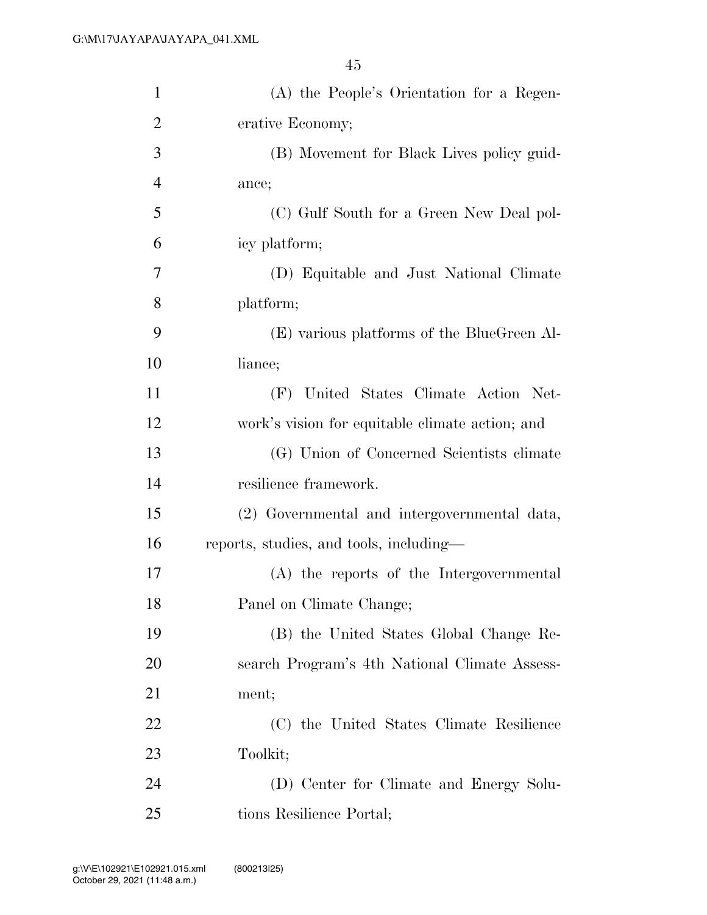(A) the People's Orientation for a Regenerative Economy;

(B) Movement for Black Lives policy guidance;

(C) Gulf South for a Green New Deal policy platform;

(D) Equitable and Just National Climate platform;

(E) various platforms of the BlueGreen Alliance;

(F) United States Climate Action Network's vision for equitable climate action; and

(G) Union of Concerned Scientists climate resilience framework.

(2) Governmental and intergovernmental data, reports, studies, and tools, including—

(A) the reports of the Intergovernmental Panel on Climate Change;

(B) the United States Global Change Research Program's 4th National Climate Assessment;

(C) the United States Climate Resilience Toolkit;

(D) Center for Climate and Energy Solutions Resilience Portal;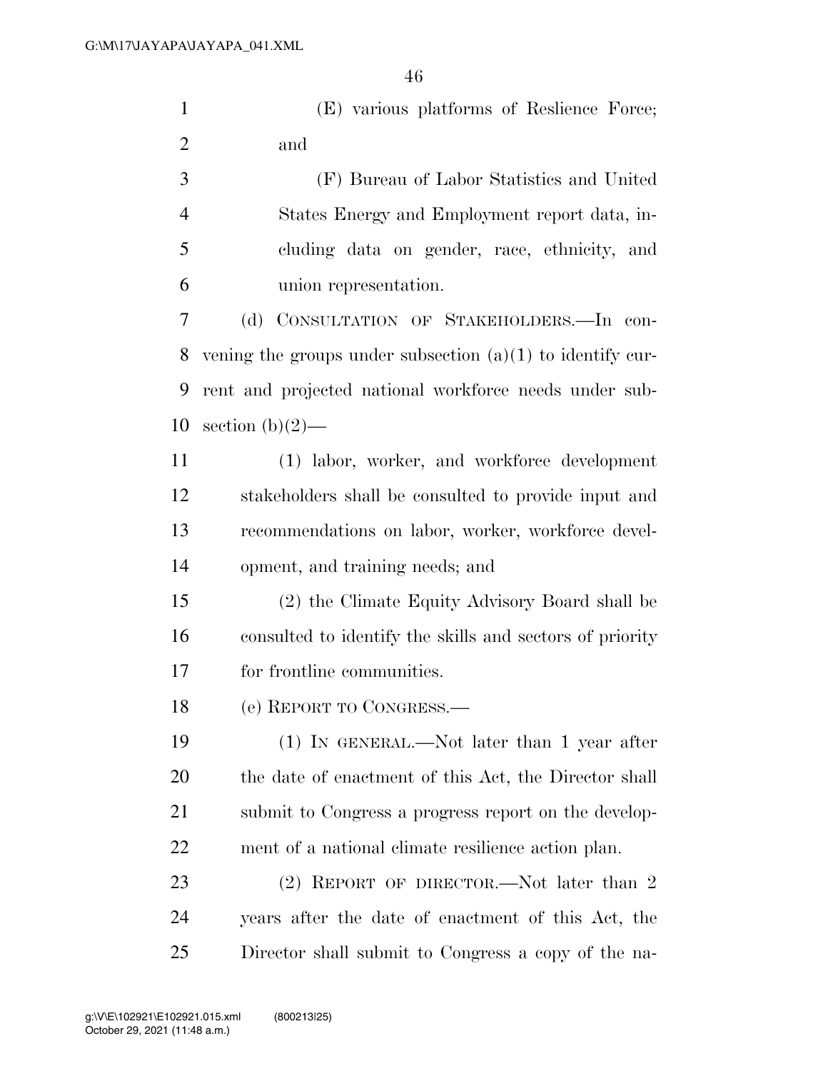(E) various platforms of Reslience Force; and

(F) Bureau of Labor Statistics and United States Energy and Employment report data, including data on gender, race, ethnicity, and union representation.

(d) CONSULTATION OF STAKEHOLDERS.—In convening the groups under subsection (a)(1) to identify current and projected national workforce needs under subsection (b)(2)—

(1) labor, worker, and workforce development stakeholders shall be consulted to provide input and recommendations on labor, worker, workforce development, and training needs; and

(2) the Climate Equity Advisory Board shall be consulted to identify the skills and sectors of priority for frontline communities.

(e) REPORT TO CONGRESS.—

(1) IN GENERAL.—Not later than 1 year after the date of enactment of this Act, the Director shall submit to Congress a progress report on the development of a national climate resilience action plan.

(2) REPORT OF DIRECTOR.—Not later than 2 years after the date of enactment of this Act, the Director shall submit to Congress a copy of the na-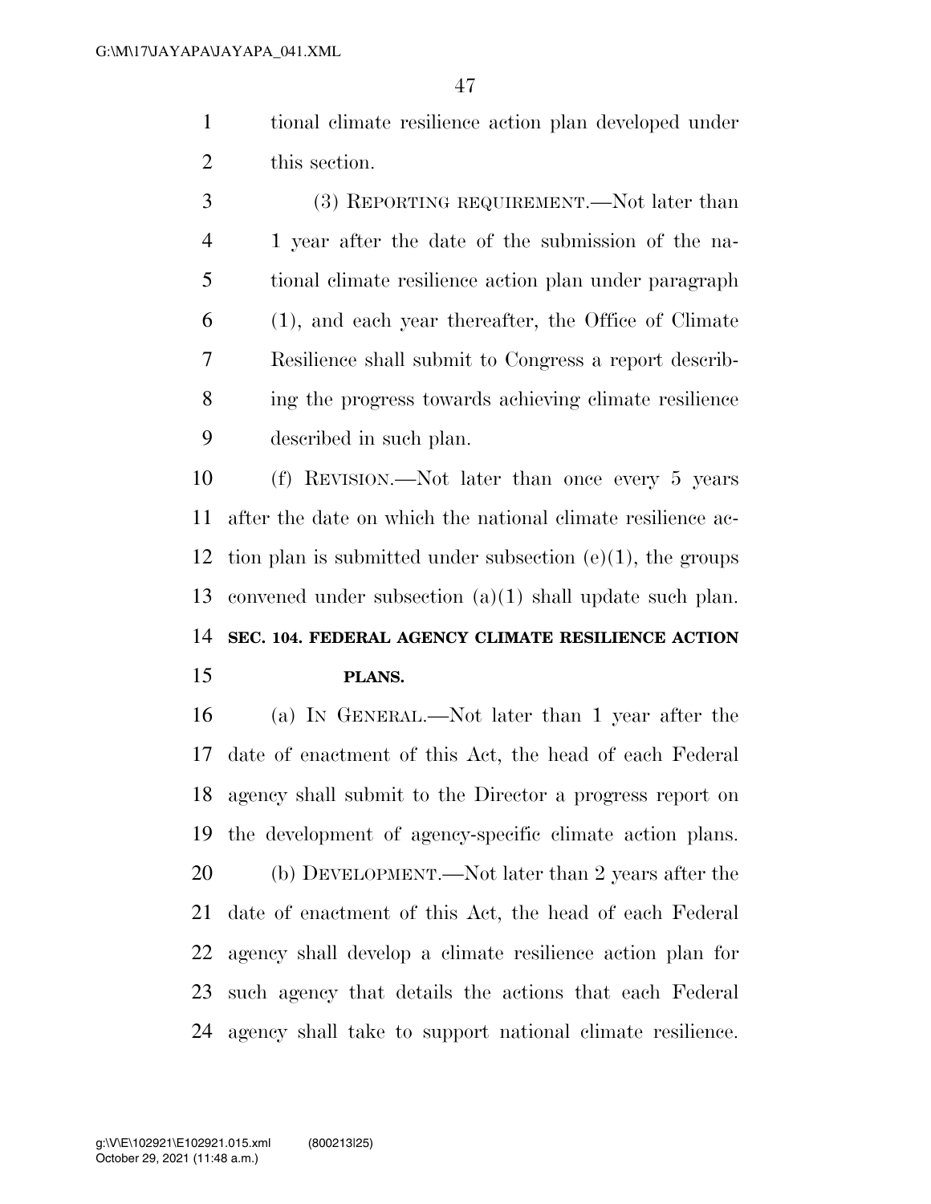tional climate resilience action plan developed under this section.

(3) REPORTING REQUIREMENT.—Not later than 1 year after the date of the submission of the national climate resilience action plan under paragraph (1), and each year thereafter, the Office of Climate Resilience shall submit to Congress a report describing the progress towards achieving climate resilience described in such plan.

(f) REVISION.—Not later than once every 5 years after the date on which the national climate resilience action plan is submitted under subsection (e)(1), the groups convened under subsection (a)(1) shall update such plan.

**SEC. 104. FEDERAL AGENCY CLIMATE RESILIENCE ACTION PLANS.**

(a) IN GENERAL.—Not later than 1 year after the date of enactment of this Act, the head of each Federal agency shall submit to the Director a progress report on the development of agency-specific climate action plans.

(b) DEVELOPMENT.—Not later than 2 years after the date of enactment of this Act, the head of each Federal agency shall develop a climate resilience action plan for such agency that details the actions that each Federal agency shall take to support national climate resilience.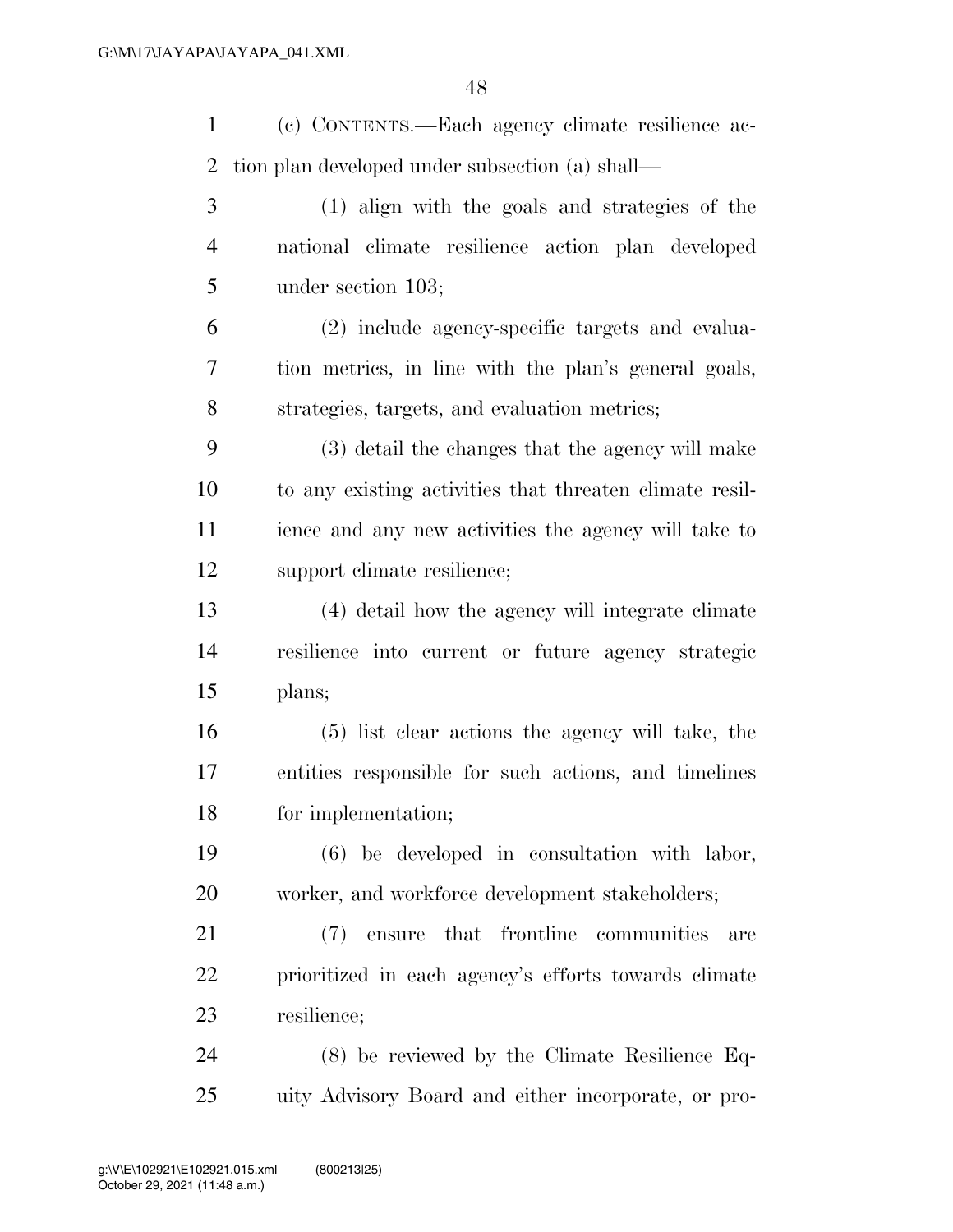(c) CONTENTS.—Each agency climate resilience action plan developed under subsection (a) shall—

(1) align with the goals and strategies of the national climate resilience action plan developed under section 103;

(2) include agency-specific targets and evaluation metrics, in line with the plan's general goals, strategies, targets, and evaluation metrics;

(3) detail the changes that the agency will make to any existing activities that threaten climate resilience and any new activities the agency will take to support climate resilience;

(4) detail how the agency will integrate climate resilience into current or future agency strategic plans;

(5) list clear actions the agency will take, the entities responsible for such actions, and timelines for implementation;

(6) be developed in consultation with labor, worker, and workforce development stakeholders;

(7) ensure that frontline communities are prioritized in each agency's efforts towards climate resilience;

(8) be reviewed by the Climate Resilience Equity Advisory Board and either incorporate, or pro-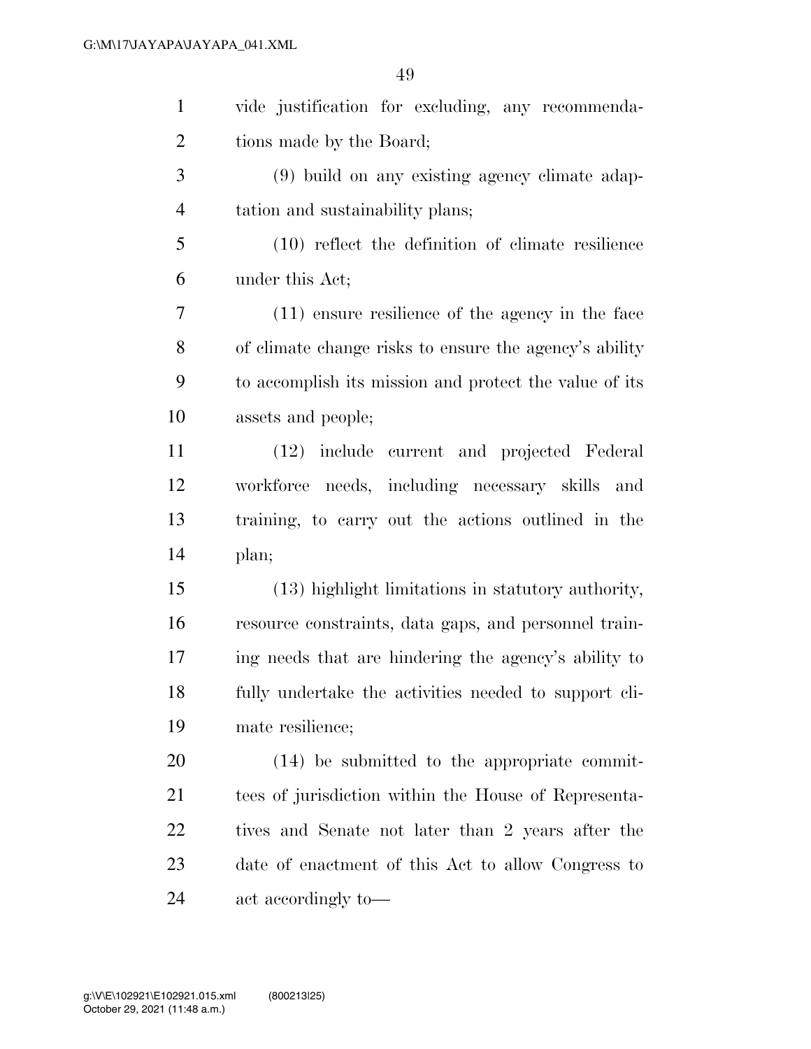vide justification for excluding, any recommendations made by the Board;

(9) build on any existing agency climate adaptation and sustainability plans;

(10) reflect the definition of climate resilience under this Act;

(11) ensure resilience of the agency in the face of climate change risks to ensure the agency's ability to accomplish its mission and protect the value of its assets and people;

(12) include current and projected Federal workforce needs, including necessary skills and training, to carry out the actions outlined in the plan;

(13) highlight limitations in statutory authority, resource constraints, data gaps, and personnel training needs that are hindering the agency's ability to fully undertake the activities needed to support climate resilience;

(14) be submitted to the appropriate committees of jurisdiction within the House of Representatives and Senate not later than 2 years after the date of enactment of this Act to allow Congress to act accordingly to—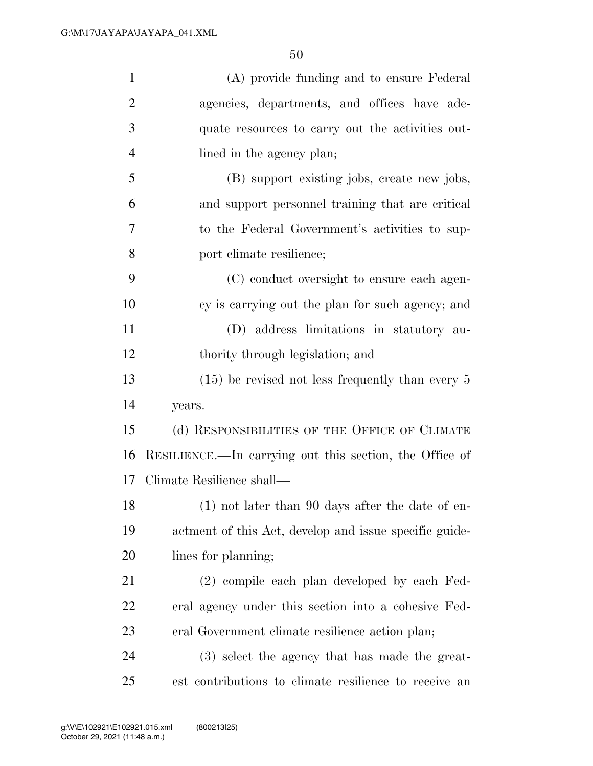(A) provide funding and to ensure Federal agencies, departments, and offices have adequate resources to carry out the activities outlined in the agency plan;

(B) support existing jobs, create new jobs, and support personnel training that are critical to the Federal Government's activities to support climate resilience;

(C) conduct oversight to ensure each agency is carrying out the plan for such agency; and

(D) address limitations in statutory authority through legislation; and

(15) be revised not less frequently than every 5 years.

(d) RESPONSIBILITIES OF THE OFFICE OF CLIMATE RESILIENCE.—In carrying out this section, the Office of Climate Resilience shall—

(1) not later than 90 days after the date of enactment of this Act, develop and issue specific guidelines for planning;

(2) compile each plan developed by each Federal agency under this section into a cohesive Federal Government climate resilience action plan;

(3) select the agency that has made the greatest contributions to climate resilience to receive an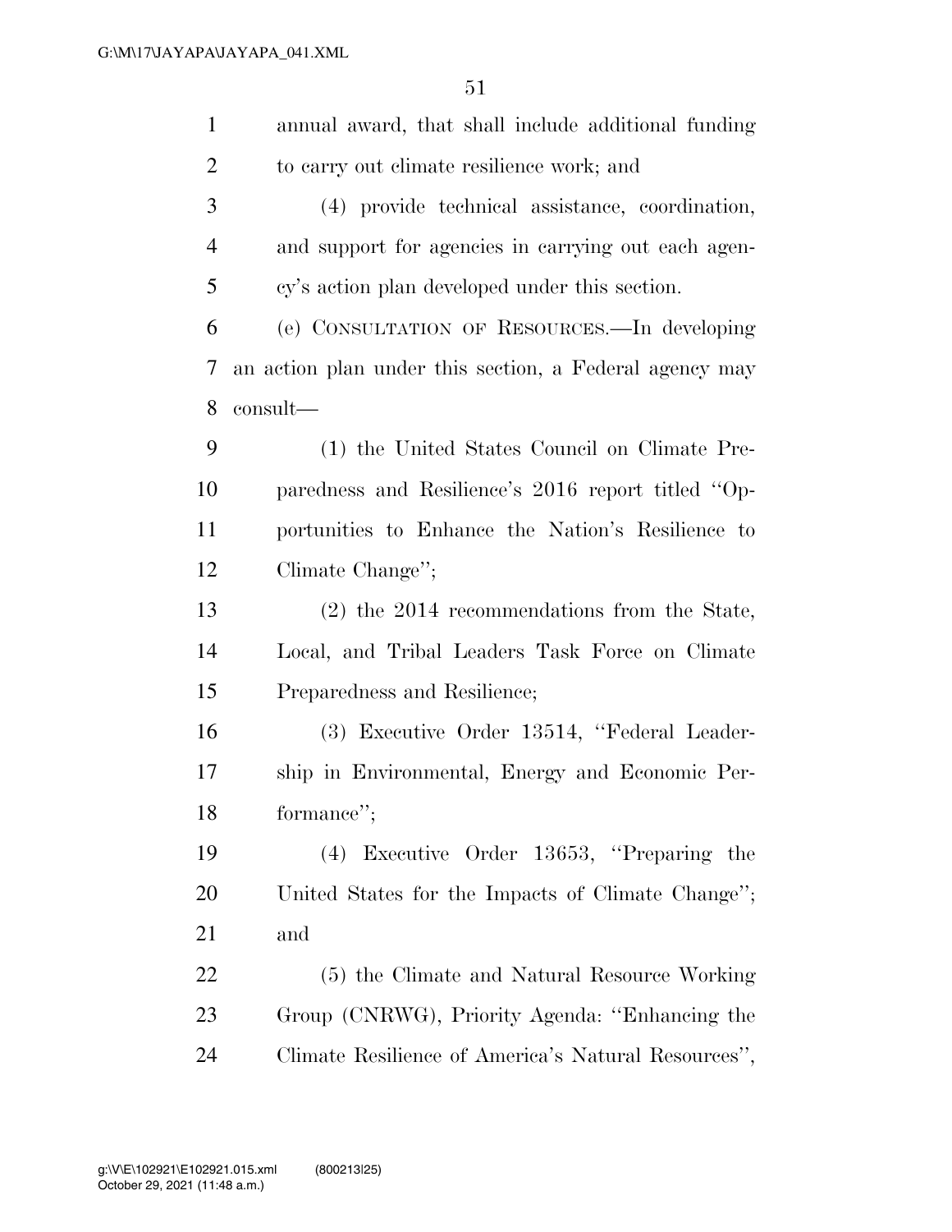annual award, that shall include additional funding to carry out climate resilience work; and

(4) provide technical assistance, coordination, and support for agencies in carrying out each agency's action plan developed under this section.

(e) CONSULTATION OF RESOURCES.—In developing an action plan under this section, a Federal agency may consult—

(1) the United States Council on Climate Preparedness and Resilience's 2016 report titled "Opportunities to Enhance the Nation's Resilience to Climate Change";

(2) the 2014 recommendations from the State, Local, and Tribal Leaders Task Force on Climate Preparedness and Resilience;

(3) Executive Order 13514, "Federal Leadership in Environmental, Energy and Economic Performance";

(4) Executive Order 13653, "Preparing the United States for the Impacts of Climate Change"; and

(5) the Climate and Natural Resource Working Group (CNRWG), Priority Agenda: "Enhancing the Climate Resilience of America's Natural Resources",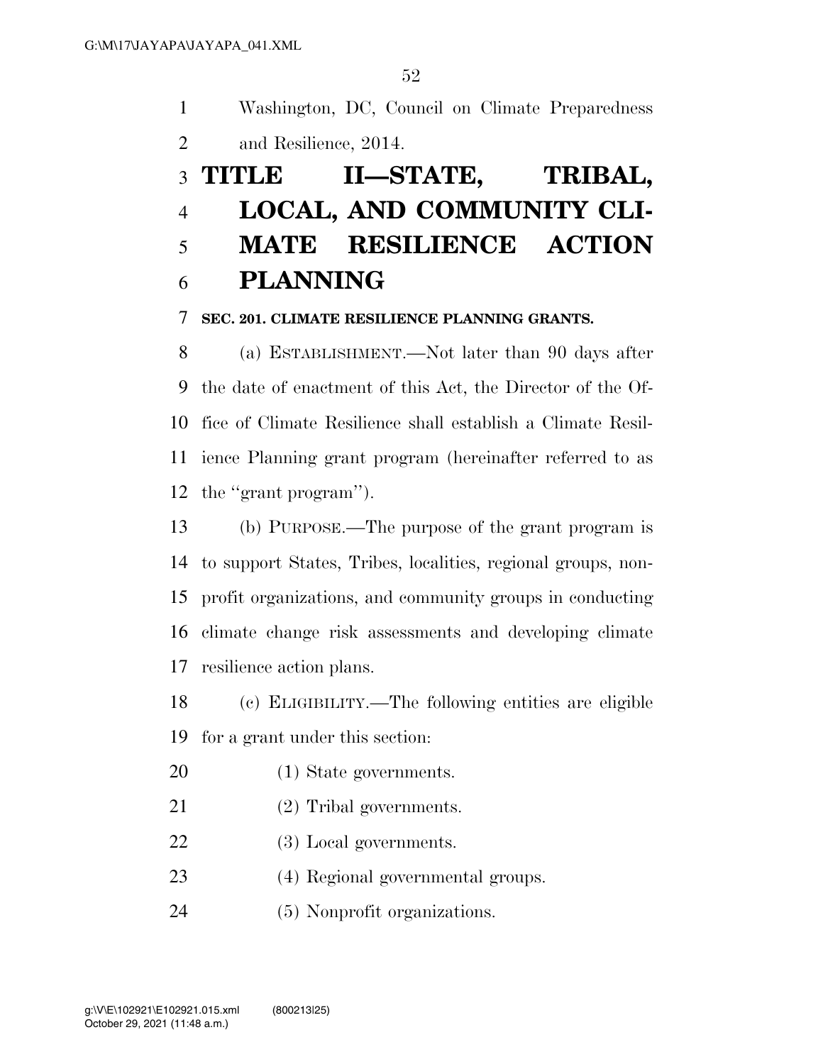Washington, DC, Council on Climate Preparedness and Resilience, 2014.

# TITLE II—STATE, TRIBAL, LOCAL, AND COMMUNITY CLIMATE RESILIENCE ACTION PLANNING

**SEC. 201. CLIMATE RESILIENCE PLANNING GRANTS.**

(a) ESTABLISHMENT.—Not later than 90 days after the date of enactment of this Act, the Director of the Office of Climate Resilience shall establish a Climate Resilience Planning grant program (hereinafter referred to as the "grant program").

(b) PURPOSE.—The purpose of the grant program is to support States, Tribes, localities, regional groups, nonprofit organizations, and community groups in conducting climate change risk assessments and developing climate resilience action plans.

(c) ELIGIBILITY.—The following entities are eligible for a grant under this section:

(1) State governments.

(2) Tribal governments.

(3) Local governments.

(4) Regional governmental groups.

(5) Nonprofit organizations.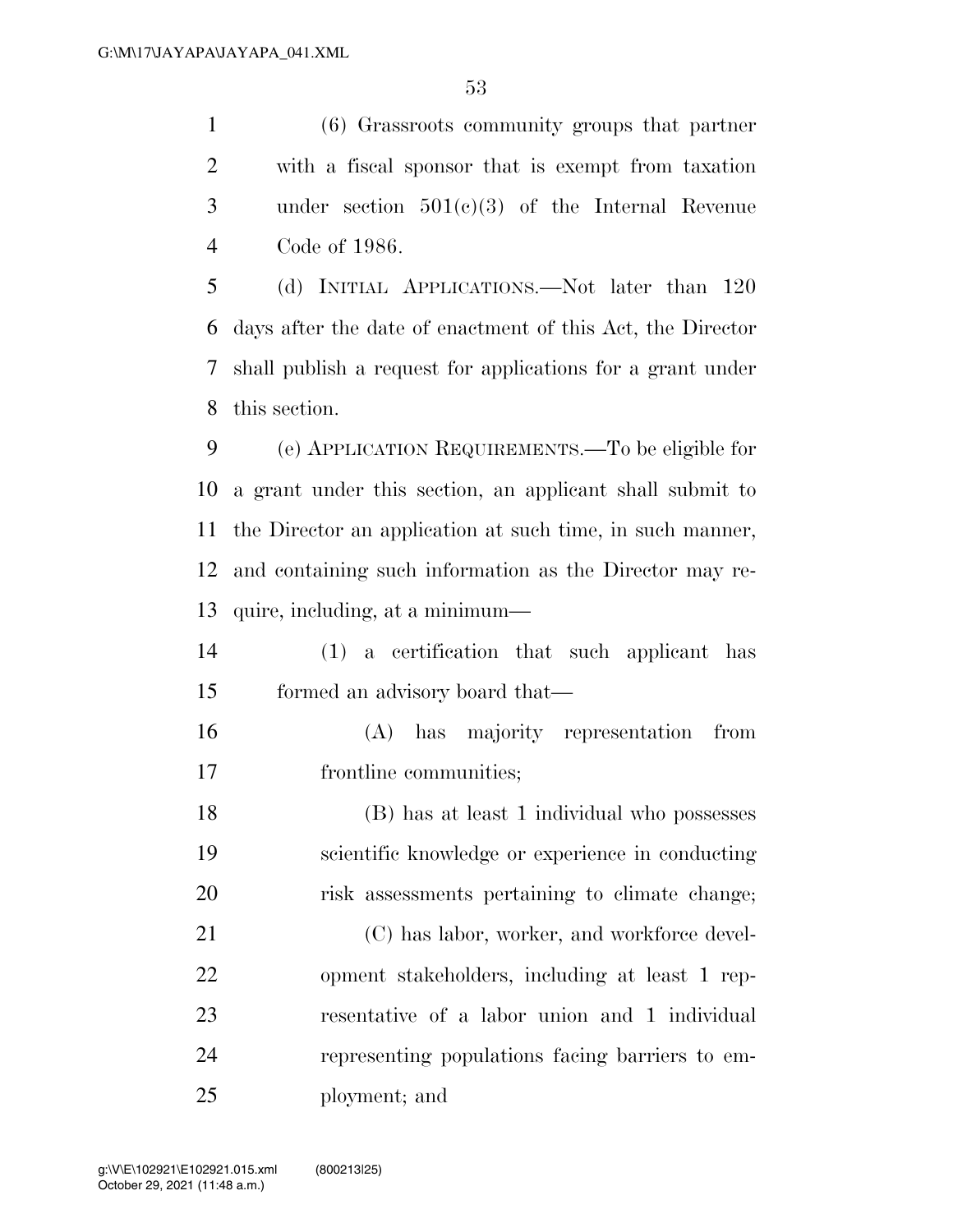(6) Grassroots community groups that partner with a fiscal sponsor that is exempt from taxation under section 501(c)(3) of the Internal Revenue Code of 1986.

(d) INITIAL APPLICATIONS.—Not later than 120 days after the date of enactment of this Act, the Director shall publish a request for applications for a grant under this section.

(e) APPLICATION REQUIREMENTS.—To be eligible for a grant under this section, an applicant shall submit to the Director an application at such time, in such manner, and containing such information as the Director may require, including, at a minimum—

(1) a certification that such applicant has formed an advisory board that—

(A) has majority representation from frontline communities;

(B) has at least 1 individual who possesses scientific knowledge or experience in conducting risk assessments pertaining to climate change;

(C) has labor, worker, and workforce development stakeholders, including at least 1 representative of a labor union and 1 individual representing populations facing barriers to employment; and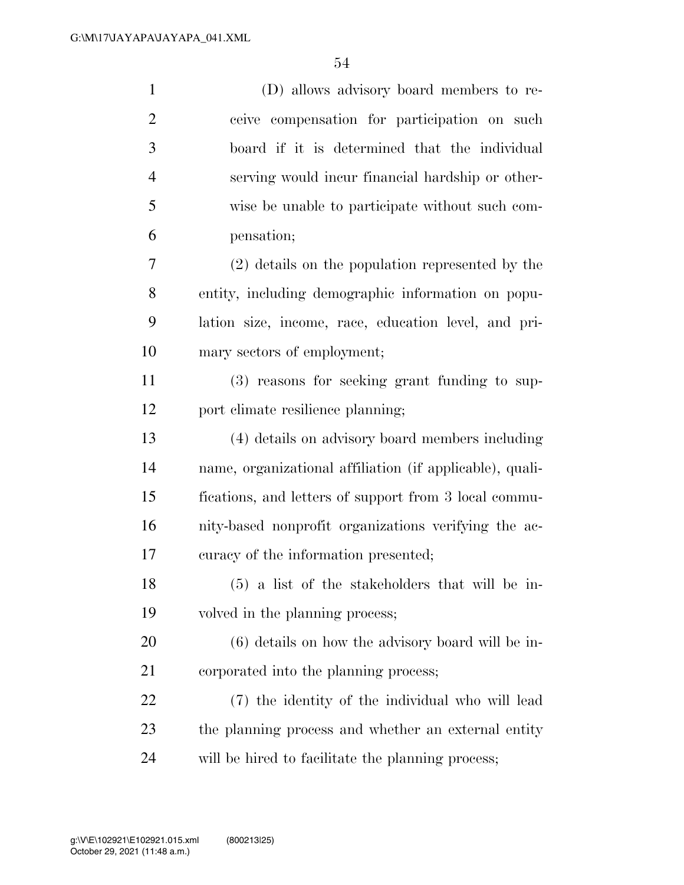(D) allows advisory board members to receive compensation for participation on such board if it is determined that the individual serving would incur financial hardship or otherwise be unable to participate without such compensation;

(2) details on the population represented by the entity, including demographic information on population size, income, race, education level, and primary sectors of employment;

(3) reasons for seeking grant funding to support climate resilience planning;

(4) details on advisory board members including name, organizational affiliation (if applicable), qualifications, and letters of support from 3 local community-based nonprofit organizations verifying the accuracy of the information presented;

(5) a list of the stakeholders that will be involved in the planning process;

(6) details on how the advisory board will be incorporated into the planning process;

(7) the identity of the individual who will lead the planning process and whether an external entity will be hired to facilitate the planning process;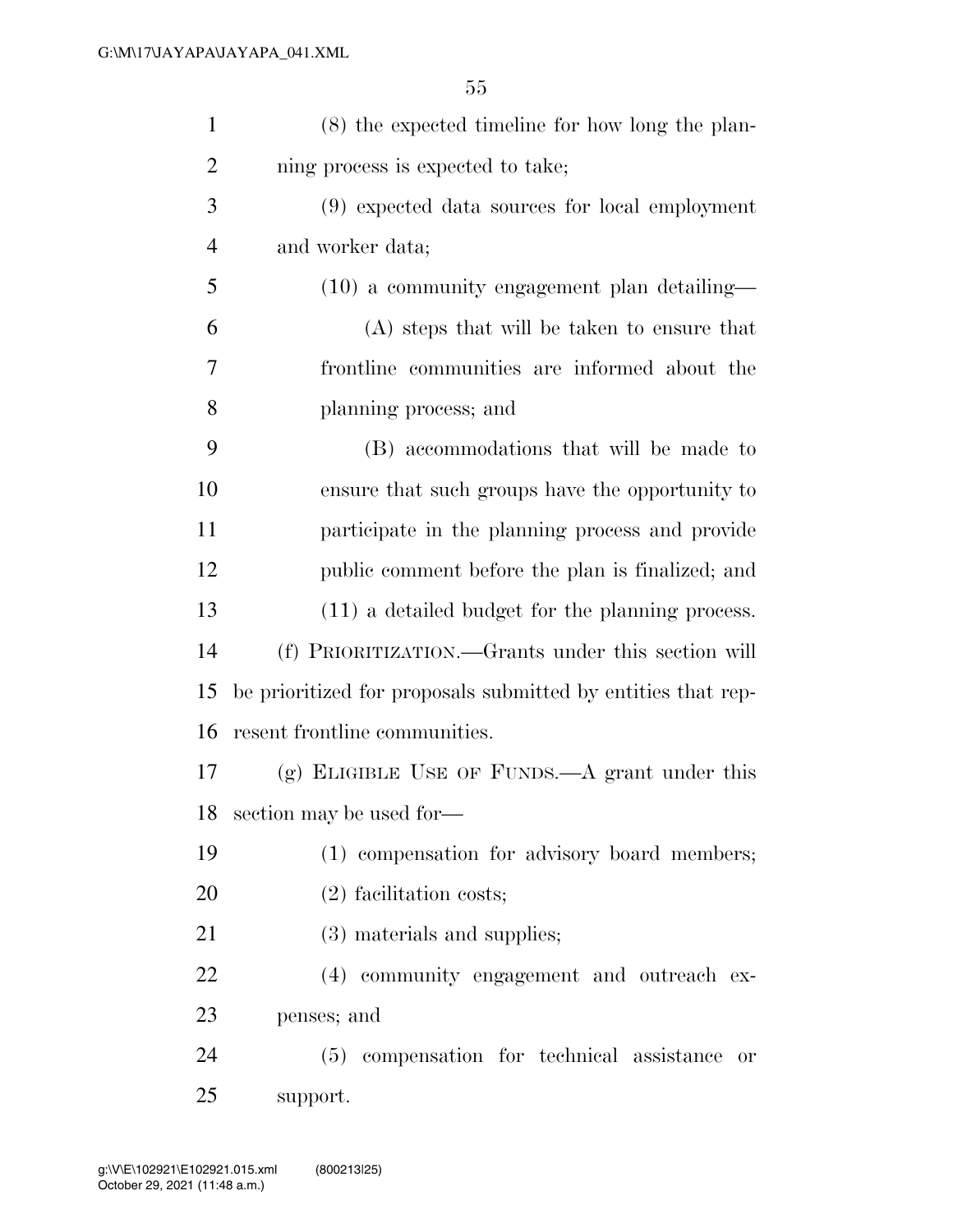(8) the expected timeline for how long the planning process is expected to take;

(9) expected data sources for local employment and worker data;

(10) a community engagement plan detailing—

(A) steps that will be taken to ensure that frontline communities are informed about the planning process; and

(B) accommodations that will be made to ensure that such groups have the opportunity to participate in the planning process and provide public comment before the plan is finalized; and

(11) a detailed budget for the planning process.

(f) PRIORITIZATION.—Grants under this section will be prioritized for proposals submitted by entities that represent frontline communities.

(g) ELIGIBLE USE OF FUNDS.—A grant under this section may be used for—

(1) compensation for advisory board members;

(2) facilitation costs;

(3) materials and supplies;

(4) community engagement and outreach expenses; and

(5) compensation for technical assistance or support.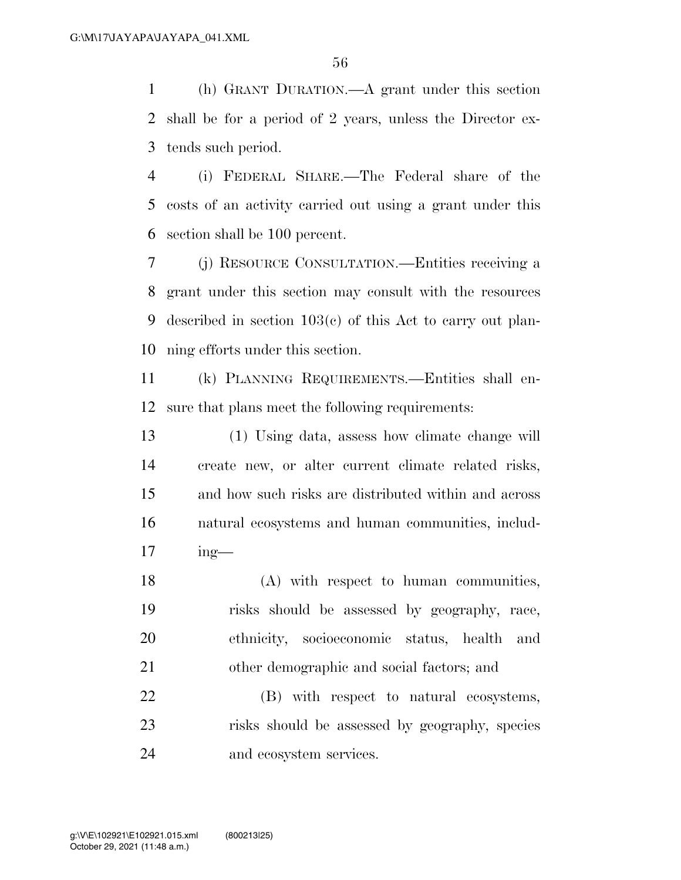(h) GRANT DURATION.—A grant under this section shall be for a period of 2 years, unless the Director extends such period.

(i) FEDERAL SHARE.—The Federal share of the costs of an activity carried out using a grant under this section shall be 100 percent.

(j) RESOURCE CONSULTATION.—Entities receiving a grant under this section may consult with the resources described in section 103(c) of this Act to carry out planning efforts under this section.

(k) PLANNING REQUIREMENTS.—Entities shall ensure that plans meet the following requirements:

(1) Using data, assess how climate change will create new, or alter current climate related risks, and how such risks are distributed within and across natural ecosystems and human communities, including—

(A) with respect to human communities, risks should be assessed by geography, race, ethnicity, socioeconomic status, health and other demographic and social factors; and

(B) with respect to natural ecosystems, risks should be assessed by geography, species and ecosystem services.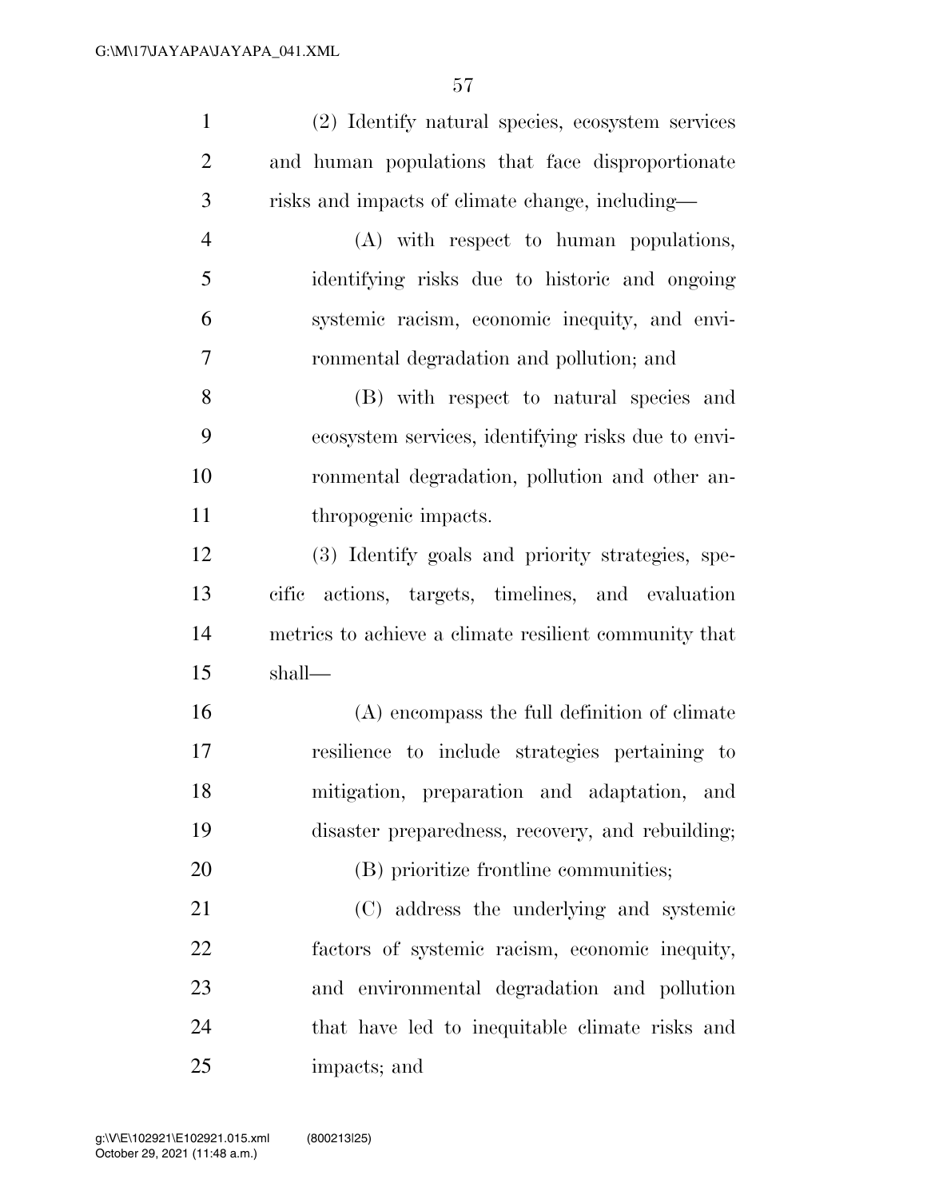(2) Identify natural species, ecosystem services and human populations that face disproportionate risks and impacts of climate change, including—

(A) with respect to human populations, identifying risks due to historic and ongoing systemic racism, economic inequity, and environmental degradation and pollution; and

(B) with respect to natural species and ecosystem services, identifying risks due to environmental degradation, pollution and other anthropogenic impacts.

(3) Identify goals and priority strategies, specific actions, targets, timelines, and evaluation metrics to achieve a climate resilient community that shall—

(A) encompass the full definition of climate resilience to include strategies pertaining to mitigation, preparation and adaptation, and disaster preparedness, recovery, and rebuilding;

(B) prioritize frontline communities;

(C) address the underlying and systemic factors of systemic racism, economic inequity, and environmental degradation and pollution that have led to inequitable climate risks and impacts; and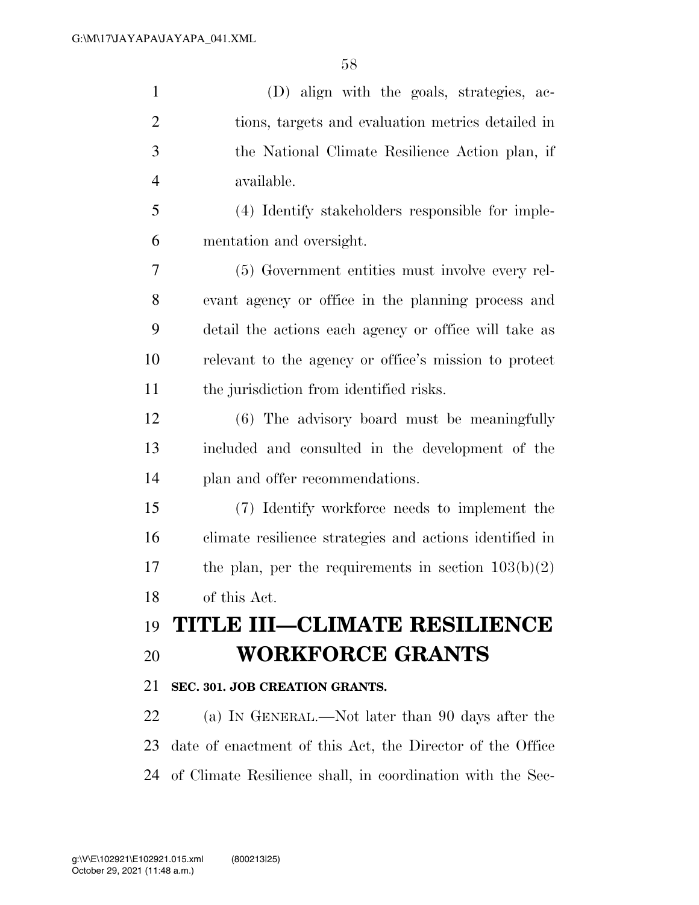(D) align with the goals, strategies, actions, targets and evaluation metrics detailed in the National Climate Resilience Action plan, if available.

(4) Identify stakeholders responsible for implementation and oversight.

(5) Government entities must involve every relevant agency or office in the planning process and detail the actions each agency or office will take as relevant to the agency or office's mission to protect the jurisdiction from identified risks.

(6) The advisory board must be meaningfully included and consulted in the development of the plan and offer recommendations.

(7) Identify workforce needs to implement the climate resilience strategies and actions identified in the plan, per the requirements in section 103(b)(2) of this Act.

# TITLE III—CLIMATE RESILIENCE WORKFORCE GRANTS

**SEC. 301. JOB CREATION GRANTS.**

(a) IN GENERAL.—Not later than 90 days after the date of enactment of this Act, the Director of the Office of Climate Resilience shall, in coordination with the Sec-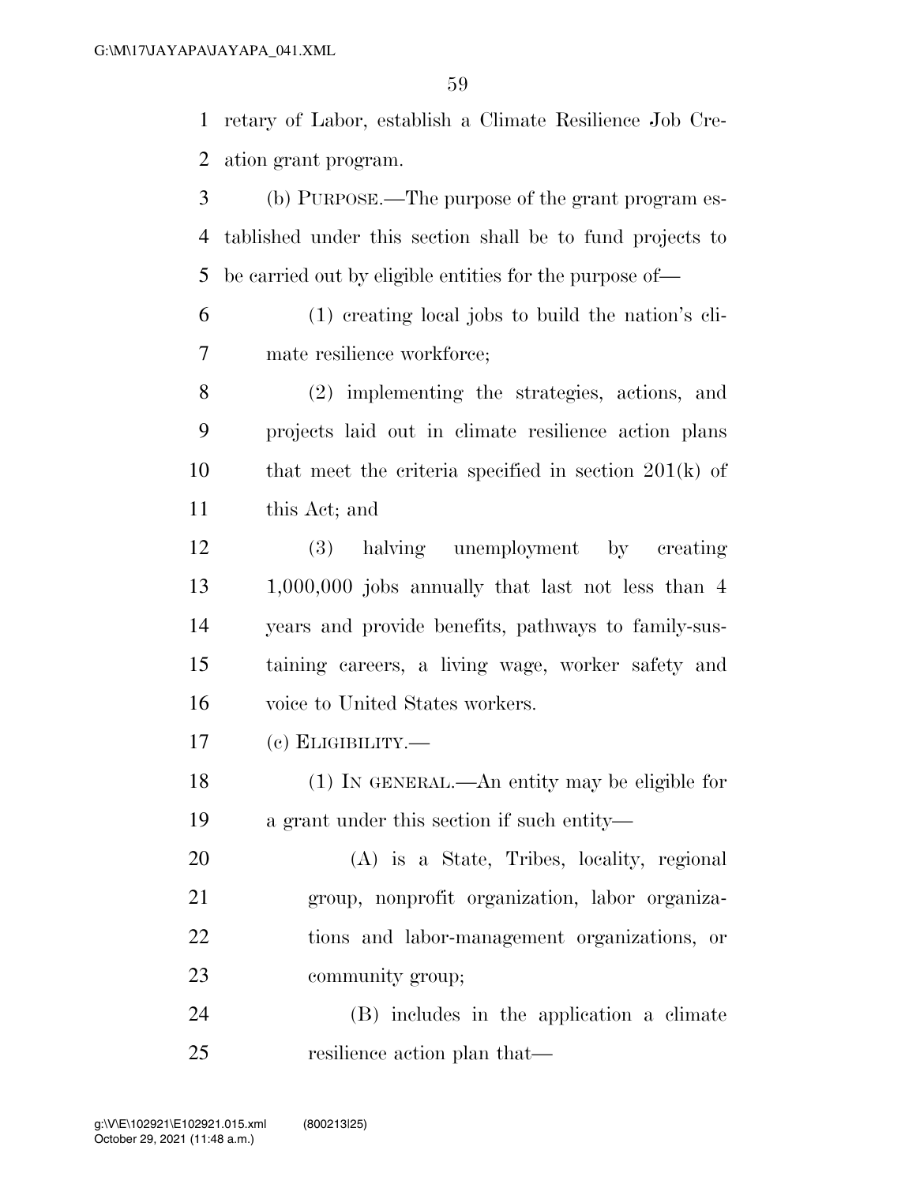retary of Labor, establish a Climate Resilience Job Creation grant program.

(b) PURPOSE.—The purpose of the grant program established under this section shall be to fund projects to be carried out by eligible entities for the purpose of—

(1) creating local jobs to build the nation's climate resilience workforce;

(2) implementing the strategies, actions, and projects laid out in climate resilience action plans that meet the criteria specified in section 201(k) of this Act; and

(3) halving unemployment by creating 1,000,000 jobs annually that last not less than 4 years and provide benefits, pathways to family-sustaining careers, a living wage, worker safety and voice to United States workers.

(c) ELIGIBILITY.—

(1) IN GENERAL.—An entity may be eligible for a grant under this section if such entity—

(A) is a State, Tribes, locality, regional group, nonprofit organization, labor organizations and labor-management organizations, or community group;

(B) includes in the application a climate resilience action plan that—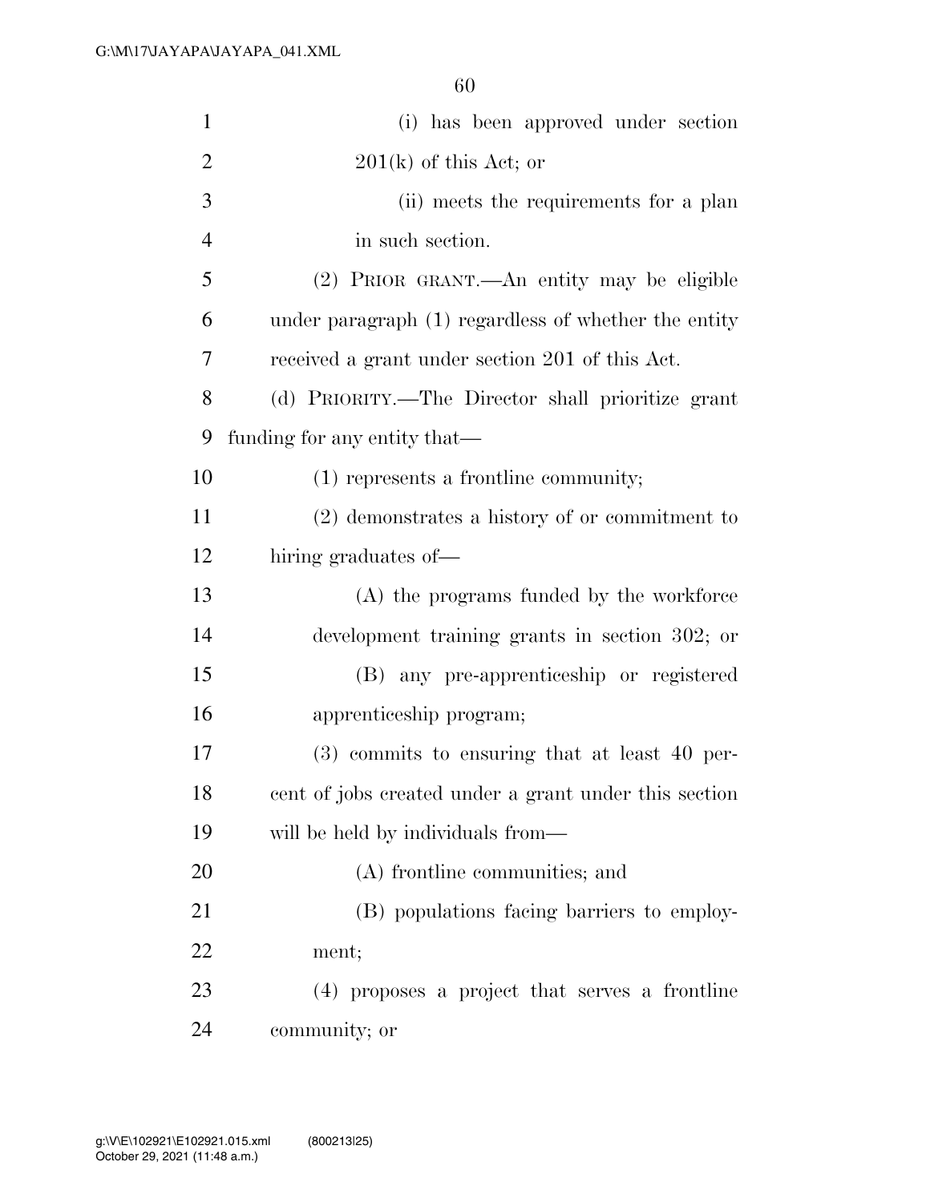(i) has been approved under section 201(k) of this Act; or

(ii) meets the requirements for a plan in such section.

(2) PRIOR GRANT.—An entity may be eligible under paragraph (1) regardless of whether the entity received a grant under section 201 of this Act.

(d) PRIORITY.—The Director shall prioritize grant funding for any entity that—

(1) represents a frontline community;

(2) demonstrates a history of or commitment to hiring graduates of—

(A) the programs funded by the workforce development training grants in section 302; or

(B) any pre-apprenticeship or registered apprenticeship program;

(3) commits to ensuring that at least 40 percent of jobs created under a grant under this section will be held by individuals from—

(A) frontline communities; and

(B) populations facing barriers to employment;

(4) proposes a project that serves a frontline community; or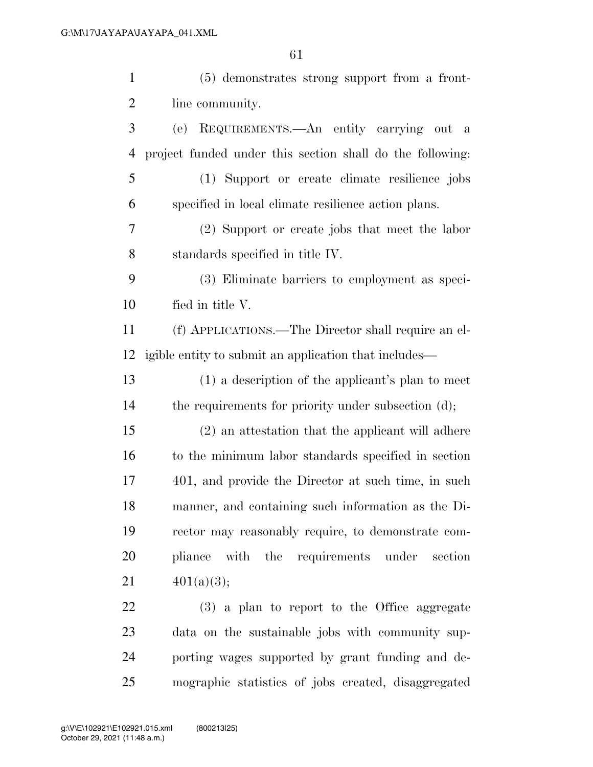(5) demonstrates strong support from a front-line community.

(e) REQUIREMENTS.—An entity carrying out a project funded under this section shall do the following:

(1) Support or create climate resilience jobs specified in local climate resilience action plans.

(2) Support or create jobs that meet the labor standards specified in title IV.

(3) Eliminate barriers to employment as specified in title V.

(f) APPLICATIONS.—The Director shall require an eligible entity to submit an application that includes—

(1) a description of the applicant's plan to meet the requirements for priority under subsection (d);

(2) an attestation that the applicant will adhere to the minimum labor standards specified in section 401, and provide the Director at such time, in such manner, and containing such information as the Director may reasonably require, to demonstrate compliance with the requirements under section 401(a)(3);

(3) a plan to report to the Office aggregate data on the sustainable jobs with community supporting wages supported by grant funding and demographic statistics of jobs created, disaggregated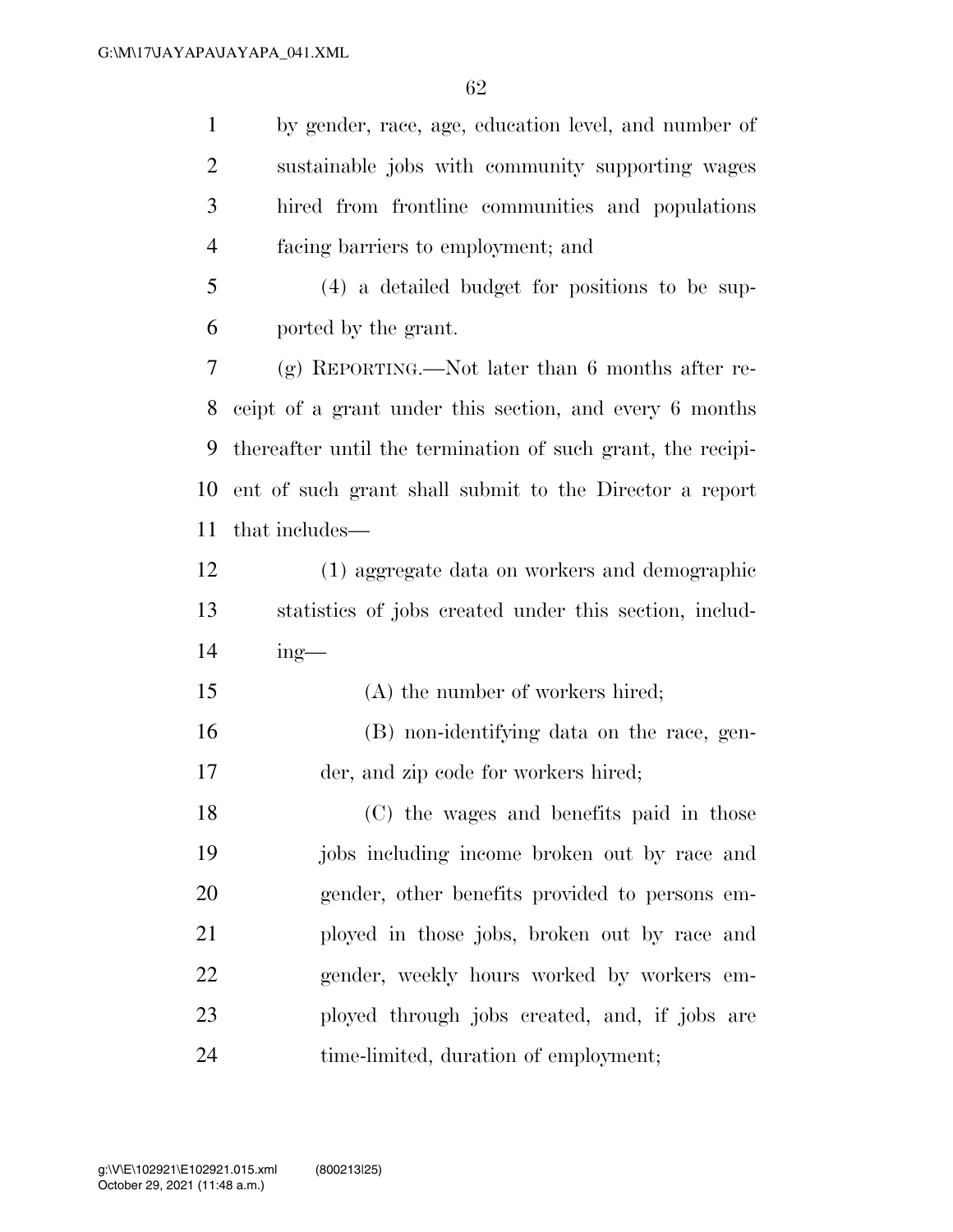by gender, race, age, education level, and number of sustainable jobs with community supporting wages hired from frontline communities and populations facing barriers to employment; and

(4) a detailed budget for positions to be supported by the grant.

(g) REPORTING.—Not later than 6 months after receipt of a grant under this section, and every 6 months thereafter until the termination of such grant, the recipient of such grant shall submit to the Director a report that includes—

(1) aggregate data on workers and demographic statistics of jobs created under this section, including—

(A) the number of workers hired;

(B) non-identifying data on the race, gender, and zip code for workers hired;

(C) the wages and benefits paid in those jobs including income broken out by race and gender, other benefits provided to persons employed in those jobs, broken out by race and gender, weekly hours worked by workers employed through jobs created, and, if jobs are time-limited, duration of employment;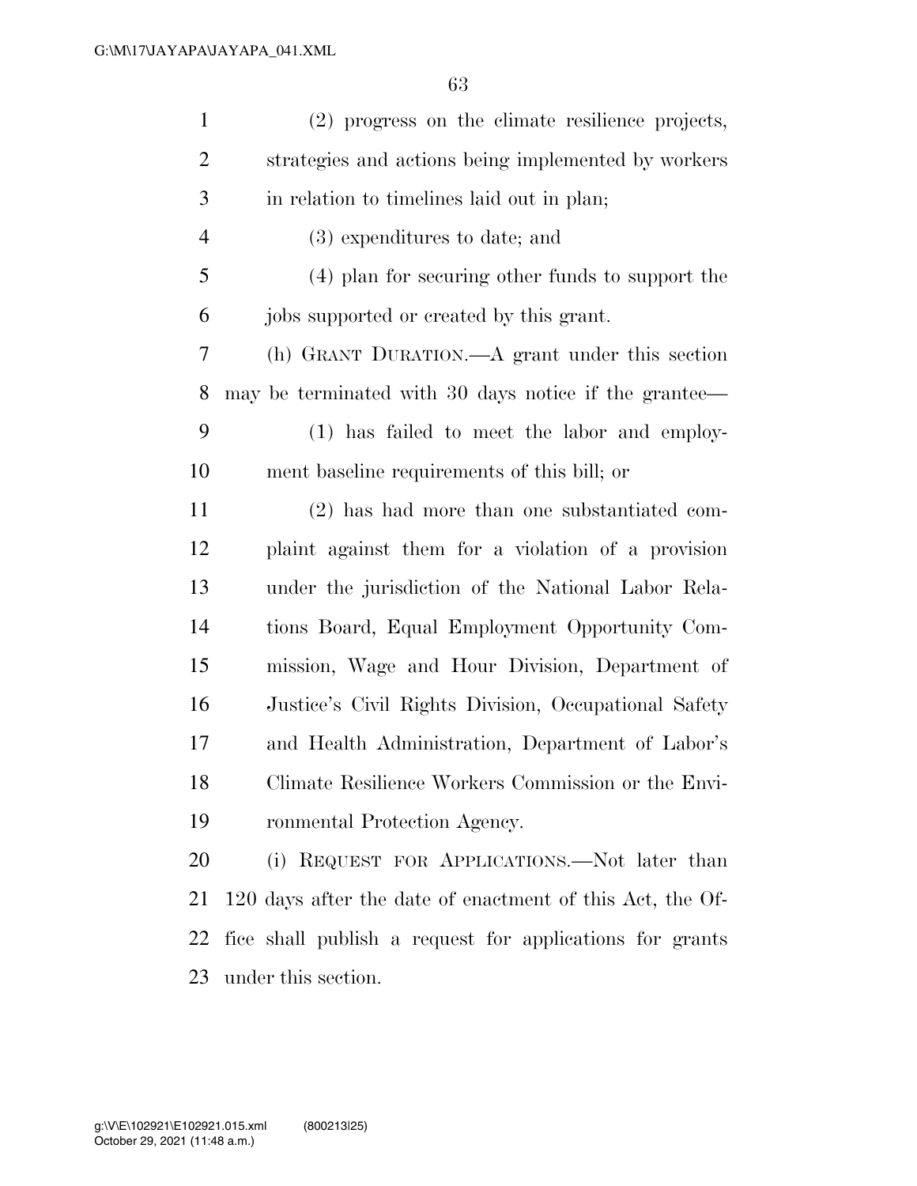(2) progress on the climate resilience projects, strategies and actions being implemented by workers in relation to timelines laid out in plan;

(3) expenditures to date; and

(4) plan for securing other funds to support the jobs supported or created by this grant.

(h) GRANT DURATION.—A grant under this section may be terminated with 30 days notice if the grantee—

(1) has failed to meet the labor and employment baseline requirements of this bill; or

(2) has had more than one substantiated complaint against them for a violation of a provision under the jurisdiction of the National Labor Relations Board, Equal Employment Opportunity Commission, Wage and Hour Division, Department of Justice's Civil Rights Division, Occupational Safety and Health Administration, Department of Labor's Climate Resilience Workers Commission or the Environmental Protection Agency.

(i) REQUEST FOR APPLICATIONS.—Not later than 120 days after the date of enactment of this Act, the Office shall publish a request for applications for grants under this section.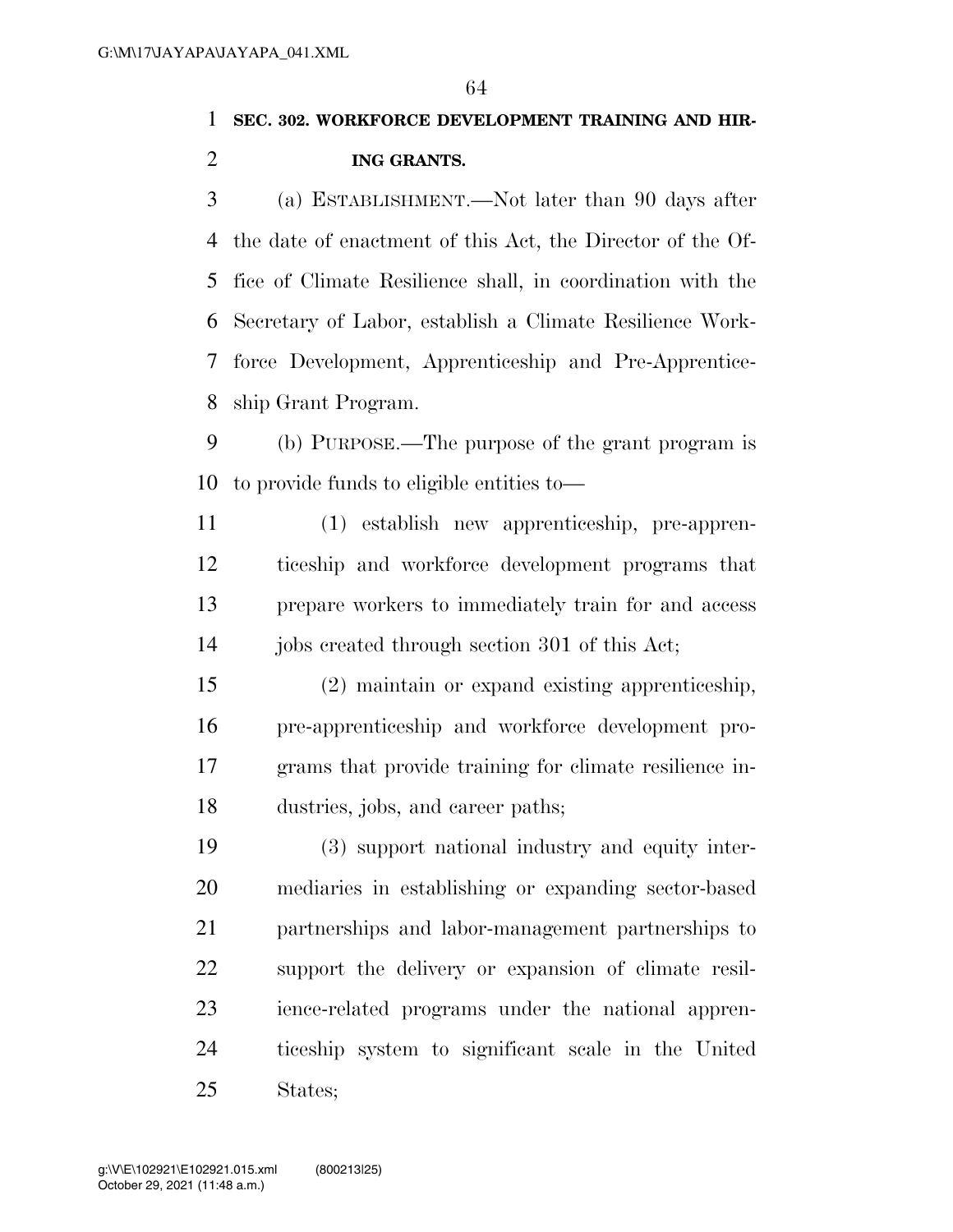**SEC. 302. WORKFORCE DEVELOPMENT TRAINING AND HIRING GRANTS.**

(a) ESTABLISHMENT.—Not later than 90 days after the date of enactment of this Act, the Director of the Office of Climate Resilience shall, in coordination with the Secretary of Labor, establish a Climate Resilience Workforce Development, Apprenticeship and Pre-Apprenticeship Grant Program.

(b) PURPOSE.—The purpose of the grant program is to provide funds to eligible entities to—

(1) establish new apprenticeship, pre-apprenticeship and workforce development programs that prepare workers to immediately train for and access jobs created through section 301 of this Act;

(2) maintain or expand existing apprenticeship, pre-apprenticeship and workforce development programs that provide training for climate resilience industries, jobs, and career paths;

(3) support national industry and equity intermediaries in establishing or expanding sector-based partnerships and labor-management partnerships to support the delivery or expansion of climate resilience-related programs under the national apprenticeship system to significant scale in the United States;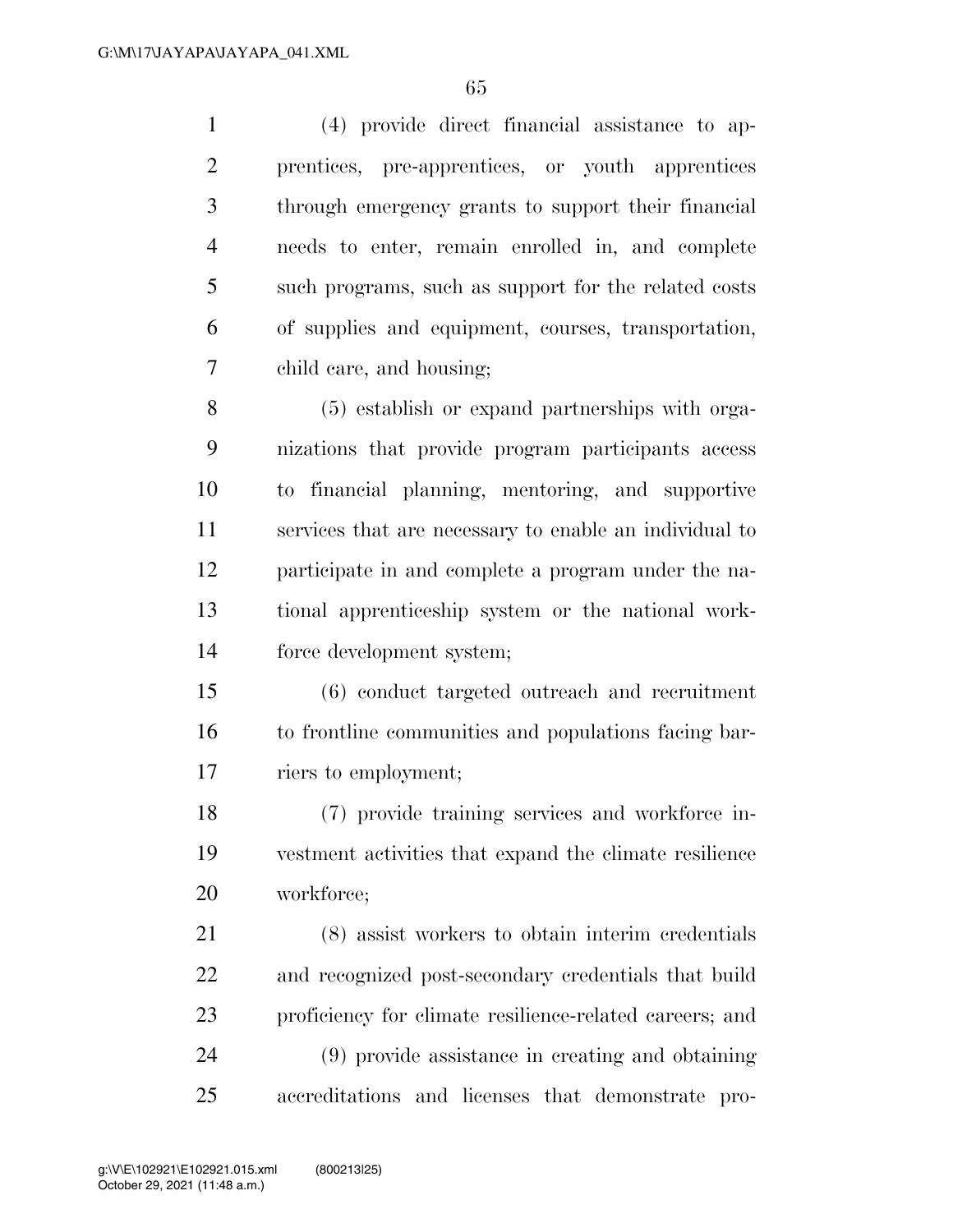(4) provide direct financial assistance to apprentices, pre-apprentices, or youth apprentices through emergency grants to support their financial needs to enter, remain enrolled in, and complete such programs, such as support for the related costs of supplies and equipment, courses, transportation, child care, and housing;

(5) establish or expand partnerships with organizations that provide program participants access to financial planning, mentoring, and supportive services that are necessary to enable an individual to participate in and complete a program under the national apprenticeship system or the national workforce development system;

(6) conduct targeted outreach and recruitment to frontline communities and populations facing barriers to employment;

(7) provide training services and workforce investment activities that expand the climate resilience workforce;

(8) assist workers to obtain interim credentials and recognized post-secondary credentials that build proficiency for climate resilience-related careers; and

(9) provide assistance in creating and obtaining accreditations and licenses that demonstrate pro-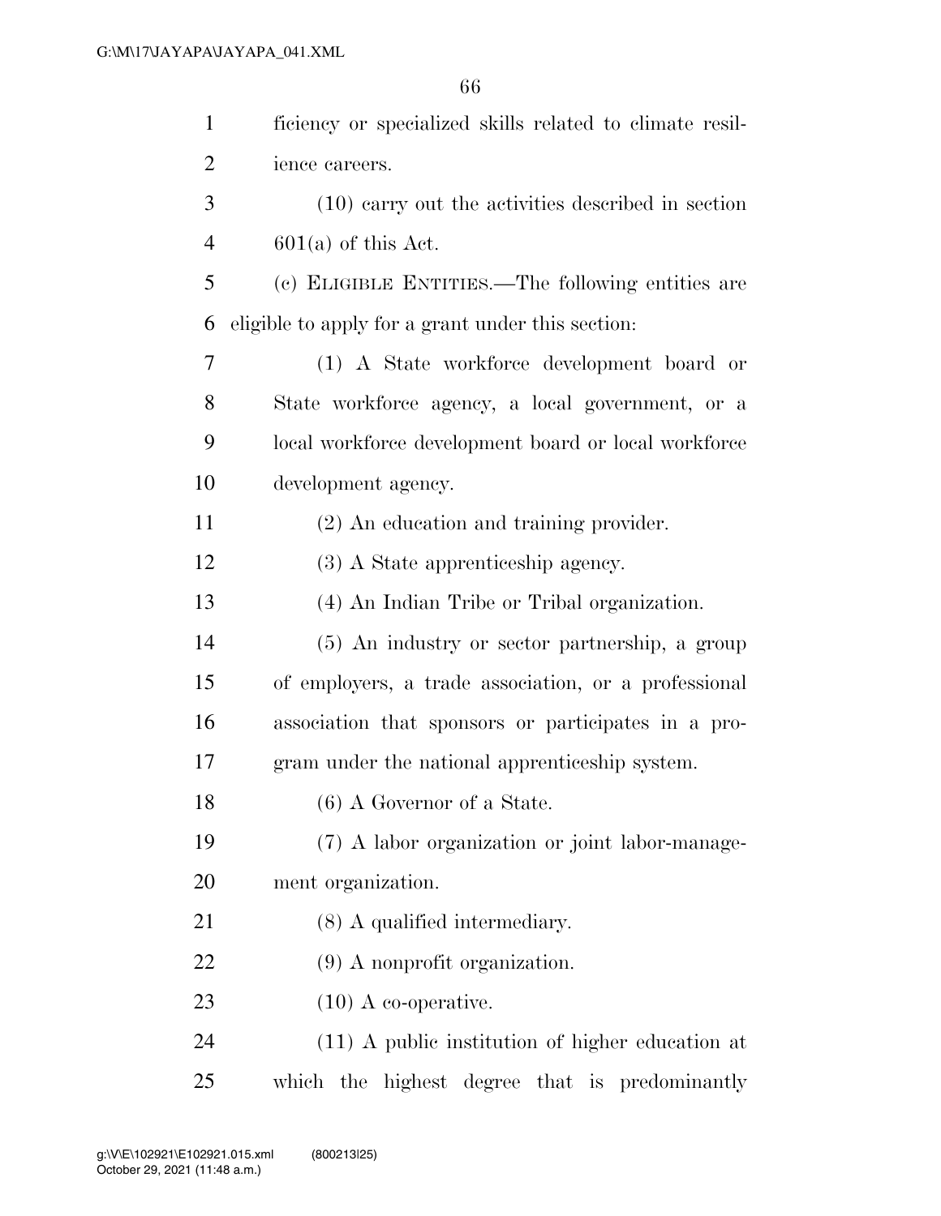ficiency or specialized skills related to climate resilience careers.

(10) carry out the activities described in section 601(a) of this Act.

(c) ELIGIBLE ENTITIES.—The following entities are eligible to apply for a grant under this section:

(1) A State workforce development board or State workforce agency, a local government, or a local workforce development board or local workforce development agency.

(2) An education and training provider.

(3) A State apprenticeship agency.

(4) An Indian Tribe or Tribal organization.

(5) An industry or sector partnership, a group of employers, a trade association, or a professional association that sponsors or participates in a program under the national apprenticeship system.

(6) A Governor of a State.

(7) A labor organization or joint labor-management organization.

(8) A qualified intermediary.

(9) A nonprofit organization.

(10) A co-operative.

(11) A public institution of higher education at which the highest degree that is predominantly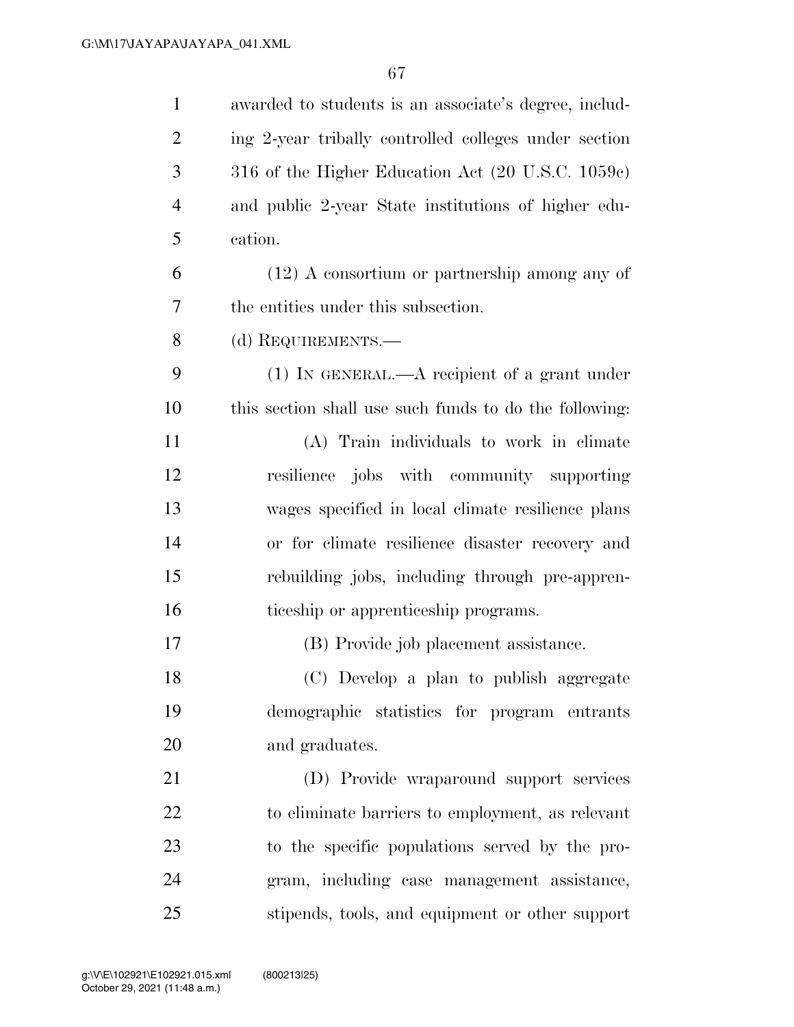awarded to students is an associate's degree, including 2-year tribally controlled colleges under section 316 of the Higher Education Act (20 U.S.C. 1059c) and public 2-year State institutions of higher education.

(12) A consortium or partnership among any of the entities under this subsection.

(d) REQUIREMENTS.—

(1) IN GENERAL.—A recipient of a grant under this section shall use such funds to do the following:

(A) Train individuals to work in climate resilience jobs with community supporting wages specified in local climate resilience plans or for climate resilience disaster recovery and rebuilding jobs, including through pre-apprenticeship or apprenticeship programs.

(B) Provide job placement assistance.

(C) Develop a plan to publish aggregate demographic statistics for program entrants and graduates.

(D) Provide wraparound support services to eliminate barriers to employment, as relevant to the specific populations served by the program, including case management assistance, stipends, tools, and equipment or other support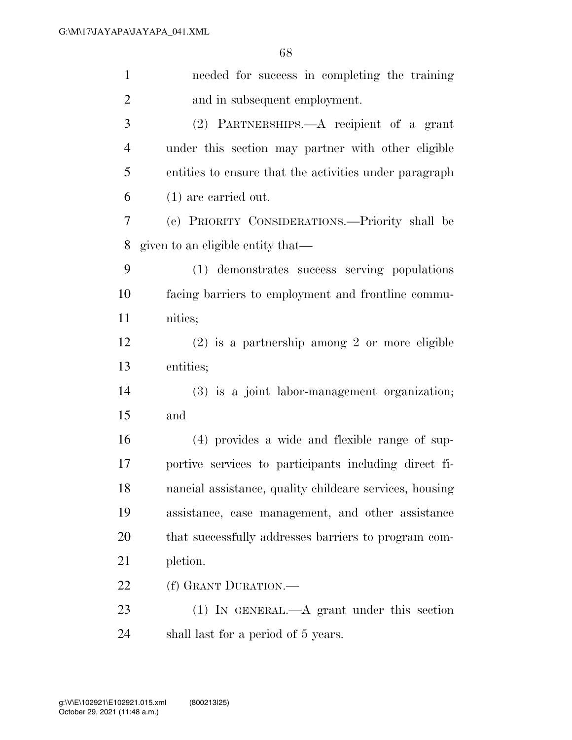needed for success in completing the training and in subsequent employment.

(2) PARTNERSHIPS.—A recipient of a grant under this section may partner with other eligible entities to ensure that the activities under paragraph (1) are carried out.

(e) PRIORITY CONSIDERATIONS.—Priority shall be given to an eligible entity that—

(1) demonstrates success serving populations facing barriers to employment and frontline communities;

(2) is a partnership among 2 or more eligible entities;

(3) is a joint labor-management organization; and

(4) provides a wide and flexible range of supportive services to participants including direct financial assistance, quality childcare services, housing assistance, case management, and other assistance that successfully addresses barriers to program completion.

(f) GRANT DURATION.—

(1) IN GENERAL.—A grant under this section shall last for a period of 5 years.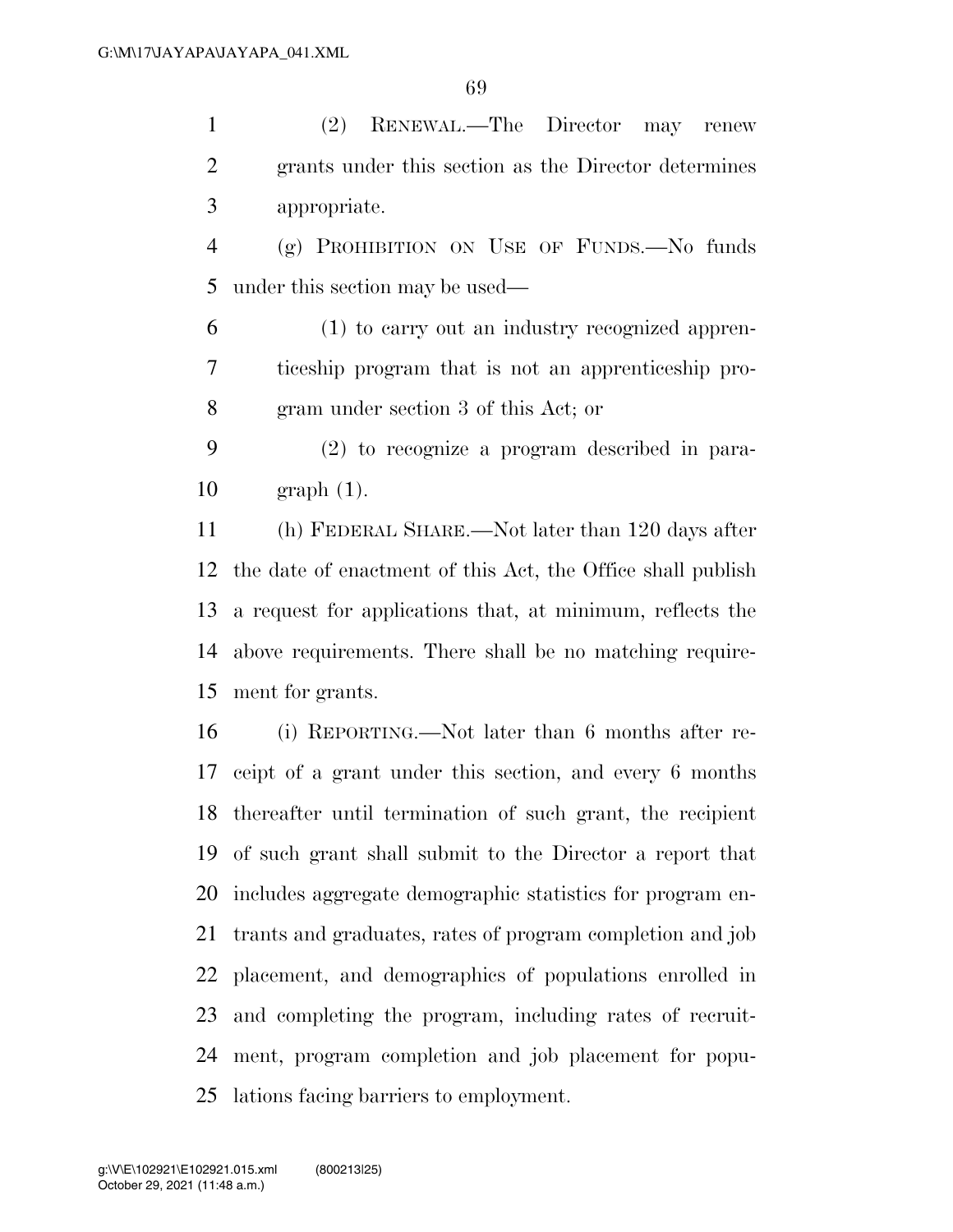(2) RENEWAL.—The Director may renew grants under this section as the Director determines appropriate.

(g) PROHIBITION ON USE OF FUNDS.—No funds under this section may be used—

(1) to carry out an industry recognized apprenticeship program that is not an apprenticeship program under section 3 of this Act; or

(2) to recognize a program described in paragraph (1).

(h) FEDERAL SHARE.—Not later than 120 days after the date of enactment of this Act, the Office shall publish a request for applications that, at minimum, reflects the above requirements. There shall be no matching requirement for grants.

(i) REPORTING.—Not later than 6 months after receipt of a grant under this section, and every 6 months thereafter until termination of such grant, the recipient of such grant shall submit to the Director a report that includes aggregate demographic statistics for program entrants and graduates, rates of program completion and job placement, and demographics of populations enrolled in and completing the program, including rates of recruitment, program completion and job placement for populations facing barriers to employment.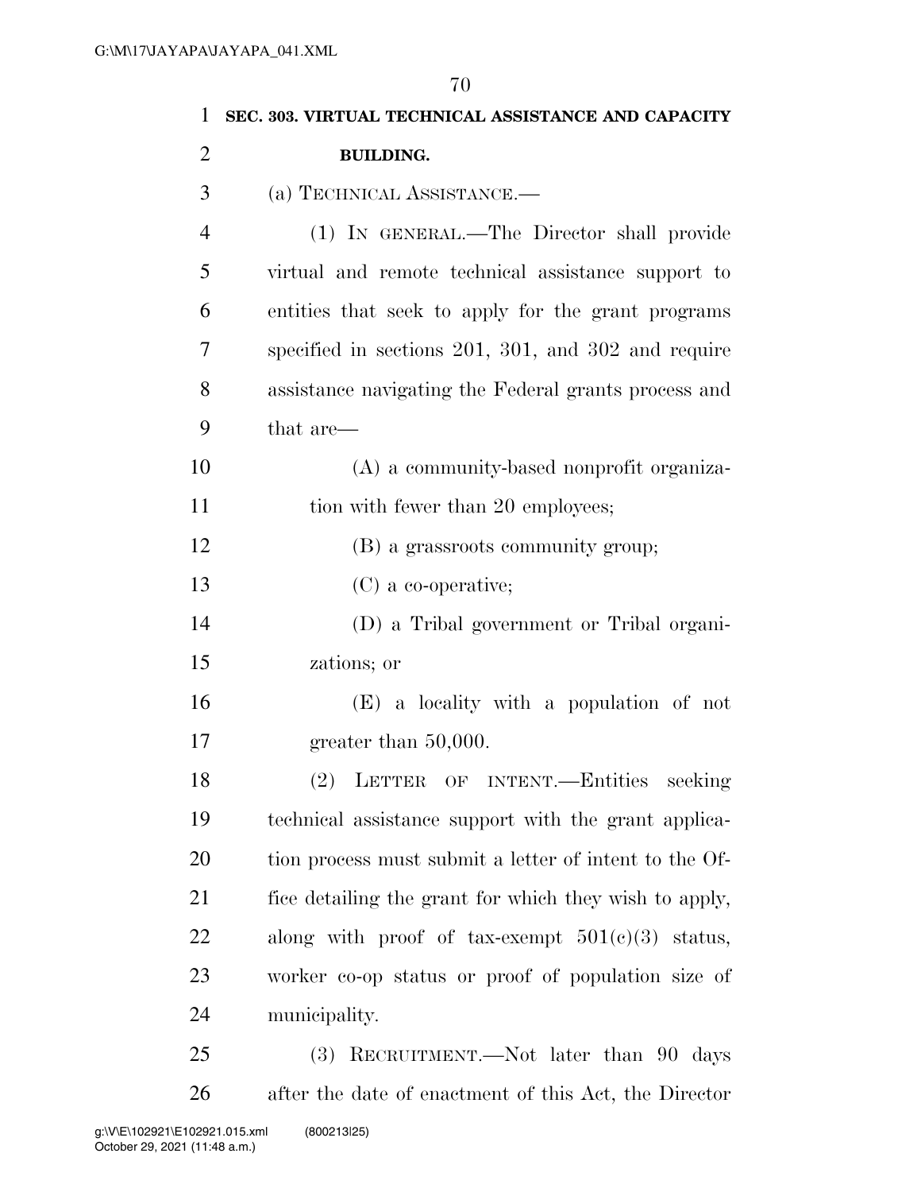**SEC. 303. VIRTUAL TECHNICAL ASSISTANCE AND CAPACITY BUILDING.**

(a) TECHNICAL ASSISTANCE.—

(1) IN GENERAL.—The Director shall provide virtual and remote technical assistance support to entities that seek to apply for the grant programs specified in sections 201, 301, and 302 and require assistance navigating the Federal grants process and that are—

(A) a community-based nonprofit organization with fewer than 20 employees;

(B) a grassroots community group;

(C) a co-operative;

(D) a Tribal government or Tribal organizations; or

(E) a locality with a population of not greater than 50,000.

(2) LETTER OF INTENT.—Entities seeking technical assistance support with the grant application process must submit a letter of intent to the Office detailing the grant for which they wish to apply, along with proof of tax-exempt 501(c)(3) status, worker co-op status or proof of population size of municipality.

(3) RECRUITMENT.—Not later than 90 days after the date of enactment of this Act, the Director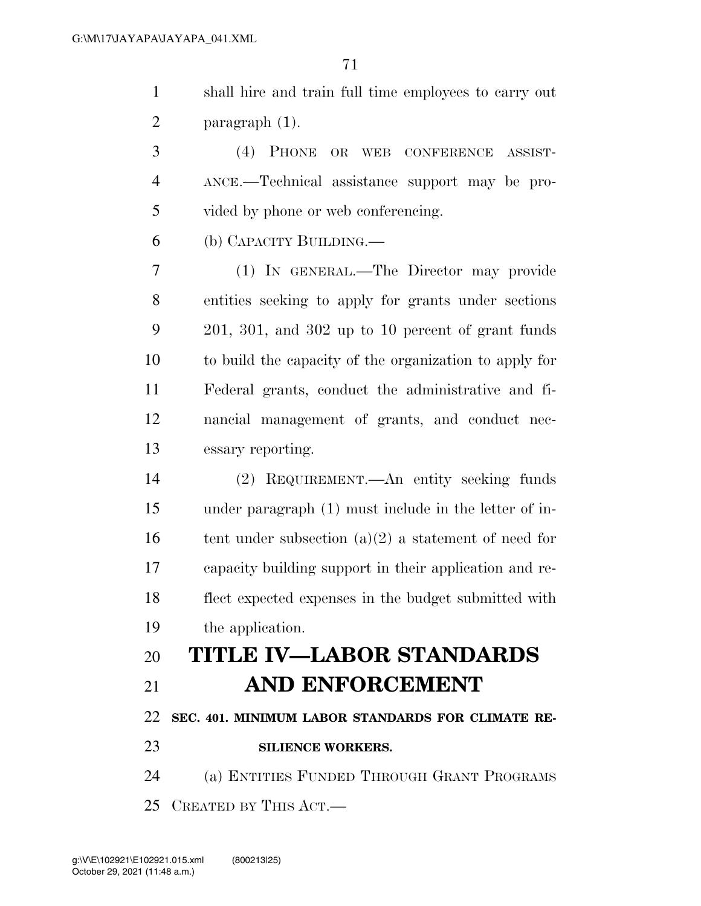shall hire and train full time employees to carry out paragraph (1).

(4) PHONE OR WEB CONFERENCE ASSISTANCE.—Technical assistance support may be provided by phone or web conferencing.

(b) CAPACITY BUILDING.—

(1) IN GENERAL.—The Director may provide entities seeking to apply for grants under sections 201, 301, and 302 up to 10 percent of grant funds to build the capacity of the organization to apply for Federal grants, conduct the administrative and financial management of grants, and conduct necessary reporting.

(2) REQUIREMENT.—An entity seeking funds under paragraph (1) must include in the letter of intent under subsection (a)(2) a statement of need for capacity building support in their application and reflect expected expenses in the budget submitted with the application.

# TITLE IV—LABOR STANDARDS AND ENFORCEMENT

## SEC. 401. MINIMUM LABOR STANDARDS FOR CLIMATE RESILIENCE WORKERS.

(a) ENTITIES FUNDED THROUGH GRANT PROGRAMS CREATED BY THIS ACT.—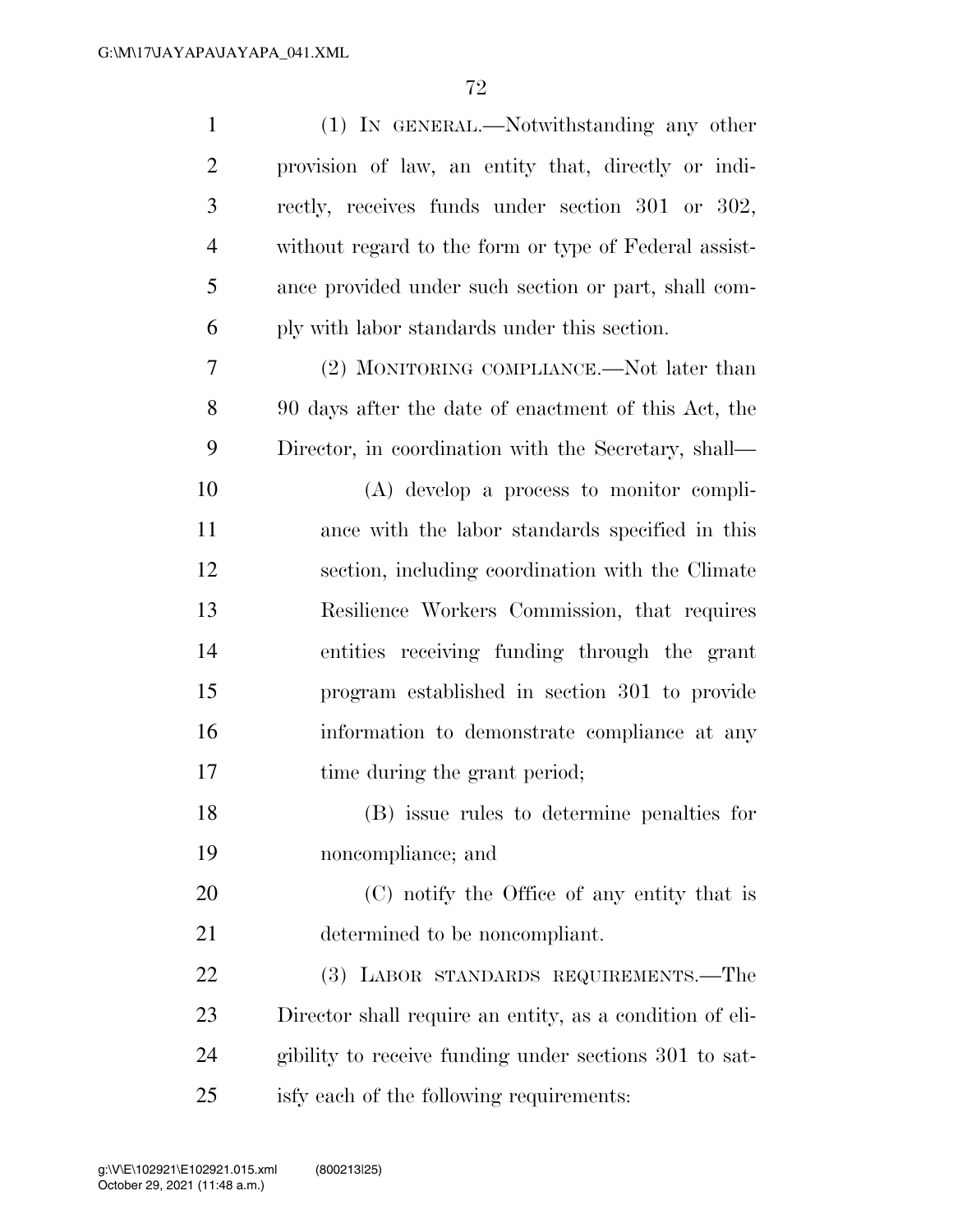(1) IN GENERAL.—Notwithstanding any other provision of law, an entity that, directly or indirectly, receives funds under section 301 or 302, without regard to the form or type of Federal assistance provided under such section or part, shall comply with labor standards under this section.

(2) MONITORING COMPLIANCE.—Not later than 90 days after the date of enactment of this Act, the Director, in coordination with the Secretary, shall—

(A) develop a process to monitor compliance with the labor standards specified in this section, including coordination with the Climate Resilience Workers Commission, that requires entities receiving funding through the grant program established in section 301 to provide information to demonstrate compliance at any time during the grant period;

(B) issue rules to determine penalties for noncompliance; and

(C) notify the Office of any entity that is determined to be noncompliant.

(3) LABOR STANDARDS REQUIREMENTS.—The Director shall require an entity, as a condition of eligibility to receive funding under sections 301 to satisfy each of the following requirements: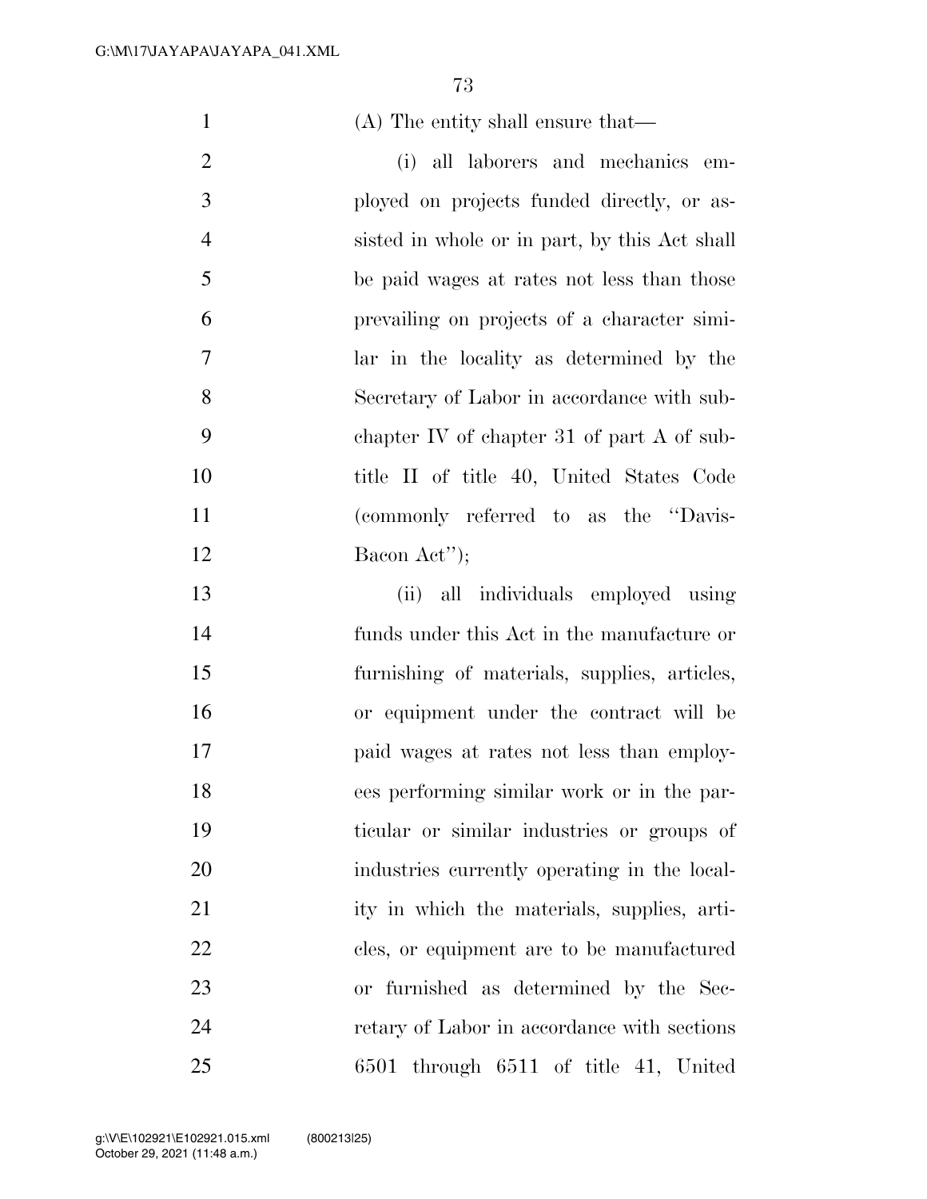(A) The entity shall ensure that—

(i) all laborers and mechanics employed on projects funded directly, or assisted in whole or in part, by this Act shall be paid wages at rates not less than those prevailing on projects of a character similar in the locality as determined by the Secretary of Labor in accordance with subchapter IV of chapter 31 of part A of subtitle II of title 40, United States Code (commonly referred to as the ''Davis-Bacon Act'');

(ii) all individuals employed using funds under this Act in the manufacture or furnishing of materials, supplies, articles, or equipment under the contract will be paid wages at rates not less than employees performing similar work or in the particular or similar industries or groups of industries currently operating in the locality in which the materials, supplies, articles, or equipment are to be manufactured or furnished as determined by the Secretary of Labor in accordance with sections 6501 through 6511 of title 41, United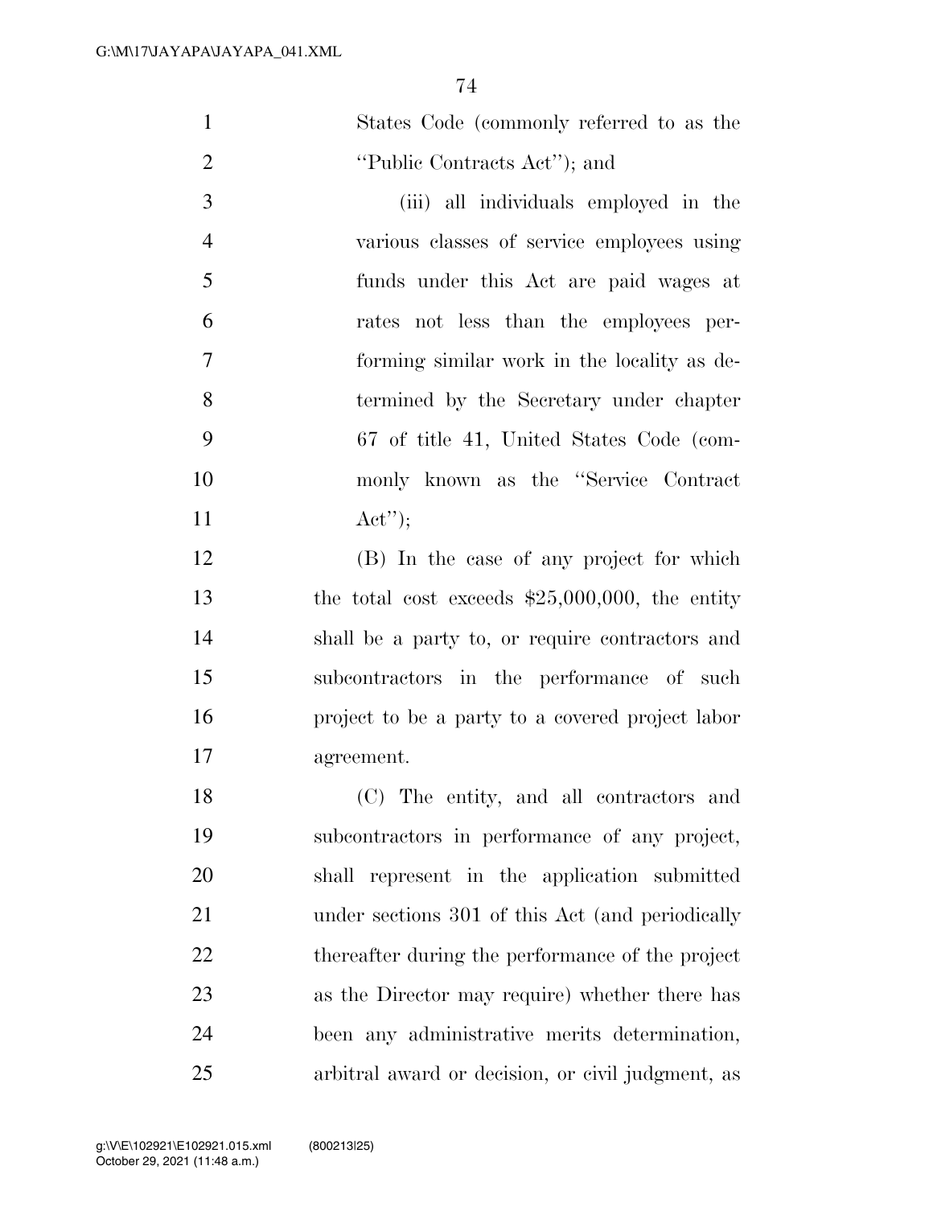States Code (commonly referred to as the ''Public Contracts Act''); and

(iii) all individuals employed in the various classes of service employees using funds under this Act are paid wages at rates not less than the employees performing similar work in the locality as determined by the Secretary under chapter 67 of title 41, United States Code (commonly known as the ''Service Contract Act'');

(B) In the case of any project for which the total cost exceeds $25,000,000, the entity shall be a party to, or require contractors and subcontractors in the performance of such project to be a party to a covered project labor agreement.

(C) The entity, and all contractors and subcontractors in performance of any project, shall represent in the application submitted under sections 301 of this Act (and periodically thereafter during the performance of the project as the Director may require) whether there has been any administrative merits determination, arbitral award or decision, or civil judgment, as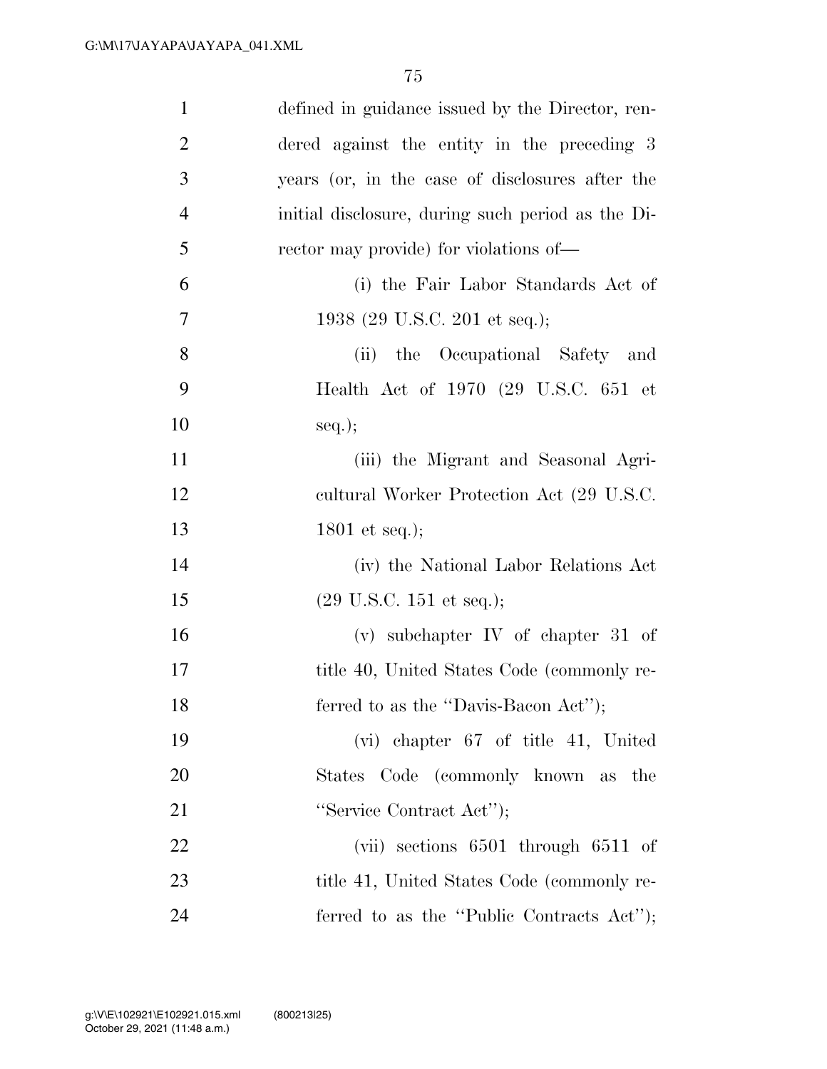defined in guidance issued by the Director, rendered against the entity in the preceding 3 years (or, in the case of disclosures after the initial disclosure, during such period as the Director may provide) for violations of—

(i) the Fair Labor Standards Act of 1938 (29 U.S.C. 201 et seq.);

(ii) the Occupational Safety and Health Act of 1970 (29 U.S.C. 651 et seq.);

(iii) the Migrant and Seasonal Agricultural Worker Protection Act (29 U.S.C. 1801 et seq.);

(iv) the National Labor Relations Act (29 U.S.C. 151 et seq.);

(v) subchapter IV of chapter 31 of title 40, United States Code (commonly referred to as the ''Davis-Bacon Act'');

(vi) chapter 67 of title 41, United States Code (commonly known as the ''Service Contract Act'');

(vii) sections 6501 through 6511 of title 41, United States Code (commonly referred to as the ''Public Contracts Act'');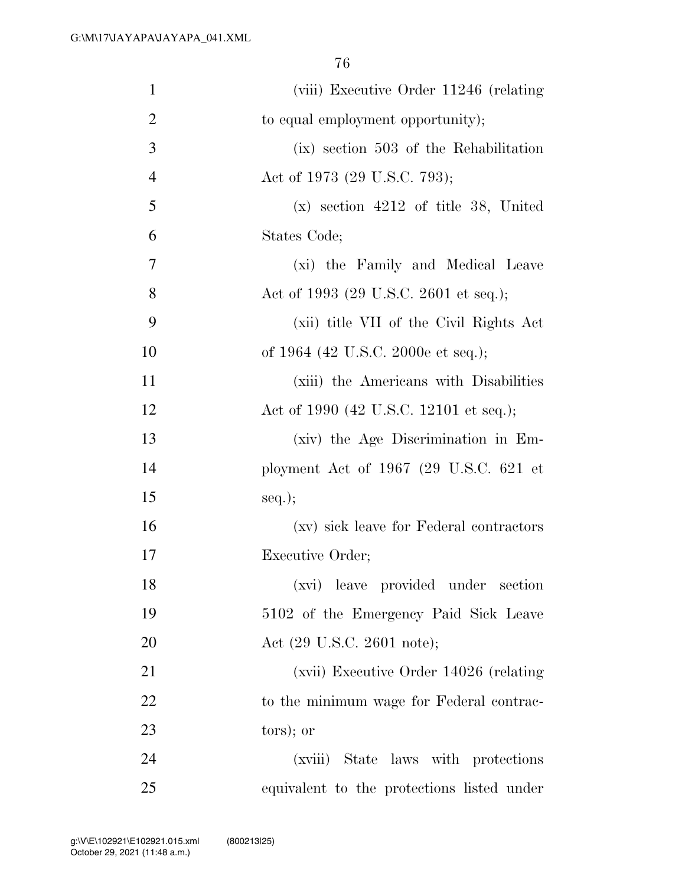(viii) Executive Order 11246 (relating to equal employment opportunity);

(ix) section 503 of the Rehabilitation Act of 1973 (29 U.S.C. 793);

(x) section 4212 of title 38, United States Code;

(xi) the Family and Medical Leave Act of 1993 (29 U.S.C. 2601 et seq.);

(xii) title VII of the Civil Rights Act of 1964 (42 U.S.C. 2000e et seq.);

(xiii) the Americans with Disabilities Act of 1990 (42 U.S.C. 12101 et seq.);

(xiv) the Age Discrimination in Employment Act of 1967 (29 U.S.C. 621 et seq.);

(xv) sick leave for Federal contractors Executive Order;

(xvi) leave provided under section 5102 of the Emergency Paid Sick Leave Act (29 U.S.C. 2601 note);

(xvii) Executive Order 14026 (relating to the minimum wage for Federal contractors); or

(xviii) State laws with protections equivalent to the protections listed under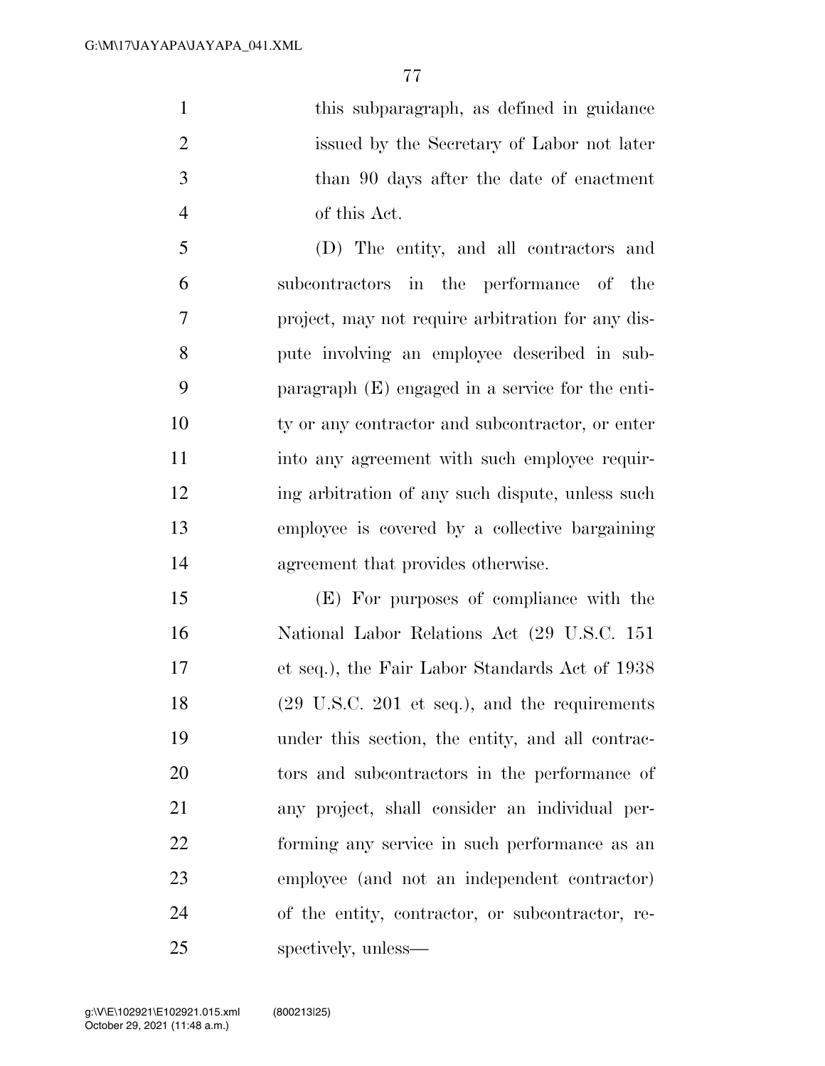this subparagraph, as defined in guidance issued by the Secretary of Labor not later than 90 days after the date of enactment of this Act.

(D) The entity, and all contractors and subcontractors in the performance of the project, may not require arbitration for any dispute involving an employee described in subparagraph (E) engaged in a service for the entity or any contractor and subcontractor, or enter into any agreement with such employee requiring arbitration of any such dispute, unless such employee is covered by a collective bargaining agreement that provides otherwise.

(E) For purposes of compliance with the National Labor Relations Act (29 U.S.C. 151 et seq.), the Fair Labor Standards Act of 1938 (29 U.S.C. 201 et seq.), and the requirements under this section, the entity, and all contractors and subcontractors in the performance of any project, shall consider an individual performing any service in such performance as an employee (and not an independent contractor) of the entity, contractor, or subcontractor, respectively, unless—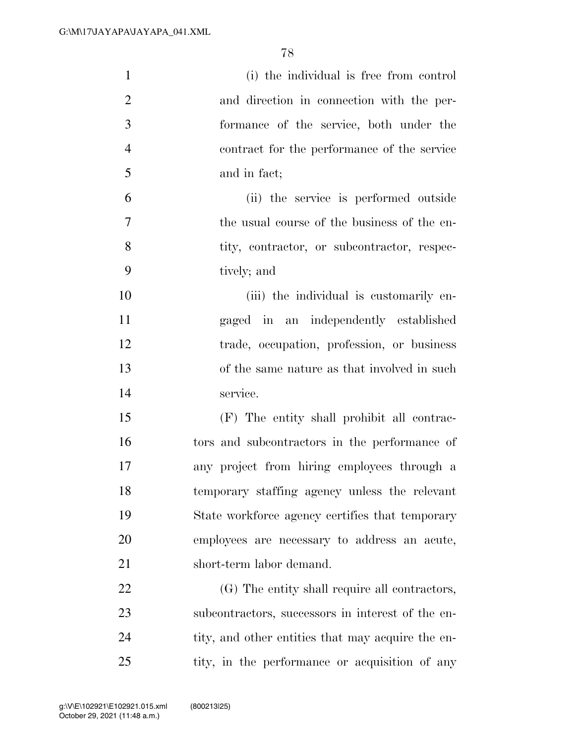(i) the individual is free from control and direction in connection with the performance of the service, both under the contract for the performance of the service and in fact;

(ii) the service is performed outside the usual course of the business of the entity, contractor, or subcontractor, respectively; and

(iii) the individual is customarily engaged in an independently established trade, occupation, profession, or business of the same nature as that involved in such service.

(F) The entity shall prohibit all contractors and subcontractors in the performance of any project from hiring employees through a temporary staffing agency unless the relevant State workforce agency certifies that temporary employees are necessary to address an acute, short-term labor demand.

(G) The entity shall require all contractors, subcontractors, successors in interest of the entity, and other entities that may acquire the entity, in the performance or acquisition of any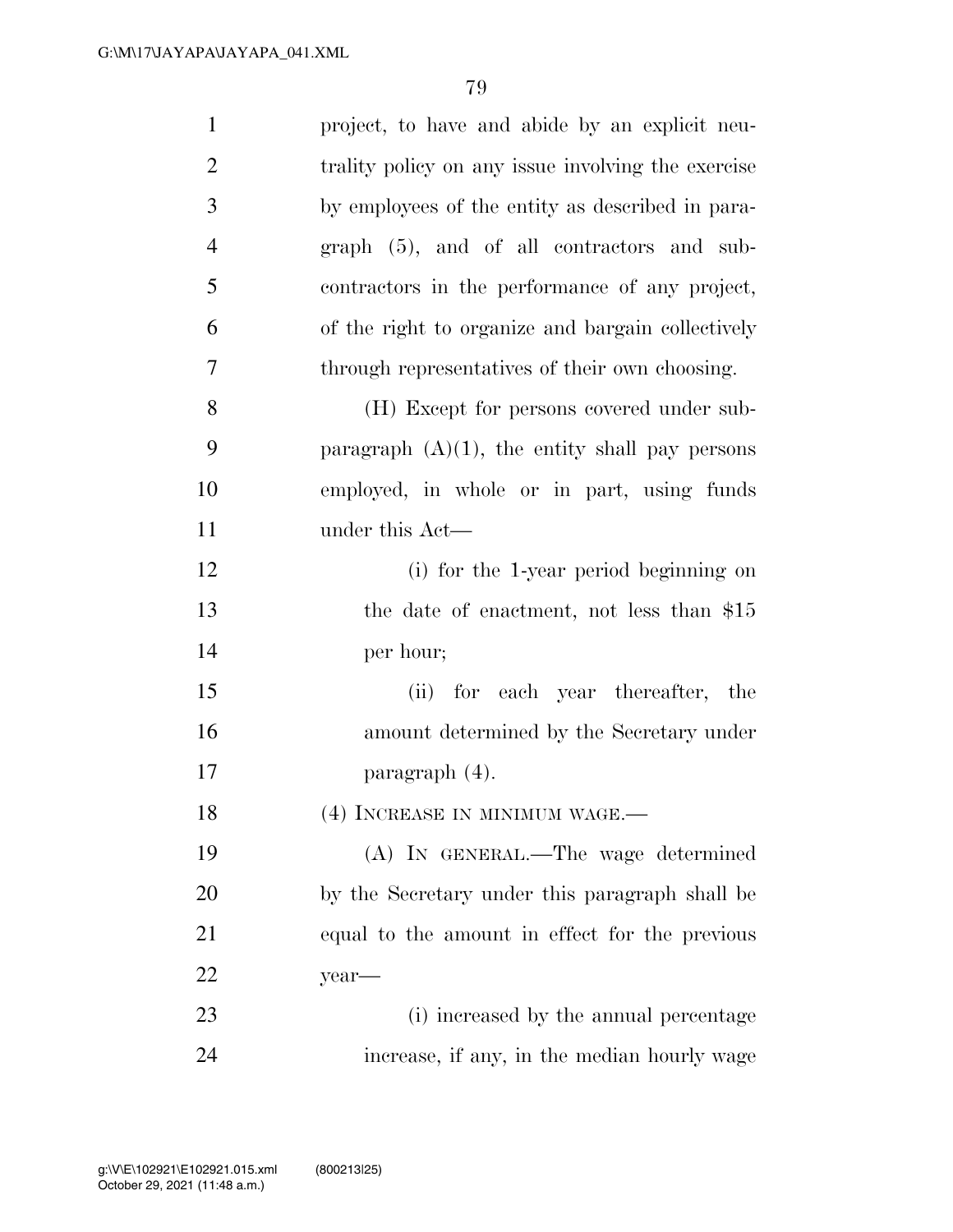project, to have and abide by an explicit neutrality policy on any issue involving the exercise by employees of the entity as described in paragraph (5), and of all contractors and subcontractors in the performance of any project, of the right to organize and bargain collectively through representatives of their own choosing.

(H) Except for persons covered under subparagraph (A)(1), the entity shall pay persons employed, in whole or in part, using funds under this Act—

(i) for the 1-year period beginning on the date of enactment, not less than $15 per hour;

(ii) for each year thereafter, the amount determined by the Secretary under paragraph (4).

(4) INCREASE IN MINIMUM WAGE.—

(A) IN GENERAL.—The wage determined by the Secretary under this paragraph shall be equal to the amount in effect for the previous year—

(i) increased by the annual percentage increase, if any, in the median hourly wage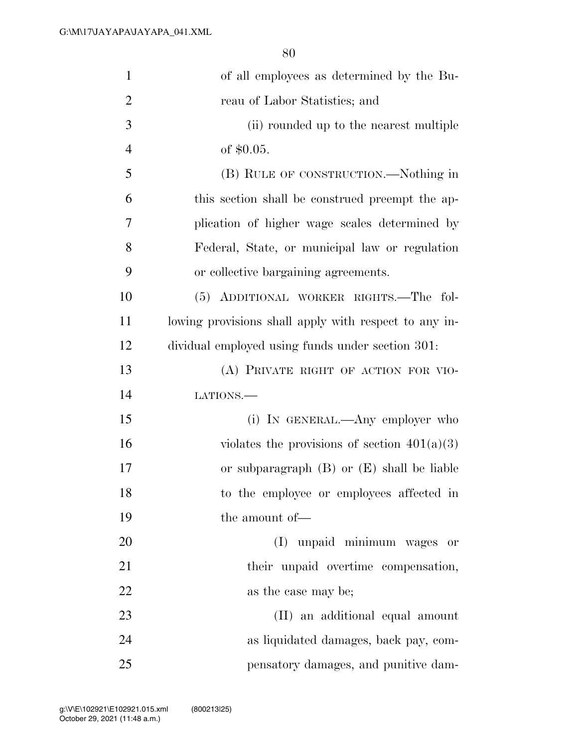of all employees as determined by the Bureau of Labor Statistics; and

(ii) rounded up to the nearest multiple of $0.05.

(B) RULE OF CONSTRUCTION.—Nothing in this section shall be construed preempt the application of higher wage scales determined by Federal, State, or municipal law or regulation or collective bargaining agreements.

(5) ADDITIONAL WORKER RIGHTS.—The following provisions shall apply with respect to any individual employed using funds under section 301:

(A) PRIVATE RIGHT OF ACTION FOR VIOLATIONS.—

(i) IN GENERAL.—Any employer who violates the provisions of section 401(a)(3) or subparagraph (B) or (E) shall be liable to the employee or employees affected in the amount of—

(I) unpaid minimum wages or their unpaid overtime compensation, as the case may be;

(II) an additional equal amount as liquidated damages, back pay, compensatory damages, and punitive dam-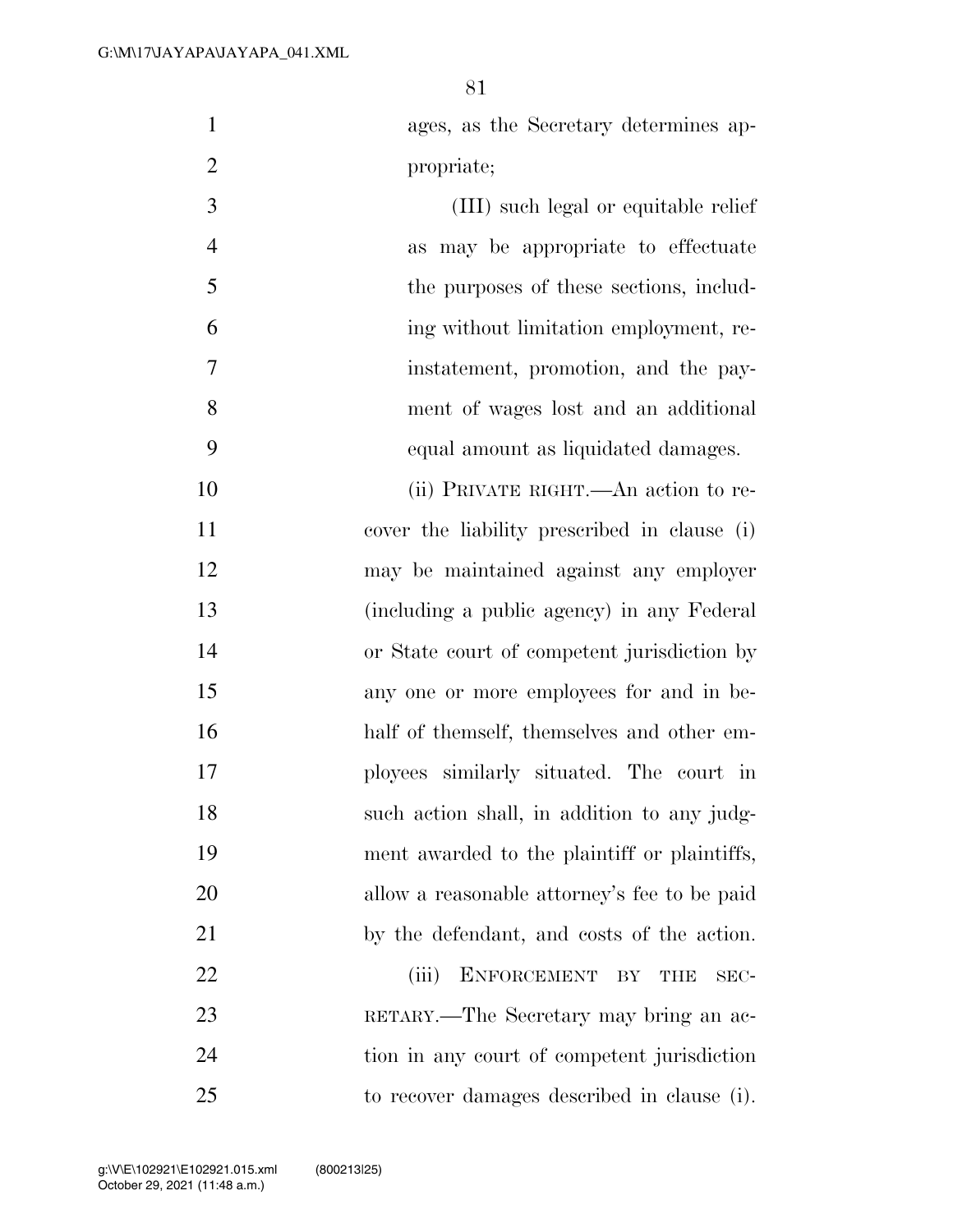ages, as the Secretary determines appropriate;

(III) such legal or equitable relief as may be appropriate to effectuate the purposes of these sections, including without limitation employment, reinstatement, promotion, and the payment of wages lost and an additional equal amount as liquidated damages.

(ii) PRIVATE RIGHT.—An action to recover the liability prescribed in clause (i) may be maintained against any employer (including a public agency) in any Federal or State court of competent jurisdiction by any one or more employees for and in behalf of themself, themselves and other employees similarly situated. The court in such action shall, in addition to any judgment awarded to the plaintiff or plaintiffs, allow a reasonable attorney's fee to be paid by the defendant, and costs of the action.

(iii) ENFORCEMENT BY THE SECRETARY.—The Secretary may bring an action in any court of competent jurisdiction to recover damages described in clause (i).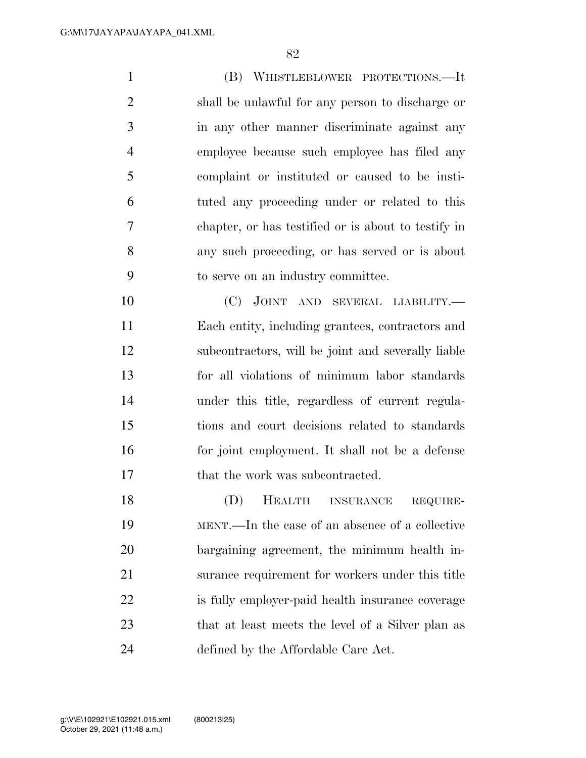(B) WHISTLEBLOWER PROTECTIONS.—It shall be unlawful for any person to discharge or in any other manner discriminate against any employee because such employee has filed any complaint or instituted or caused to be instituted any proceeding under or related to this chapter, or has testified or is about to testify in any such proceeding, or has served or is about to serve on an industry committee.

(C) JOINT AND SEVERAL LIABILITY.—Each entity, including grantees, contractors and subcontractors, will be joint and severally liable for all violations of minimum labor standards under this title, regardless of current regulations and court decisions related to standards for joint employment. It shall not be a defense that the work was subcontracted.

(D) HEALTH INSURANCE REQUIREMENT.—In the case of an absence of a collective bargaining agreement, the minimum health insurance requirement for workers under this title is fully employer-paid health insurance coverage that at least meets the level of a Silver plan as defined by the Affordable Care Act.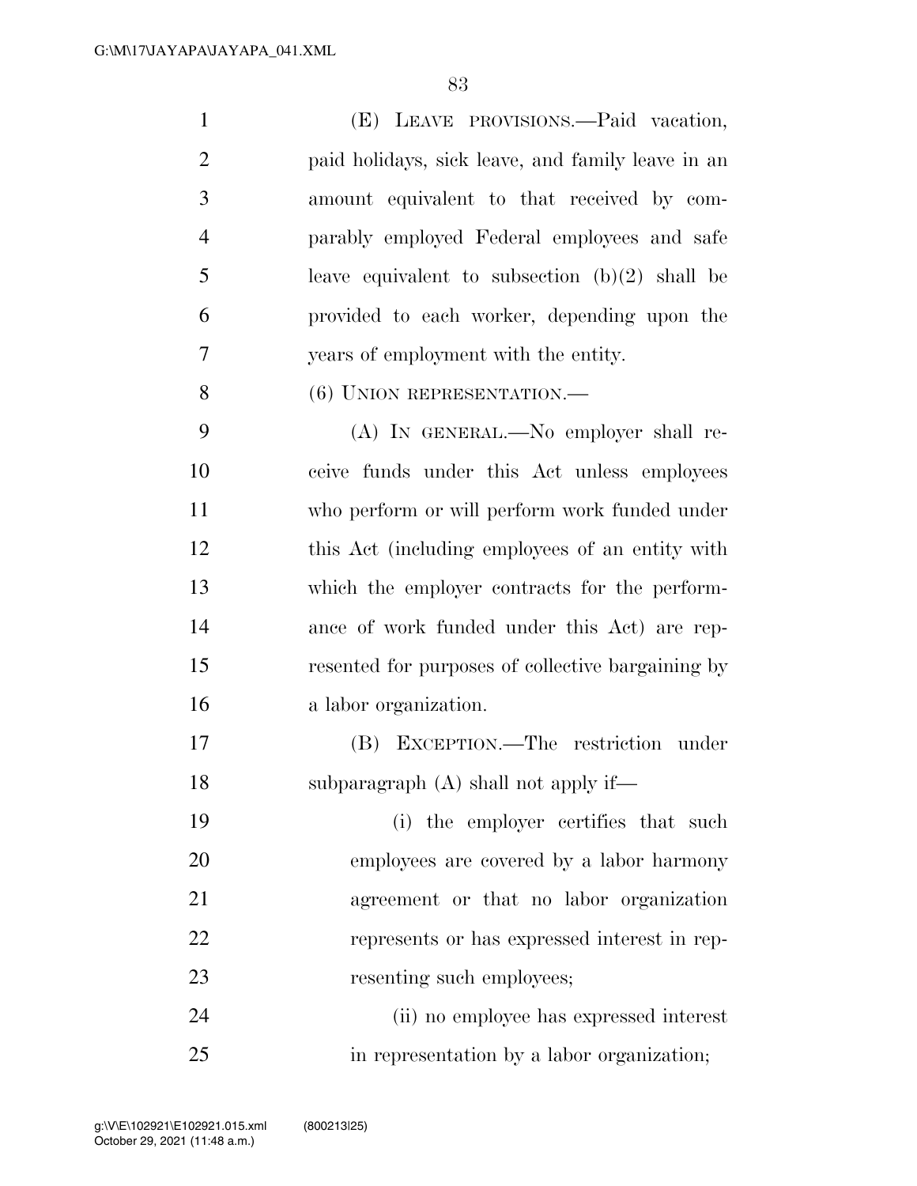(E) LEAVE PROVISIONS.—Paid vacation, paid holidays, sick leave, and family leave in an amount equivalent to that received by comparably employed Federal employees and safe leave equivalent to subsection (b)(2) shall be provided to each worker, depending upon the years of employment with the entity.

(6) UNION REPRESENTATION.—

(A) IN GENERAL.—No employer shall receive funds under this Act unless employees who perform or will perform work funded under this Act (including employees of an entity with which the employer contracts for the performance of work funded under this Act) are represented for purposes of collective bargaining by a labor organization.

(B) EXCEPTION.—The restriction under subparagraph (A) shall not apply if—

(i) the employer certifies that such employees are covered by a labor harmony agreement or that no labor organization represents or has expressed interest in representing such employees;

(ii) no employee has expressed interest in representation by a labor organization;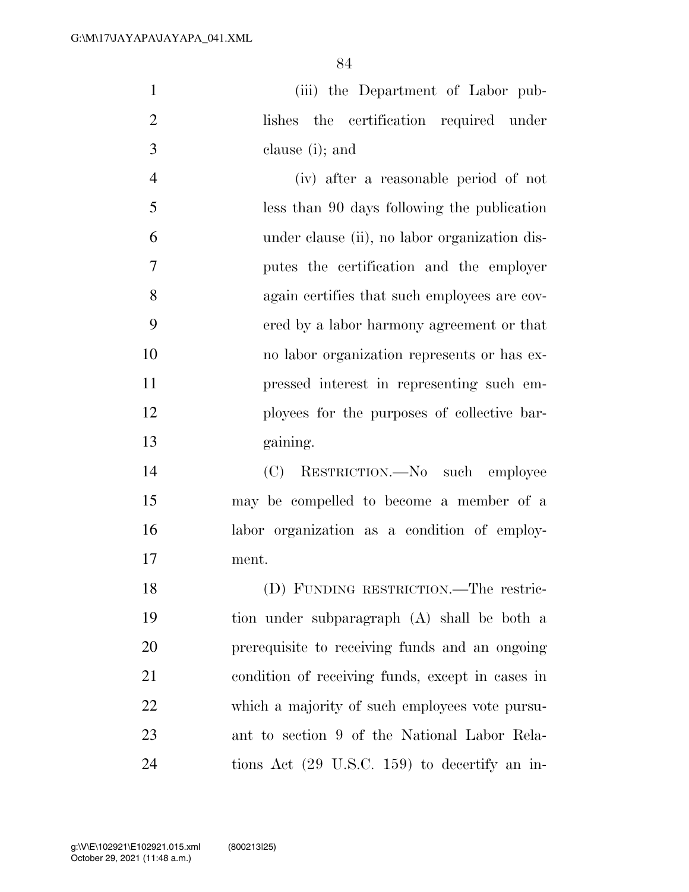(iii) the Department of Labor publishes the certification required under clause (i); and

(iv) after a reasonable period of not less than 90 days following the publication under clause (ii), no labor organization disputes the certification and the employer again certifies that such employees are covered by a labor harmony agreement or that no labor organization represents or has expressed interest in representing such employees for the purposes of collective bargaining.

(C) RESTRICTION.—No such employee may be compelled to become a member of a labor organization as a condition of employment.

(D) FUNDING RESTRICTION.—The restriction under subparagraph (A) shall be both a prerequisite to receiving funds and an ongoing condition of receiving funds, except in cases in which a majority of such employees vote pursuant to section 9 of the National Labor Relations Act (29 U.S.C. 159) to decertify an in-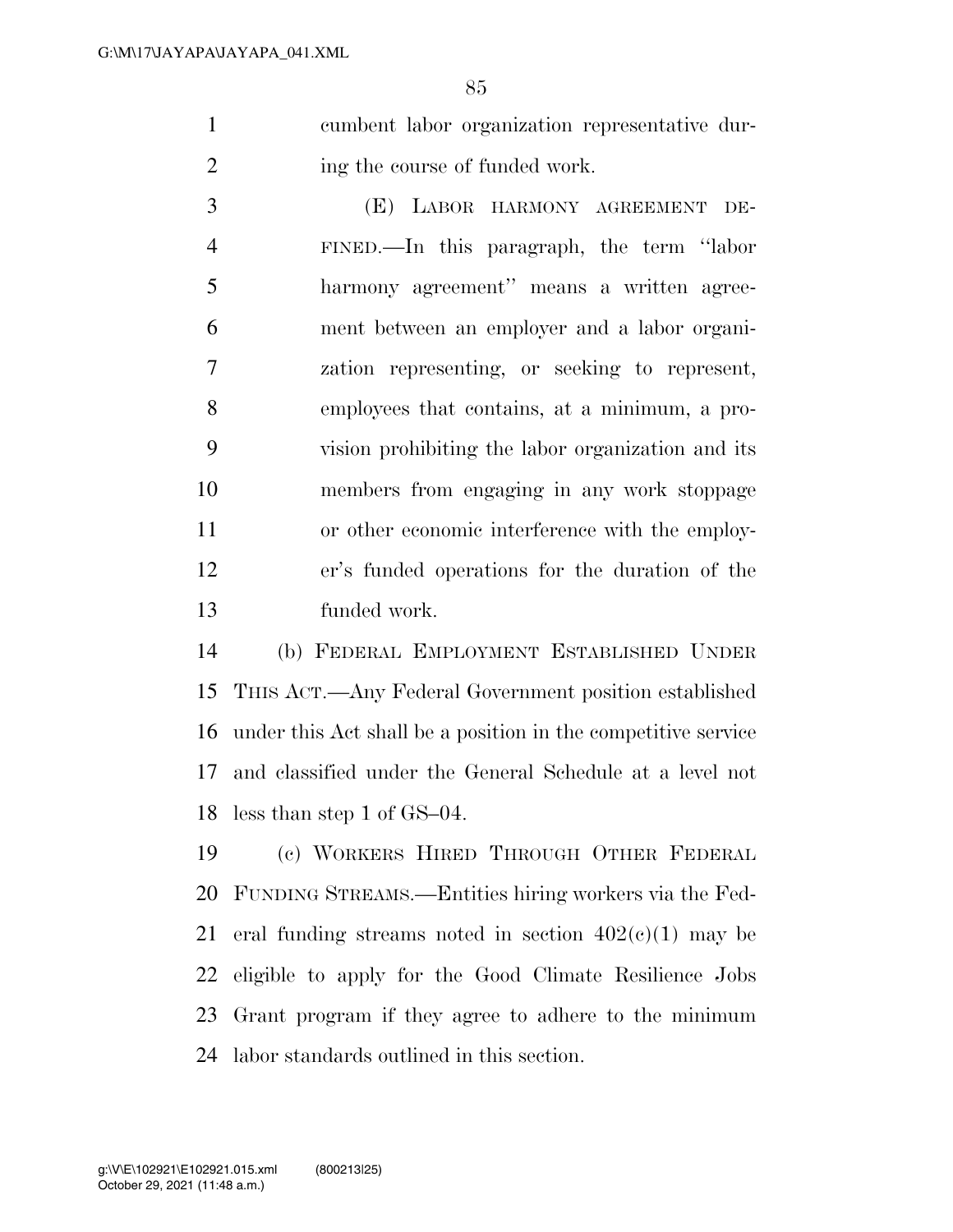cumbent labor organization representative during the course of funded work.

(E) LABOR HARMONY AGREEMENT DEFINED.—In this paragraph, the term ''labor harmony agreement'' means a written agreement between an employer and a labor organization representing, or seeking to represent, employees that contains, at a minimum, a provision prohibiting the labor organization and its members from engaging in any work stoppage or other economic interference with the employer's funded operations for the duration of the funded work.

(b) FEDERAL EMPLOYMENT ESTABLISHED UNDER THIS ACT.—Any Federal Government position established under this Act shall be a position in the competitive service and classified under the General Schedule at a level not less than step 1 of GS–04.

(c) WORKERS HIRED THROUGH OTHER FEDERAL FUNDING STREAMS.—Entities hiring workers via the Federal funding streams noted in section 402(c)(1) may be eligible to apply for the Good Climate Resilience Jobs Grant program if they agree to adhere to the minimum labor standards outlined in this section.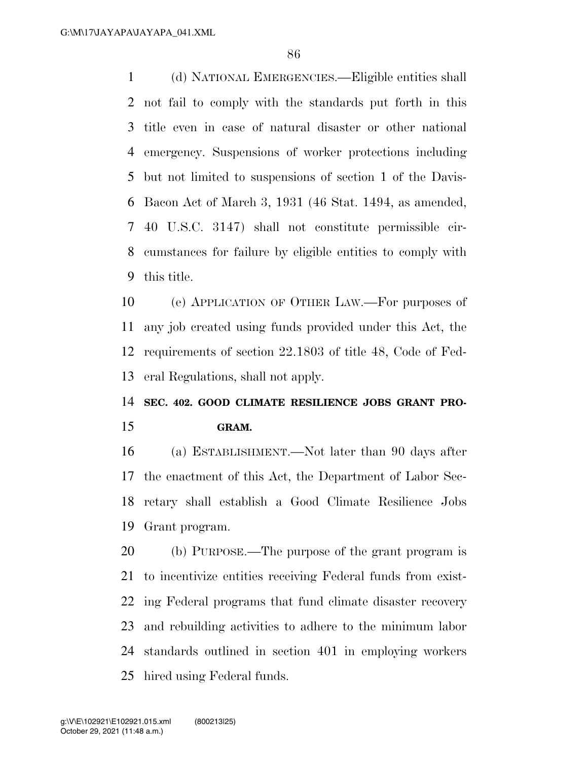(d) NATIONAL EMERGENCIES.—Eligible entities shall not fail to comply with the standards put forth in this title even in case of natural disaster or other national emergency. Suspensions of worker protections including but not limited to suspensions of section 1 of the Davis-Bacon Act of March 3, 1931 (46 Stat. 1494, as amended, 40 U.S.C. 3147) shall not constitute permissible circumstances for failure by eligible entities to comply with this title.

(e) APPLICATION OF OTHER LAW.—For purposes of any job created using funds provided under this Act, the requirements of section 22.1803 of title 48, Code of Federal Regulations, shall not apply.

**SEC. 402. GOOD CLIMATE RESILIENCE JOBS GRANT PROGRAM.**

(a) ESTABLISHMENT.—Not later than 90 days after the enactment of this Act, the Department of Labor Secretary shall establish a Good Climate Resilience Jobs Grant program.

(b) PURPOSE.—The purpose of the grant program is to incentivize entities receiving Federal funds from existing Federal programs that fund climate disaster recovery and rebuilding activities to adhere to the minimum labor standards outlined in section 401 in employing workers hired using Federal funds.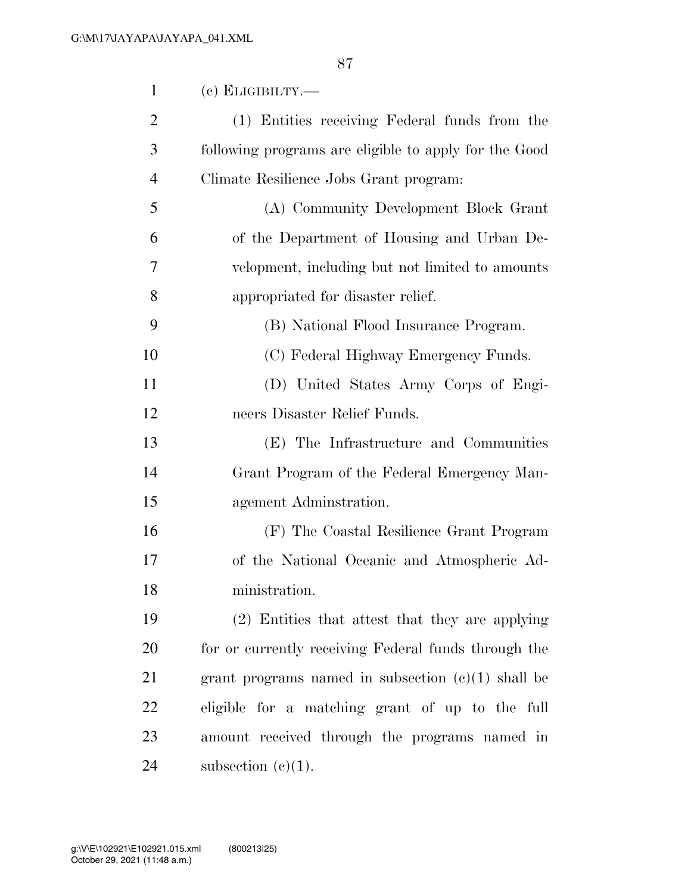(c) ELIGIBILTY.—

(1) Entities receiving Federal funds from the following programs are eligible to apply for the Good Climate Resilience Jobs Grant program:

(A) Community Development Block Grant of the Department of Housing and Urban Development, including but not limited to amounts appropriated for disaster relief.

(B) National Flood Insurance Program.

(C) Federal Highway Emergency Funds.

(D) United States Army Corps of Engineers Disaster Relief Funds.

(E) The Infrastructure and Communities Grant Program of the Federal Emergency Management Adminstration.

(F) The Coastal Resilience Grant Program of the National Oceanic and Atmospheric Administration.

(2) Entities that attest that they are applying for or currently receiving Federal funds through the grant programs named in subsection (c)(1) shall be eligible for a matching grant of up to the full amount received through the programs named in subsection (c)(1).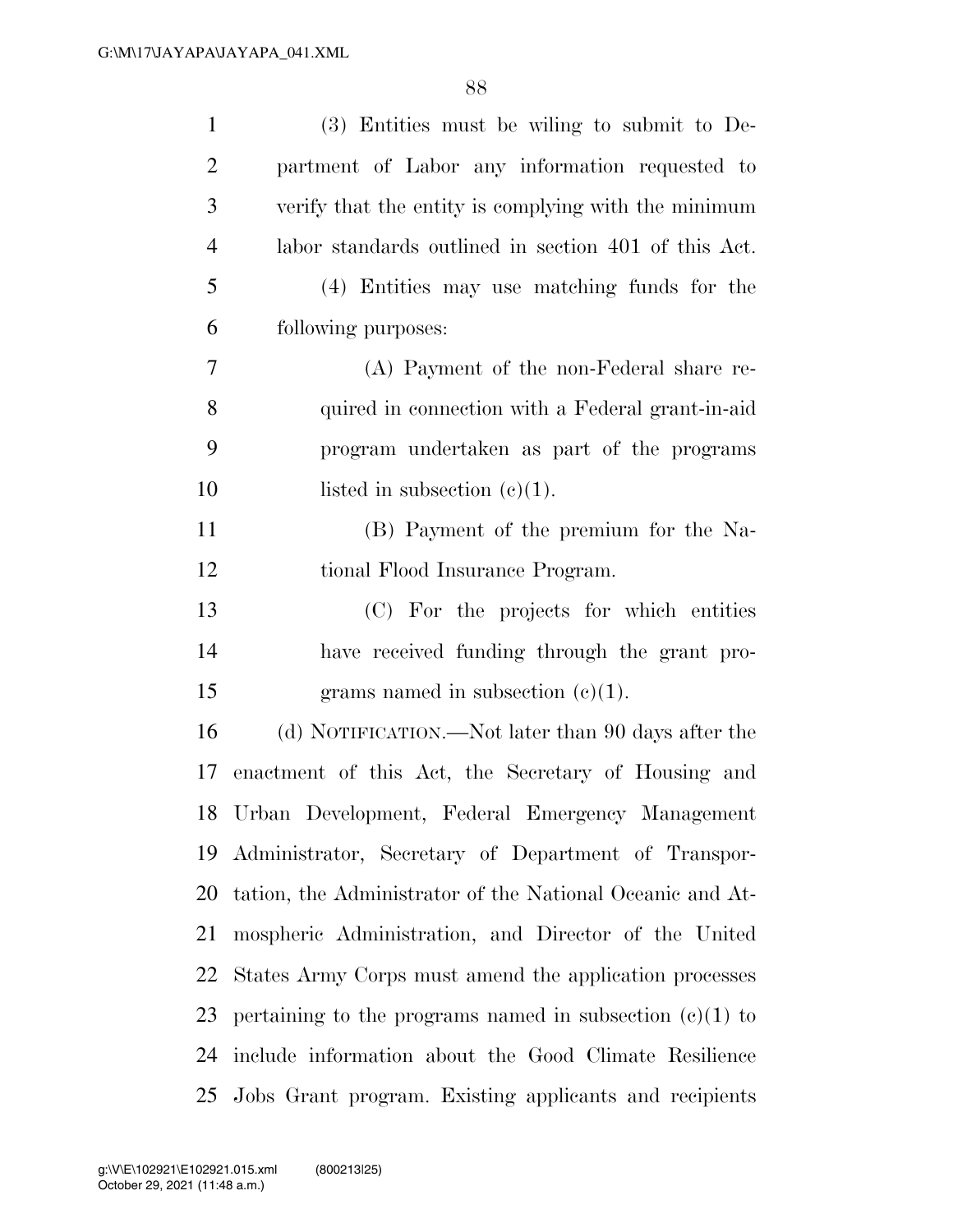(3) Entities must be wiling to submit to Department of Labor any information requested to verify that the entity is complying with the minimum labor standards outlined in section 401 of this Act.

(4) Entities may use matching funds for the following purposes:

(A) Payment of the non-Federal share required in connection with a Federal grant-in-aid program undertaken as part of the programs listed in subsection (c)(1).

(B) Payment of the premium for the National Flood Insurance Program.

(C) For the projects for which entities have received funding through the grant programs named in subsection (c)(1).

(d) NOTIFICATION.—Not later than 90 days after the enactment of this Act, the Secretary of Housing and Urban Development, Federal Emergency Management Administrator, Secretary of Department of Transportation, the Administrator of the National Oceanic and Atmospheric Administration, and Director of the United States Army Corps must amend the application processes pertaining to the programs named in subsection (c)(1) to include information about the Good Climate Resilience Jobs Grant program. Existing applicants and recipients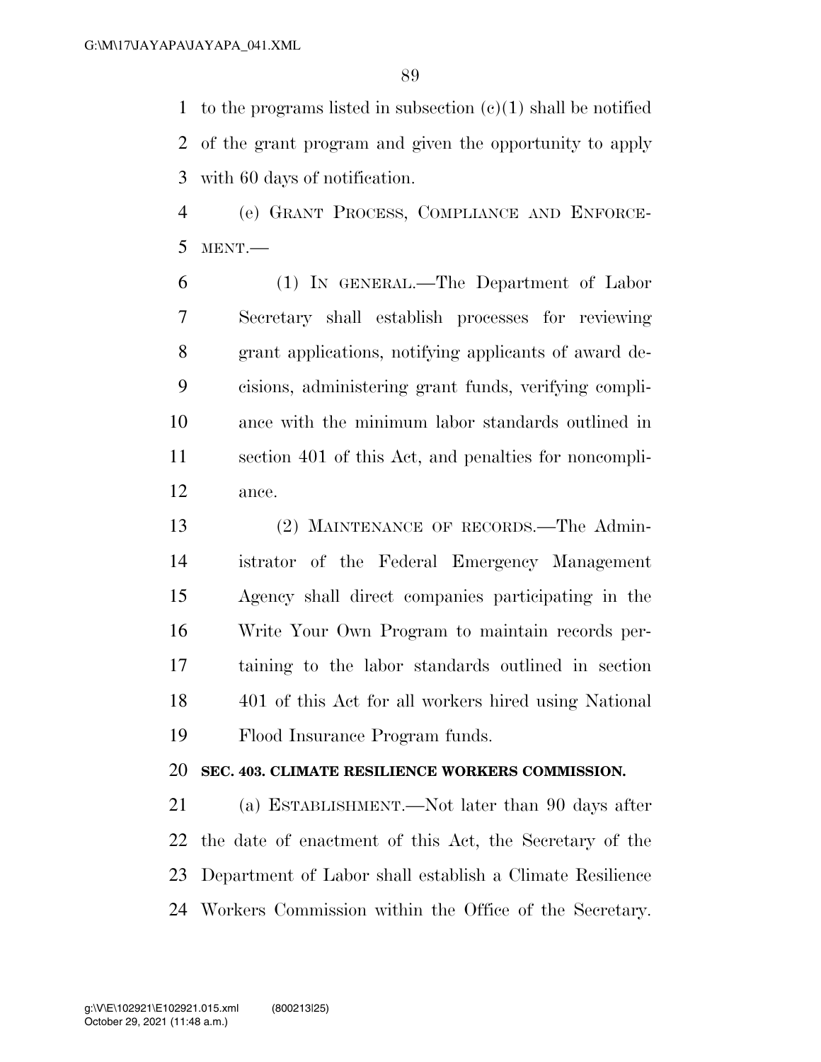to the programs listed in subsection (c)(1) shall be notified of the grant program and given the opportunity to apply with 60 days of notification.

(e) GRANT PROCESS, COMPLIANCE AND ENFORCEMENT.—

(1) IN GENERAL.—The Department of Labor Secretary shall establish processes for reviewing grant applications, notifying applicants of award decisions, administering grant funds, verifying compliance with the minimum labor standards outlined in section 401 of this Act, and penalties for noncompliance.

(2) MAINTENANCE OF RECORDS.—The Administrator of the Federal Emergency Management Agency shall direct companies participating in the Write Your Own Program to maintain records pertaining to the labor standards outlined in section 401 of this Act for all workers hired using National Flood Insurance Program funds.

**SEC. 403. CLIMATE RESILIENCE WORKERS COMMISSION.**

(a) ESTABLISHMENT.—Not later than 90 days after the date of enactment of this Act, the Secretary of the Department of Labor shall establish a Climate Resilience Workers Commission within the Office of the Secretary.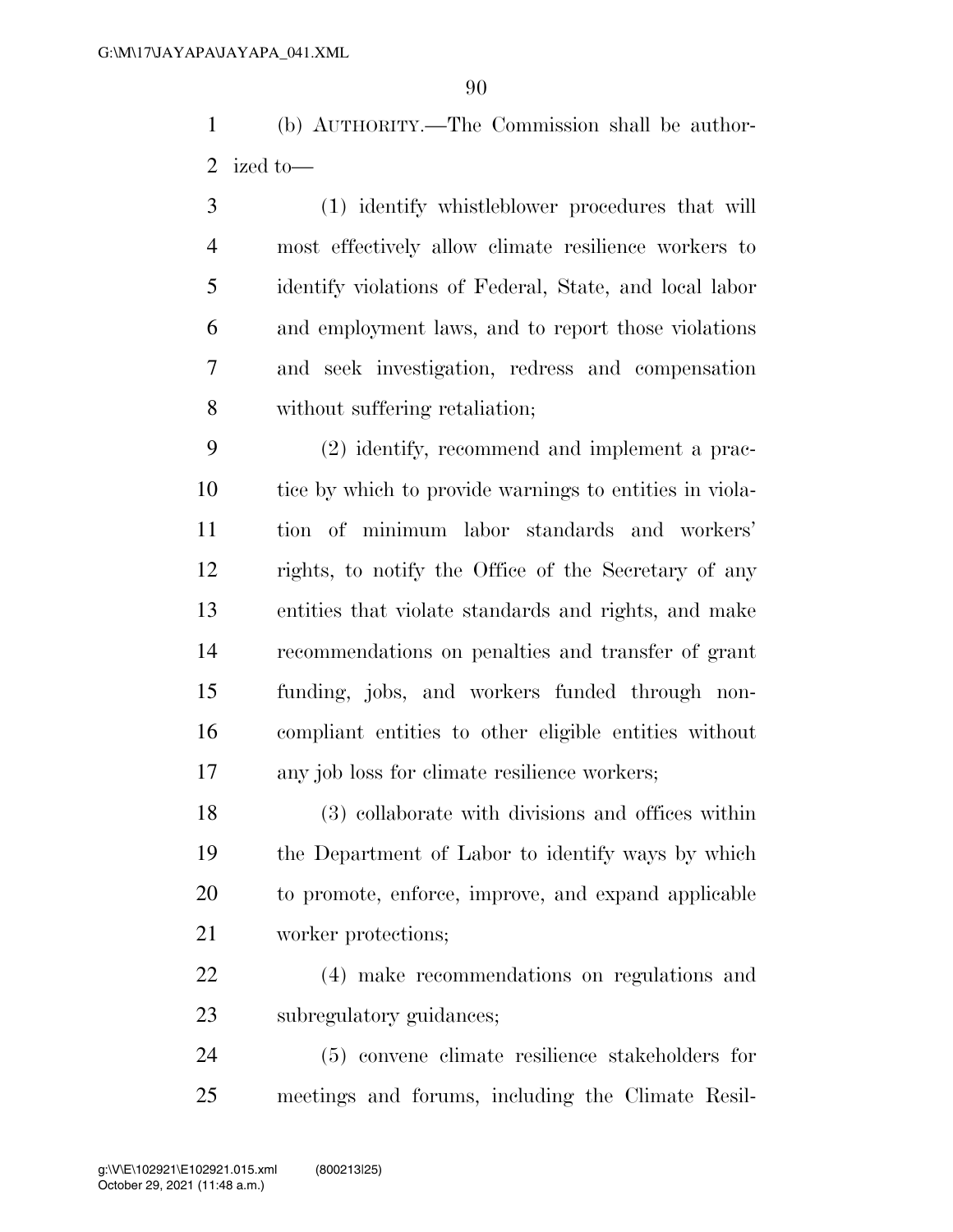(b) AUTHORITY.—The Commission shall be authorized to—

(1) identify whistleblower procedures that will most effectively allow climate resilience workers to identify violations of Federal, State, and local labor and employment laws, and to report those violations and seek investigation, redress and compensation without suffering retaliation;

(2) identify, recommend and implement a practice by which to provide warnings to entities in violation of minimum labor standards and workers' rights, to notify the Office of the Secretary of any entities that violate standards and rights, and make recommendations on penalties and transfer of grant funding, jobs, and workers funded through noncompliant entities to other eligible entities without any job loss for climate resilience workers;

(3) collaborate with divisions and offices within the Department of Labor to identify ways by which to promote, enforce, improve, and expand applicable worker protections;

(4) make recommendations on regulations and subregulatory guidances;

(5) convene climate resilience stakeholders for meetings and forums, including the Climate Resil-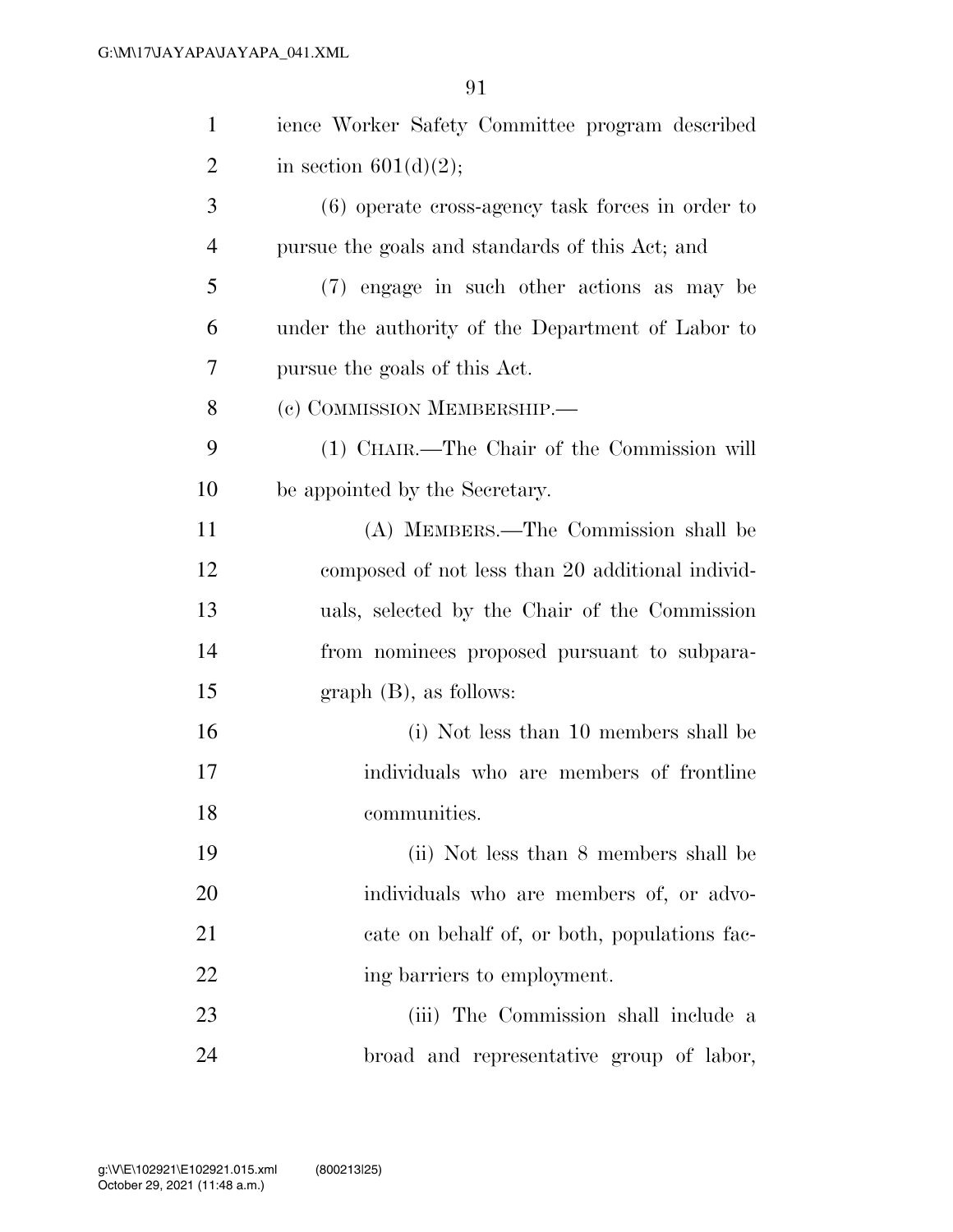ience Worker Safety Committee program described in section 601(d)(2);

(6) operate cross-agency task forces in order to pursue the goals and standards of this Act; and

(7) engage in such other actions as may be under the authority of the Department of Labor to pursue the goals of this Act.

(c) COMMISSION MEMBERSHIP.—

(1) CHAIR.—The Chair of the Commission will be appointed by the Secretary.

(A) MEMBERS.—The Commission shall be composed of not less than 20 additional individuals, selected by the Chair of the Commission from nominees proposed pursuant to subparagraph (B), as follows:

(i) Not less than 10 members shall be individuals who are members of frontline communities.

(ii) Not less than 8 members shall be individuals who are members of, or advocate on behalf of, or both, populations facing barriers to employment.

(iii) The Commission shall include a broad and representative group of labor,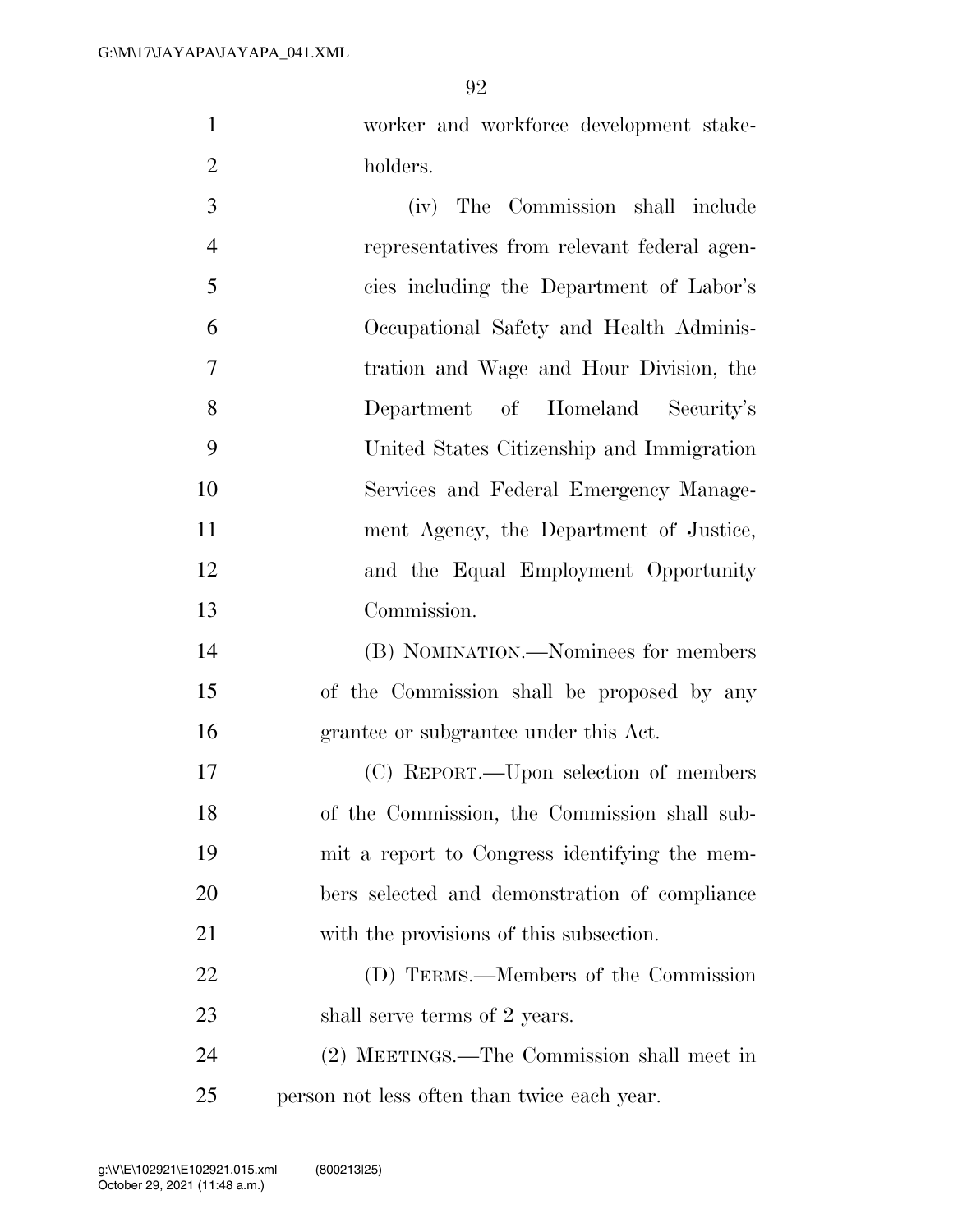worker and workforce development stakeholders.

(iv) The Commission shall include representatives from relevant federal agencies including the Department of Labor's Occupational Safety and Health Administration and Wage and Hour Division, the Department of Homeland Security's United States Citizenship and Immigration Services and Federal Emergency Management Agency, the Department of Justice, and the Equal Employment Opportunity Commission.

(B) NOMINATION.—Nominees for members of the Commission shall be proposed by any grantee or subgrantee under this Act.

(C) REPORT.—Upon selection of members of the Commission, the Commission shall submit a report to Congress identifying the members selected and demonstration of compliance with the provisions of this subsection.

(D) TERMS.—Members of the Commission shall serve terms of 2 years.

(2) MEETINGS.—The Commission shall meet in person not less often than twice each year.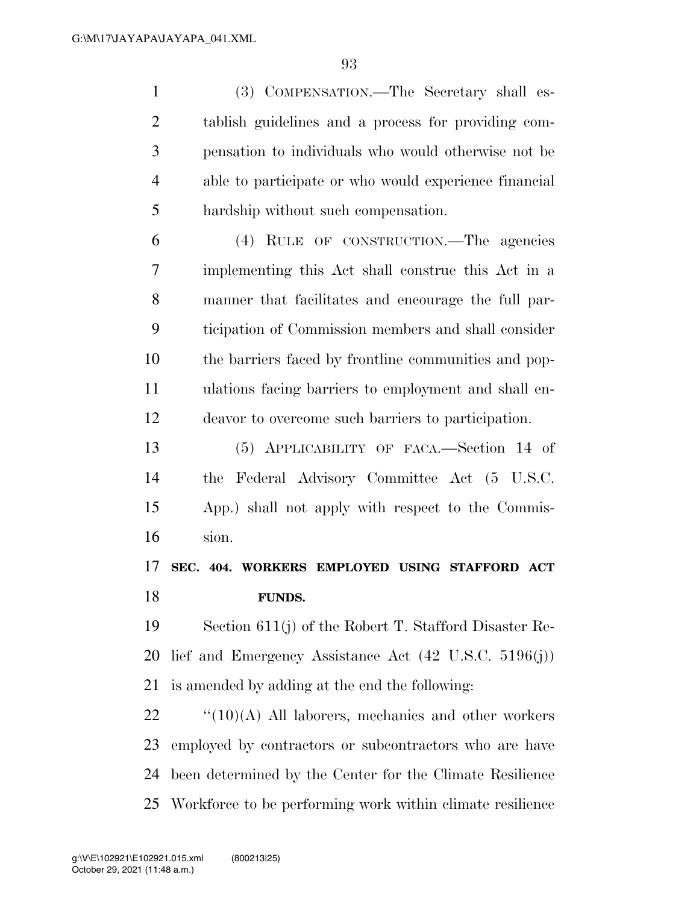(3) COMPENSATION.—The Secretary shall establish guidelines and a process for providing compensation to individuals who would otherwise not be able to participate or who would experience financial hardship without such compensation.

(4) RULE OF CONSTRUCTION.—The agencies implementing this Act shall construe this Act in a manner that facilitates and encourage the full participation of Commission members and shall consider the barriers faced by frontline communities and populations facing barriers to employment and shall endeavor to overcome such barriers to participation.

(5) APPLICABILITY OF FACA.—Section 14 of the Federal Advisory Committee Act (5 U.S.C. App.) shall not apply with respect to the Commission.

**SEC. 404. WORKERS EMPLOYED USING STAFFORD ACT FUNDS.**

Section 611(j) of the Robert T. Stafford Disaster Relief and Emergency Assistance Act (42 U.S.C. 5196(j)) is amended by adding at the end the following:

"(10)(A) All laborers, mechanics and other workers employed by contractors or subcontractors who are have been determined by the Center for the Climate Resilience Workforce to be performing work within climate resilience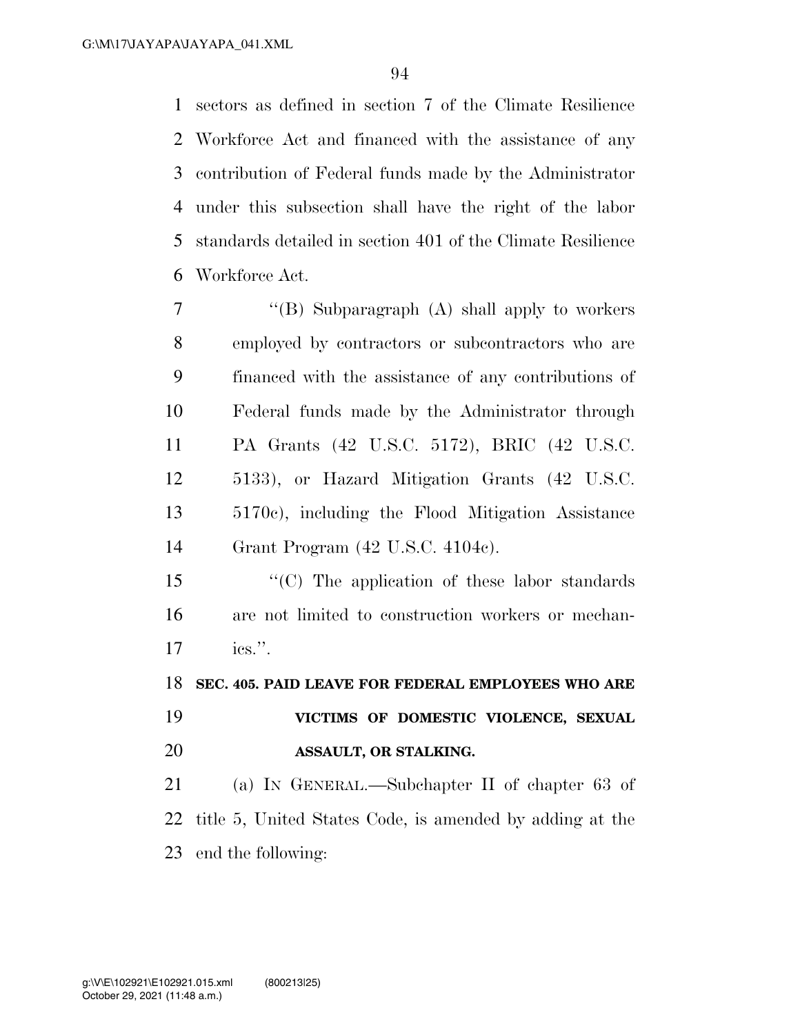sectors as defined in section 7 of the Climate Resilience Workforce Act and financed with the assistance of any contribution of Federal funds made by the Administrator under this subsection shall have the right of the labor standards detailed in section 401 of the Climate Resilience Workforce Act.

"(B) Subparagraph (A) shall apply to workers employed by contractors or subcontractors who are financed with the assistance of any contributions of Federal funds made by the Administrator through PA Grants (42 U.S.C. 5172), BRIC (42 U.S.C. 5133), or Hazard Mitigation Grants (42 U.S.C. 5170c), including the Flood Mitigation Assistance Grant Program (42 U.S.C. 4104c).

"(C) The application of these labor standards are not limited to construction workers or mechanics.".

**SEC. 405. PAID LEAVE FOR FEDERAL EMPLOYEES WHO ARE VICTIMS OF DOMESTIC VIOLENCE, SEXUAL ASSAULT, OR STALKING.**

(a) IN GENERAL.—Subchapter II of chapter 63 of title 5, United States Code, is amended by adding at the end the following: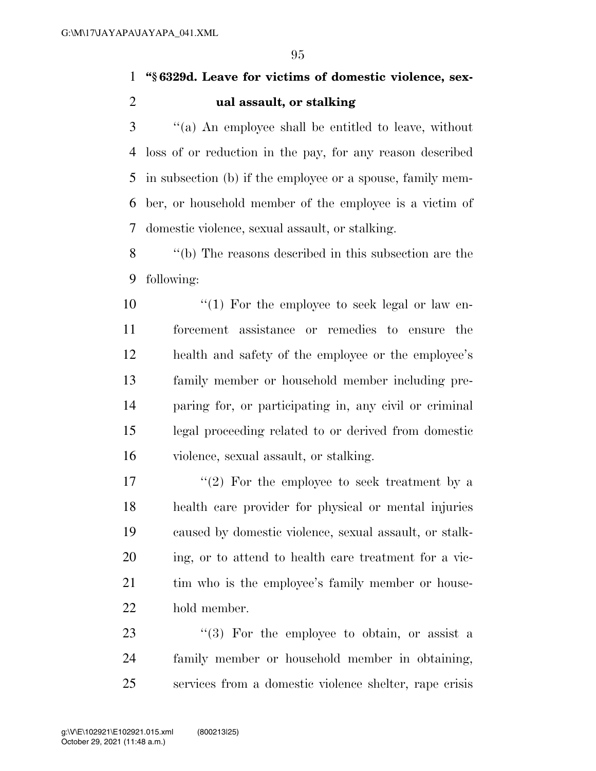**"§ 6329d. Leave for victims of domestic violence, sexual assault, or stalking**

''(a) An employee shall be entitled to leave, without loss of or reduction in the pay, for any reason described in subsection (b) if the employee or a spouse, family member, or household member of the employee is a victim of domestic violence, sexual assault, or stalking.

''(b) The reasons described in this subsection are the following:

''(1) For the employee to seek legal or law enforcement assistance or remedies to ensure the health and safety of the employee or the employee's family member or household member including preparing for, or participating in, any civil or criminal legal proceeding related to or derived from domestic violence, sexual assault, or stalking.

''(2) For the employee to seek treatment by a health care provider for physical or mental injuries caused by domestic violence, sexual assault, or stalking, or to attend to health care treatment for a victim who is the employee's family member or household member.

''(3) For the employee to obtain, or assist a family member or household member in obtaining, services from a domestic violence shelter, rape crisis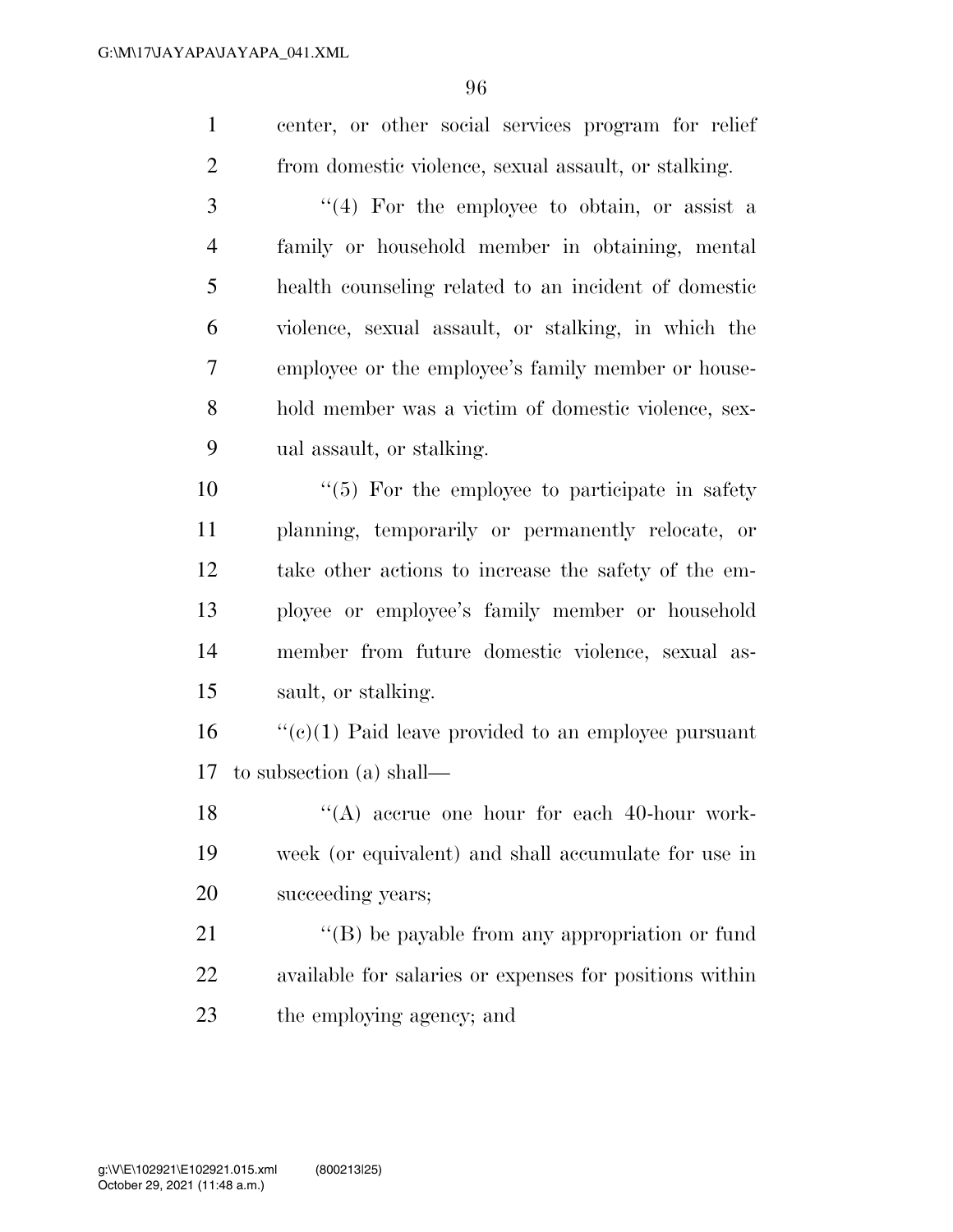center, or other social services program for relief from domestic violence, sexual assault, or stalking.

"(4) For the employee to obtain, or assist a family or household member in obtaining, mental health counseling related to an incident of domestic violence, sexual assault, or stalking, in which the employee or the employee's family member or household member was a victim of domestic violence, sexual assault, or stalking.

"(5) For the employee to participate in safety planning, temporarily or permanently relocate, or take other actions to increase the safety of the employee or employee's family member or household member from future domestic violence, sexual assault, or stalking.

"(c)(1) Paid leave provided to an employee pursuant to subsection (a) shall—

"(A) accrue one hour for each 40-hour workweek (or equivalent) and shall accumulate for use in succeeding years;

"(B) be payable from any appropriation or fund available for salaries or expenses for positions within the employing agency; and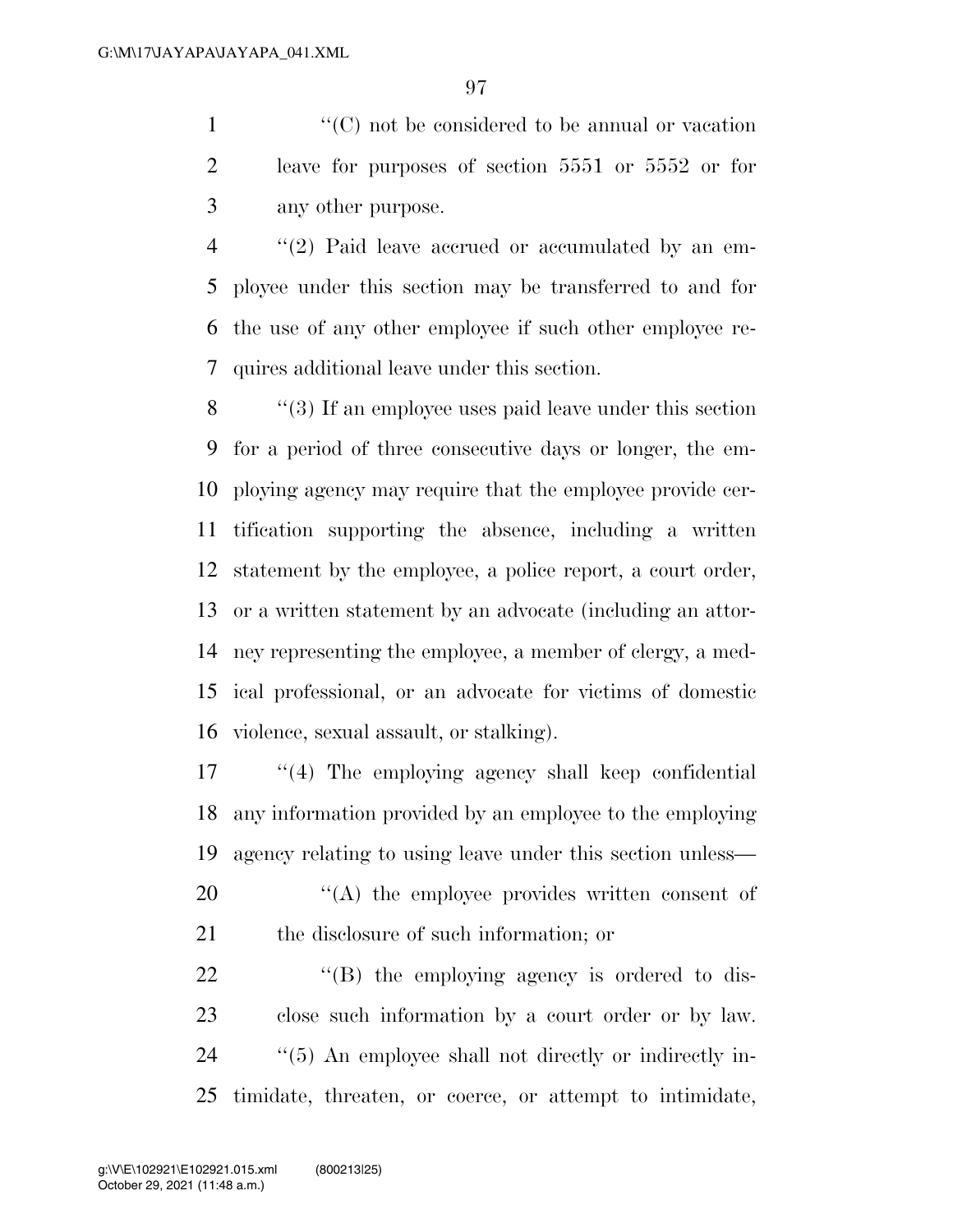''(C) not be considered to be annual or vacation leave for purposes of section 5551 or 5552 or for any other purpose.

''(2) Paid leave accrued or accumulated by an employee under this section may be transferred to and for the use of any other employee if such other employee requires additional leave under this section.

''(3) If an employee uses paid leave under this section for a period of three consecutive days or longer, the employing agency may require that the employee provide certification supporting the absence, including a written statement by the employee, a police report, a court order, or a written statement by an advocate (including an attorney representing the employee, a member of clergy, a medical professional, or an advocate for victims of domestic violence, sexual assault, or stalking).

''(4) The employing agency shall keep confidential any information provided by an employee to the employing agency relating to using leave under this section unless—

''(A) the employee provides written consent of the disclosure of such information; or

''(B) the employing agency is ordered to disclose such information by a court order or by law.

''(5) An employee shall not directly or indirectly intimidate, threaten, or coerce, or attempt to intimidate,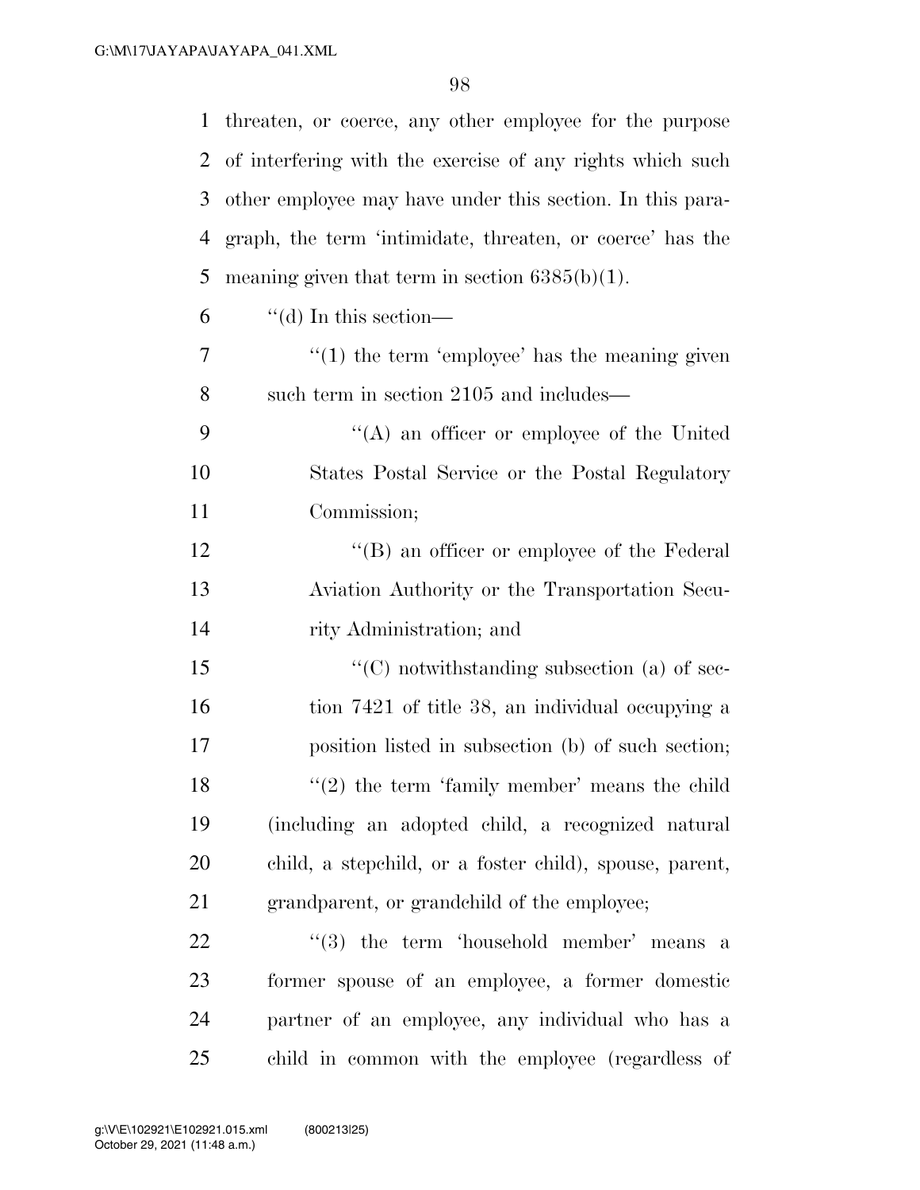threaten, or coerce, any other employee for the purpose of interfering with the exercise of any rights which such other employee may have under this section. In this paragraph, the term 'intimidate, threaten, or coerce' has the meaning given that term in section 6385(b)(1).

"(d) In this section—

"(1) the term 'employee' has the meaning given such term in section 2105 and includes—

"(A) an officer or employee of the United States Postal Service or the Postal Regulatory Commission;

"(B) an officer or employee of the Federal Aviation Authority or the Transportation Security Administration; and

"(C) notwithstanding subsection (a) of section 7421 of title 38, an individual occupying a position listed in subsection (b) of such section;

"(2) the term 'family member' means the child (including an adopted child, a recognized natural child, a stepchild, or a foster child), spouse, parent, grandparent, or grandchild of the employee;

"(3) the term 'household member' means a former spouse of an employee, a former domestic partner of an employee, any individual who has a child in common with the employee (regardless of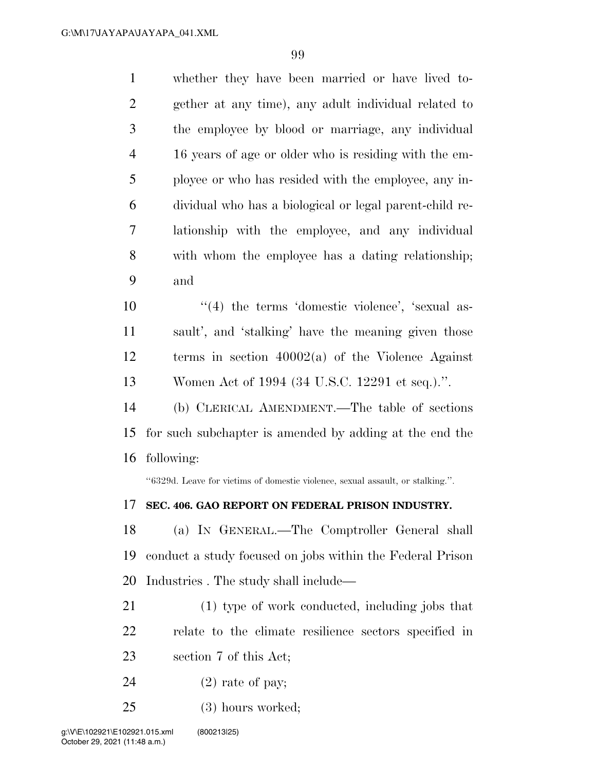whether they have been married or have lived together at any time), any adult individual related to the employee by blood or marriage, any individual 16 years of age or older who is residing with the employee or who has resided with the employee, any individual who has a biological or legal parent-child relationship with the employee, and any individual with whom the employee has a dating relationship; and

"(4) the terms 'domestic violence', 'sexual assault', and 'stalking' have the meaning given those terms in section 40002(a) of the Violence Against Women Act of 1994 (34 U.S.C. 12291 et seq.).".

(b) CLERICAL AMENDMENT.—The table of sections for such subchapter is amended by adding at the end the following:

"6329d. Leave for victims of domestic violence, sexual assault, or stalking.".

**SEC. 406. GAO REPORT ON FEDERAL PRISON INDUSTRY.**

(a) IN GENERAL.—The Comptroller General shall conduct a study focused on jobs within the Federal Prison Industries . The study shall include—

(1) type of work conducted, including jobs that relate to the climate resilience sectors specified in section 7 of this Act;

(2) rate of pay;

(3) hours worked;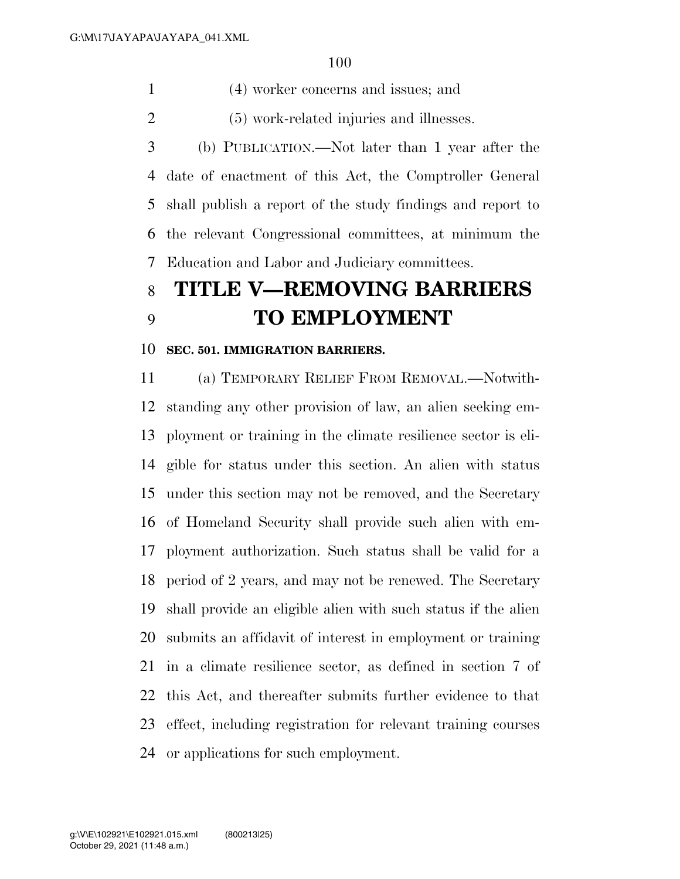(4) worker concerns and issues; and

(5) work-related injuries and illnesses.

(b) PUBLICATION.—Not later than 1 year after the date of enactment of this Act, the Comptroller General shall publish a report of the study findings and report to the relevant Congressional committees, at minimum the Education and Labor and Judiciary committees.

# TITLE V—REMOVING BARRIERS TO EMPLOYMENT

**SEC. 501. IMMIGRATION BARRIERS.**

(a) TEMPORARY RELIEF FROM REMOVAL.—Notwithstanding any other provision of law, an alien seeking employment or training in the climate resilience sector is eligible for status under this section. An alien with status under this section may not be removed, and the Secretary of Homeland Security shall provide such alien with employment authorization. Such status shall be valid for a period of 2 years, and may not be renewed. The Secretary shall provide an eligible alien with such status if the alien submits an affidavit of interest in employment or training in a climate resilience sector, as defined in section 7 of this Act, and thereafter submits further evidence to that effect, including registration for relevant training courses or applications for such employment.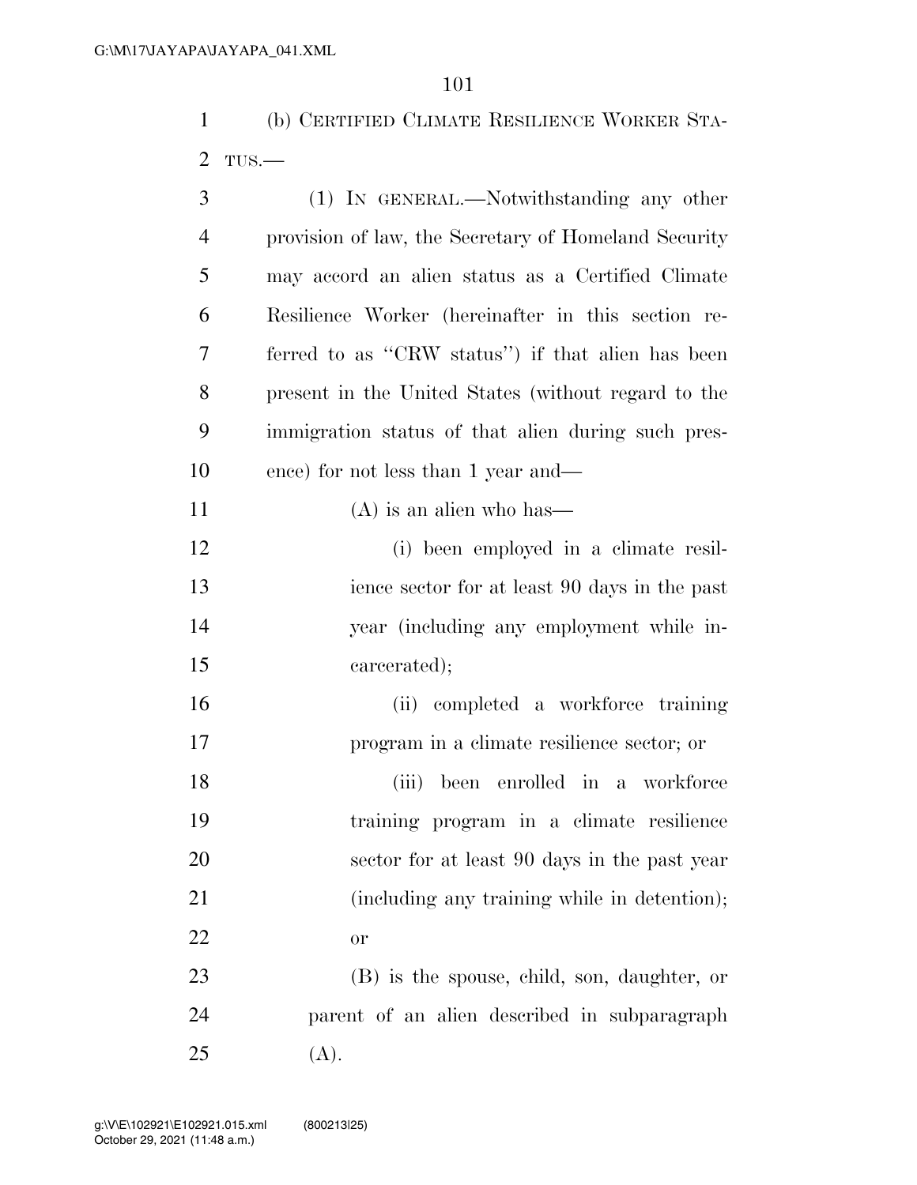(b) CERTIFIED CLIMATE RESILIENCE WORKER STATUS.—

(1) IN GENERAL.—Notwithstanding any other provision of law, the Secretary of Homeland Security may accord an alien status as a Certified Climate Resilience Worker (hereinafter in this section referred to as "CRW status") if that alien has been present in the United States (without regard to the immigration status of that alien during such presence) for not less than 1 year and—

(A) is an alien who has—

(i) been employed in a climate resilience sector for at least 90 days in the past year (including any employment while incarcerated);

(ii) completed a workforce training program in a climate resilience sector; or

(iii) been enrolled in a workforce training program in a climate resilience sector for at least 90 days in the past year (including any training while in detention); or

(B) is the spouse, child, son, daughter, or parent of an alien described in subparagraph (A).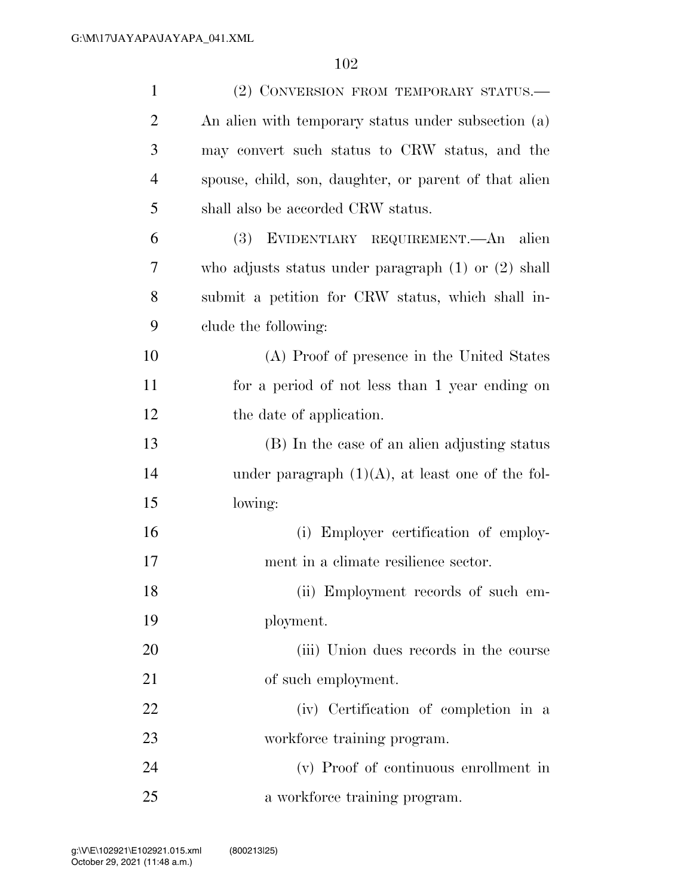(2) CONVERSION FROM TEMPORARY STATUS.—An alien with temporary status under subsection (a) may convert such status to CRW status, and the spouse, child, son, daughter, or parent of that alien shall also be accorded CRW status.

(3) EVIDENTIARY REQUIREMENT.—An alien who adjusts status under paragraph (1) or (2) shall submit a petition for CRW status, which shall include the following:

(A) Proof of presence in the United States for a period of not less than 1 year ending on the date of application.

(B) In the case of an alien adjusting status under paragraph (1)(A), at least one of the following:

(i) Employer certification of employment in a climate resilience sector.

(ii) Employment records of such employment.

(iii) Union dues records in the course of such employment.

(iv) Certification of completion in a workforce training program.

(v) Proof of continuous enrollment in a workforce training program.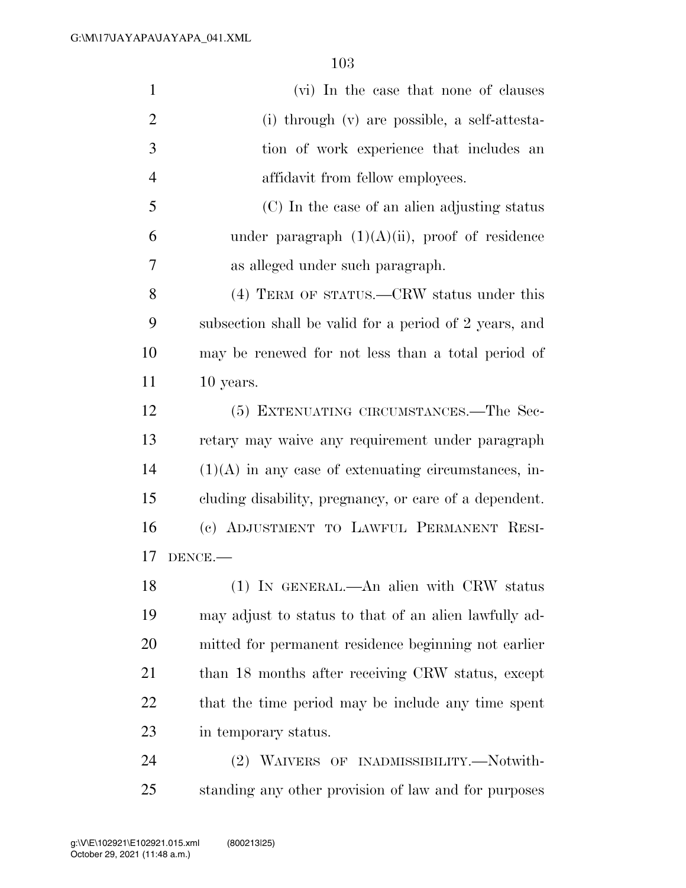(vi) In the case that none of clauses (i) through (v) are possible, a self-attestation of work experience that includes an affidavit from fellow employees.

(C) In the case of an alien adjusting status under paragraph (1)(A)(ii), proof of residence as alleged under such paragraph.

(4) TERM OF STATUS.—CRW status under this subsection shall be valid for a period of 2 years, and may be renewed for not less than a total period of 10 years.

(5) EXTENUATING CIRCUMSTANCES.—The Secretary may waive any requirement under paragraph (1)(A) in any case of extenuating circumstances, including disability, pregnancy, or care of a dependent.

(c) ADJUSTMENT TO LAWFUL PERMANENT RESIDENCE.—

(1) IN GENERAL.—An alien with CRW status may adjust to status to that of an alien lawfully admitted for permanent residence beginning not earlier than 18 months after receiving CRW status, except that the time period may be include any time spent in temporary status.

(2) WAIVERS OF INADMISSIBILITY.—Notwithstanding any other provision of law and for purposes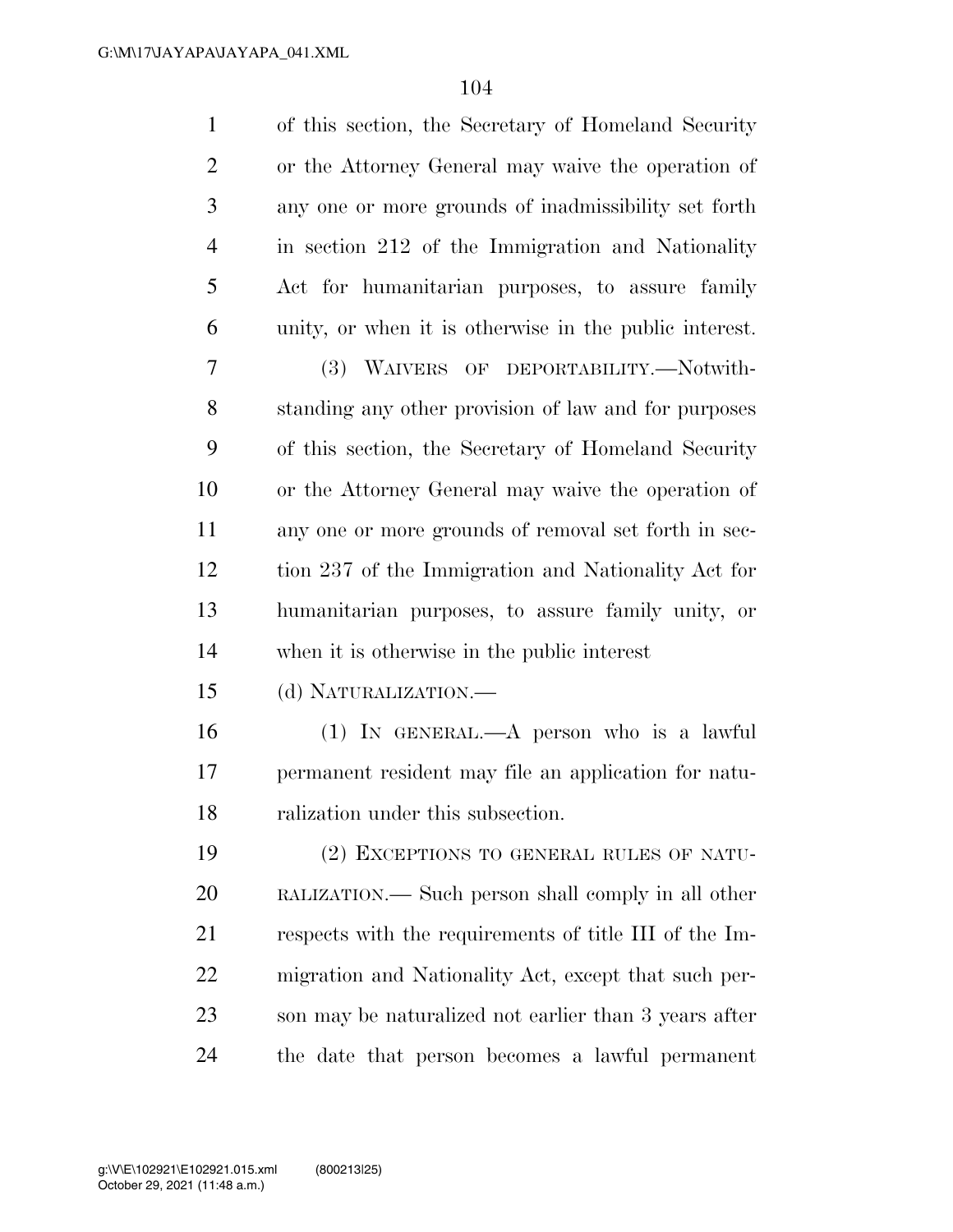of this section, the Secretary of Homeland Security or the Attorney General may waive the operation of any one or more grounds of inadmissibility set forth in section 212 of the Immigration and Nationality Act for humanitarian purposes, to assure family unity, or when it is otherwise in the public interest.

(3) WAIVERS OF DEPORTABILITY.—Notwithstanding any other provision of law and for purposes of this section, the Secretary of Homeland Security or the Attorney General may waive the operation of any one or more grounds of removal set forth in section 237 of the Immigration and Nationality Act for humanitarian purposes, to assure family unity, or when it is otherwise in the public interest

(d) NATURALIZATION.—

(1) IN GENERAL.—A person who is a lawful permanent resident may file an application for naturalization under this subsection.

(2) EXCEPTIONS TO GENERAL RULES OF NATURALIZATION.— Such person shall comply in all other respects with the requirements of title III of the Immigration and Nationality Act, except that such person may be naturalized not earlier than 3 years after the date that person becomes a lawful permanent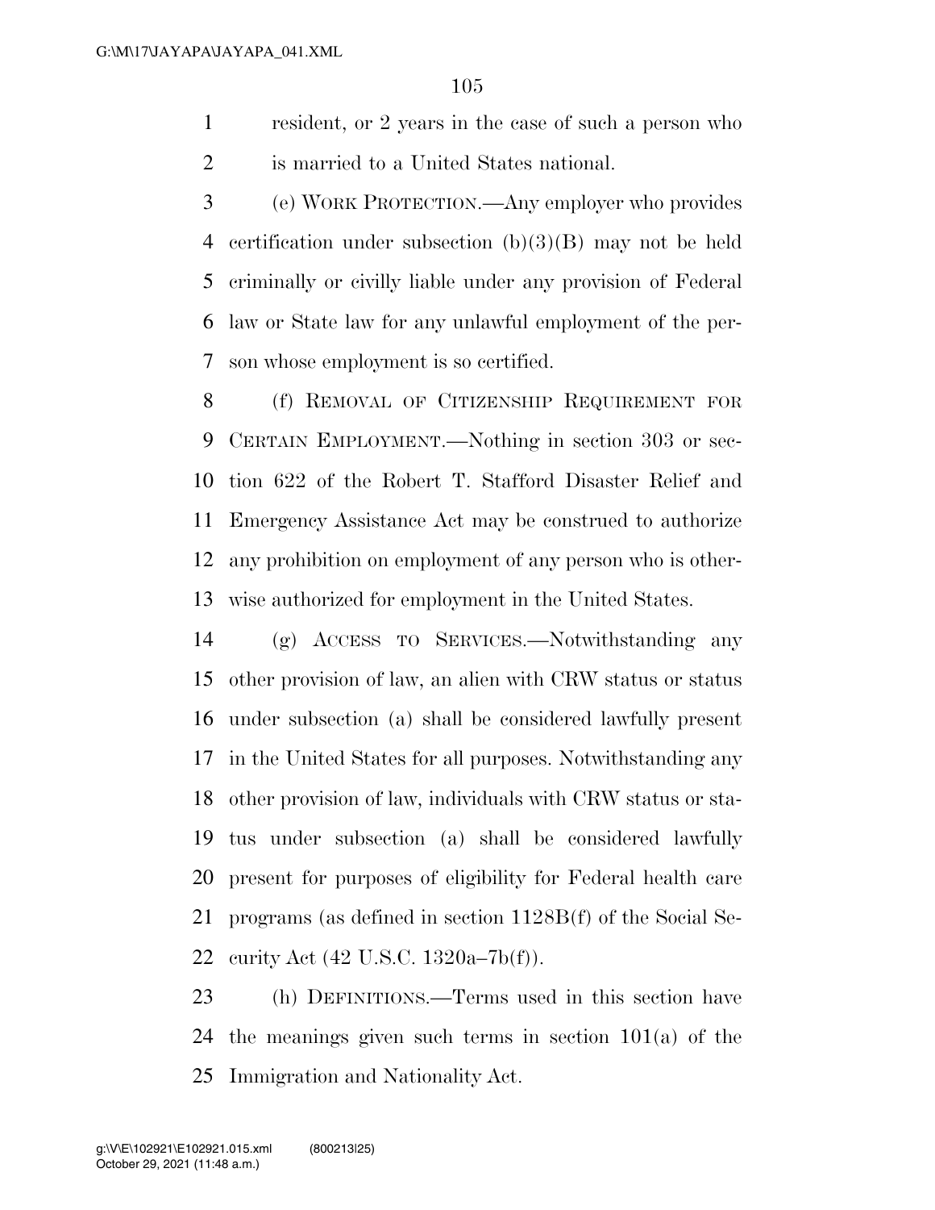resident, or 2 years in the case of such a person who is married to a United States national.

(e) WORK PROTECTION.—Any employer who provides certification under subsection (b)(3)(B) may not be held criminally or civilly liable under any provision of Federal law or State law for any unlawful employment of the person whose employment is so certified.

(f) REMOVAL OF CITIZENSHIP REQUIREMENT FOR CERTAIN EMPLOYMENT.—Nothing in section 303 or section 622 of the Robert T. Stafford Disaster Relief and Emergency Assistance Act may be construed to authorize any prohibition on employment of any person who is otherwise authorized for employment in the United States.

(g) ACCESS TO SERVICES.—Notwithstanding any other provision of law, an alien with CRW status or status under subsection (a) shall be considered lawfully present in the United States for all purposes. Notwithstanding any other provision of law, individuals with CRW status or status under subsection (a) shall be considered lawfully present for purposes of eligibility for Federal health care programs (as defined in section 1128B(f) of the Social Security Act (42 U.S.C. 1320a–7b(f)).

(h) DEFINITIONS.—Terms used in this section have the meanings given such terms in section 101(a) of the Immigration and Nationality Act.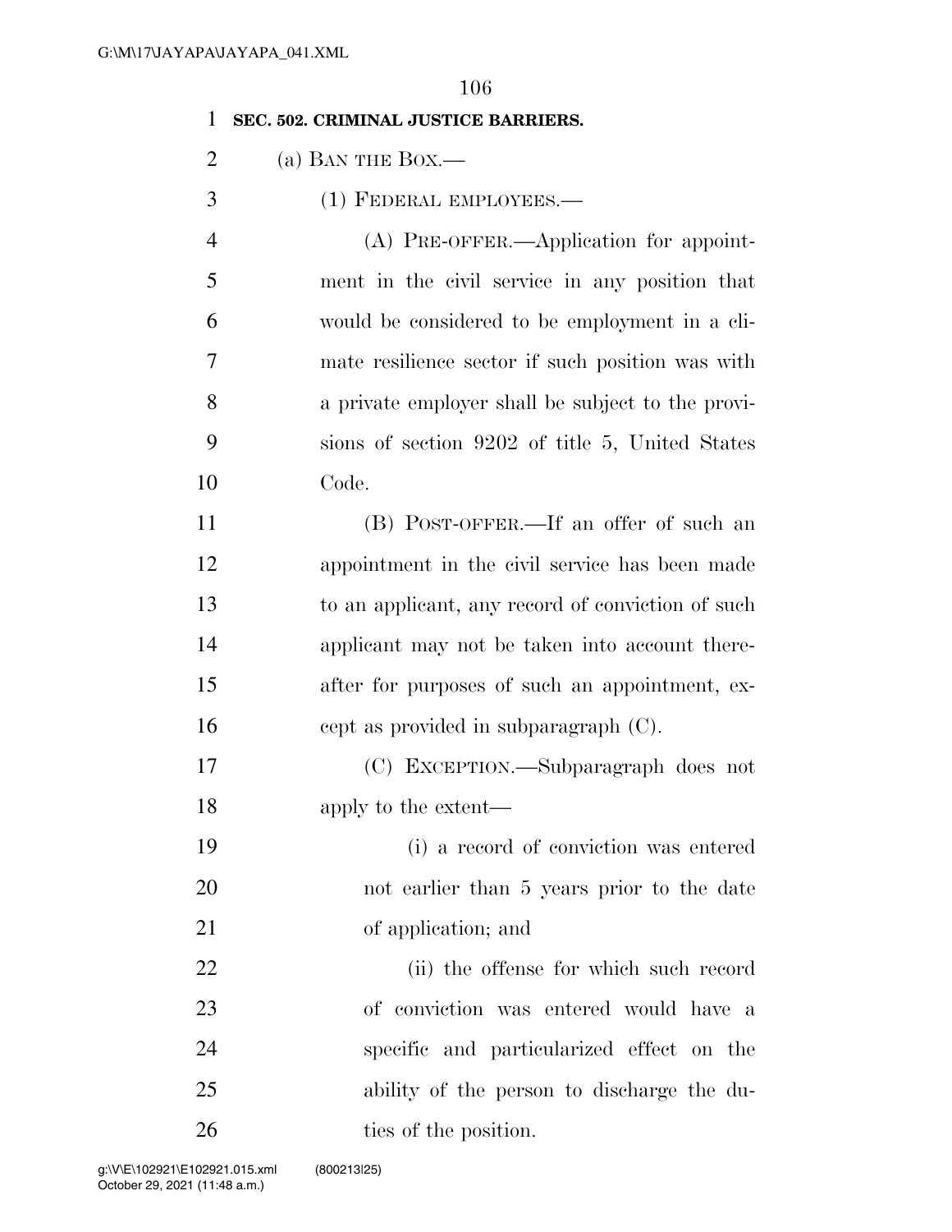**SEC. 502. CRIMINAL JUSTICE BARRIERS.**

(a) BAN THE BOX.—

(1) FEDERAL EMPLOYEES.—

(A) PRE-OFFER.—Application for appointment in the civil service in any position that would be considered to be employment in a climate resilience sector if such position was with a private employer shall be subject to the provisions of section 9202 of title 5, United States Code.

(B) POST-OFFER.—If an offer of such an appointment in the civil service has been made to an applicant, any record of conviction of such applicant may not be taken into account thereafter for purposes of such an appointment, except as provided in subparagraph (C).

(C) EXCEPTION.—Subparagraph does not apply to the extent—

(i) a record of conviction was entered not earlier than 5 years prior to the date of application; and

(ii) the offense for which such record of conviction was entered would have a specific and particularized effect on the ability of the person to discharge the duties of the position.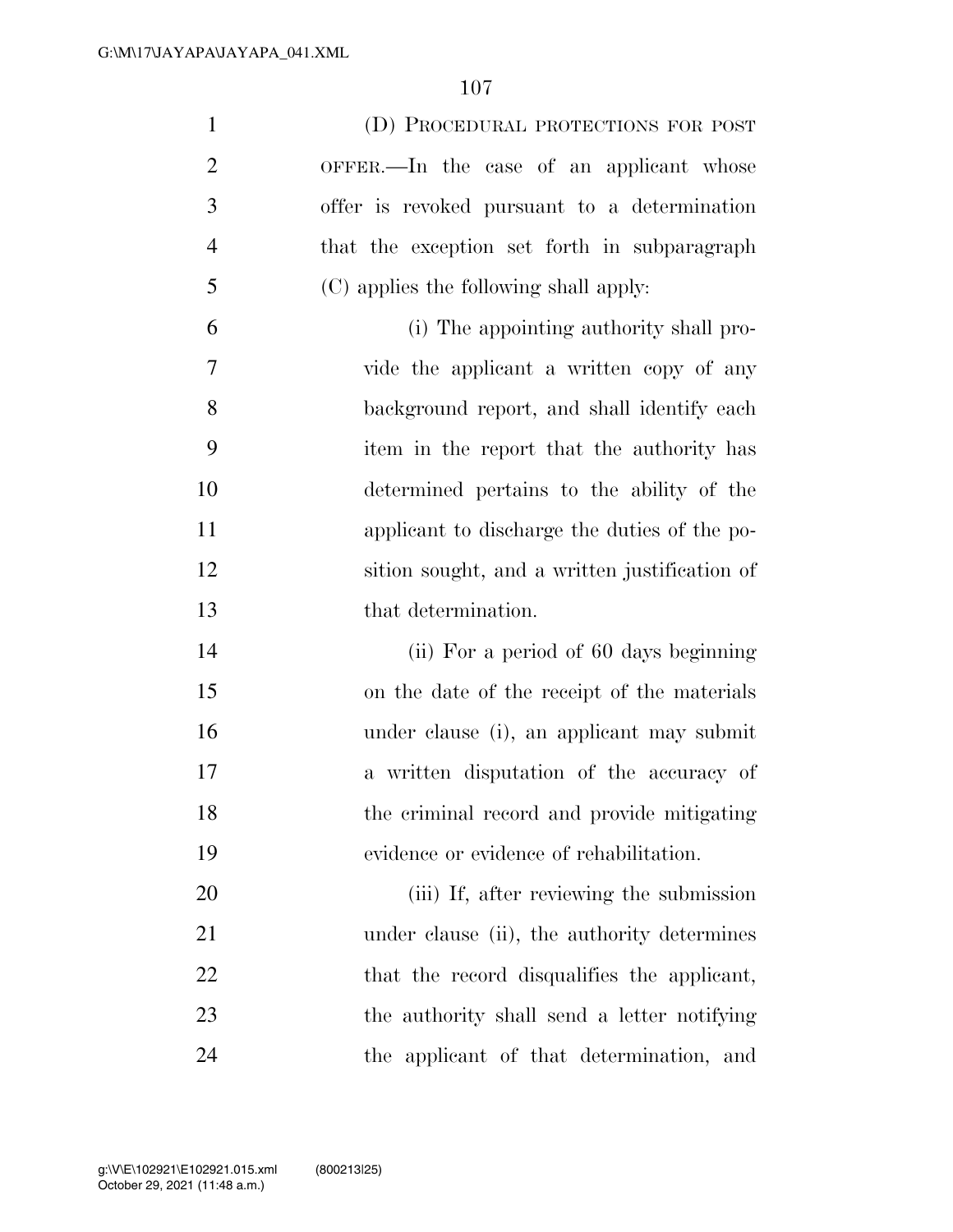(D) PROCEDURAL PROTECTIONS FOR POST OFFER.—In the case of an applicant whose offer is revoked pursuant to a determination that the exception set forth in subparagraph (C) applies the following shall apply:

(i) The appointing authority shall provide the applicant a written copy of any background report, and shall identify each item in the report that the authority has determined pertains to the ability of the applicant to discharge the duties of the position sought, and a written justification of that determination.

(ii) For a period of 60 days beginning on the date of the receipt of the materials under clause (i), an applicant may submit a written disputation of the accuracy of the criminal record and provide mitigating evidence or evidence of rehabilitation.

(iii) If, after reviewing the submission under clause (ii), the authority determines that the record disqualifies the applicant, the authority shall send a letter notifying the applicant of that determination, and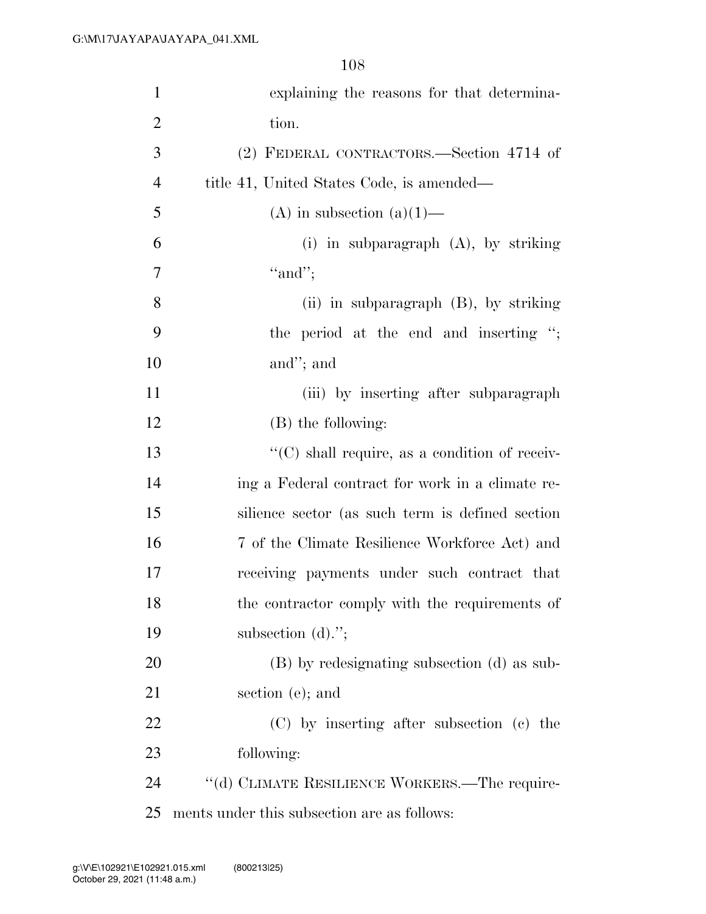explaining the reasons for that determination.

(2) FEDERAL CONTRACTORS.—Section 4714 of title 41, United States Code, is amended—

(A) in subsection (a)(1)—

(i) in subparagraph (A), by striking "and";

(ii) in subparagraph (B), by striking the period at the end and inserting "; and"; and

(iii) by inserting after subparagraph (B) the following:

"(C) shall require, as a condition of receiving a Federal contract for work in a climate resilience sector (as such term is defined section 7 of the Climate Resilience Workforce Act) and receiving payments under such contract that the contractor comply with the requirements of subsection (d).";

(B) by redesignating subsection (d) as subsection (e); and

(C) by inserting after subsection (c) the following:

"(d) CLIMATE RESILIENCE WORKERS.—The requirements under this subsection are as follows: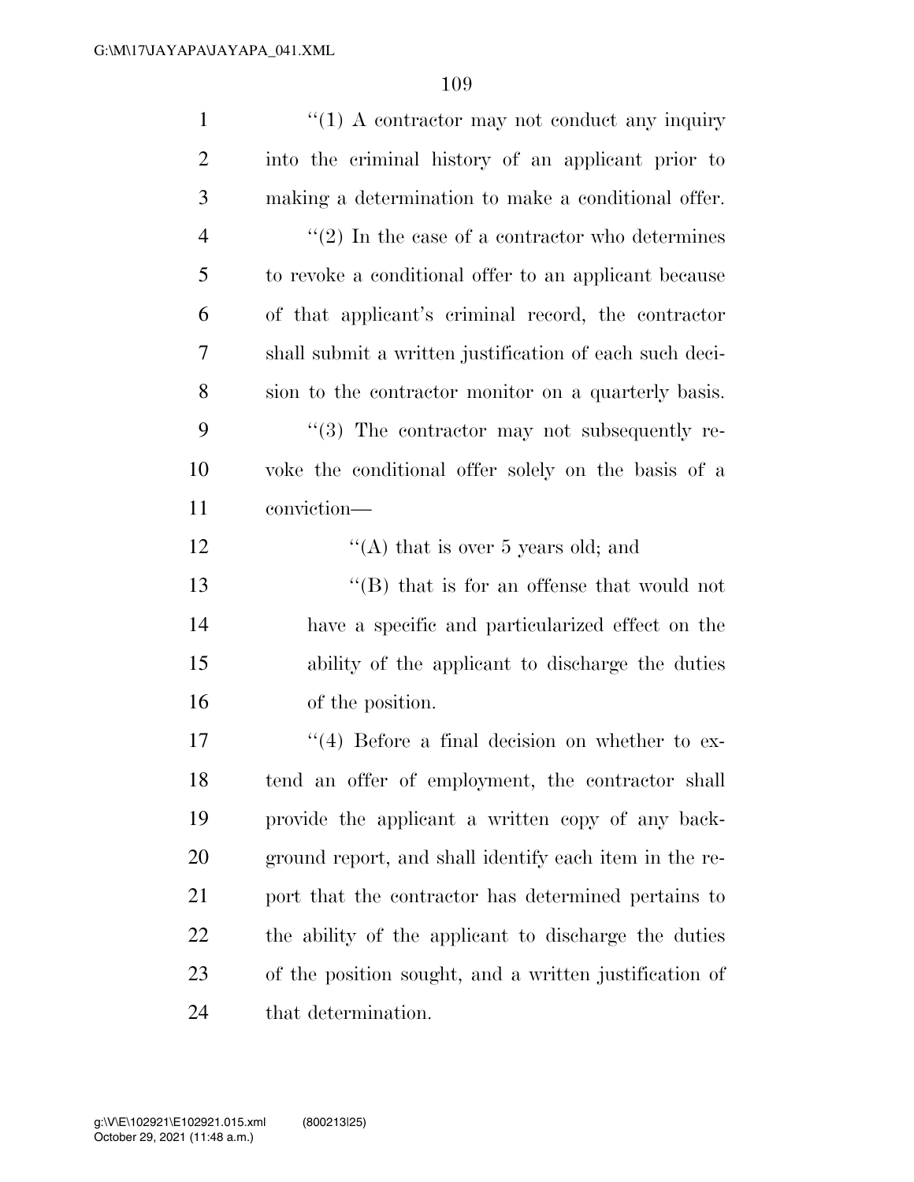"(1) A contractor may not conduct any inquiry into the criminal history of an applicant prior to making a determination to make a conditional offer.

"(2) In the case of a contractor who determines to revoke a conditional offer to an applicant because of that applicant's criminal record, the contractor shall submit a written justification of each such decision to the contractor monitor on a quarterly basis.

"(3) The contractor may not subsequently revoke the conditional offer solely on the basis of a conviction—

"(A) that is over 5 years old; and

"(B) that is for an offense that would not have a specific and particularized effect on the ability of the applicant to discharge the duties of the position.

"(4) Before a final decision on whether to extend an offer of employment, the contractor shall provide the applicant a written copy of any background report, and shall identify each item in the report that the contractor has determined pertains to the ability of the applicant to discharge the duties of the position sought, and a written justification of that determination.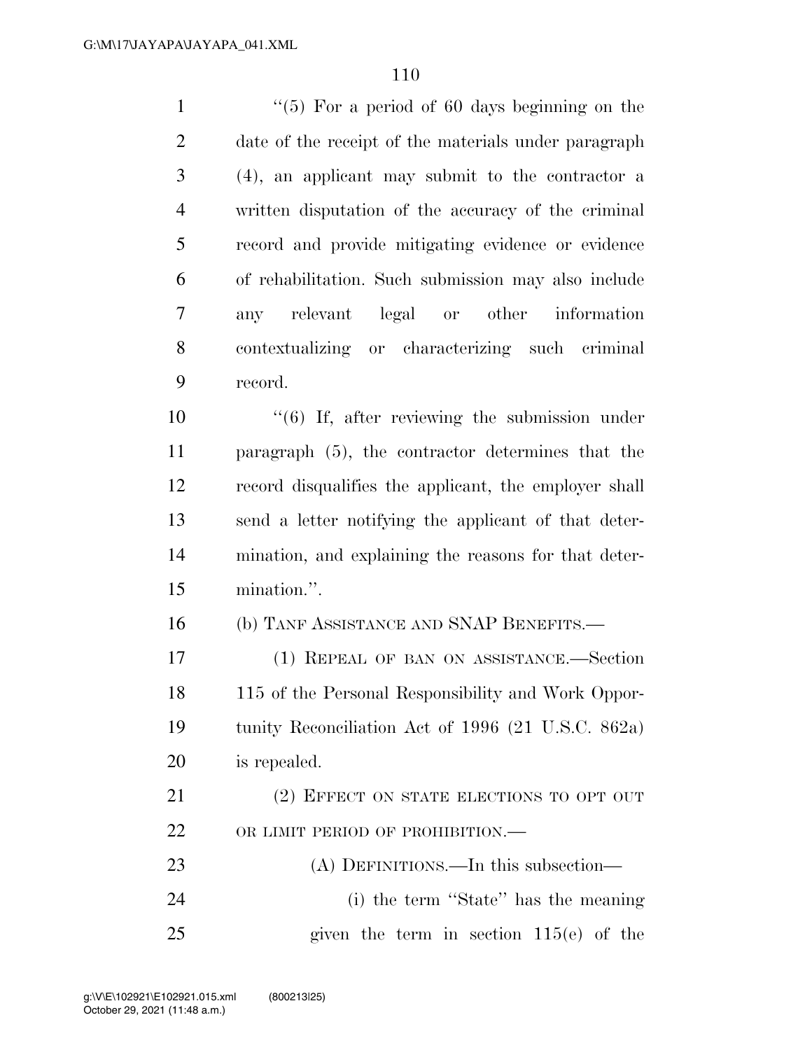"(5) For a period of 60 days beginning on the date of the receipt of the materials under paragraph (4), an applicant may submit to the contractor a written disputation of the accuracy of the criminal record and provide mitigating evidence or evidence of rehabilitation. Such submission may also include any relevant legal or other information contextualizing or characterizing such criminal record.

"(6) If, after reviewing the submission under paragraph (5), the contractor determines that the record disqualifies the applicant, the employer shall send a letter notifying the applicant of that determination, and explaining the reasons for that determination.".

(b) TANF ASSISTANCE AND SNAP BENEFITS.—

(1) REPEAL OF BAN ON ASSISTANCE.—Section 115 of the Personal Responsibility and Work Opportunity Reconciliation Act of 1996 (21 U.S.C. 862a) is repealed.

(2) EFFECT ON STATE ELECTIONS TO OPT OUT OR LIMIT PERIOD OF PROHIBITION.—

(A) DEFINITIONS.—In this subsection—

(i) the term "State" has the meaning given the term in section 115(e) of the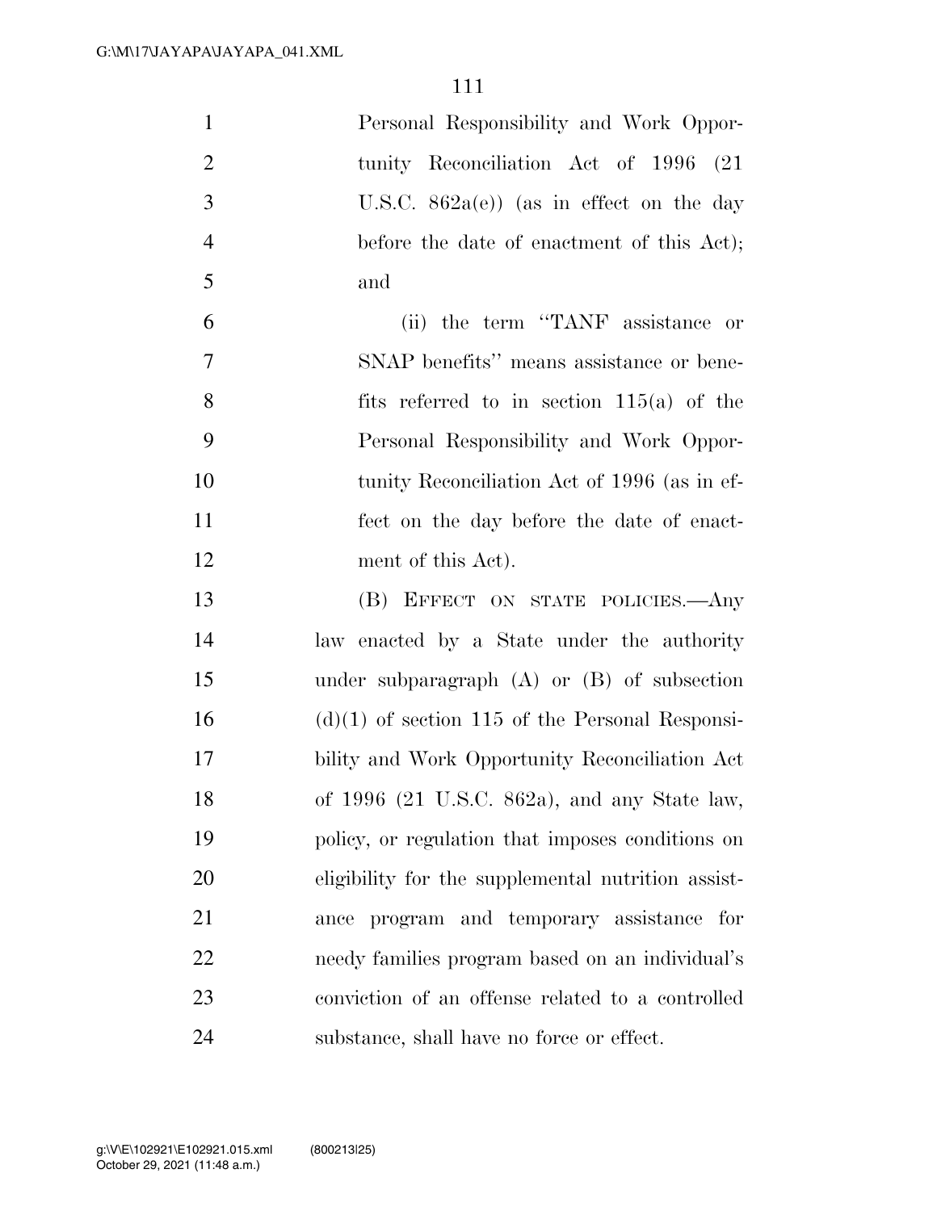Personal Responsibility and Work Opportunity Reconciliation Act of 1996 (21 U.S.C. 862a(e)) (as in effect on the day before the date of enactment of this Act); and

(ii) the term "TANF assistance or SNAP benefits" means assistance or benefits referred to in section 115(a) of the Personal Responsibility and Work Opportunity Reconciliation Act of 1996 (as in effect on the day before the date of enactment of this Act).

(B) EFFECT ON STATE POLICIES.—Any law enacted by a State under the authority under subparagraph (A) or (B) of subsection (d)(1) of section 115 of the Personal Responsibility and Work Opportunity Reconciliation Act of 1996 (21 U.S.C. 862a), and any State law, policy, or regulation that imposes conditions on eligibility for the supplemental nutrition assistance program and temporary assistance for needy families program based on an individual's conviction of an offense related to a controlled substance, shall have no force or effect.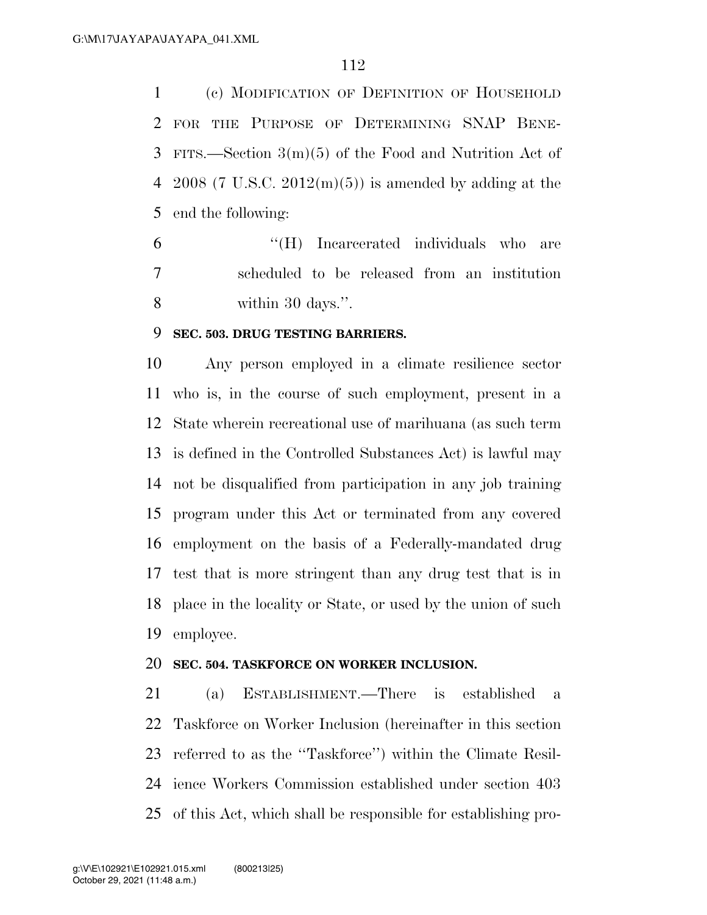(c) MODIFICATION OF DEFINITION OF HOUSEHOLD FOR THE PURPOSE OF DETERMINING SNAP BENEFITS.—Section 3(m)(5) of the Food and Nutrition Act of 2008 (7 U.S.C. 2012(m)(5)) is amended by adding at the end the following:

> "(H) Incarcerated individuals who are scheduled to be released from an institution within 30 days.".

**SEC. 503. DRUG TESTING BARRIERS.**

Any person employed in a climate resilience sector who is, in the course of such employment, present in a State wherein recreational use of marihuana (as such term is defined in the Controlled Substances Act) is lawful may not be disqualified from participation in any job training program under this Act or terminated from any covered employment on the basis of a Federally-mandated drug test that is more stringent than any drug test that is in place in the locality or State, or used by the union of such employee.

**SEC. 504. TASKFORCE ON WORKER INCLUSION.**

(a) ESTABLISHMENT.—There is established a Taskforce on Worker Inclusion (hereinafter in this section referred to as the "Taskforce") within the Climate Resilience Workers Commission established under section 403 of this Act, which shall be responsible for establishing pro-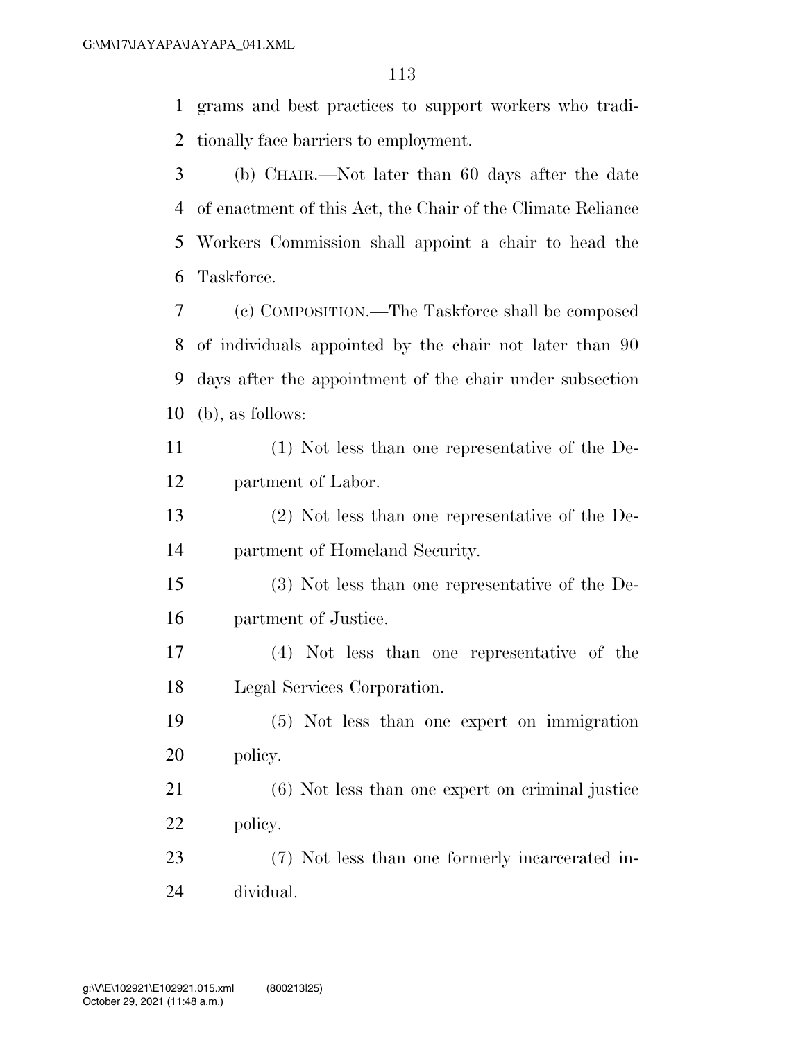grams and best practices to support workers who traditionally face barriers to employment.

(b) CHAIR.—Not later than 60 days after the date of enactment of this Act, the Chair of the Climate Reliance Workers Commission shall appoint a chair to head the Taskforce.

(c) COMPOSITION.—The Taskforce shall be composed of individuals appointed by the chair not later than 90 days after the appointment of the chair under subsection (b), as follows:

(1) Not less than one representative of the Department of Labor.

(2) Not less than one representative of the Department of Homeland Security.

(3) Not less than one representative of the Department of Justice.

(4) Not less than one representative of the Legal Services Corporation.

(5) Not less than one expert on immigration policy.

(6) Not less than one expert on criminal justice policy.

(7) Not less than one formerly incarcerated individual.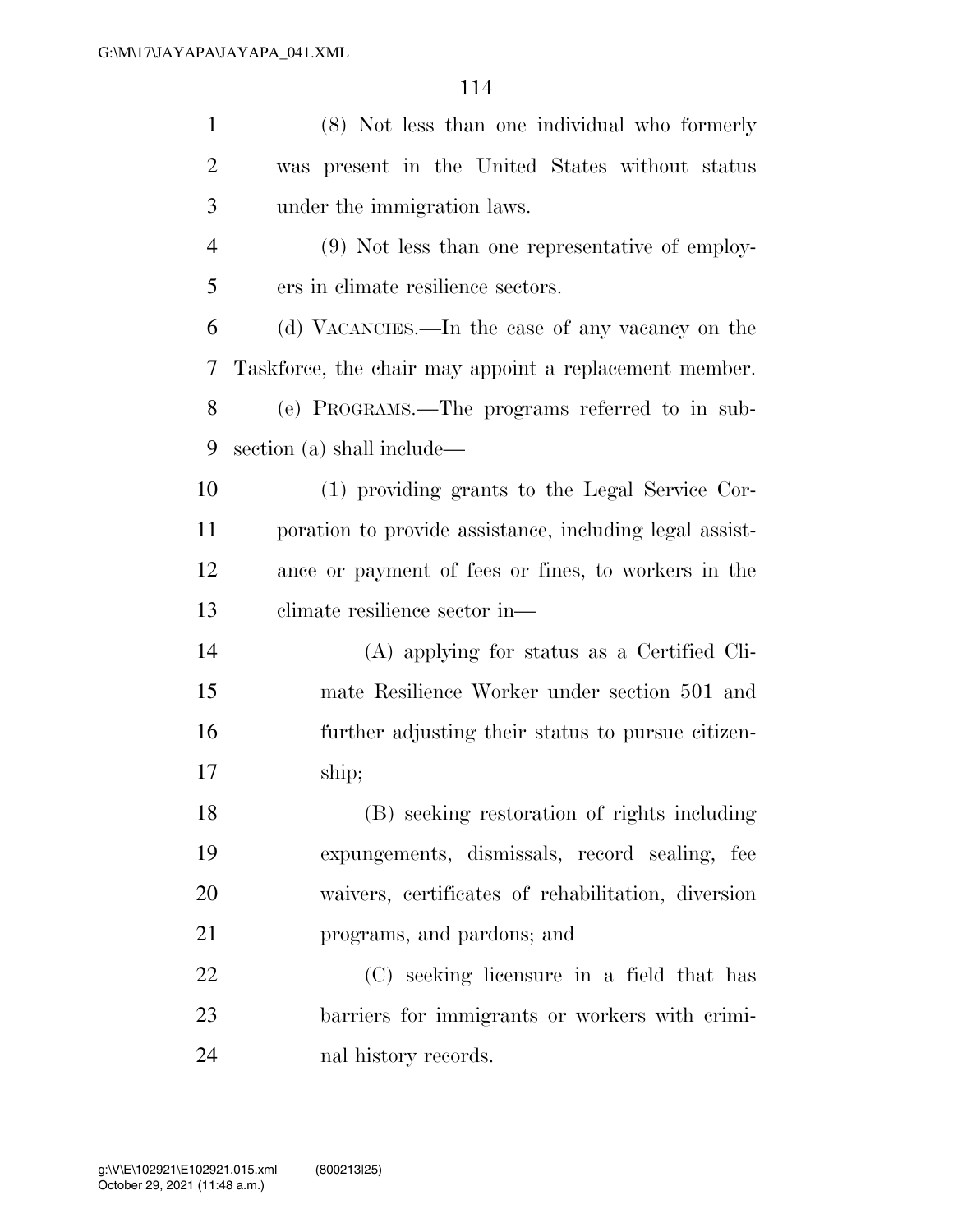(8) Not less than one individual who formerly was present in the United States without status under the immigration laws.

(9) Not less than one representative of employers in climate resilience sectors.

(d) VACANCIES.—In the case of any vacancy on the Taskforce, the chair may appoint a replacement member.

(e) PROGRAMS.—The programs referred to in subsection (a) shall include—

(1) providing grants to the Legal Service Corporation to provide assistance, including legal assistance or payment of fees or fines, to workers in the climate resilience sector in—

(A) applying for status as a Certified Climate Resilience Worker under section 501 and further adjusting their status to pursue citizenship;

(B) seeking restoration of rights including expungements, dismissals, record sealing, fee waivers, certificates of rehabilitation, diversion programs, and pardons; and

(C) seeking licensure in a field that has barriers for immigrants or workers with criminal history records.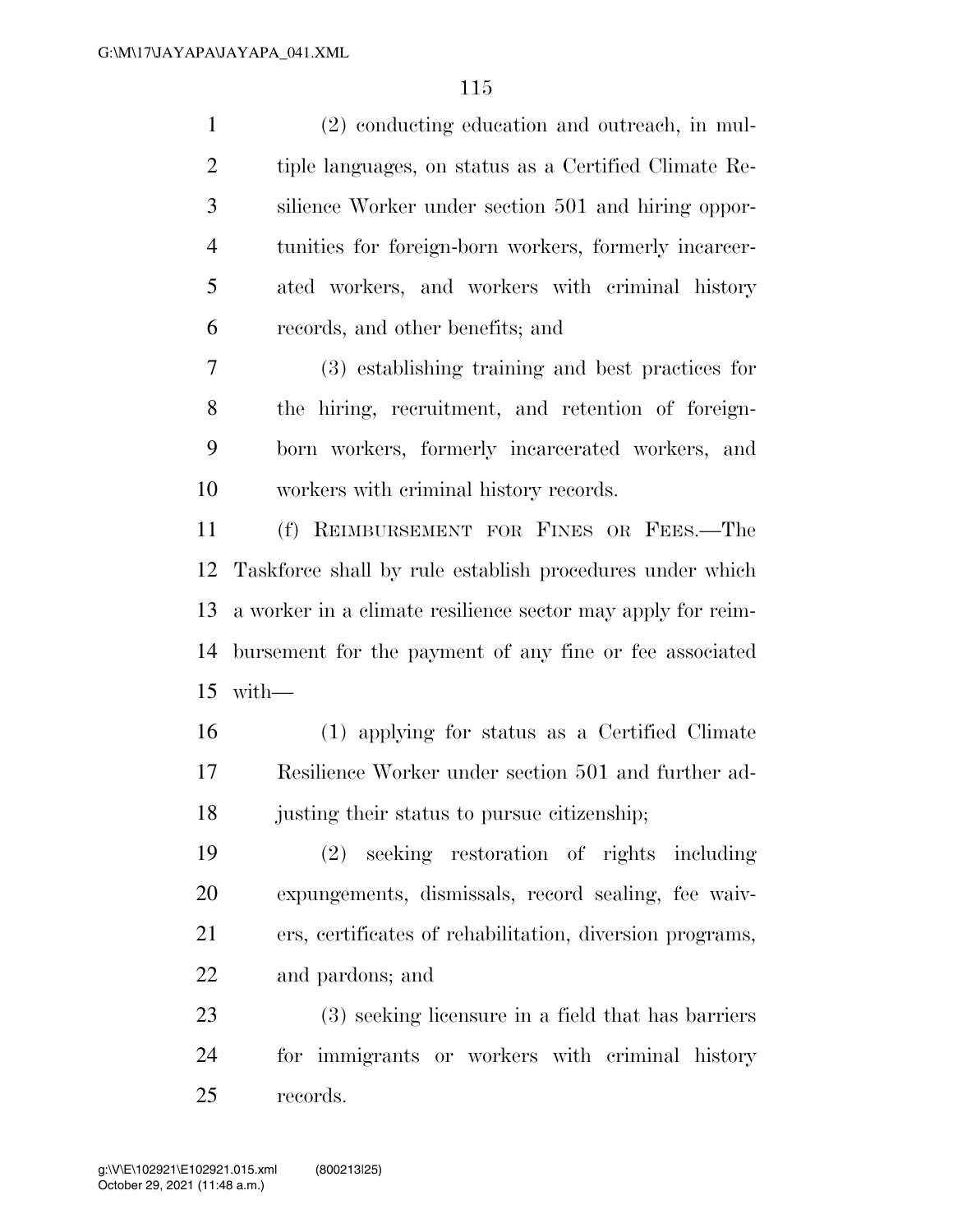(2) conducting education and outreach, in multiple languages, on status as a Certified Climate Resilience Worker under section 501 and hiring opportunities for foreign-born workers, formerly incarcerated workers, and workers with criminal history records, and other benefits; and

(3) establishing training and best practices for the hiring, recruitment, and retention of foreign-born workers, formerly incarcerated workers, and workers with criminal history records.

(f) REIMBURSEMENT FOR FINES OR FEES.—The Taskforce shall by rule establish procedures under which a worker in a climate resilience sector may apply for reimbursement for the payment of any fine or fee associated with—

(1) applying for status as a Certified Climate Resilience Worker under section 501 and further adjusting their status to pursue citizenship;

(2) seeking restoration of rights including expungements, dismissals, record sealing, fee waivers, certificates of rehabilitation, diversion programs, and pardons; and

(3) seeking licensure in a field that has barriers for immigrants or workers with criminal history records.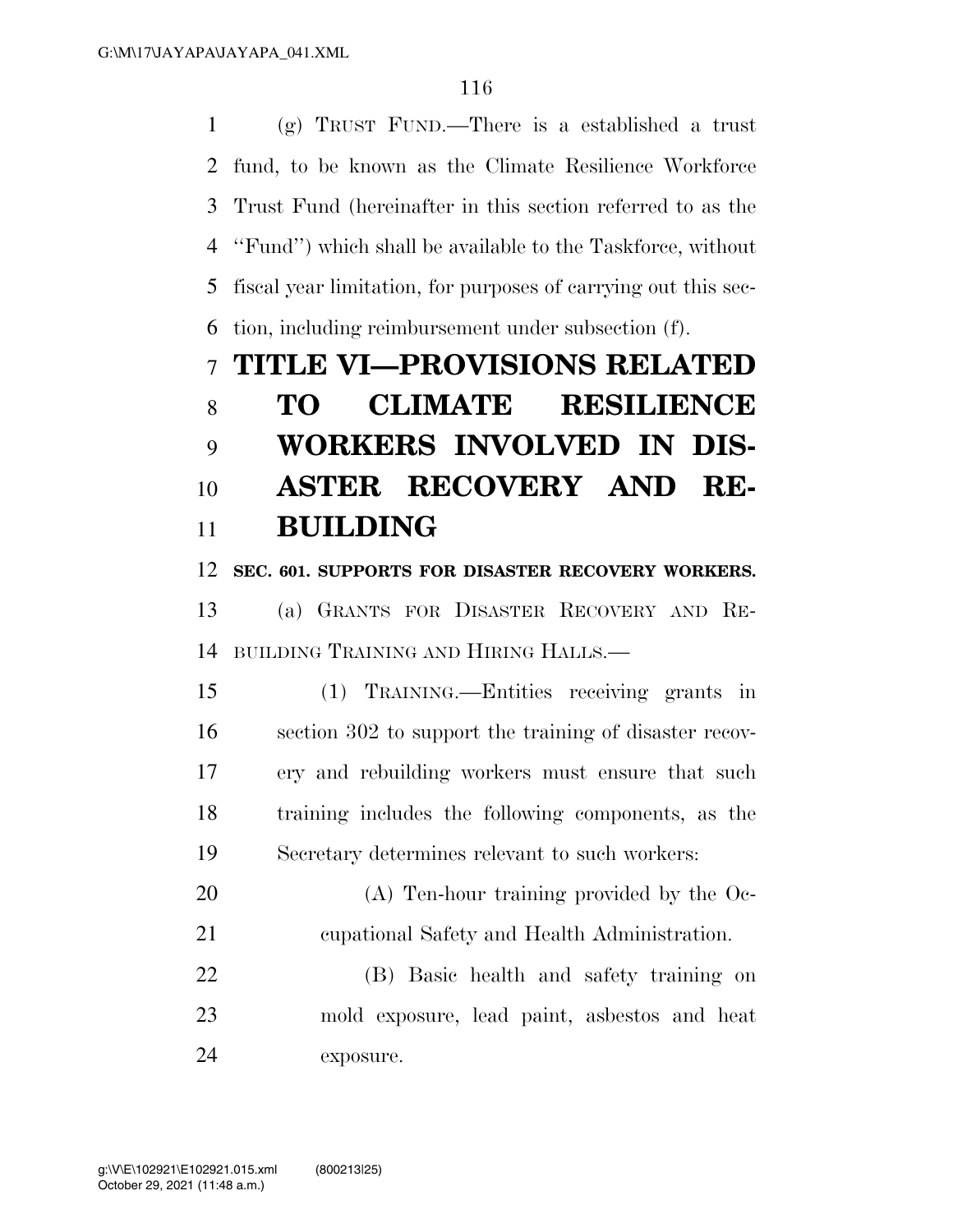(g) TRUST FUND.—There is a established a trust fund, to be known as the Climate Resilience Workforce Trust Fund (hereinafter in this section referred to as the ''Fund'') which shall be available to the Taskforce, without fiscal year limitation, for purposes of carrying out this section, including reimbursement under subsection (f).

# TITLE VI—PROVISIONS RELATED TO CLIMATE RESILIENCE WORKERS INVOLVED IN DISASTER RECOVERY AND REBUILDING

**SEC. 601. SUPPORTS FOR DISASTER RECOVERY WORKERS.**

(a) GRANTS FOR DISASTER RECOVERY AND REBUILDING TRAINING AND HIRING HALLS.—

(1) TRAINING.—Entities receiving grants in section 302 to support the training of disaster recovery and rebuilding workers must ensure that such training includes the following components, as the Secretary determines relevant to such workers:

(A) Ten-hour training provided by the Occupational Safety and Health Administration.

(B) Basic health and safety training on mold exposure, lead paint, asbestos and heat exposure.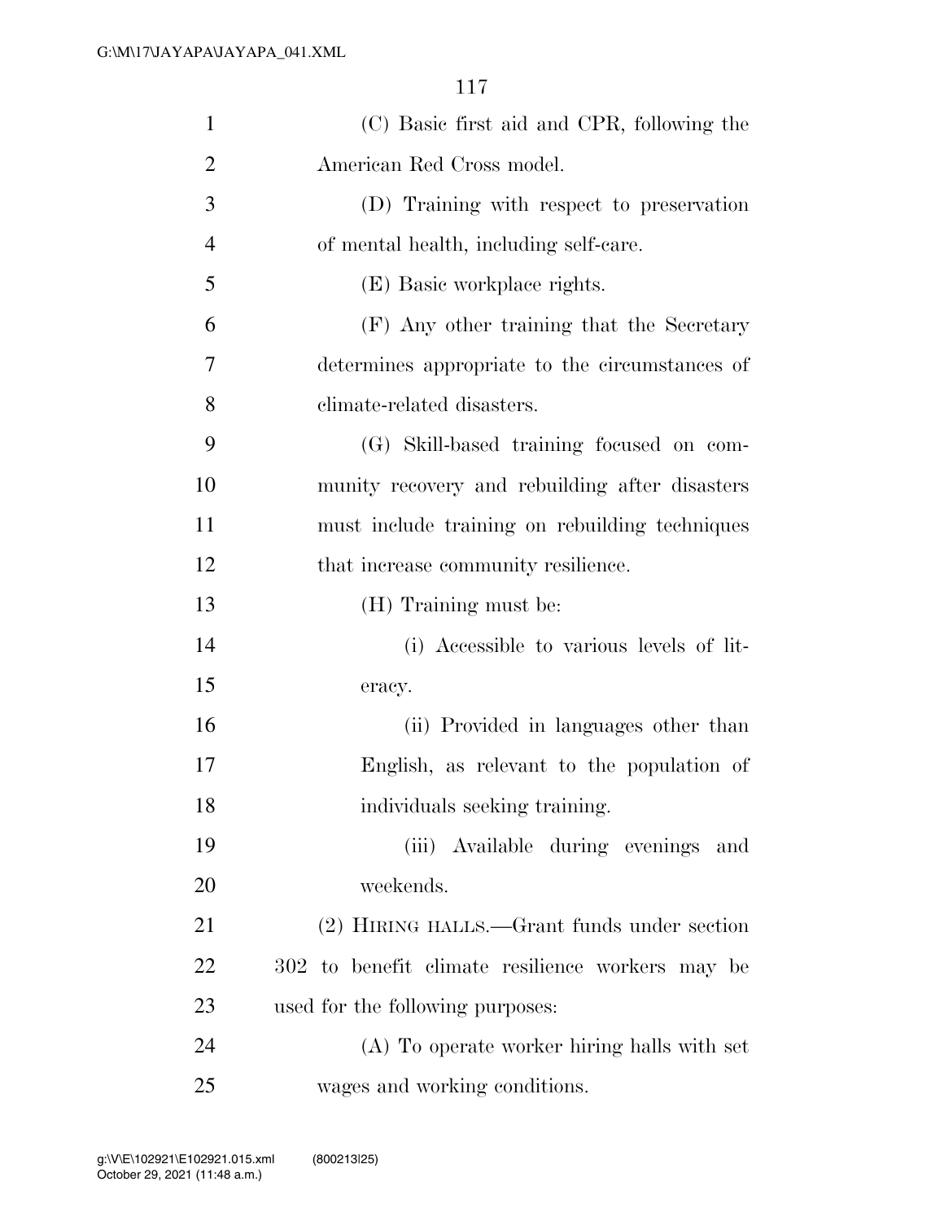(C) Basic first aid and CPR, following the American Red Cross model.

(D) Training with respect to preservation of mental health, including self-care.

(E) Basic workplace rights.

(F) Any other training that the Secretary determines appropriate to the circumstances of climate-related disasters.

(G) Skill-based training focused on community recovery and rebuilding after disasters must include training on rebuilding techniques that increase community resilience.

(H) Training must be:

(i) Accessible to various levels of literacy.

(ii) Provided in languages other than English, as relevant to the population of individuals seeking training.

(iii) Available during evenings and weekends.

(2) HIRING HALLS.—Grant funds under section 302 to benefit climate resilience workers may be used for the following purposes:

(A) To operate worker hiring halls with set wages and working conditions.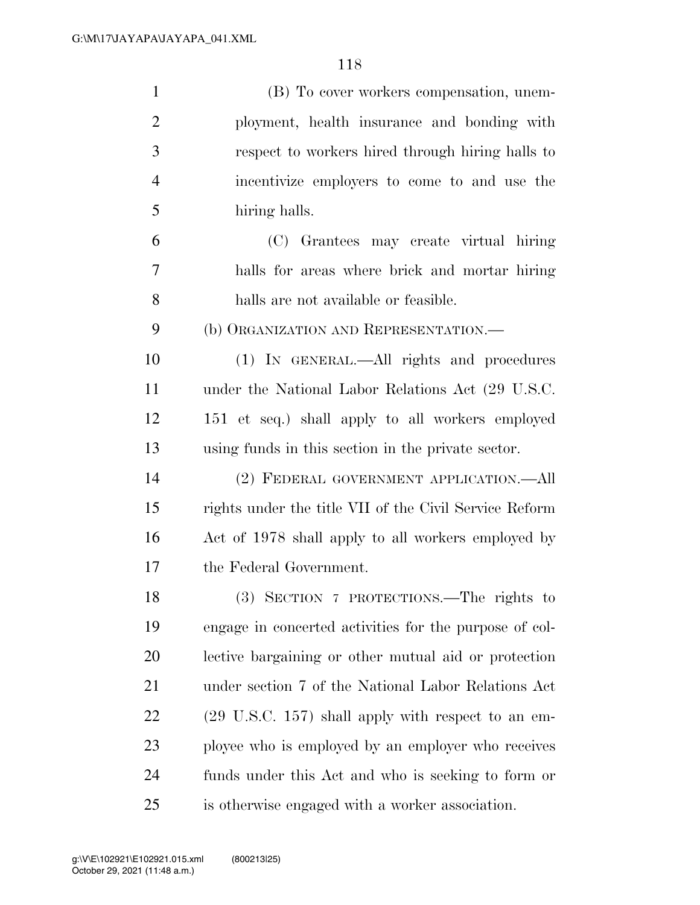(B) To cover workers compensation, unemployment, health insurance and bonding with respect to workers hired through hiring halls to incentivize employers to come to and use the hiring halls.

(C) Grantees may create virtual hiring halls for areas where brick and mortar hiring halls are not available or feasible.

(b) ORGANIZATION AND REPRESENTATION.—

(1) IN GENERAL.—All rights and procedures under the National Labor Relations Act (29 U.S.C. 151 et seq.) shall apply to all workers employed using funds in this section in the private sector.

(2) FEDERAL GOVERNMENT APPLICATION.—All rights under the title VII of the Civil Service Reform Act of 1978 shall apply to all workers employed by the Federal Government.

(3) SECTION 7 PROTECTIONS.—The rights to engage in concerted activities for the purpose of collective bargaining or other mutual aid or protection under section 7 of the National Labor Relations Act (29 U.S.C. 157) shall apply with respect to an employee who is employed by an employer who receives funds under this Act and who is seeking to form or is otherwise engaged with a worker association.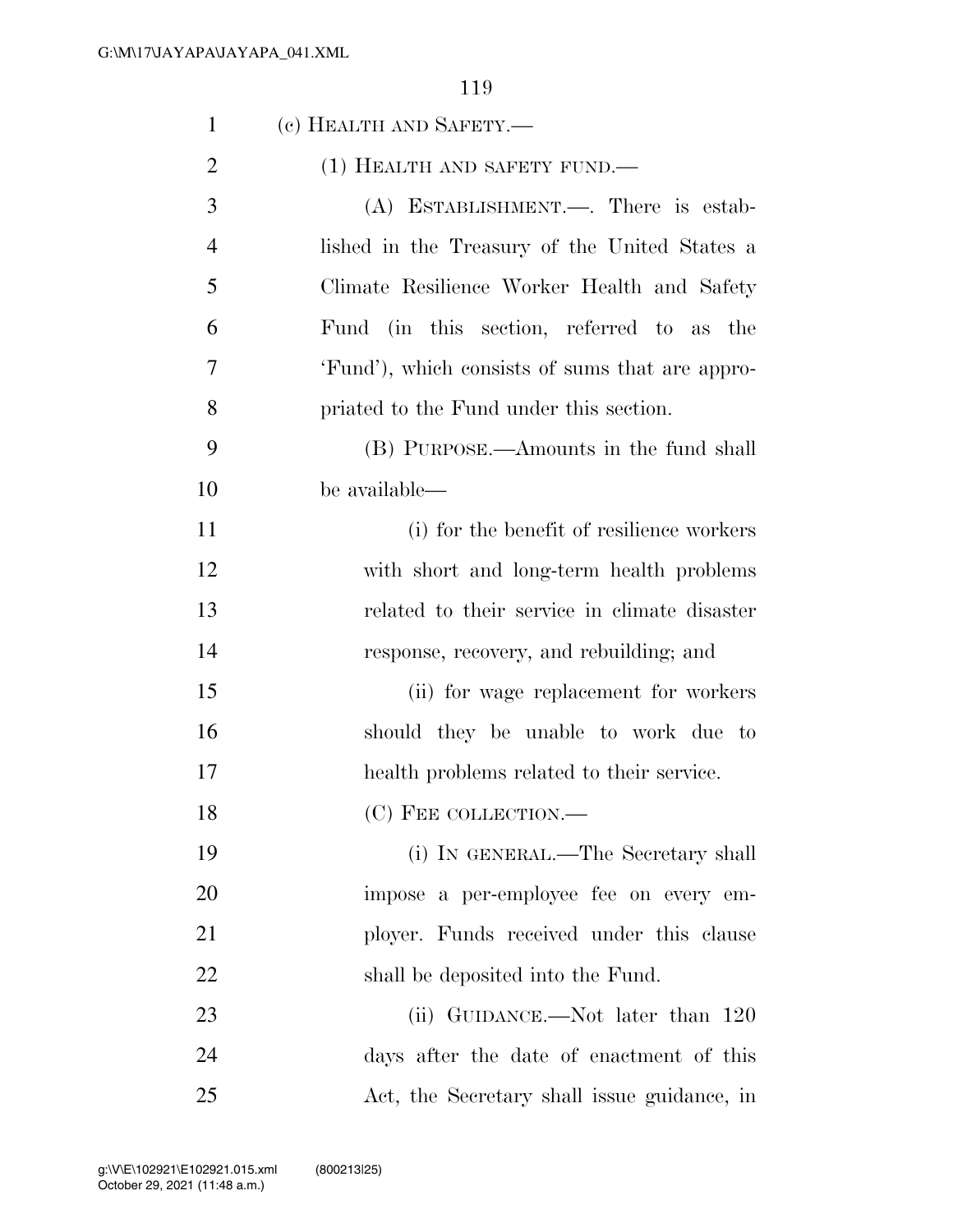(c) HEALTH AND SAFETY.—

(1) HEALTH AND SAFETY FUND.—

(A) ESTABLISHMENT.—. There is established in the Treasury of the United States a Climate Resilience Worker Health and Safety Fund (in this section, referred to as the 'Fund'), which consists of sums that are appropriated to the Fund under this section.

(B) PURPOSE.—Amounts in the fund shall be available—

(i) for the benefit of resilience workers with short and long-term health problems related to their service in climate disaster response, recovery, and rebuilding; and

(ii) for wage replacement for workers should they be unable to work due to health problems related to their service.

(C) FEE COLLECTION.—

(i) IN GENERAL.—The Secretary shall impose a per-employee fee on every employer. Funds received under this clause shall be deposited into the Fund.

(ii) GUIDANCE.—Not later than 120 days after the date of enactment of this Act, the Secretary shall issue guidance, in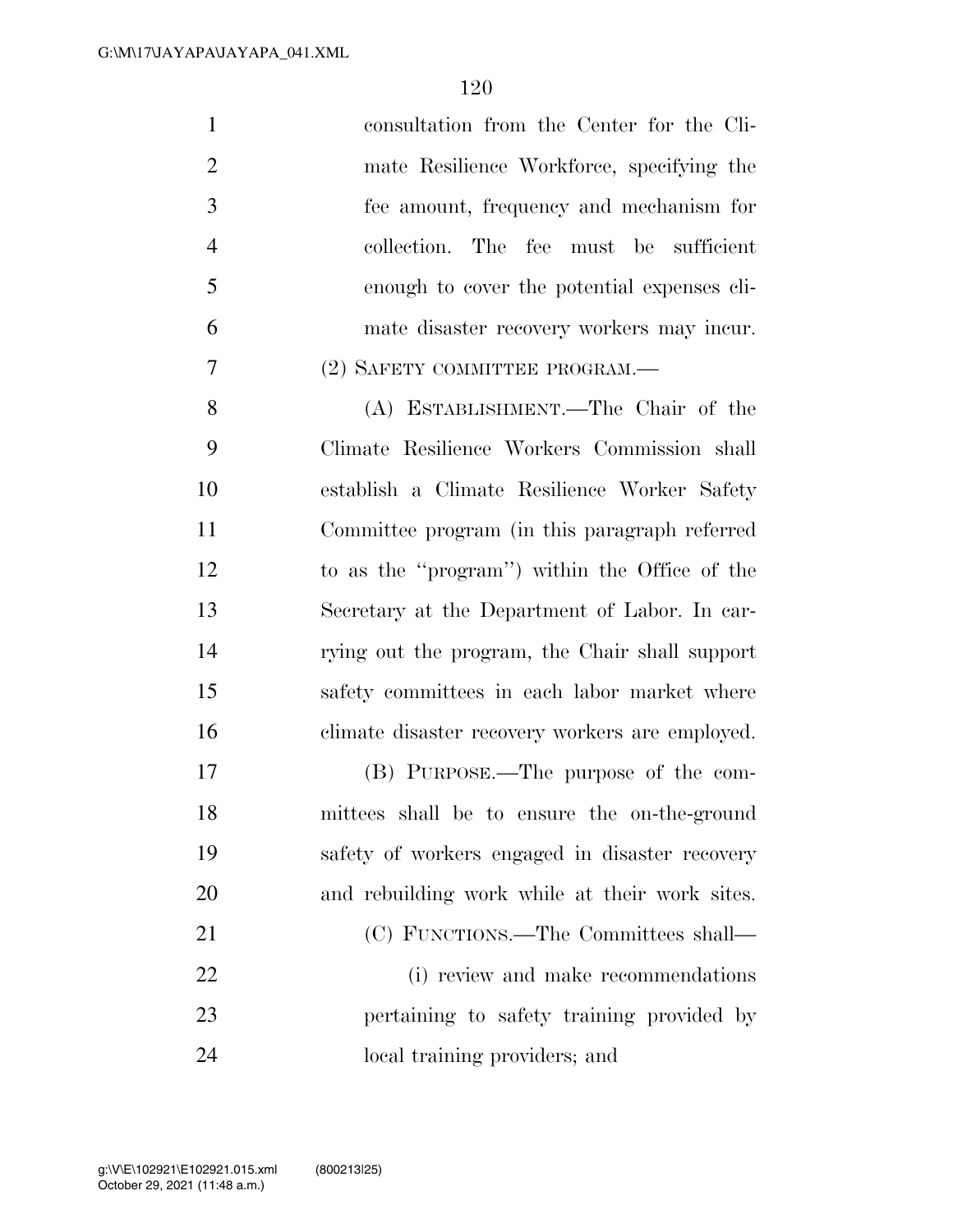consultation from the Center for the Climate Resilience Workforce, specifying the fee amount, frequency and mechanism for collection. The fee must be sufficient enough to cover the potential expenses climate disaster recovery workers may incur.

(2) SAFETY COMMITTEE PROGRAM.—

(A) ESTABLISHMENT.—The Chair of the Climate Resilience Workers Commission shall establish a Climate Resilience Worker Safety Committee program (in this paragraph referred to as the ''program'') within the Office of the Secretary at the Department of Labor. In carrying out the program, the Chair shall support safety committees in each labor market where climate disaster recovery workers are employed.

(B) PURPOSE.—The purpose of the committees shall be to ensure the on-the-ground safety of workers engaged in disaster recovery and rebuilding work while at their work sites.

(C) FUNCTIONS.—The Committees shall—

(i) review and make recommendations pertaining to safety training provided by local training providers; and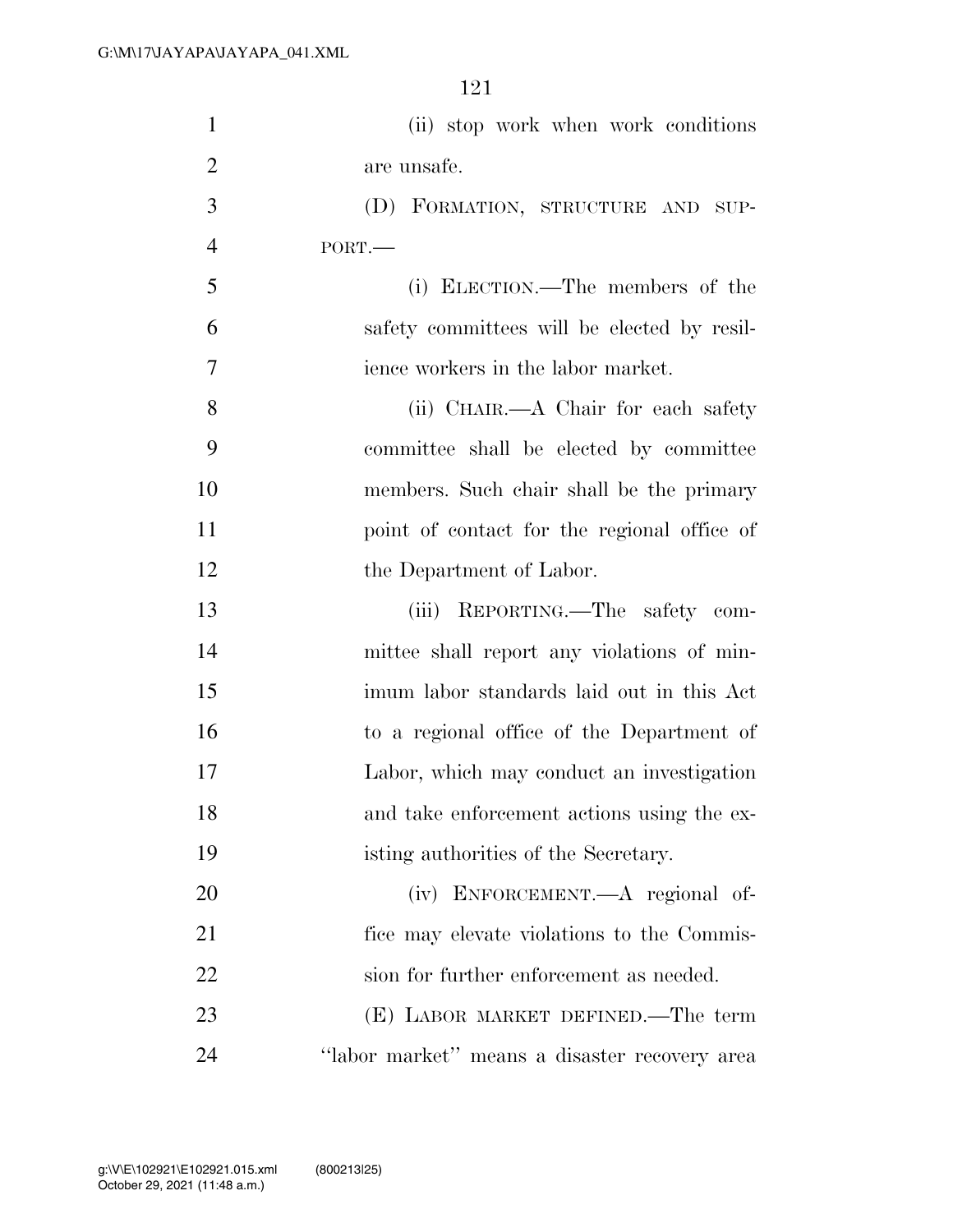(ii) stop work when work conditions are unsafe.

(D) FORMATION, STRUCTURE AND SUPPORT.—

(i) ELECTION.—The members of the safety committees will be elected by resilience workers in the labor market.

(ii) CHAIR.—A Chair for each safety committee shall be elected by committee members. Such chair shall be the primary point of contact for the regional office of the Department of Labor.

(iii) REPORTING.—The safety committee shall report any violations of minimum labor standards laid out in this Act to a regional office of the Department of Labor, which may conduct an investigation and take enforcement actions using the existing authorities of the Secretary.

(iv) ENFORCEMENT.—A regional office may elevate violations to the Commission for further enforcement as needed.

(E) LABOR MARKET DEFINED.—The term ''labor market'' means a disaster recovery area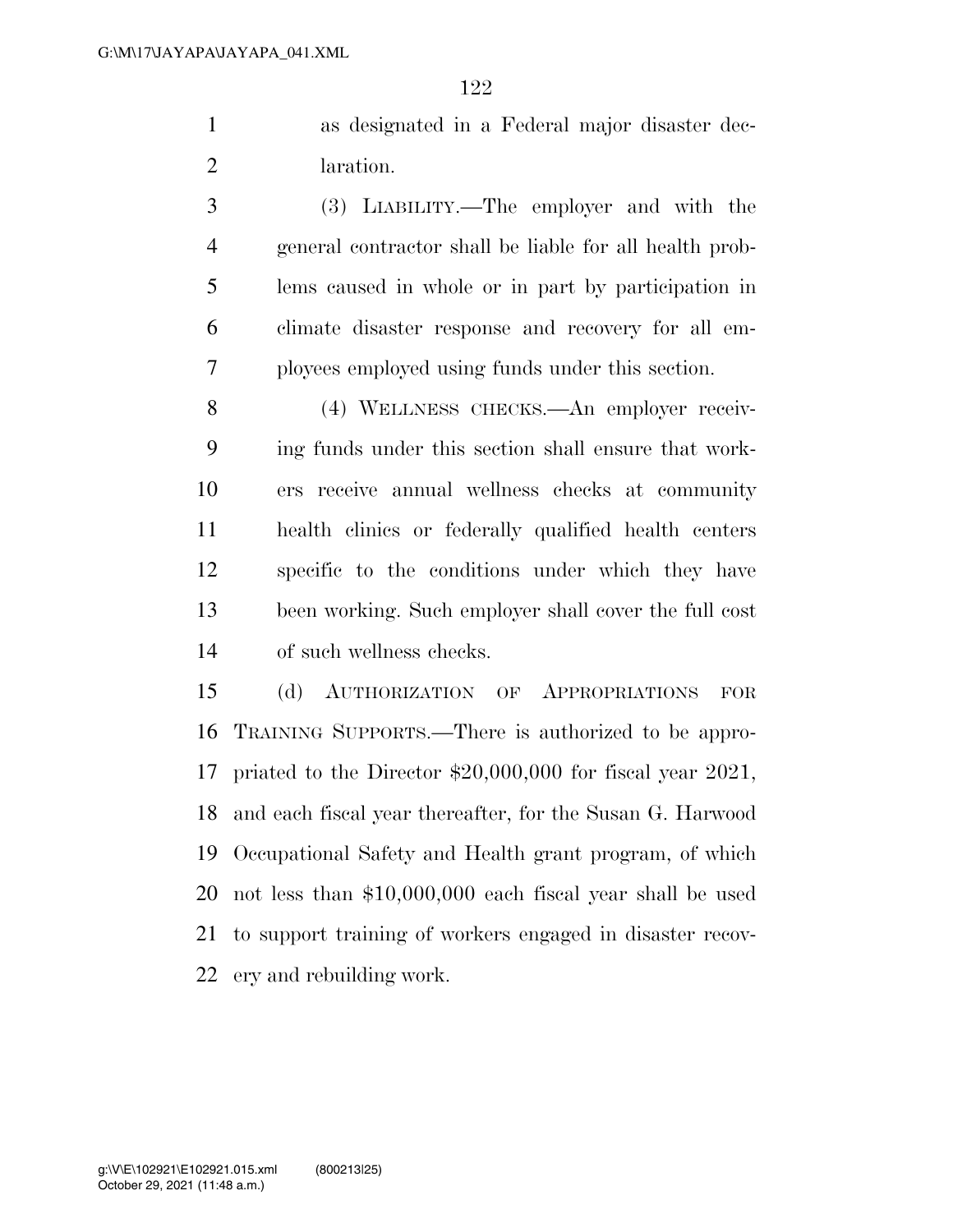as designated in a Federal major disaster declaration.

(3) LIABILITY.—The employer and with the general contractor shall be liable for all health problems caused in whole or in part by participation in climate disaster response and recovery for all employees employed using funds under this section.

(4) WELLNESS CHECKS.—An employer receiving funds under this section shall ensure that workers receive annual wellness checks at community health clinics or federally qualified health centers specific to the conditions under which they have been working. Such employer shall cover the full cost of such wellness checks.

(d) AUTHORIZATION OF APPROPRIATIONS FOR TRAINING SUPPORTS.—There is authorized to be appropriated to the Director $20,000,000 for fiscal year 2021, and each fiscal year thereafter, for the Susan G. Harwood Occupational Safety and Health grant program, of which not less than $10,000,000 each fiscal year shall be used to support training of workers engaged in disaster recovery and rebuilding work.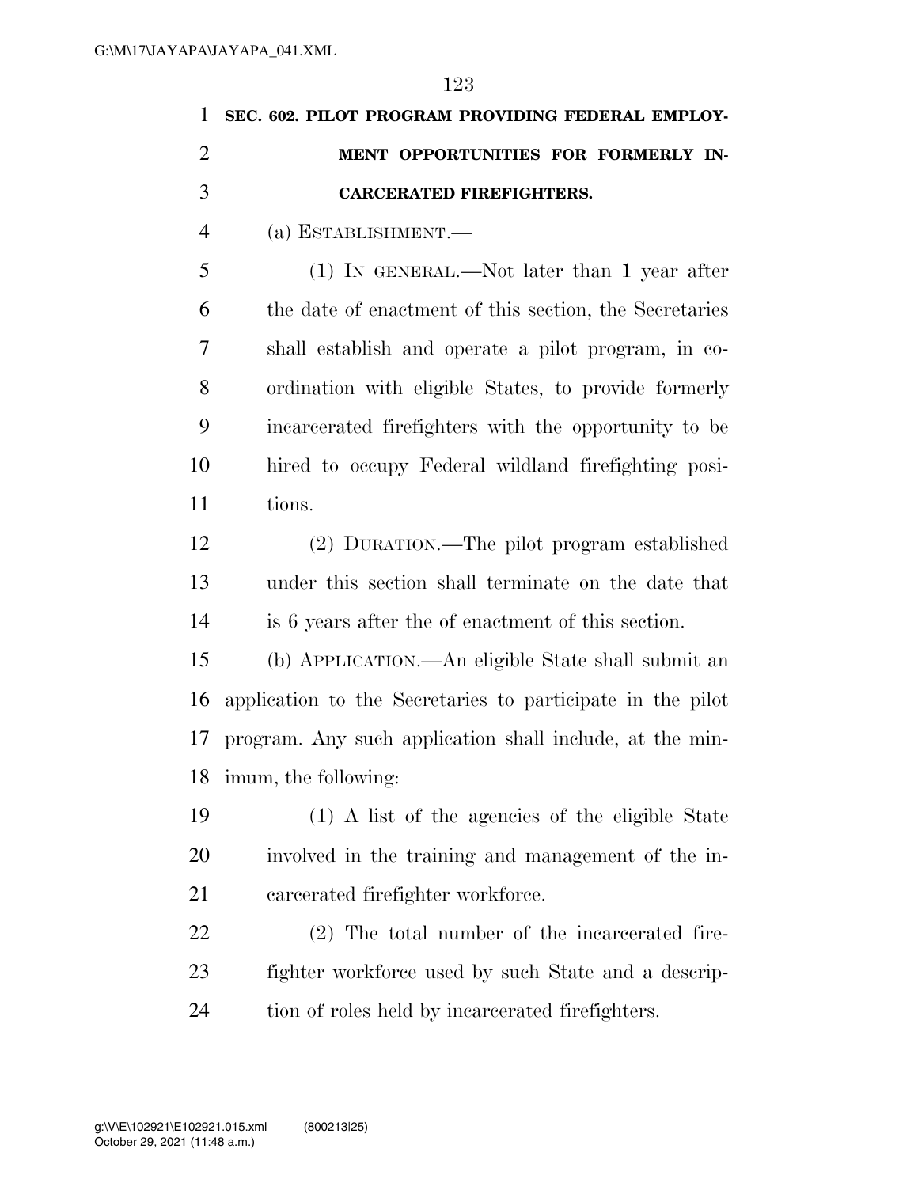**SEC. 602. PILOT PROGRAM PROVIDING FEDERAL EMPLOYMENT OPPORTUNITIES FOR FORMERLY INCARCERATED FIREFIGHTERS.**

(a) ESTABLISHMENT.—

(1) IN GENERAL.—Not later than 1 year after the date of enactment of this section, the Secretaries shall establish and operate a pilot program, in coordination with eligible States, to provide formerly incarcerated firefighters with the opportunity to be hired to occupy Federal wildland firefighting positions.

(2) DURATION.—The pilot program established under this section shall terminate on the date that is 6 years after the of enactment of this section.

(b) APPLICATION.—An eligible State shall submit an application to the Secretaries to participate in the pilot program. Any such application shall include, at the minimum, the following:

(1) A list of the agencies of the eligible State involved in the training and management of the incarcerated firefighter workforce.

(2) The total number of the incarcerated firefighter workforce used by such State and a description of roles held by incarcerated firefighters.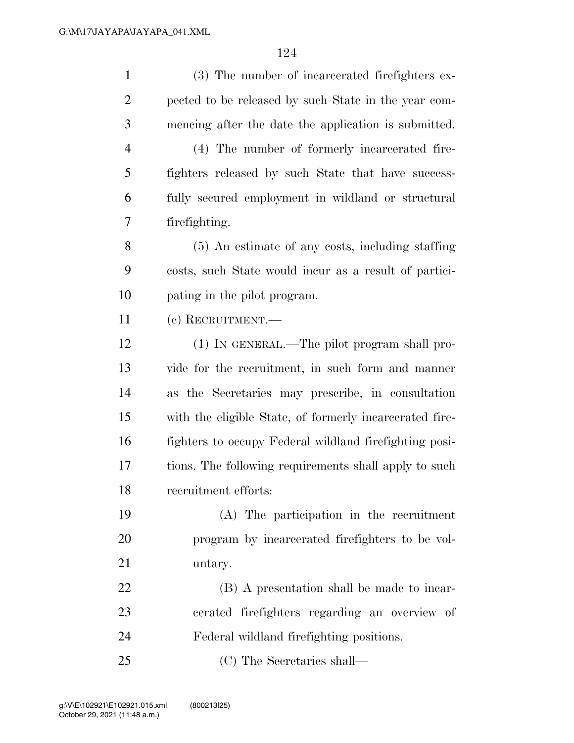(3) The number of incarcerated firefighters expected to be released by such State in the year commencing after the date the application is submitted.

(4) The number of formerly incarcerated firefighters released by such State that have successfully secured employment in wildland or structural firefighting.

(5) An estimate of any costs, including staffing costs, such State would incur as a result of participating in the pilot program.

(c) RECRUITMENT.—

(1) IN GENERAL.—The pilot program shall provide for the recruitment, in such form and manner as the Secretaries may prescribe, in consultation with the eligible State, of formerly incarcerated firefighters to occupy Federal wildland firefighting positions. The following requirements shall apply to such recruitment efforts:

(A) The participation in the recruitment program by incarcerated firefighters to be voluntary.

(B) A presentation shall be made to incarcerated firefighters regarding an overview of Federal wildland firefighting positions.

(C) The Secretaries shall—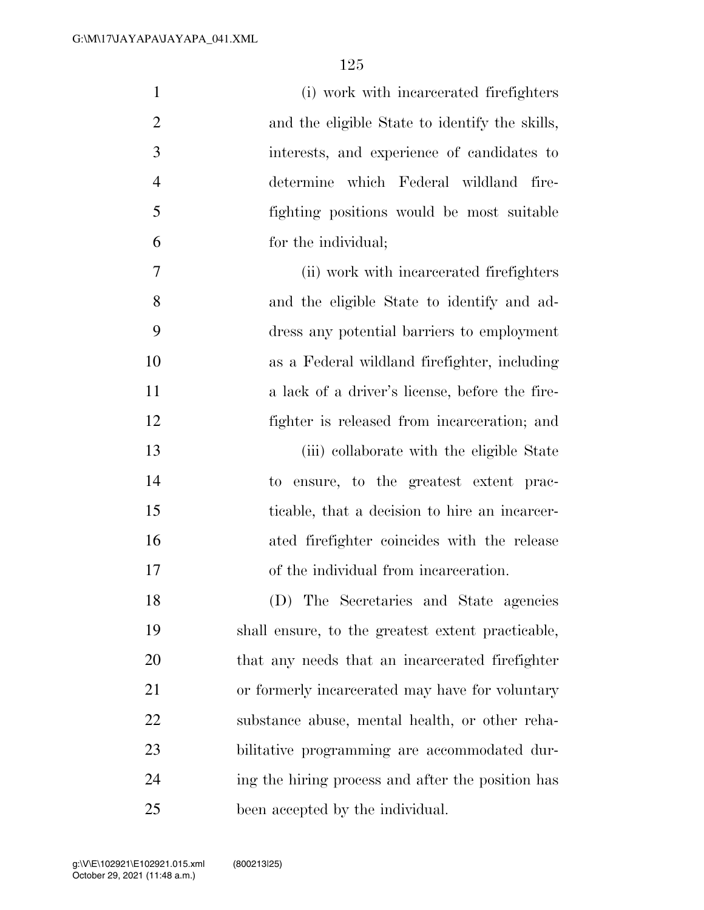(i) work with incarcerated firefighters and the eligible State to identify the skills, interests, and experience of candidates to determine which Federal wildland firefighting positions would be most suitable for the individual;

(ii) work with incarcerated firefighters and the eligible State to identify and address any potential barriers to employment as a Federal wildland firefighter, including a lack of a driver's license, before the firefighter is released from incarceration; and

(iii) collaborate with the eligible State to ensure, to the greatest extent practicable, that a decision to hire an incarcerated firefighter coincides with the release of the individual from incarceration.

(D) The Secretaries and State agencies shall ensure, to the greatest extent practicable, that any needs that an incarcerated firefighter or formerly incarcerated may have for voluntary substance abuse, mental health, or other rehabilitative programming are accommodated during the hiring process and after the position has been accepted by the individual.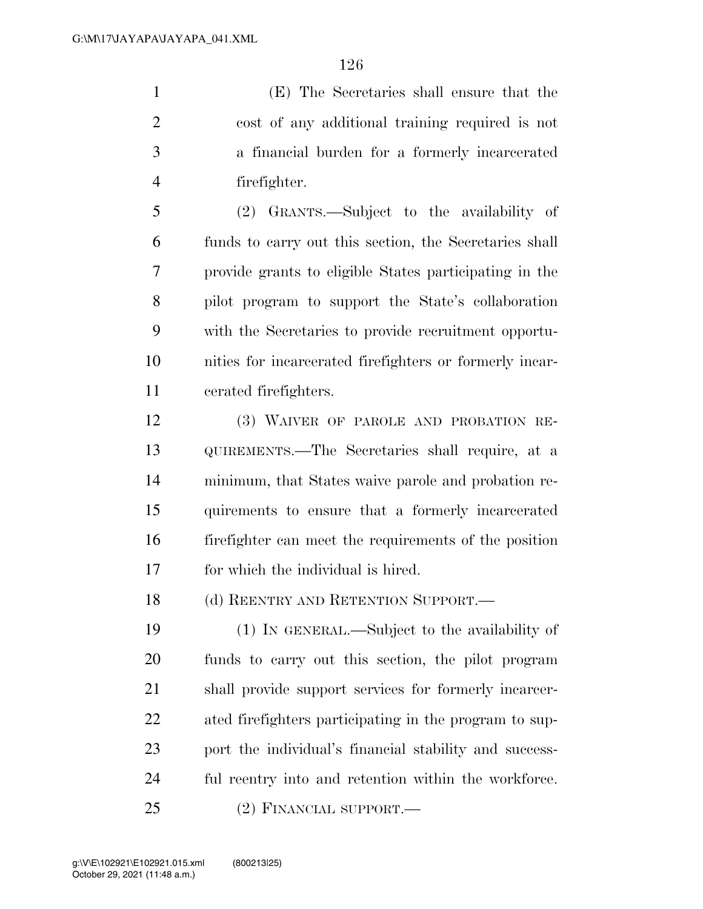(E) The Secretaries shall ensure that the cost of any additional training required is not a financial burden for a formerly incarcerated firefighter.

(2) GRANTS.—Subject to the availability of funds to carry out this section, the Secretaries shall provide grants to eligible States participating in the pilot program to support the State's collaboration with the Secretaries to provide recruitment opportunities for incarcerated firefighters or formerly incarcerated firefighters.

(3) WAIVER OF PAROLE AND PROBATION REQUIREMENTS.—The Secretaries shall require, at a minimum, that States waive parole and probation requirements to ensure that a formerly incarcerated firefighter can meet the requirements of the position for which the individual is hired.

(d) REENTRY AND RETENTION SUPPORT.—

(1) IN GENERAL.—Subject to the availability of funds to carry out this section, the pilot program shall provide support services for formerly incarcerated firefighters participating in the program to support the individual's financial stability and successful reentry into and retention within the workforce.

(2) FINANCIAL SUPPORT.—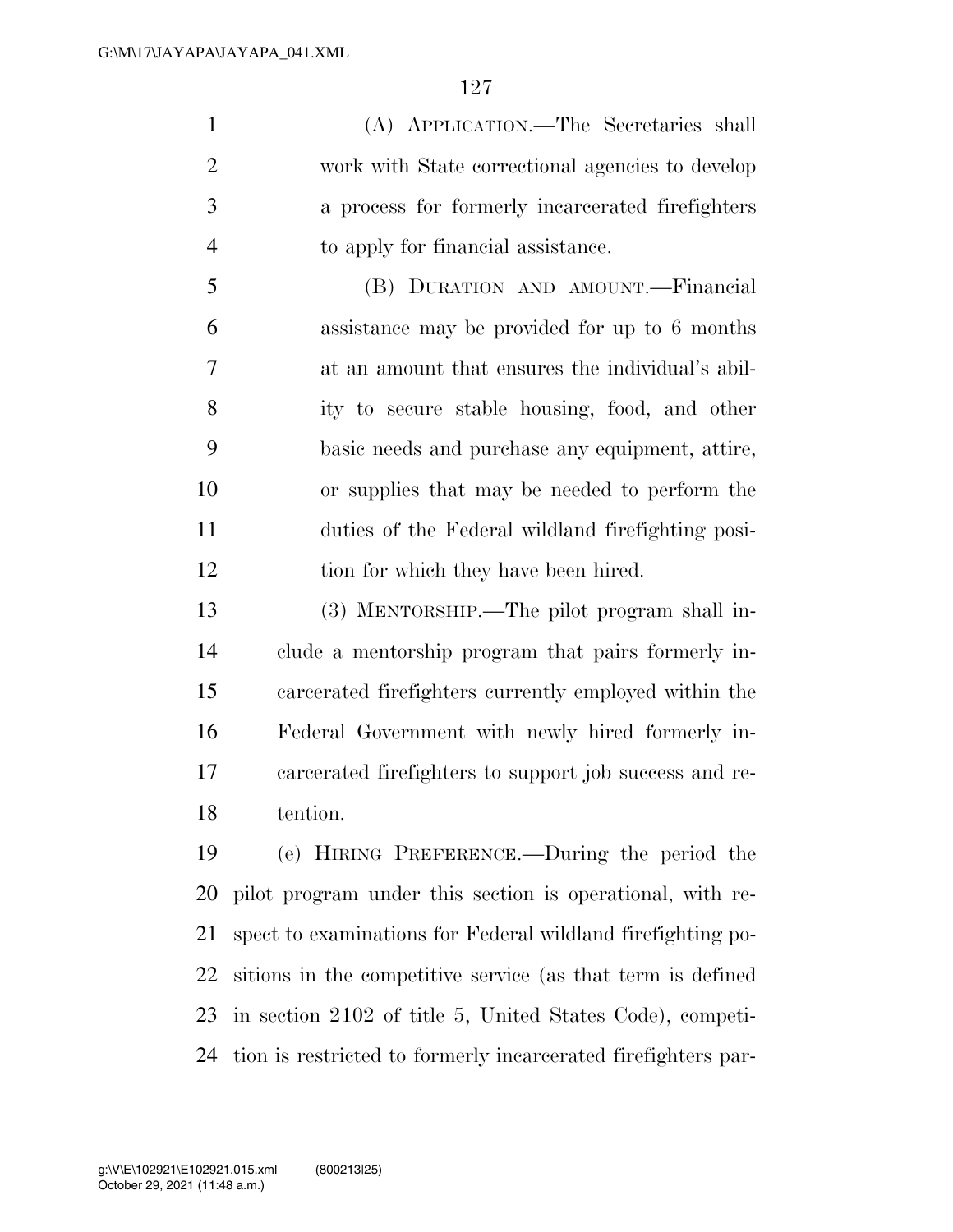(A) APPLICATION.—The Secretaries shall work with State correctional agencies to develop a process for formerly incarcerated firefighters to apply for financial assistance.

(B) DURATION AND AMOUNT.—Financial assistance may be provided for up to 6 months at an amount that ensures the individual's ability to secure stable housing, food, and other basic needs and purchase any equipment, attire, or supplies that may be needed to perform the duties of the Federal wildland firefighting position for which they have been hired.

(3) MENTORSHIP.—The pilot program shall include a mentorship program that pairs formerly incarcerated firefighters currently employed within the Federal Government with newly hired formerly incarcerated firefighters to support job success and retention.

(e) HIRING PREFERENCE.—During the period the pilot program under this section is operational, with respect to examinations for Federal wildland firefighting positions in the competitive service (as that term is defined in section 2102 of title 5, United States Code), competition is restricted to formerly incarcerated firefighters par-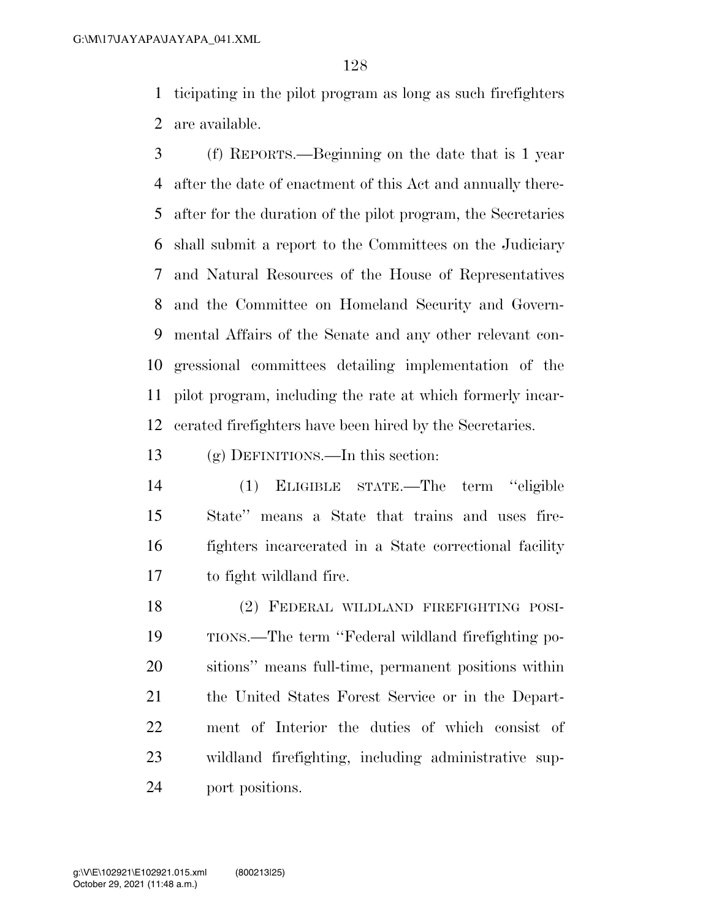ticipating in the pilot program as long as such firefighters are available.

(f) REPORTS.—Beginning on the date that is 1 year after the date of enactment of this Act and annually thereafter for the duration of the pilot program, the Secretaries shall submit a report to the Committees on the Judiciary and Natural Resources of the House of Representatives and the Committee on Homeland Security and Governmental Affairs of the Senate and any other relevant congressional committees detailing implementation of the pilot program, including the rate at which formerly incarcerated firefighters have been hired by the Secretaries.

(g) DEFINITIONS.—In this section:

(1) ELIGIBLE STATE.—The term "eligible State" means a State that trains and uses firefighters incarcerated in a State correctional facility to fight wildland fire.

(2) FEDERAL WILDLAND FIREFIGHTING POSITIONS.—The term "Federal wildland firefighting positions" means full-time, permanent positions within the United States Forest Service or in the Department of Interior the duties of which consist of wildland firefighting, including administrative support positions.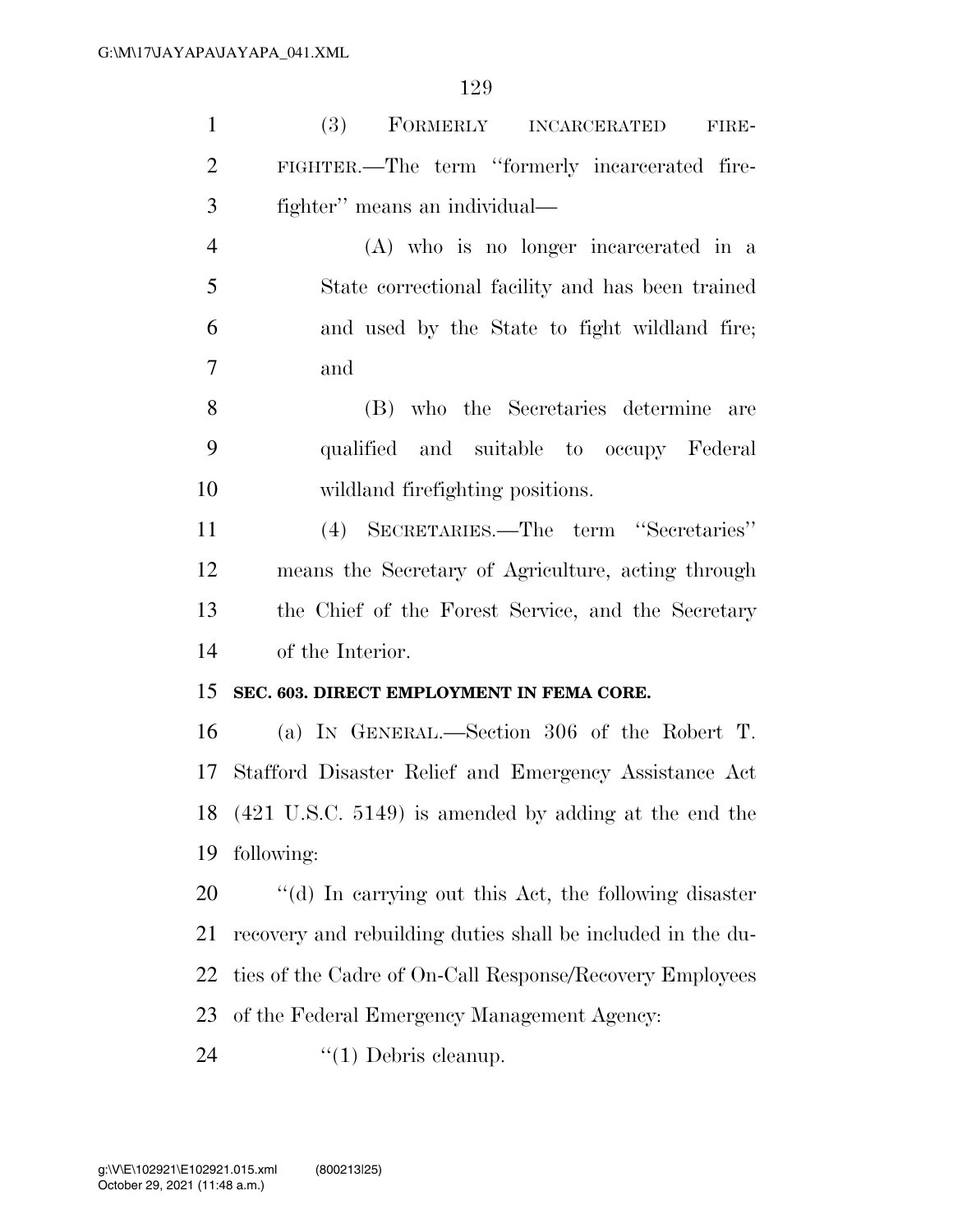(3) FORMERLY INCARCERATED FIREFIGHTER.—The term ''formerly incarcerated firefighter'' means an individual—

(A) who is no longer incarcerated in a State correctional facility and has been trained and used by the State to fight wildland fire; and

(B) who the Secretaries determine are qualified and suitable to occupy Federal wildland firefighting positions.

(4) SECRETARIES.—The term ''Secretaries'' means the Secretary of Agriculture, acting through the Chief of the Forest Service, and the Secretary of the Interior.

**SEC. 603. DIRECT EMPLOYMENT IN FEMA CORE.**

(a) IN GENERAL.—Section 306 of the Robert T. Stafford Disaster Relief and Emergency Assistance Act (421 U.S.C. 5149) is amended by adding at the end the following:

''(d) In carrying out this Act, the following disaster recovery and rebuilding duties shall be included in the duties of the Cadre of On-Call Response/Recovery Employees of the Federal Emergency Management Agency:

''(1) Debris cleanup.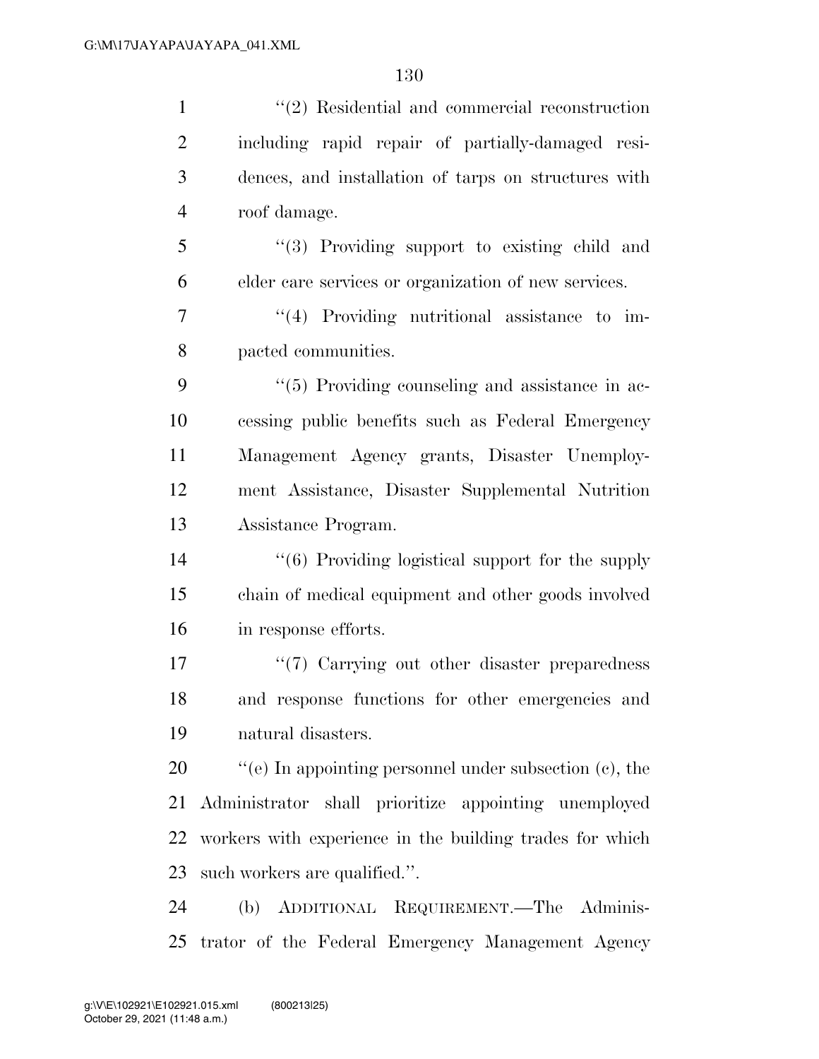"(2) Residential and commercial reconstruction including rapid repair of partially-damaged residences, and installation of tarps on structures with roof damage.

"(3) Providing support to existing child and elder care services or organization of new services.

"(4) Providing nutritional assistance to impacted communities.

"(5) Providing counseling and assistance in accessing public benefits such as Federal Emergency Management Agency grants, Disaster Unemployment Assistance, Disaster Supplemental Nutrition Assistance Program.

"(6) Providing logistical support for the supply chain of medical equipment and other goods involved in response efforts.

"(7) Carrying out other disaster preparedness and response functions for other emergencies and natural disasters.

"(e) In appointing personnel under subsection (c), the Administrator shall prioritize appointing unemployed workers with experience in the building trades for which such workers are qualified.".

(b) ADDITIONAL REQUIREMENT.—The Administrator of the Federal Emergency Management Agency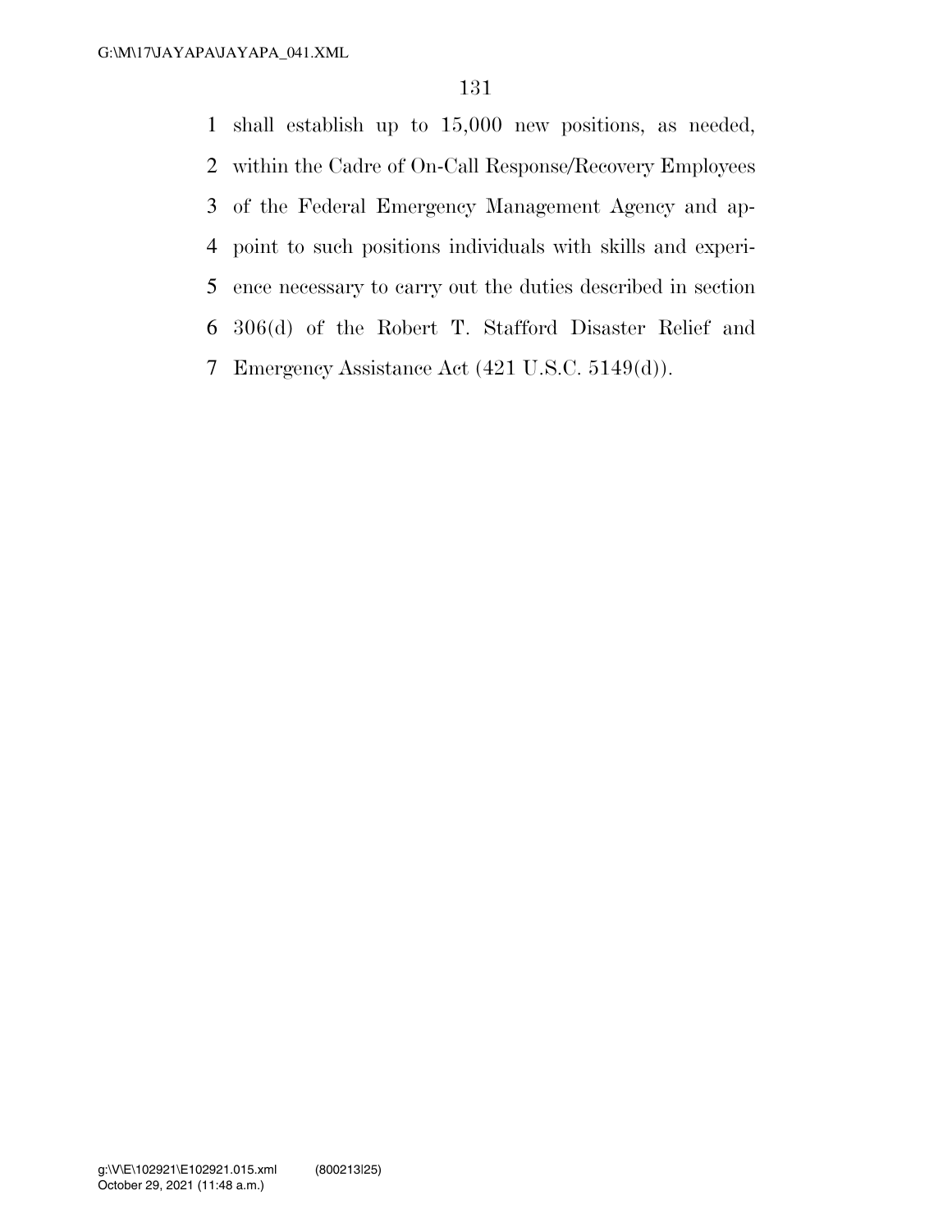shall establish up to 15,000 new positions, as needed, within the Cadre of On-Call Response/Recovery Employees of the Federal Emergency Management Agency and appoint to such positions individuals with skills and experience necessary to carry out the duties described in section 306(d) of the Robert T. Stafford Disaster Relief and Emergency Assistance Act (421 U.S.C. 5149(d)).